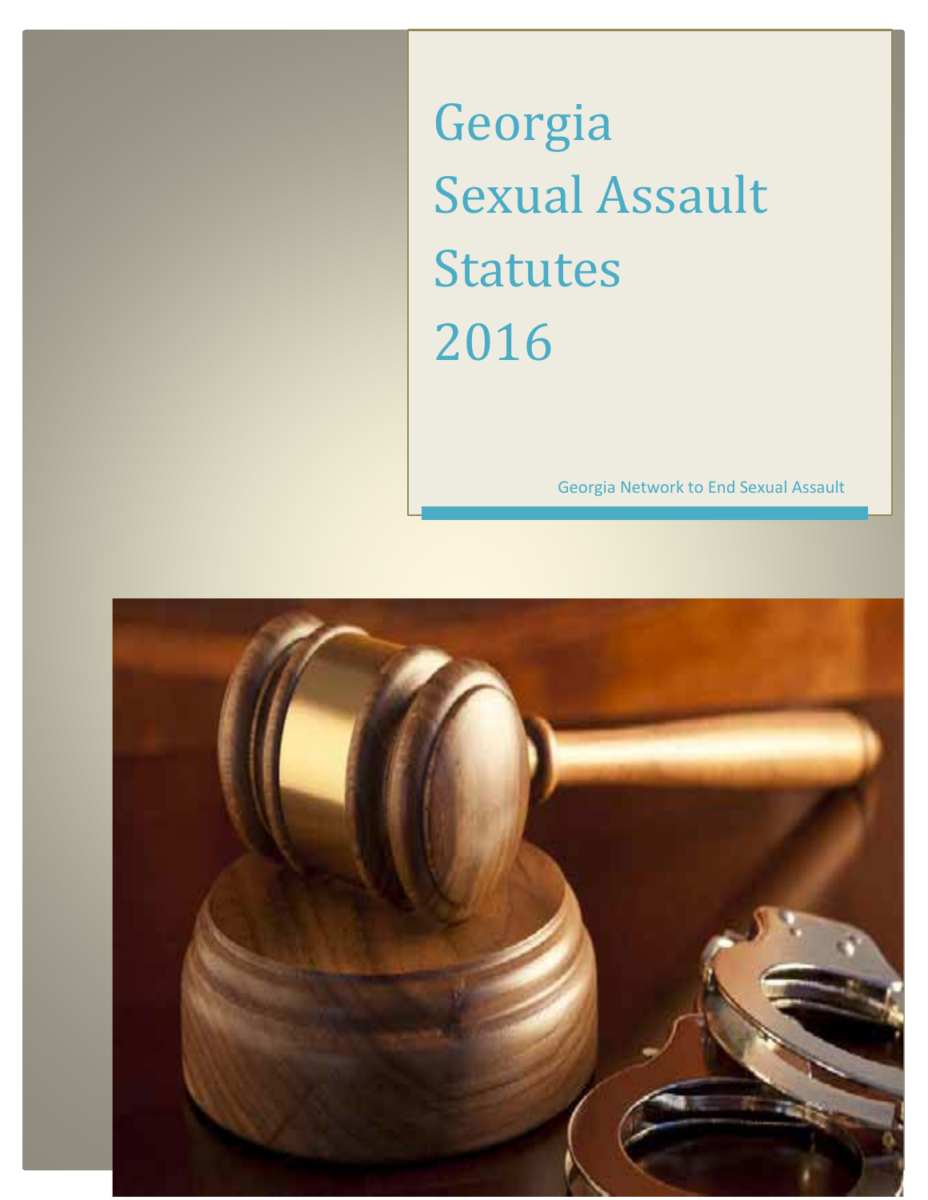# Georgia Sexual Assault Statutes 2016

Georgia Network to End Sexual Assault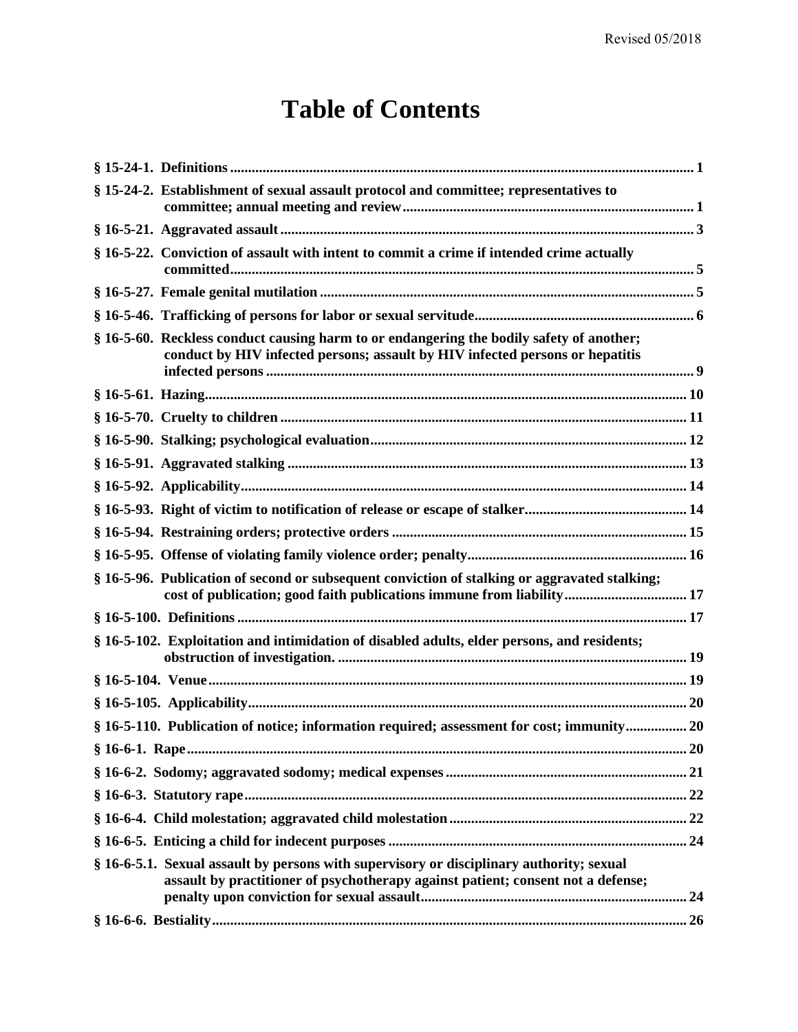Revised 05/2018

# Table of Contents

**§ 15-24-1. Definitions** ............ 1

**§ 15-24-2. Establishment of sexual assault protocol and committee; representatives to committee; annual meeting and review** ............ 1

**§ 16-5-21. Aggravated assault** ............ 3

**§ 16-5-22. Conviction of assault with intent to commit a crime if intended crime actually committed** ............ 5

**§ 16-5-27. Female genital mutilation** ............ 5

**§ 16-5-46. Trafficking of persons for labor or sexual servitude** ............ 6

**§ 16-5-60. Reckless conduct causing harm to or endangering the bodily safety of another; conduct by HIV infected persons; assault by HIV infected persons or hepatitis infected persons** ............ 9

**§ 16-5-61. Hazing** ............ 10

**§ 16-5-70. Cruelty to children** ............ 11

**§ 16-5-90. Stalking; psychological evaluation** ............ 12

**§ 16-5-91. Aggravated stalking** ............ 13

**§ 16-5-92. Applicability** ............ 14

**§ 16-5-93. Right of victim to notification of release or escape of stalker** ............ 14

**§ 16-5-94. Restraining orders; protective orders** ............ 15

**§ 16-5-95. Offense of violating family violence order; penalty** ............ 16

**§ 16-5-96. Publication of second or subsequent conviction of stalking or aggravated stalking; cost of publication; good faith publications immune from liability** ............ 17

**§ 16-5-100. Definitions** ............ 17

**§ 16-5-102. Exploitation and intimidation of disabled adults, elder persons, and residents; obstruction of investigation.** ............ 19

**§ 16-5-104. Venue** ............ 19

**§ 16-5-105. Applicability** ............ 20

**§ 16-5-110. Publication of notice; information required; assessment for cost; immunity** ............ 20

**§ 16-6-1. Rape** ............ 20

**§ 16-6-2. Sodomy; aggravated sodomy; medical expenses** ............ 21

**§ 16-6-3. Statutory rape** ............ 22

**§ 16-6-4. Child molestation; aggravated child molestation** ............ 22

**§ 16-6-5. Enticing a child for indecent purposes** ............ 24

**§ 16-6-5.1. Sexual assault by persons with supervisory or disciplinary authority; sexual assault by practitioner of psychotherapy against patient; consent not a defense; penalty upon conviction for sexual assault** ............ 24

**§ 16-6-6. Bestiality** ............ 26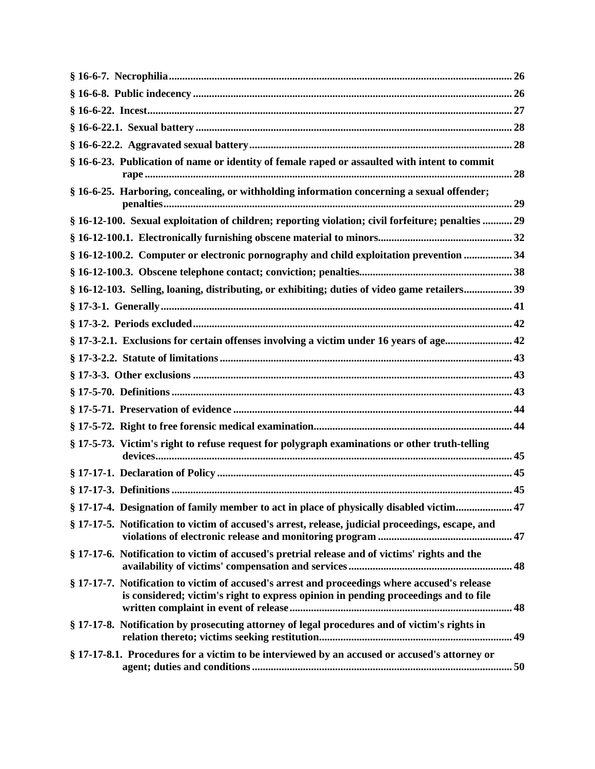**§ 16-6-7. Necrophilia** ..... 26

**§ 16-6-8. Public indecency** ..... 26

**§ 16-6-22. Incest** ..... 27

**§ 16-6-22.1. Sexual battery** ..... 28

**§ 16-6-22.2. Aggravated sexual battery** ..... 28

**§ 16-6-23. Publication of name or identity of female raped or assaulted with intent to commit rape** ..... 28

**§ 16-6-25. Harboring, concealing, or withholding information concerning a sexual offender; penalties** ..... 29

**§ 16-12-100. Sexual exploitation of children; reporting violation; civil forfeiture; penalties** ..... 29

**§ 16-12-100.1. Electronically furnishing obscene material to minors** ..... 32

**§ 16-12-100.2. Computer or electronic pornography and child exploitation prevention** ..... 34

**§ 16-12-100.3. Obscene telephone contact; conviction; penalties** ..... 38

**§ 16-12-103. Selling, loaning, distributing, or exhibiting; duties of video game retailers** ..... 39

**§ 17-3-1. Generally** ..... 41

**§ 17-3-2. Periods excluded** ..... 42

**§ 17-3-2.1. Exclusions for certain offenses involving a victim under 16 years of age** ..... 42

**§ 17-3-2.2. Statute of limitations** ..... 43

**§ 17-3-3. Other exclusions** ..... 43

**§ 17-5-70. Definitions** ..... 43

**§ 17-5-71. Preservation of evidence** ..... 44

**§ 17-5-72. Right to free forensic medical examination** ..... 44

**§ 17-5-73. Victim's right to refuse request for polygraph examinations or other truth-telling devices** ..... 45

**§ 17-17-1. Declaration of Policy** ..... 45

**§ 17-17-3. Definitions** ..... 45

**§ 17-17-4. Designation of family member to act in place of physically disabled victim** ..... 47

**§ 17-17-5. Notification to victim of accused's arrest, release, judicial proceedings, escape, and violations of electronic release and monitoring program** ..... 47

**§ 17-17-6. Notification to victim of accused's pretrial release and of victims' rights and the availability of victims' compensation and services** ..... 48

**§ 17-17-7. Notification to victim of accused's arrest and proceedings where accused's release is considered; victim's right to express opinion in pending proceedings and to file written complaint in event of release** ..... 48

**§ 17-17-8. Notification by prosecuting attorney of legal procedures and of victim's rights in relation thereto; victims seeking restitution** ..... 49

**§ 17-17-8.1. Procedures for a victim to be interviewed by an accused or accused's attorney or agent; duties and conditions** ..... 50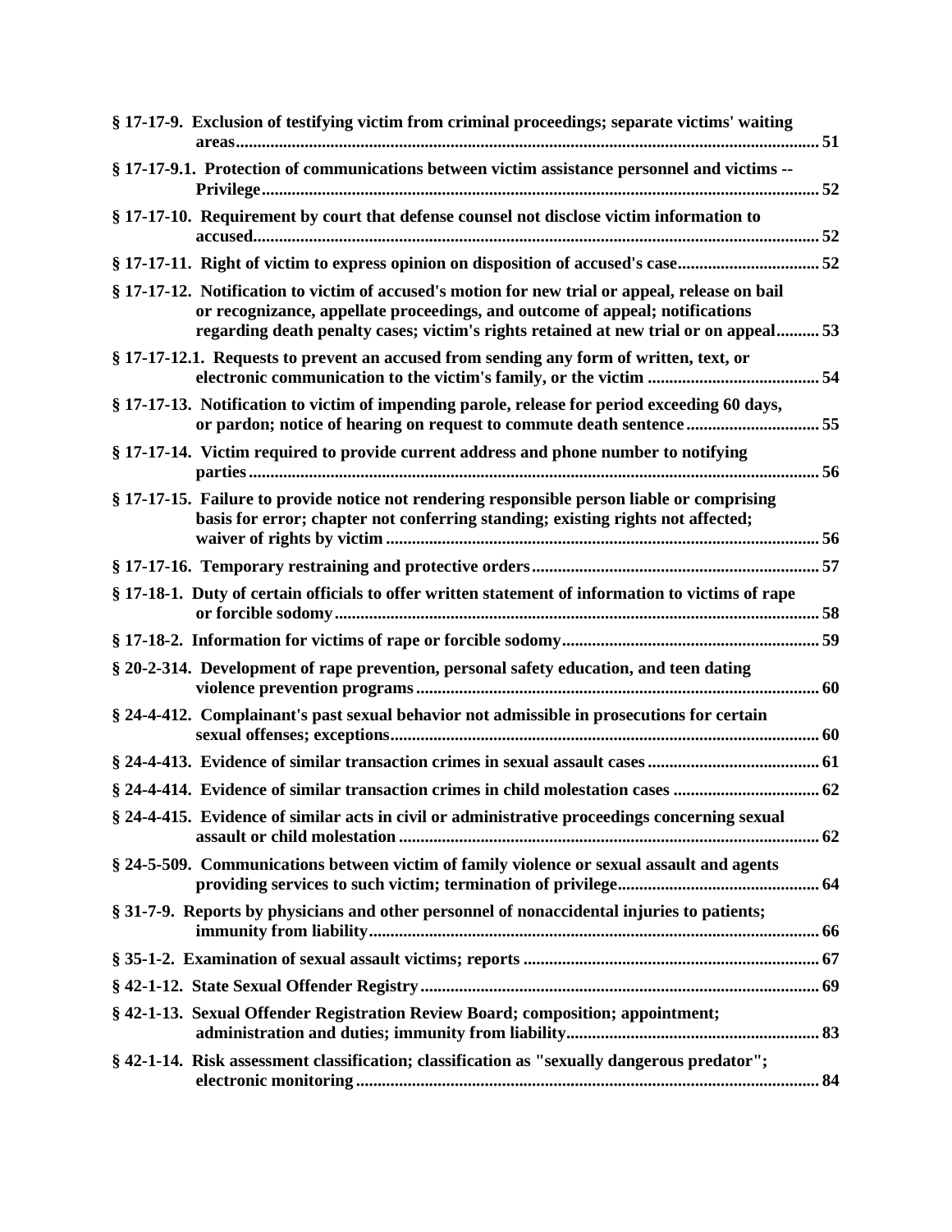**§ 17-17-9. Exclusion of testifying victim from criminal proceedings; separate victims' waiting areas** ... 51

**§ 17-17-9.1. Protection of communications between victim assistance personnel and victims -- Privilege** ... 52

**§ 17-17-10. Requirement by court that defense counsel not disclose victim information to accused** ... 52

**§ 17-17-11. Right of victim to express opinion on disposition of accused's case** ... 52

**§ 17-17-12. Notification to victim of accused's motion for new trial or appeal, release on bail or recognizance, appellate proceedings, and outcome of appeal; notifications regarding death penalty cases; victim's rights retained at new trial or on appeal** ... 53

**§ 17-17-12.1. Requests to prevent an accused from sending any form of written, text, or electronic communication to the victim's family, or the victim** ... 54

**§ 17-17-13. Notification to victim of impending parole, release for period exceeding 60 days, or pardon; notice of hearing on request to commute death sentence** ... 55

**§ 17-17-14. Victim required to provide current address and phone number to notifying parties** ... 56

**§ 17-17-15. Failure to provide notice not rendering responsible person liable or comprising basis for error; chapter not conferring standing; existing rights not affected; waiver of rights by victim** ... 56

**§ 17-17-16. Temporary restraining and protective orders** ... 57

**§ 17-18-1. Duty of certain officials to offer written statement of information to victims of rape or forcible sodomy** ... 58

**§ 17-18-2. Information for victims of rape or forcible sodomy** ... 59

**§ 20-2-314. Development of rape prevention, personal safety education, and teen dating violence prevention programs** ... 60

**§ 24-4-412. Complainant's past sexual behavior not admissible in prosecutions for certain sexual offenses; exceptions** ... 60

**§ 24-4-413. Evidence of similar transaction crimes in sexual assault cases** ... 61

**§ 24-4-414. Evidence of similar transaction crimes in child molestation cases** ... 62

**§ 24-4-415. Evidence of similar acts in civil or administrative proceedings concerning sexual assault or child molestation** ... 62

**§ 24-5-509. Communications between victim of family violence or sexual assault and agents providing services to such victim; termination of privilege** ... 64

**§ 31-7-9. Reports by physicians and other personnel of nonaccidental injuries to patients; immunity from liability** ... 66

**§ 35-1-2. Examination of sexual assault victims; reports** ... 67

**§ 42-1-12. State Sexual Offender Registry** ... 69

**§ 42-1-13. Sexual Offender Registration Review Board; composition; appointment; administration and duties; immunity from liability** ... 83

**§ 42-1-14. Risk assessment classification; classification as "sexually dangerous predator"; electronic monitoring** ... 84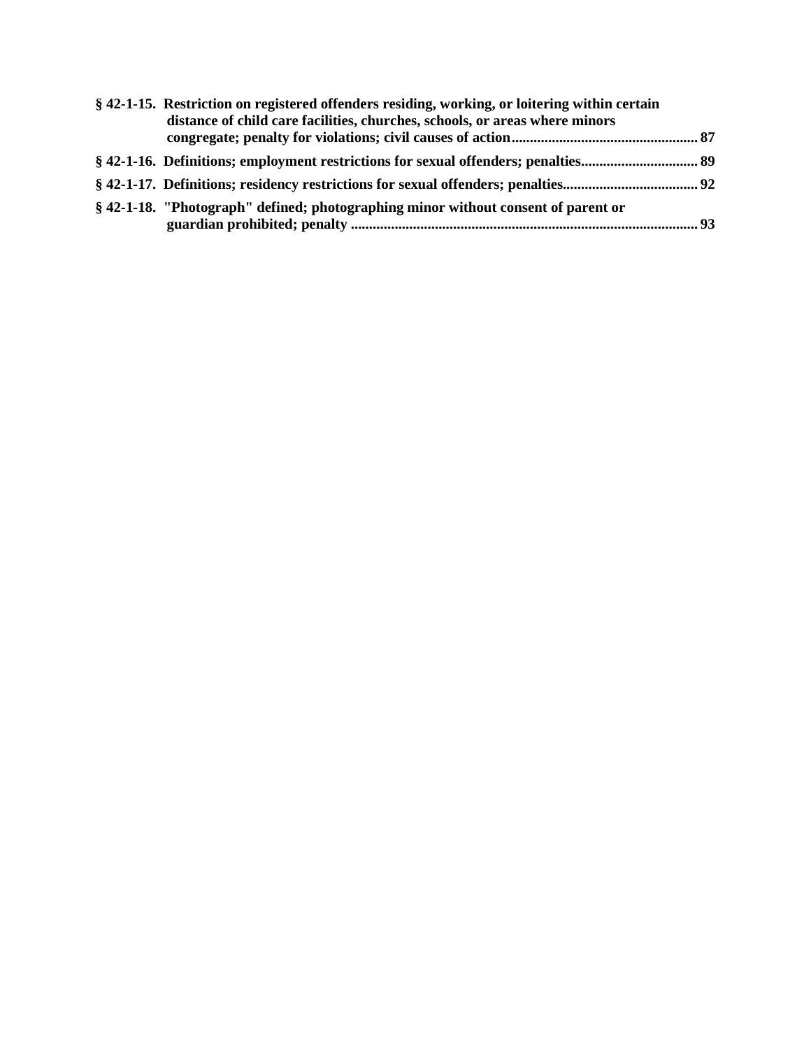**§ 42-1-15. Restriction on registered offenders residing, working, or loitering within certain distance of child care facilities, churches, schools, or areas where minors congregate; penalty for violations; civil causes of action.................................................. 87**

**§ 42-1-16. Definitions; employment restrictions for sexual offenders; penalties................................ 89**

**§ 42-1-17. Definitions; residency restrictions for sexual offenders; penalties..................................... 92**

**§ 42-1-18. "Photograph" defined; photographing minor without consent of parent or guardian prohibited; penalty .............................................................................................. 93**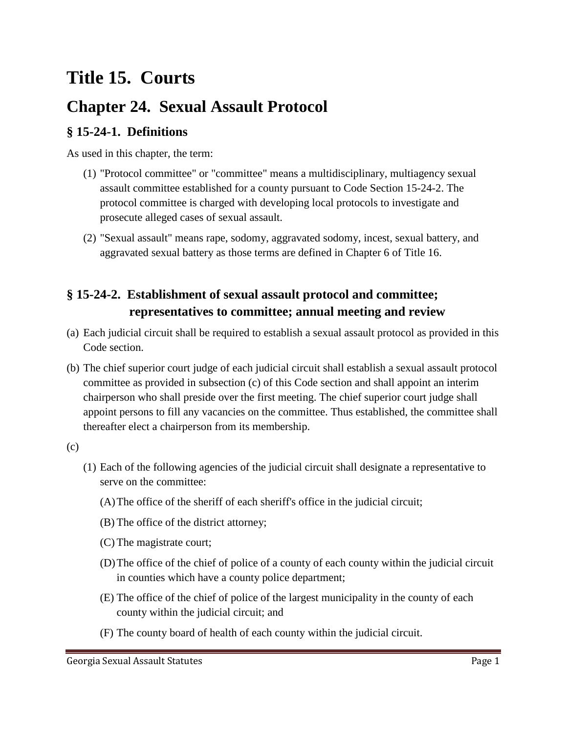# Title 15. Courts

## Chapter 24. Sexual Assault Protocol

### § 15-24-1. Definitions

As used in this chapter, the term:

(1) "Protocol committee" or "committee" means a multidisciplinary, multiagency sexual assault committee established for a county pursuant to Code Section 15-24-2. The protocol committee is charged with developing local protocols to investigate and prosecute alleged cases of sexual assault.

(2) "Sexual assault" means rape, sodomy, aggravated sodomy, incest, sexual battery, and aggravated sexual battery as those terms are defined in Chapter 6 of Title 16.

### § 15-24-2. Establishment of sexual assault protocol and committee; representatives to committee; annual meeting and review

(a) Each judicial circuit shall be required to establish a sexual assault protocol as provided in this Code section.

(b) The chief superior court judge of each judicial circuit shall establish a sexual assault protocol committee as provided in subsection (c) of this Code section and shall appoint an interim chairperson who shall preside over the first meeting. The chief superior court judge shall appoint persons to fill any vacancies on the committee. Thus established, the committee shall thereafter elect a chairperson from its membership.

(c)

(1) Each of the following agencies of the judicial circuit shall designate a representative to serve on the committee:

(A) The office of the sheriff of each sheriff's office in the judicial circuit;

(B) The office of the district attorney;

(C) The magistrate court;

(D) The office of the chief of police of a county of each county within the judicial circuit in counties which have a county police department;

(E) The office of the chief of police of the largest municipality in the county of each county within the judicial circuit; and

(F) The county board of health of each county within the judicial circuit.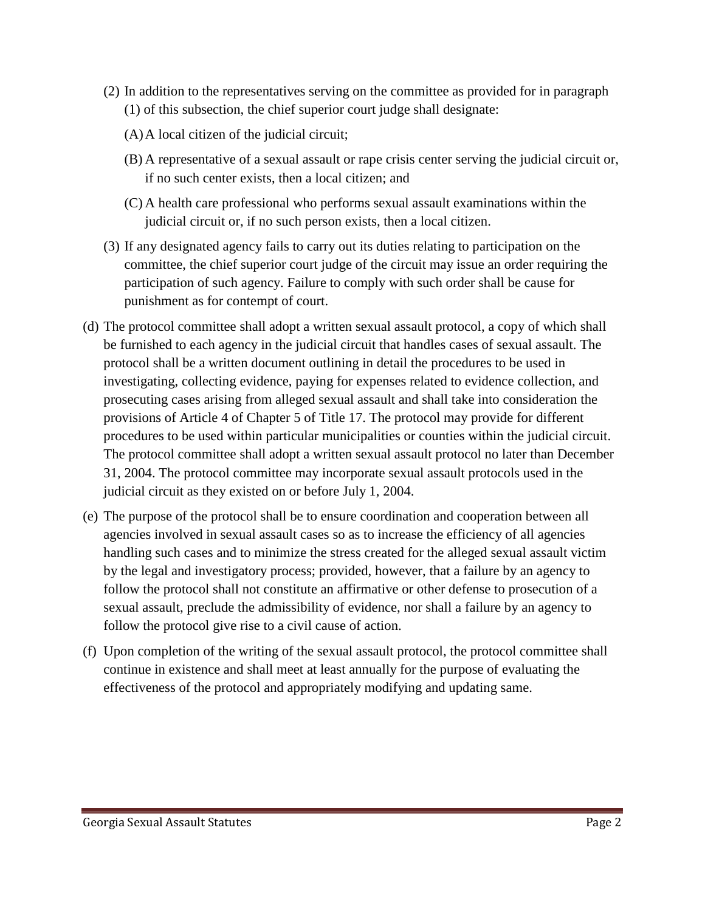(2) In addition to the representatives serving on the committee as provided for in paragraph (1) of this subsection, the chief superior court judge shall designate:

(A) A local citizen of the judicial circuit;

(B) A representative of a sexual assault or rape crisis center serving the judicial circuit or, if no such center exists, then a local citizen; and

(C) A health care professional who performs sexual assault examinations within the judicial circuit or, if no such person exists, then a local citizen.

(3) If any designated agency fails to carry out its duties relating to participation on the committee, the chief superior court judge of the circuit may issue an order requiring the participation of such agency. Failure to comply with such order shall be cause for punishment as for contempt of court.

(d) The protocol committee shall adopt a written sexual assault protocol, a copy of which shall be furnished to each agency in the judicial circuit that handles cases of sexual assault. The protocol shall be a written document outlining in detail the procedures to be used in investigating, collecting evidence, paying for expenses related to evidence collection, and prosecuting cases arising from alleged sexual assault and shall take into consideration the provisions of Article 4 of Chapter 5 of Title 17. The protocol may provide for different procedures to be used within particular municipalities or counties within the judicial circuit. The protocol committee shall adopt a written sexual assault protocol no later than December 31, 2004. The protocol committee may incorporate sexual assault protocols used in the judicial circuit as they existed on or before July 1, 2004.

(e) The purpose of the protocol shall be to ensure coordination and cooperation between all agencies involved in sexual assault cases so as to increase the efficiency of all agencies handling such cases and to minimize the stress created for the alleged sexual assault victim by the legal and investigatory process; provided, however, that a failure by an agency to follow the protocol shall not constitute an affirmative or other defense to prosecution of a sexual assault, preclude the admissibility of evidence, nor shall a failure by an agency to follow the protocol give rise to a civil cause of action.

(f) Upon completion of the writing of the sexual assault protocol, the protocol committee shall continue in existence and shall meet at least annually for the purpose of evaluating the effectiveness of the protocol and appropriately modifying and updating same.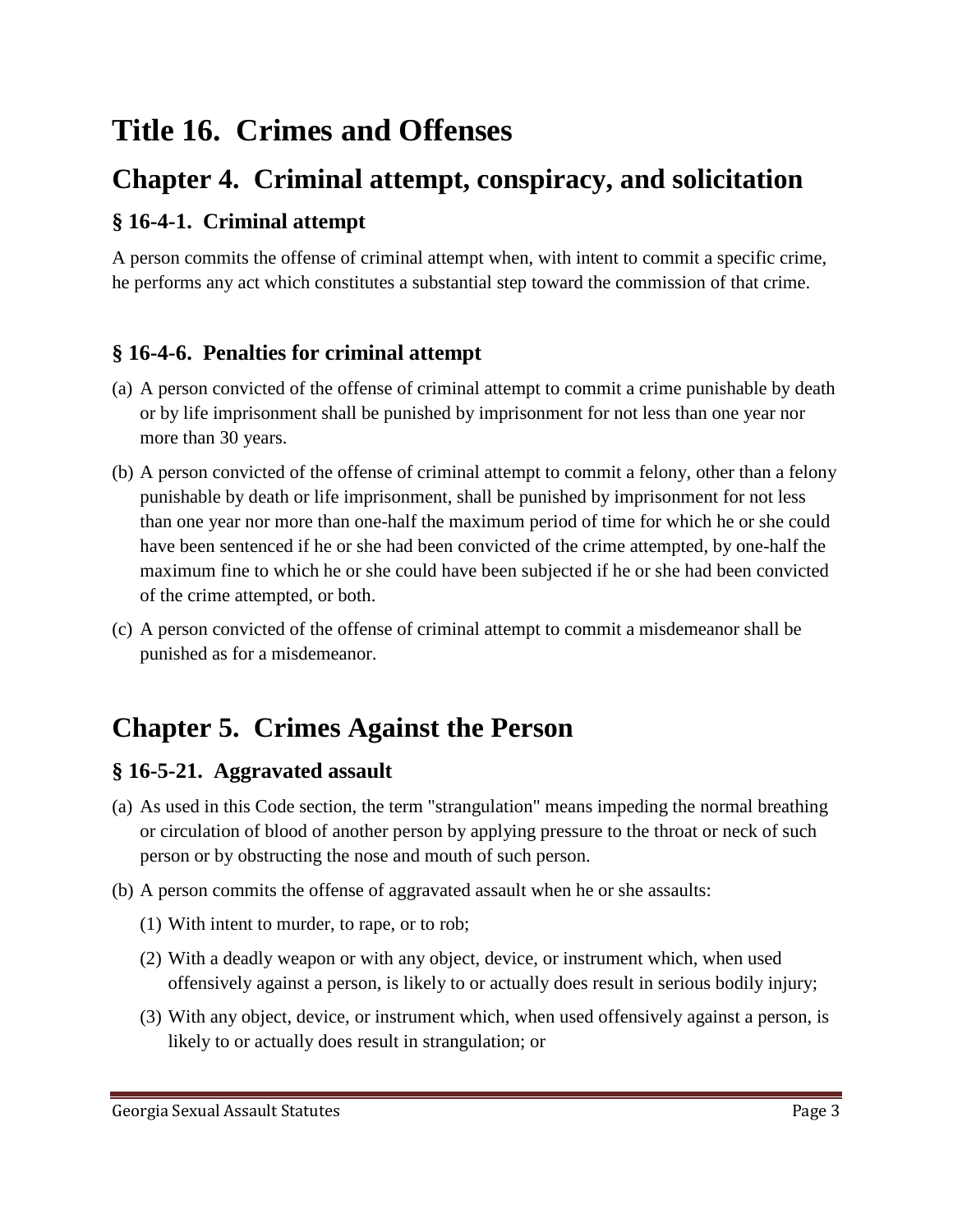# Title 16. Crimes and Offenses

## Chapter 4. Criminal attempt, conspiracy, and solicitation

### § 16-4-1. Criminal attempt

A person commits the offense of criminal attempt when, with intent to commit a specific crime, he performs any act which constitutes a substantial step toward the commission of that crime.

### § 16-4-6. Penalties for criminal attempt

(a) A person convicted of the offense of criminal attempt to commit a crime punishable by death or by life imprisonment shall be punished by imprisonment for not less than one year nor more than 30 years.

(b) A person convicted of the offense of criminal attempt to commit a felony, other than a felony punishable by death or life imprisonment, shall be punished by imprisonment for not less than one year nor more than one-half the maximum period of time for which he or she could have been sentenced if he or she had been convicted of the crime attempted, by one-half the maximum fine to which he or she could have been subjected if he or she had been convicted of the crime attempted, or both.

(c) A person convicted of the offense of criminal attempt to commit a misdemeanor shall be punished as for a misdemeanor.

## Chapter 5. Crimes Against the Person

### § 16-5-21. Aggravated assault

(a) As used in this Code section, the term "strangulation" means impeding the normal breathing or circulation of blood of another person by applying pressure to the throat or neck of such person or by obstructing the nose and mouth of such person.

(b) A person commits the offense of aggravated assault when he or she assaults:

  (1) With intent to murder, to rape, or to rob;

  (2) With a deadly weapon or with any object, device, or instrument which, when used offensively against a person, is likely to or actually does result in serious bodily injury;

  (3) With any object, device, or instrument which, when used offensively against a person, is likely to or actually does result in strangulation; or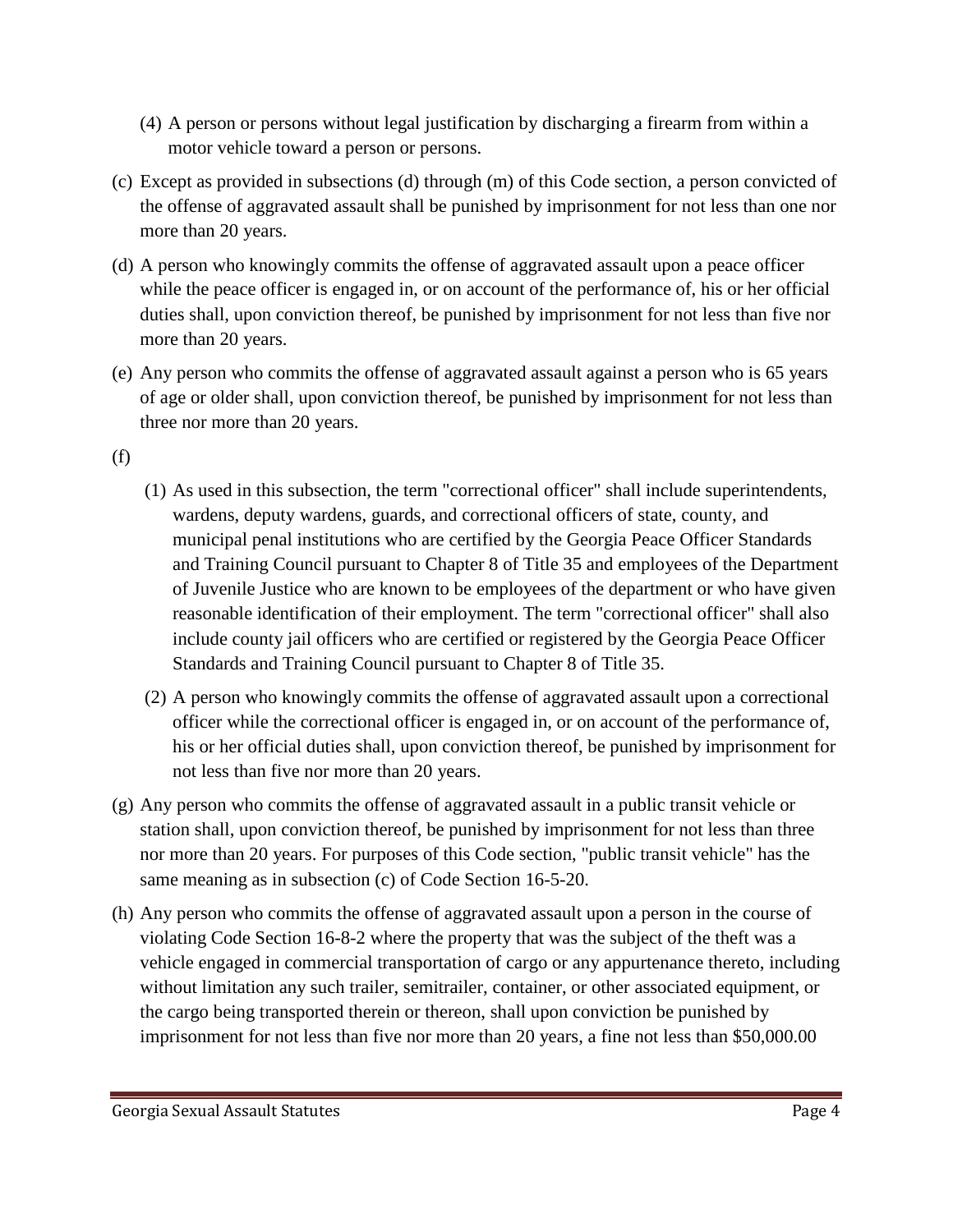(4) A person or persons without legal justification by discharging a firearm from within a motor vehicle toward a person or persons.

(c) Except as provided in subsections (d) through (m) of this Code section, a person convicted of the offense of aggravated assault shall be punished by imprisonment for not less than one nor more than 20 years.

(d) A person who knowingly commits the offense of aggravated assault upon a peace officer while the peace officer is engaged in, or on account of the performance of, his or her official duties shall, upon conviction thereof, be punished by imprisonment for not less than five nor more than 20 years.

(e) Any person who commits the offense of aggravated assault against a person who is 65 years of age or older shall, upon conviction thereof, be punished by imprisonment for not less than three nor more than 20 years.

(f)

(1) As used in this subsection, the term "correctional officer" shall include superintendents, wardens, deputy wardens, guards, and correctional officers of state, county, and municipal penal institutions who are certified by the Georgia Peace Officer Standards and Training Council pursuant to Chapter 8 of Title 35 and employees of the Department of Juvenile Justice who are known to be employees of the department or who have given reasonable identification of their employment. The term "correctional officer" shall also include county jail officers who are certified or registered by the Georgia Peace Officer Standards and Training Council pursuant to Chapter 8 of Title 35.

(2) A person who knowingly commits the offense of aggravated assault upon a correctional officer while the correctional officer is engaged in, or on account of the performance of, his or her official duties shall, upon conviction thereof, be punished by imprisonment for not less than five nor more than 20 years.

(g) Any person who commits the offense of aggravated assault in a public transit vehicle or station shall, upon conviction thereof, be punished by imprisonment for not less than three nor more than 20 years. For purposes of this Code section, "public transit vehicle" has the same meaning as in subsection (c) of Code Section 16-5-20.

(h) Any person who commits the offense of aggravated assault upon a person in the course of violating Code Section 16-8-2 where the property that was the subject of the theft was a vehicle engaged in commercial transportation of cargo or any appurtenance thereto, including without limitation any such trailer, semitrailer, container, or other associated equipment, or the cargo being transported therein or thereon, shall upon conviction be punished by imprisonment for not less than five nor more than 20 years, a fine not less than $50,000.00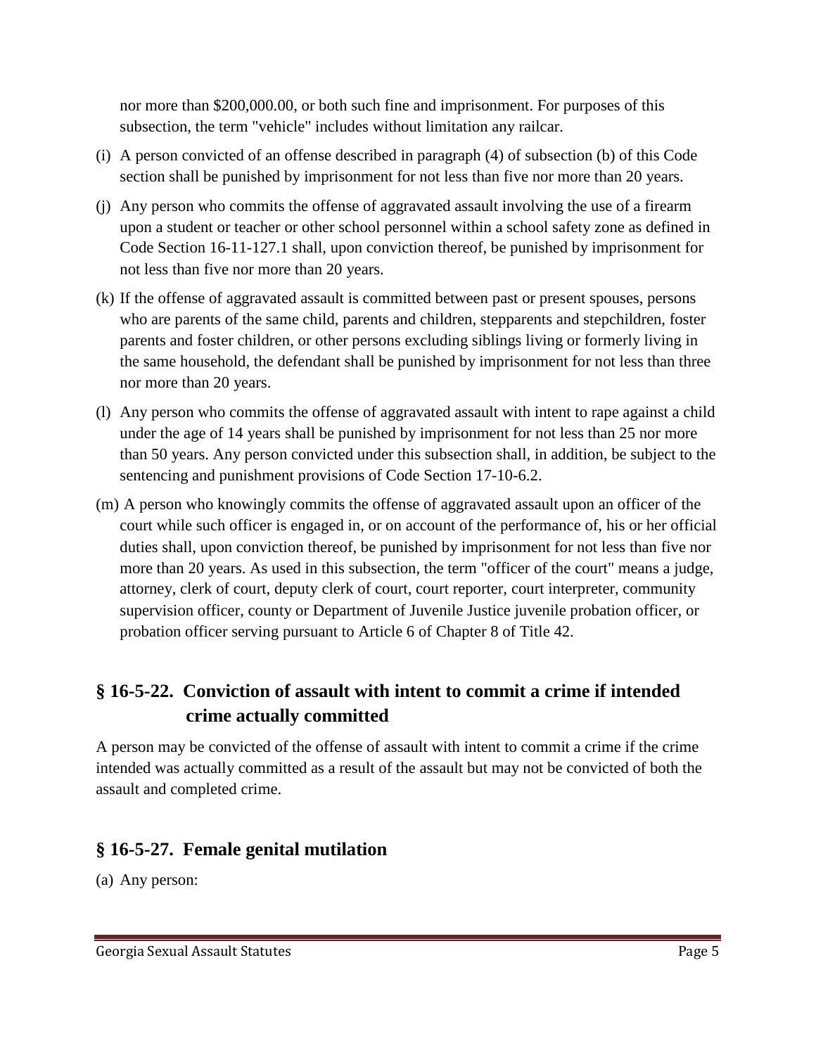nor more than $200,000.00, or both such fine and imprisonment. For purposes of this subsection, the term "vehicle" includes without limitation any railcar.

(i) A person convicted of an offense described in paragraph (4) of subsection (b) of this Code section shall be punished by imprisonment for not less than five nor more than 20 years.

(j) Any person who commits the offense of aggravated assault involving the use of a firearm upon a student or teacher or other school personnel within a school safety zone as defined in Code Section 16-11-127.1 shall, upon conviction thereof, be punished by imprisonment for not less than five nor more than 20 years.

(k) If the offense of aggravated assault is committed between past or present spouses, persons who are parents of the same child, parents and children, stepparents and stepchildren, foster parents and foster children, or other persons excluding siblings living or formerly living in the same household, the defendant shall be punished by imprisonment for not less than three nor more than 20 years.

(l) Any person who commits the offense of aggravated assault with intent to rape against a child under the age of 14 years shall be punished by imprisonment for not less than 25 nor more than 50 years. Any person convicted under this subsection shall, in addition, be subject to the sentencing and punishment provisions of Code Section 17-10-6.2.

(m) A person who knowingly commits the offense of aggravated assault upon an officer of the court while such officer is engaged in, or on account of the performance of, his or her official duties shall, upon conviction thereof, be punished by imprisonment for not less than five nor more than 20 years. As used in this subsection, the term "officer of the court" means a judge, attorney, clerk of court, deputy clerk of court, court reporter, court interpreter, community supervision officer, county or Department of Juvenile Justice juvenile probation officer, or probation officer serving pursuant to Article 6 of Chapter 8 of Title 42.

## § 16-5-22. Conviction of assault with intent to commit a crime if intended crime actually committed

A person may be convicted of the offense of assault with intent to commit a crime if the crime intended was actually committed as a result of the assault but may not be convicted of both the assault and completed crime.

## § 16-5-27. Female genital mutilation

(a) Any person: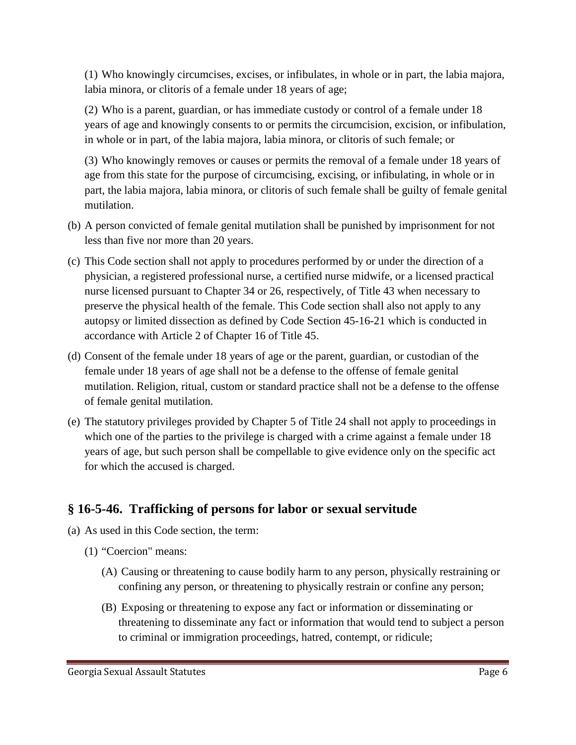(1) Who knowingly circumcises, excises, or infibulates, in whole or in part, the labia majora, labia minora, or clitoris of a female under 18 years of age;

(2) Who is a parent, guardian, or has immediate custody or control of a female under 18 years of age and knowingly consents to or permits the circumcision, excision, or infibulation, in whole or in part, of the labia majora, labia minora, or clitoris of such female; or

(3) Who knowingly removes or causes or permits the removal of a female under 18 years of age from this state for the purpose of circumcising, excising, or infibulating, in whole or in part, the labia majora, labia minora, or clitoris of such female shall be guilty of female genital mutilation.

(b) A person convicted of female genital mutilation shall be punished by imprisonment for not less than five nor more than 20 years.

(c) This Code section shall not apply to procedures performed by or under the direction of a physician, a registered professional nurse, a certified nurse midwife, or a licensed practical nurse licensed pursuant to Chapter 34 or 26, respectively, of Title 43 when necessary to preserve the physical health of the female. This Code section shall also not apply to any autopsy or limited dissection as defined by Code Section 45-16-21 which is conducted in accordance with Article 2 of Chapter 16 of Title 45.

(d) Consent of the female under 18 years of age or the parent, guardian, or custodian of the female under 18 years of age shall not be a defense to the offense of female genital mutilation. Religion, ritual, custom or standard practice shall not be a defense to the offense of female genital mutilation.

(e) The statutory privileges provided by Chapter 5 of Title 24 shall not apply to proceedings in which one of the parties to the privilege is charged with a crime against a female under 18 years of age, but such person shall be compellable to give evidence only on the specific act for which the accused is charged.

## § 16-5-46. Trafficking of persons for labor or sexual servitude

(a) As used in this Code section, the term:

(1) "Coercion" means:

(A) Causing or threatening to cause bodily harm to any person, physically restraining or confining any person, or threatening to physically restrain or confine any person;

(B) Exposing or threatening to expose any fact or information or disseminating or threatening to disseminate any fact or information that would tend to subject a person to criminal or immigration proceedings, hatred, contempt, or ridicule;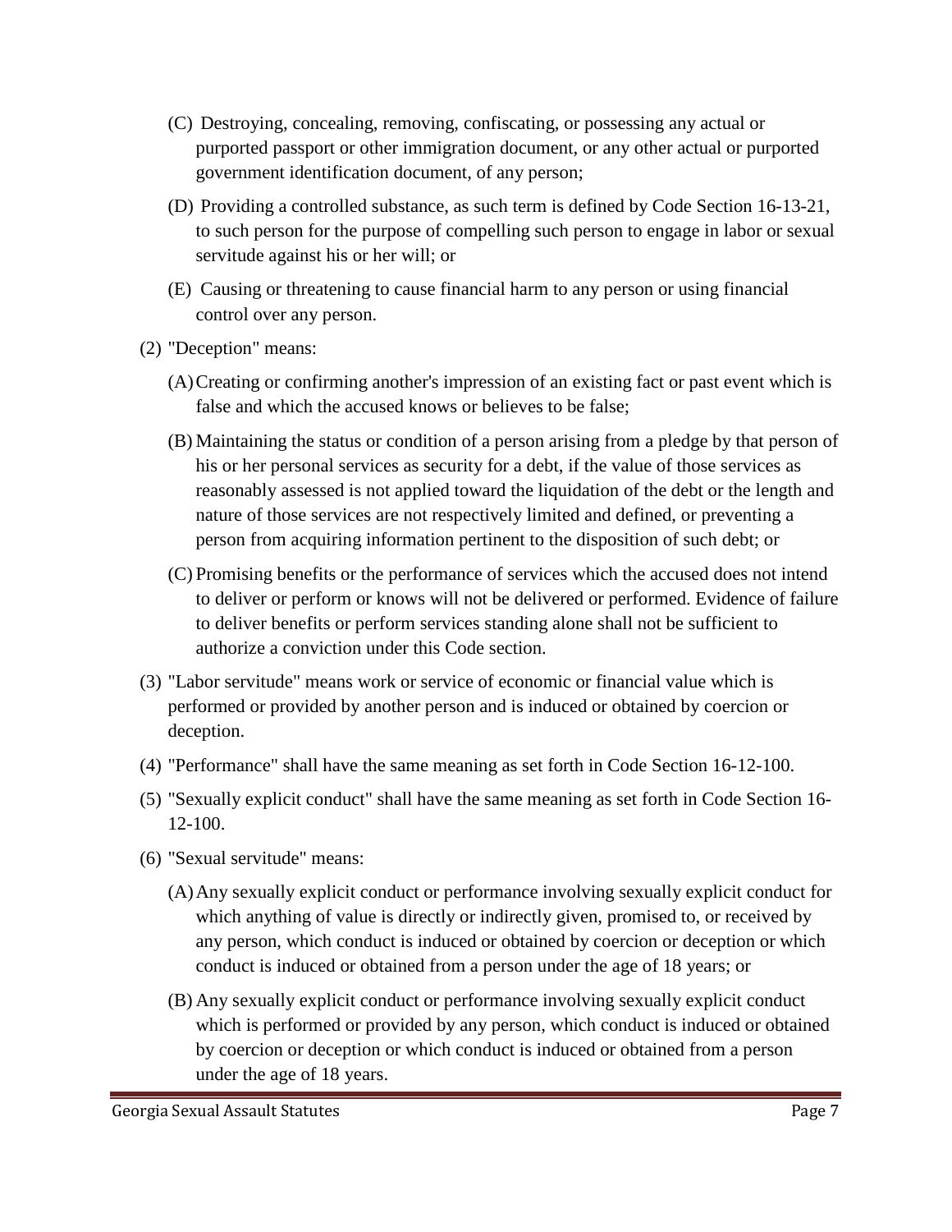(C) Destroying, concealing, removing, confiscating, or possessing any actual or purported passport or other immigration document, or any other actual or purported government identification document, of any person;

(D) Providing a controlled substance, as such term is defined by Code Section 16-13-21, to such person for the purpose of compelling such person to engage in labor or sexual servitude against his or her will; or

(E) Causing or threatening to cause financial harm to any person or using financial control over any person.

(2) "Deception" means:

(A) Creating or confirming another's impression of an existing fact or past event which is false and which the accused knows or believes to be false;

(B) Maintaining the status or condition of a person arising from a pledge by that person of his or her personal services as security for a debt, if the value of those services as reasonably assessed is not applied toward the liquidation of the debt or the length and nature of those services are not respectively limited and defined, or preventing a person from acquiring information pertinent to the disposition of such debt; or

(C) Promising benefits or the performance of services which the accused does not intend to deliver or perform or knows will not be delivered or performed. Evidence of failure to deliver benefits or perform services standing alone shall not be sufficient to authorize a conviction under this Code section.

(3) "Labor servitude" means work or service of economic or financial value which is performed or provided by another person and is induced or obtained by coercion or deception.

(4) "Performance" shall have the same meaning as set forth in Code Section 16-12-100.

(5) "Sexually explicit conduct" shall have the same meaning as set forth in Code Section 16-12-100.

(6) "Sexual servitude" means:

(A) Any sexually explicit conduct or performance involving sexually explicit conduct for which anything of value is directly or indirectly given, promised to, or received by any person, which conduct is induced or obtained by coercion or deception or which conduct is induced or obtained from a person under the age of 18 years; or

(B) Any sexually explicit conduct or performance involving sexually explicit conduct which is performed or provided by any person, which conduct is induced or obtained by coercion or deception or which conduct is induced or obtained from a person under the age of 18 years.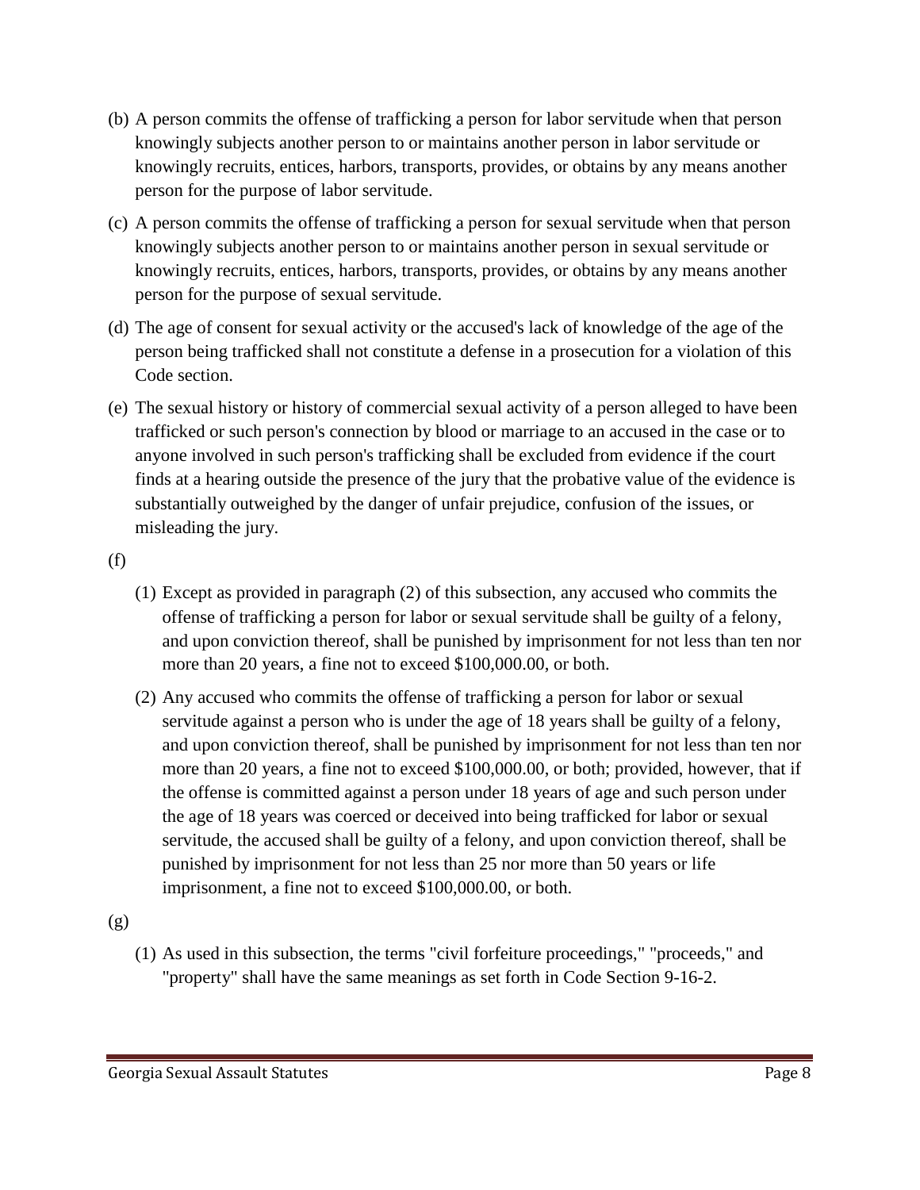(b) A person commits the offense of trafficking a person for labor servitude when that person knowingly subjects another person to or maintains another person in labor servitude or knowingly recruits, entices, harbors, transports, provides, or obtains by any means another person for the purpose of labor servitude.

(c) A person commits the offense of trafficking a person for sexual servitude when that person knowingly subjects another person to or maintains another person in sexual servitude or knowingly recruits, entices, harbors, transports, provides, or obtains by any means another person for the purpose of sexual servitude.

(d) The age of consent for sexual activity or the accused's lack of knowledge of the age of the person being trafficked shall not constitute a defense in a prosecution for a violation of this Code section.

(e) The sexual history or history of commercial sexual activity of a person alleged to have been trafficked or such person's connection by blood or marriage to an accused in the case or to anyone involved in such person's trafficking shall be excluded from evidence if the court finds at a hearing outside the presence of the jury that the probative value of the evidence is substantially outweighed by the danger of unfair prejudice, confusion of the issues, or misleading the jury.

(f)

- (1) Except as provided in paragraph (2) of this subsection, any accused who commits the offense of trafficking a person for labor or sexual servitude shall be guilty of a felony, and upon conviction thereof, shall be punished by imprisonment for not less than ten nor more than 20 years, a fine not to exceed $100,000.00, or both.
- (2) Any accused who commits the offense of trafficking a person for labor or sexual servitude against a person who is under the age of 18 years shall be guilty of a felony, and upon conviction thereof, shall be punished by imprisonment for not less than ten nor more than 20 years, a fine not to exceed $100,000.00, or both; provided, however, that if the offense is committed against a person under 18 years of age and such person under the age of 18 years was coerced or deceived into being trafficked for labor or sexual servitude, the accused shall be guilty of a felony, and upon conviction thereof, shall be punished by imprisonment for not less than 25 nor more than 50 years or life imprisonment, a fine not to exceed $100,000.00, or both.

(g)

- (1) As used in this subsection, the terms "civil forfeiture proceedings," "proceeds," and "property" shall have the same meanings as set forth in Code Section 9-16-2.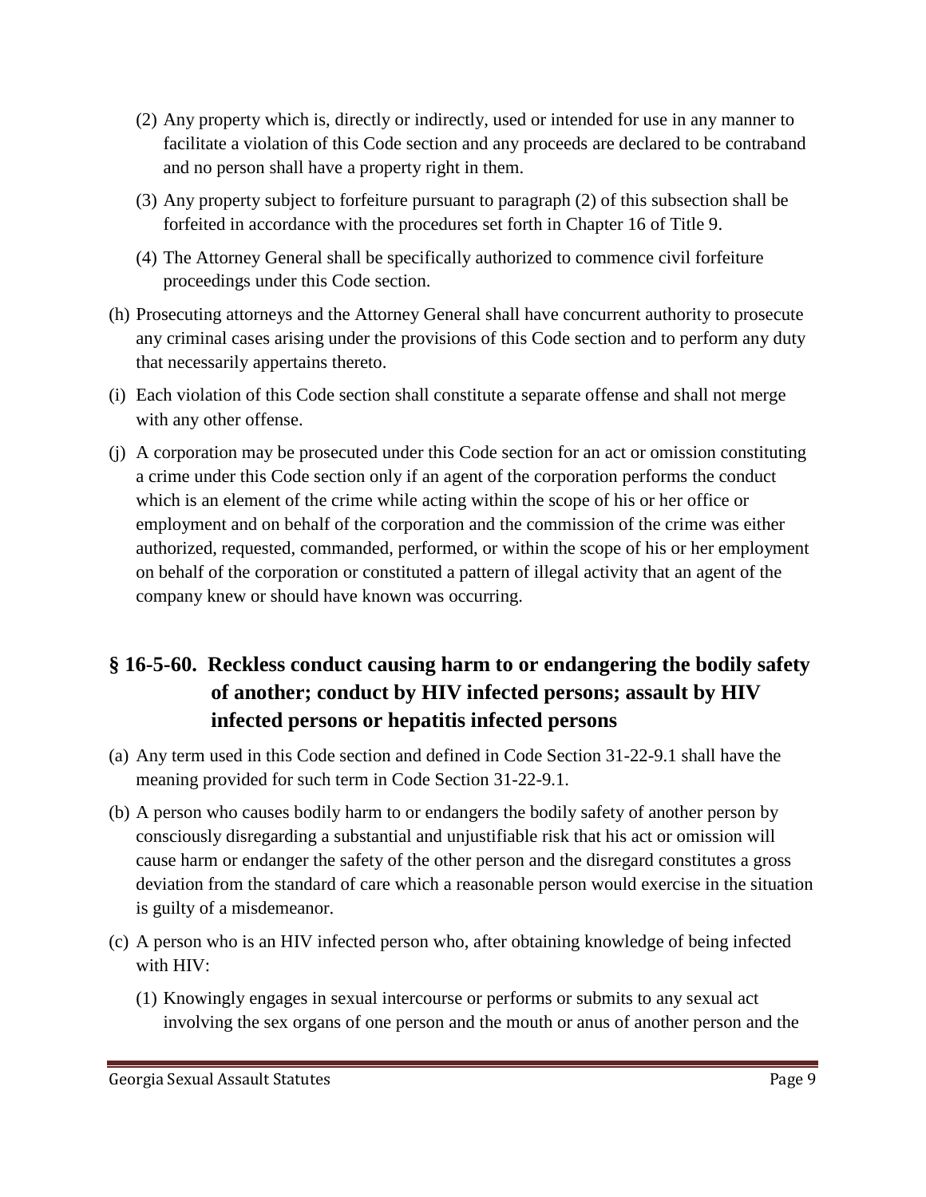(2) Any property which is, directly or indirectly, used or intended for use in any manner to facilitate a violation of this Code section and any proceeds are declared to be contraband and no person shall have a property right in them.

(3) Any property subject to forfeiture pursuant to paragraph (2) of this subsection shall be forfeited in accordance with the procedures set forth in Chapter 16 of Title 9.

(4) The Attorney General shall be specifically authorized to commence civil forfeiture proceedings under this Code section.

(h) Prosecuting attorneys and the Attorney General shall have concurrent authority to prosecute any criminal cases arising under the provisions of this Code section and to perform any duty that necessarily appertains thereto.

(i) Each violation of this Code section shall constitute a separate offense and shall not merge with any other offense.

(j) A corporation may be prosecuted under this Code section for an act or omission constituting a crime under this Code section only if an agent of the corporation performs the conduct which is an element of the crime while acting within the scope of his or her office or employment and on behalf of the corporation and the commission of the crime was either authorized, requested, commanded, performed, or within the scope of his or her employment on behalf of the corporation or constituted a pattern of illegal activity that an agent of the company knew or should have known was occurring.

## § 16-5-60. Reckless conduct causing harm to or endangering the bodily safety of another; conduct by HIV infected persons; assault by HIV infected persons or hepatitis infected persons

(a) Any term used in this Code section and defined in Code Section 31-22-9.1 shall have the meaning provided for such term in Code Section 31-22-9.1.

(b) A person who causes bodily harm to or endangers the bodily safety of another person by consciously disregarding a substantial and unjustifiable risk that his act or omission will cause harm or endanger the safety of the other person and the disregard constitutes a gross deviation from the standard of care which a reasonable person would exercise in the situation is guilty of a misdemeanor.

(c) A person who is an HIV infected person who, after obtaining knowledge of being infected with HIV:

(1) Knowingly engages in sexual intercourse or performs or submits to any sexual act involving the sex organs of one person and the mouth or anus of another person and the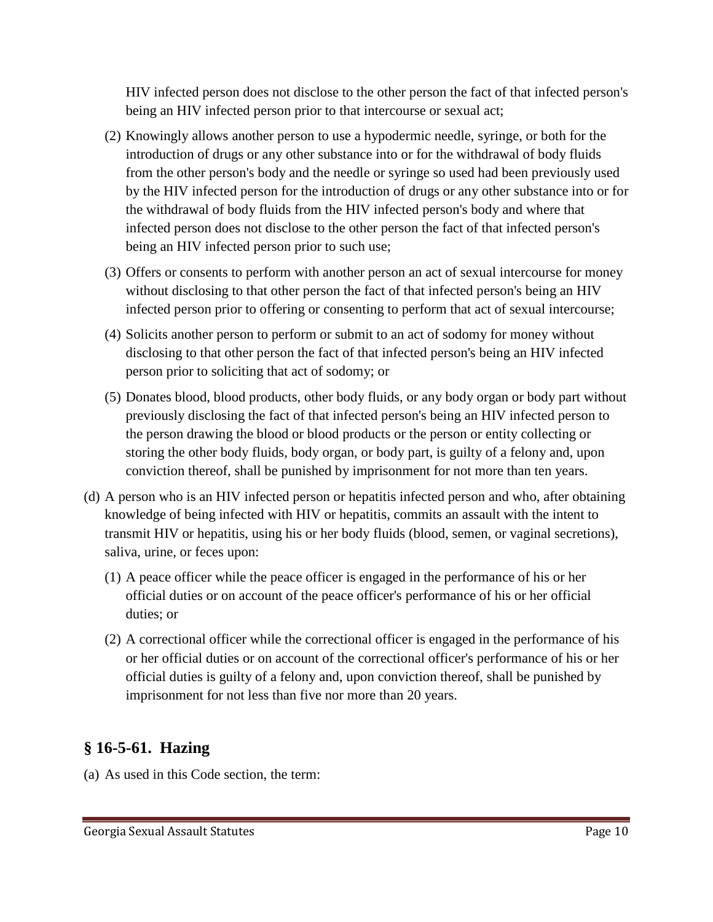HIV infected person does not disclose to the other person the fact of that infected person's being an HIV infected person prior to that intercourse or sexual act;

(2) Knowingly allows another person to use a hypodermic needle, syringe, or both for the introduction of drugs or any other substance into or for the withdrawal of body fluids from the other person's body and the needle or syringe so used had been previously used by the HIV infected person for the introduction of drugs or any other substance into or for the withdrawal of body fluids from the HIV infected person's body and where that infected person does not disclose to the other person the fact of that infected person's being an HIV infected person prior to such use;

(3) Offers or consents to perform with another person an act of sexual intercourse for money without disclosing to that other person the fact of that infected person's being an HIV infected person prior to offering or consenting to perform that act of sexual intercourse;

(4) Solicits another person to perform or submit to an act of sodomy for money without disclosing to that other person the fact of that infected person's being an HIV infected person prior to soliciting that act of sodomy; or

(5) Donates blood, blood products, other body fluids, or any body organ or body part without previously disclosing the fact of that infected person's being an HIV infected person to the person drawing the blood or blood products or the person or entity collecting or storing the other body fluids, body organ, or body part, is guilty of a felony and, upon conviction thereof, shall be punished by imprisonment for not more than ten years.

(d) A person who is an HIV infected person or hepatitis infected person and who, after obtaining knowledge of being infected with HIV or hepatitis, commits an assault with the intent to transmit HIV or hepatitis, using his or her body fluids (blood, semen, or vaginal secretions), saliva, urine, or feces upon:

(1) A peace officer while the peace officer is engaged in the performance of his or her official duties or on account of the peace officer's performance of his or her official duties; or

(2) A correctional officer while the correctional officer is engaged in the performance of his or her official duties or on account of the correctional officer's performance of his or her official duties is guilty of a felony and, upon conviction thereof, shall be punished by imprisonment for not less than five nor more than 20 years.

## § 16-5-61. Hazing

(a) As used in this Code section, the term: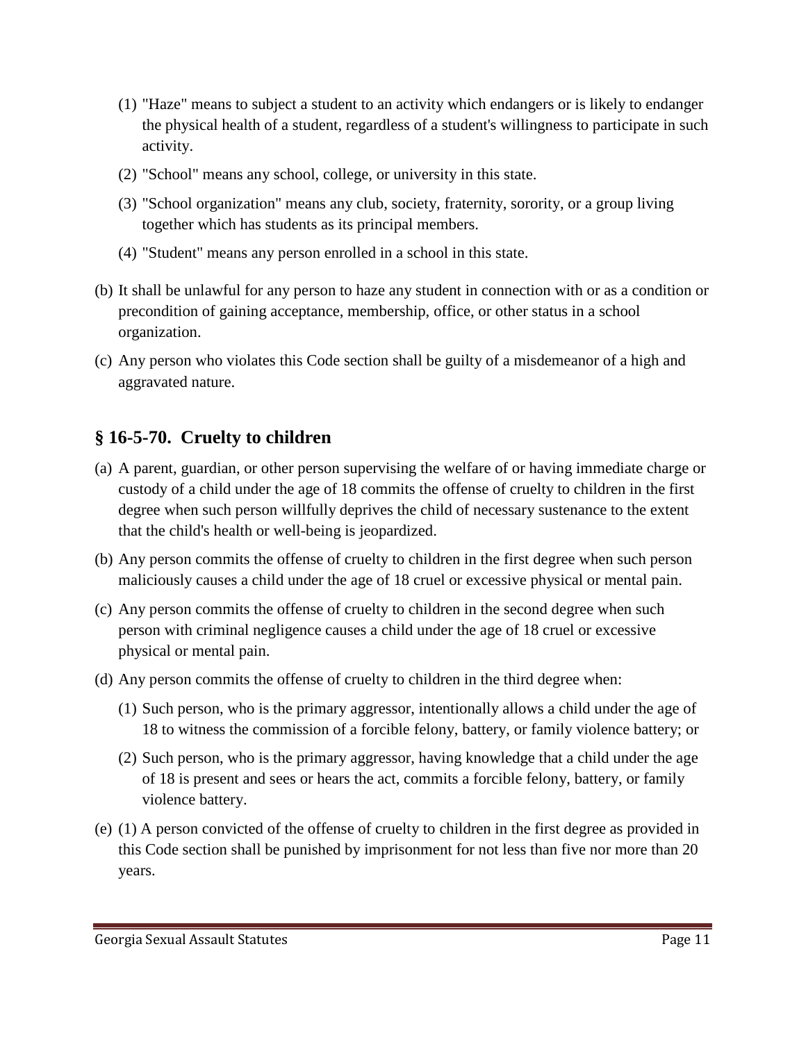(1) "Haze" means to subject a student to an activity which endangers or is likely to endanger the physical health of a student, regardless of a student's willingness to participate in such activity.

(2) "School" means any school, college, or university in this state.

(3) "School organization" means any club, society, fraternity, sorority, or a group living together which has students as its principal members.

(4) "Student" means any person enrolled in a school in this state.

(b) It shall be unlawful for any person to haze any student in connection with or as a condition or precondition of gaining acceptance, membership, office, or other status in a school organization.

(c) Any person who violates this Code section shall be guilty of a misdemeanor of a high and aggravated nature.

## § 16-5-70. Cruelty to children

(a) A parent, guardian, or other person supervising the welfare of or having immediate charge or custody of a child under the age of 18 commits the offense of cruelty to children in the first degree when such person willfully deprives the child of necessary sustenance to the extent that the child's health or well-being is jeopardized.

(b) Any person commits the offense of cruelty to children in the first degree when such person maliciously causes a child under the age of 18 cruel or excessive physical or mental pain.

(c) Any person commits the offense of cruelty to children in the second degree when such person with criminal negligence causes a child under the age of 18 cruel or excessive physical or mental pain.

(d) Any person commits the offense of cruelty to children in the third degree when:

(1) Such person, who is the primary aggressor, intentionally allows a child under the age of 18 to witness the commission of a forcible felony, battery, or family violence battery; or

(2) Such person, who is the primary aggressor, having knowledge that a child under the age of 18 is present and sees or hears the act, commits a forcible felony, battery, or family violence battery.

(e) (1) A person convicted of the offense of cruelty to children in the first degree as provided in this Code section shall be punished by imprisonment for not less than five nor more than 20 years.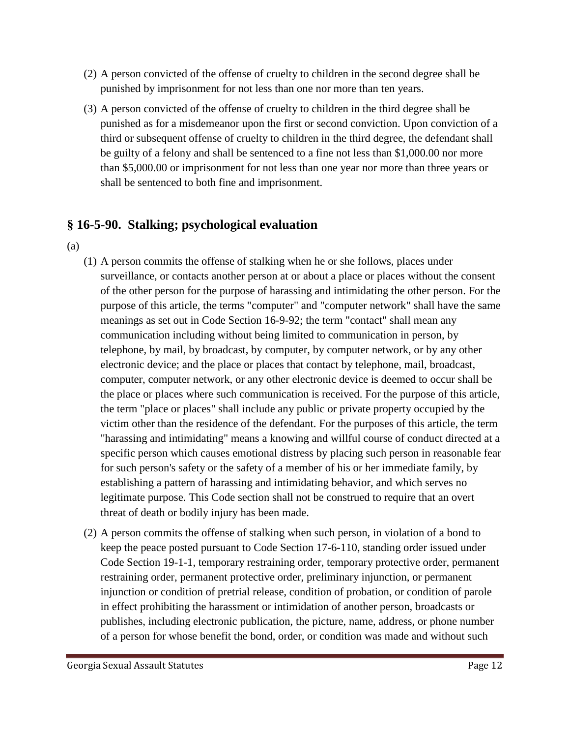(2) A person convicted of the offense of cruelty to children in the second degree shall be punished by imprisonment for not less than one nor more than ten years.

(3) A person convicted of the offense of cruelty to children in the third degree shall be punished as for a misdemeanor upon the first or second conviction. Upon conviction of a third or subsequent offense of cruelty to children in the third degree, the defendant shall be guilty of a felony and shall be sentenced to a fine not less than $1,000.00 nor more than $5,000.00 or imprisonment for not less than one year nor more than three years or shall be sentenced to both fine and imprisonment.

## § 16-5-90. Stalking; psychological evaluation

(a)

(1) A person commits the offense of stalking when he or she follows, places under surveillance, or contacts another person at or about a place or places without the consent of the other person for the purpose of harassing and intimidating the other person. For the purpose of this article, the terms "computer" and "computer network" shall have the same meanings as set out in Code Section 16-9-92; the term "contact" shall mean any communication including without being limited to communication in person, by telephone, by mail, by broadcast, by computer, by computer network, or by any other electronic device; and the place or places that contact by telephone, mail, broadcast, computer, computer network, or any other electronic device is deemed to occur shall be the place or places where such communication is received. For the purpose of this article, the term "place or places" shall include any public or private property occupied by the victim other than the residence of the defendant. For the purposes of this article, the term "harassing and intimidating" means a knowing and willful course of conduct directed at a specific person which causes emotional distress by placing such person in reasonable fear for such person's safety or the safety of a member of his or her immediate family, by establishing a pattern of harassing and intimidating behavior, and which serves no legitimate purpose. This Code section shall not be construed to require that an overt threat of death or bodily injury has been made.

(2) A person commits the offense of stalking when such person, in violation of a bond to keep the peace posted pursuant to Code Section 17-6-110, standing order issued under Code Section 19-1-1, temporary restraining order, temporary protective order, permanent restraining order, permanent protective order, preliminary injunction, or permanent injunction or condition of pretrial release, condition of probation, or condition of parole in effect prohibiting the harassment or intimidation of another person, broadcasts or publishes, including electronic publication, the picture, name, address, or phone number of a person for whose benefit the bond, order, or condition was made and without such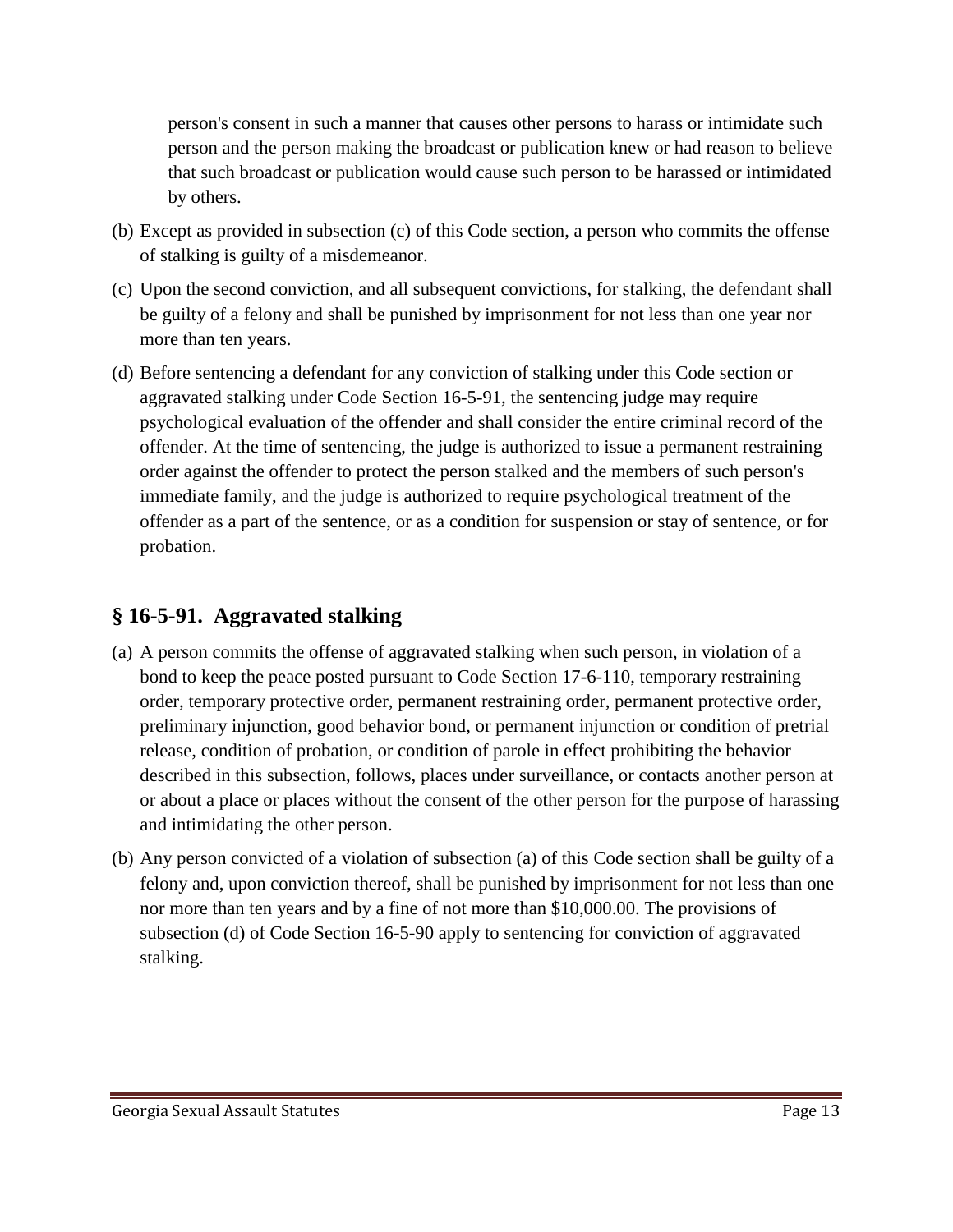person's consent in such a manner that causes other persons to harass or intimidate such person and the person making the broadcast or publication knew or had reason to believe that such broadcast or publication would cause such person to be harassed or intimidated by others.

(b) Except as provided in subsection (c) of this Code section, a person who commits the offense of stalking is guilty of a misdemeanor.

(c) Upon the second conviction, and all subsequent convictions, for stalking, the defendant shall be guilty of a felony and shall be punished by imprisonment for not less than one year nor more than ten years.

(d) Before sentencing a defendant for any conviction of stalking under this Code section or aggravated stalking under Code Section 16-5-91, the sentencing judge may require psychological evaluation of the offender and shall consider the entire criminal record of the offender. At the time of sentencing, the judge is authorized to issue a permanent restraining order against the offender to protect the person stalked and the members of such person's immediate family, and the judge is authorized to require psychological treatment of the offender as a part of the sentence, or as a condition for suspension or stay of sentence, or for probation.

## § 16-5-91. Aggravated stalking

(a) A person commits the offense of aggravated stalking when such person, in violation of a bond to keep the peace posted pursuant to Code Section 17-6-110, temporary restraining order, temporary protective order, permanent restraining order, permanent protective order, preliminary injunction, good behavior bond, or permanent injunction or condition of pretrial release, condition of probation, or condition of parole in effect prohibiting the behavior described in this subsection, follows, places under surveillance, or contacts another person at or about a place or places without the consent of the other person for the purpose of harassing and intimidating the other person.

(b) Any person convicted of a violation of subsection (a) of this Code section shall be guilty of a felony and, upon conviction thereof, shall be punished by imprisonment for not less than one nor more than ten years and by a fine of not more than $10,000.00. The provisions of subsection (d) of Code Section 16-5-90 apply to sentencing for conviction of aggravated stalking.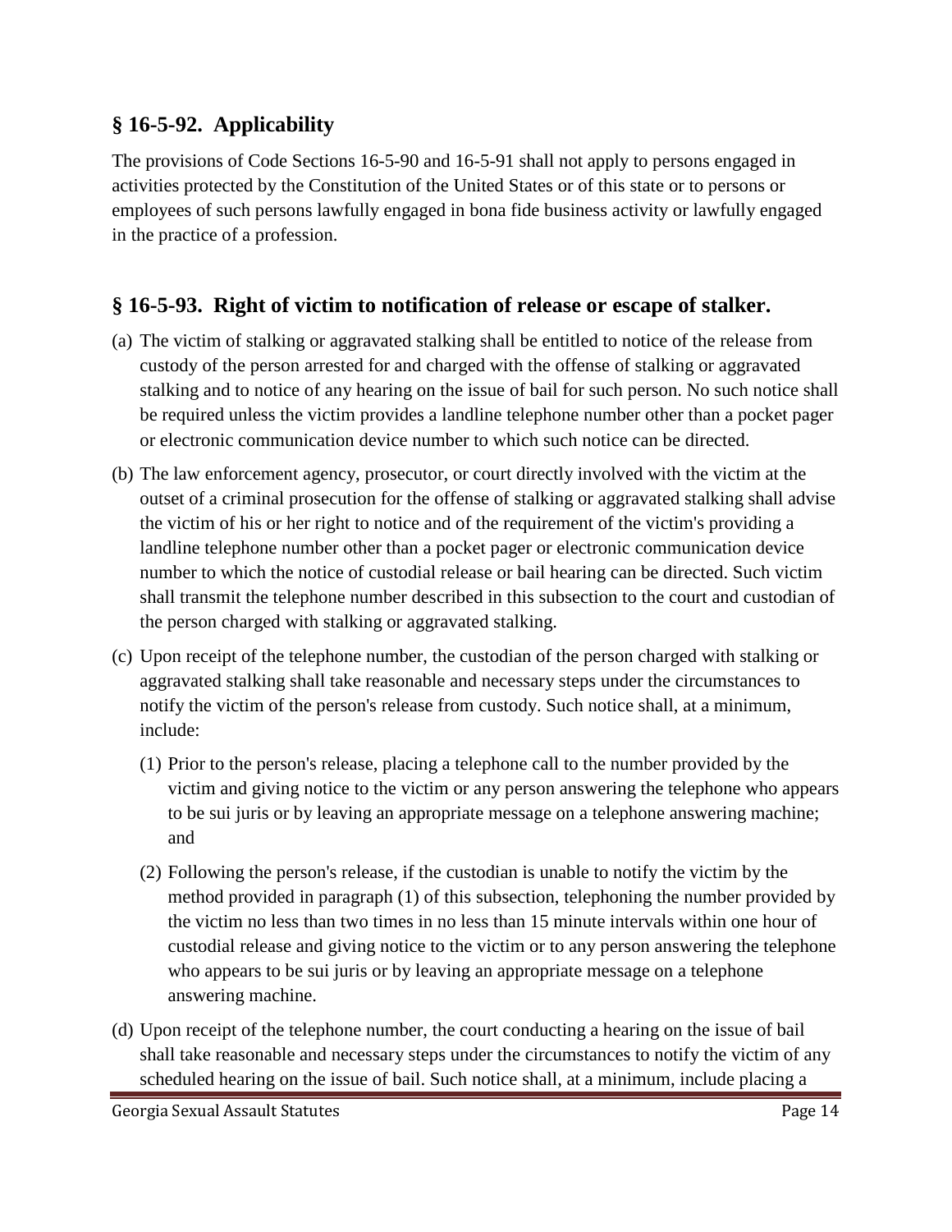## § 16-5-92. Applicability

The provisions of Code Sections 16-5-90 and 16-5-91 shall not apply to persons engaged in activities protected by the Constitution of the United States or of this state or to persons or employees of such persons lawfully engaged in bona fide business activity or lawfully engaged in the practice of a profession.

## § 16-5-93. Right of victim to notification of release or escape of stalker.

(a) The victim of stalking or aggravated stalking shall be entitled to notice of the release from custody of the person arrested for and charged with the offense of stalking or aggravated stalking and to notice of any hearing on the issue of bail for such person. No such notice shall be required unless the victim provides a landline telephone number other than a pocket pager or electronic communication device number to which such notice can be directed.

(b) The law enforcement agency, prosecutor, or court directly involved with the victim at the outset of a criminal prosecution for the offense of stalking or aggravated stalking shall advise the victim of his or her right to notice and of the requirement of the victim's providing a landline telephone number other than a pocket pager or electronic communication device number to which the notice of custodial release or bail hearing can be directed. Such victim shall transmit the telephone number described in this subsection to the court and custodian of the person charged with stalking or aggravated stalking.

(c) Upon receipt of the telephone number, the custodian of the person charged with stalking or aggravated stalking shall take reasonable and necessary steps under the circumstances to notify the victim of the person's release from custody. Such notice shall, at a minimum, include:

(1) Prior to the person's release, placing a telephone call to the number provided by the victim and giving notice to the victim or any person answering the telephone who appears to be sui juris or by leaving an appropriate message on a telephone answering machine; and

(2) Following the person's release, if the custodian is unable to notify the victim by the method provided in paragraph (1) of this subsection, telephoning the number provided by the victim no less than two times in no less than 15 minute intervals within one hour of custodial release and giving notice to the victim or to any person answering the telephone who appears to be sui juris or by leaving an appropriate message on a telephone answering machine.

(d) Upon receipt of the telephone number, the court conducting a hearing on the issue of bail shall take reasonable and necessary steps under the circumstances to notify the victim of any scheduled hearing on the issue of bail. Such notice shall, at a minimum, include placing a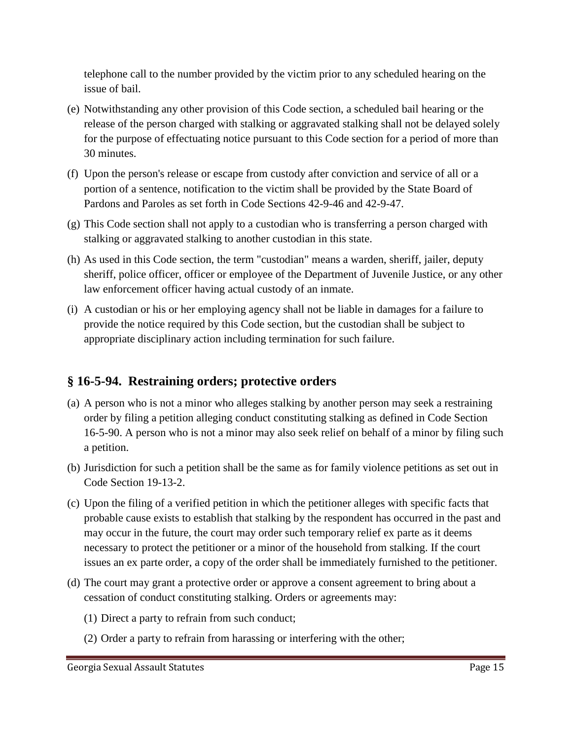telephone call to the number provided by the victim prior to any scheduled hearing on the issue of bail.

(e) Notwithstanding any other provision of this Code section, a scheduled bail hearing or the release of the person charged with stalking or aggravated stalking shall not be delayed solely for the purpose of effectuating notice pursuant to this Code section for a period of more than 30 minutes.

(f) Upon the person's release or escape from custody after conviction and service of all or a portion of a sentence, notification to the victim shall be provided by the State Board of Pardons and Paroles as set forth in Code Sections 42-9-46 and 42-9-47.

(g) This Code section shall not apply to a custodian who is transferring a person charged with stalking or aggravated stalking to another custodian in this state.

(h) As used in this Code section, the term "custodian" means a warden, sheriff, jailer, deputy sheriff, police officer, officer or employee of the Department of Juvenile Justice, or any other law enforcement officer having actual custody of an inmate.

(i) A custodian or his or her employing agency shall not be liable in damages for a failure to provide the notice required by this Code section, but the custodian shall be subject to appropriate disciplinary action including termination for such failure.

## § 16-5-94. Restraining orders; protective orders

(a) A person who is not a minor who alleges stalking by another person may seek a restraining order by filing a petition alleging conduct constituting stalking as defined in Code Section 16-5-90. A person who is not a minor may also seek relief on behalf of a minor by filing such a petition.

(b) Jurisdiction for such a petition shall be the same as for family violence petitions as set out in Code Section 19-13-2.

(c) Upon the filing of a verified petition in which the petitioner alleges with specific facts that probable cause exists to establish that stalking by the respondent has occurred in the past and may occur in the future, the court may order such temporary relief ex parte as it deems necessary to protect the petitioner or a minor of the household from stalking. If the court issues an ex parte order, a copy of the order shall be immediately furnished to the petitioner.

(d) The court may grant a protective order or approve a consent agreement to bring about a cessation of conduct constituting stalking. Orders or agreements may:

(1) Direct a party to refrain from such conduct;

(2) Order a party to refrain from harassing or interfering with the other;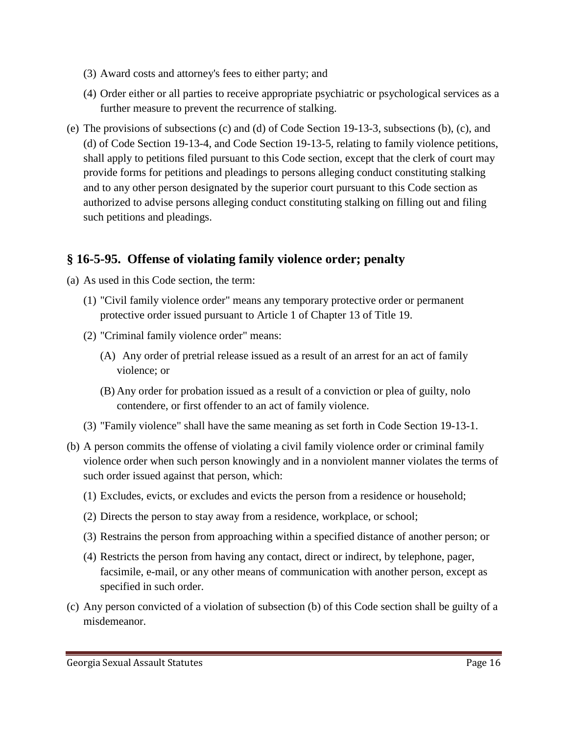(3) Award costs and attorney's fees to either party; and

(4) Order either or all parties to receive appropriate psychiatric or psychological services as a further measure to prevent the recurrence of stalking.

(e) The provisions of subsections (c) and (d) of Code Section 19-13-3, subsections (b), (c), and (d) of Code Section 19-13-4, and Code Section 19-13-5, relating to family violence petitions, shall apply to petitions filed pursuant to this Code section, except that the clerk of court may provide forms for petitions and pleadings to persons alleging conduct constituting stalking and to any other person designated by the superior court pursuant to this Code section as authorized to advise persons alleging conduct constituting stalking on filling out and filing such petitions and pleadings.

## § 16-5-95. Offense of violating family violence order; penalty

(a) As used in this Code section, the term:

(1) "Civil family violence order" means any temporary protective order or permanent protective order issued pursuant to Article 1 of Chapter 13 of Title 19.

(2) "Criminal family violence order" means:

(A) Any order of pretrial release issued as a result of an arrest for an act of family violence; or

(B) Any order for probation issued as a result of a conviction or plea of guilty, nolo contendere, or first offender to an act of family violence.

(3) "Family violence" shall have the same meaning as set forth in Code Section 19-13-1.

(b) A person commits the offense of violating a civil family violence order or criminal family violence order when such person knowingly and in a nonviolent manner violates the terms of such order issued against that person, which:

(1) Excludes, evicts, or excludes and evicts the person from a residence or household;

(2) Directs the person to stay away from a residence, workplace, or school;

(3) Restrains the person from approaching within a specified distance of another person; or

(4) Restricts the person from having any contact, direct or indirect, by telephone, pager, facsimile, e-mail, or any other means of communication with another person, except as specified in such order.

(c) Any person convicted of a violation of subsection (b) of this Code section shall be guilty of a misdemeanor.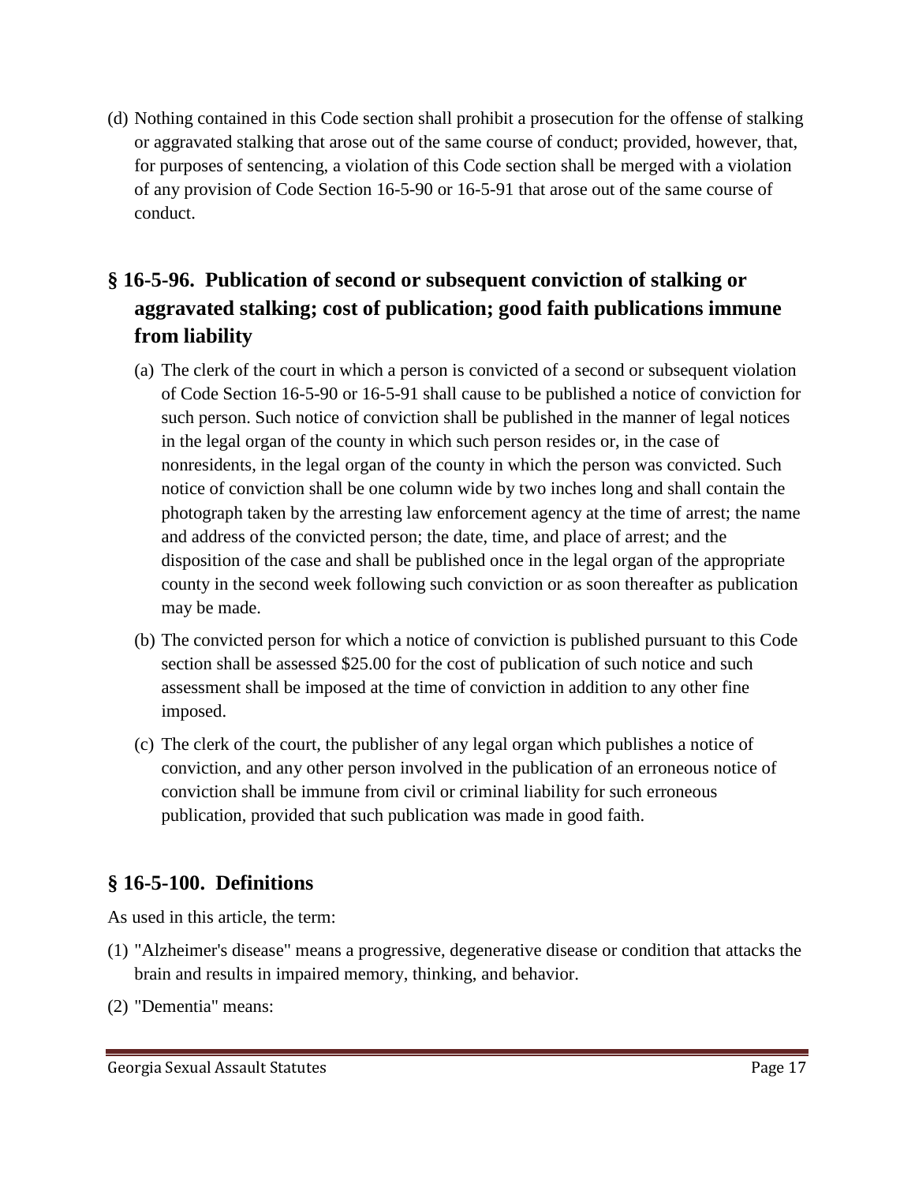(d) Nothing contained in this Code section shall prohibit a prosecution for the offense of stalking or aggravated stalking that arose out of the same course of conduct; provided, however, that, for purposes of sentencing, a violation of this Code section shall be merged with a violation of any provision of Code Section 16-5-90 or 16-5-91 that arose out of the same course of conduct.

## § 16-5-96. Publication of second or subsequent conviction of stalking or aggravated stalking; cost of publication; good faith publications immune from liability

(a) The clerk of the court in which a person is convicted of a second or subsequent violation of Code Section 16-5-90 or 16-5-91 shall cause to be published a notice of conviction for such person. Such notice of conviction shall be published in the manner of legal notices in the legal organ of the county in which such person resides or, in the case of nonresidents, in the legal organ of the county in which the person was convicted. Such notice of conviction shall be one column wide by two inches long and shall contain the photograph taken by the arresting law enforcement agency at the time of arrest; the name and address of the convicted person; the date, time, and place of arrest; and the disposition of the case and shall be published once in the legal organ of the appropriate county in the second week following such conviction or as soon thereafter as publication may be made.

(b) The convicted person for which a notice of conviction is published pursuant to this Code section shall be assessed $25.00 for the cost of publication of such notice and such assessment shall be imposed at the time of conviction in addition to any other fine imposed.

(c) The clerk of the court, the publisher of any legal organ which publishes a notice of conviction, and any other person involved in the publication of an erroneous notice of conviction shall be immune from civil or criminal liability for such erroneous publication, provided that such publication was made in good faith.

## § 16-5-100. Definitions

As used in this article, the term:

(1) "Alzheimer's disease" means a progressive, degenerative disease or condition that attacks the brain and results in impaired memory, thinking, and behavior.

(2) "Dementia" means: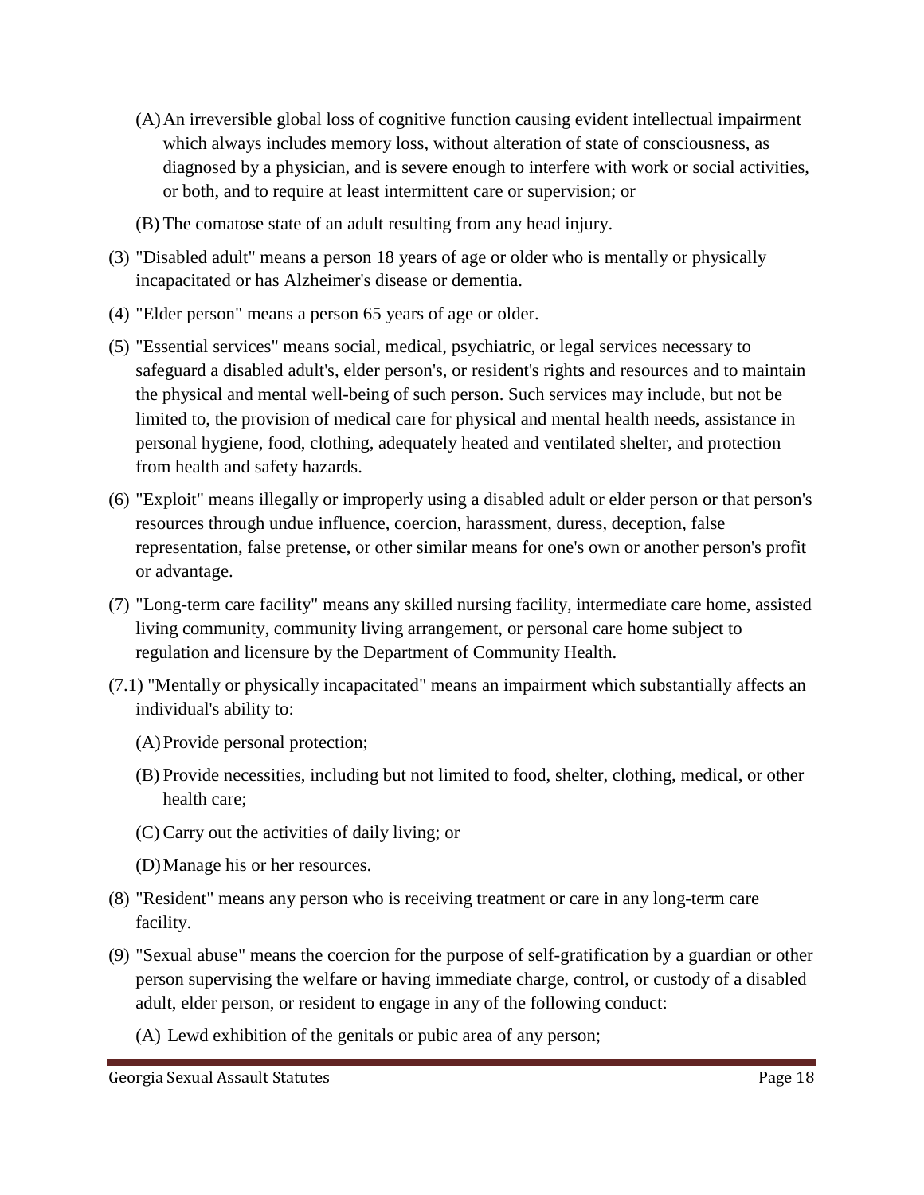(A) An irreversible global loss of cognitive function causing evident intellectual impairment which always includes memory loss, without alteration of state of consciousness, as diagnosed by a physician, and is severe enough to interfere with work or social activities, or both, and to require at least intermittent care or supervision; or

(B) The comatose state of an adult resulting from any head injury.

(3) "Disabled adult" means a person 18 years of age or older who is mentally or physically incapacitated or has Alzheimer's disease or dementia.

(4) "Elder person" means a person 65 years of age or older.

(5) "Essential services" means social, medical, psychiatric, or legal services necessary to safeguard a disabled adult's, elder person's, or resident's rights and resources and to maintain the physical and mental well-being of such person. Such services may include, but not be limited to, the provision of medical care for physical and mental health needs, assistance in personal hygiene, food, clothing, adequately heated and ventilated shelter, and protection from health and safety hazards.

(6) "Exploit" means illegally or improperly using a disabled adult or elder person or that person's resources through undue influence, coercion, harassment, duress, deception, false representation, false pretense, or other similar means for one's own or another person's profit or advantage.

(7) "Long-term care facility" means any skilled nursing facility, intermediate care home, assisted living community, community living arrangement, or personal care home subject to regulation and licensure by the Department of Community Health.

(7.1) "Mentally or physically incapacitated" means an impairment which substantially affects an individual's ability to:

(A) Provide personal protection;

(B) Provide necessities, including but not limited to food, shelter, clothing, medical, or other health care;

(C) Carry out the activities of daily living; or

(D) Manage his or her resources.

(8) "Resident" means any person who is receiving treatment or care in any long-term care facility.

(9) "Sexual abuse" means the coercion for the purpose of self-gratification by a guardian or other person supervising the welfare or having immediate charge, control, or custody of a disabled adult, elder person, or resident to engage in any of the following conduct:

(A) Lewd exhibition of the genitals or pubic area of any person;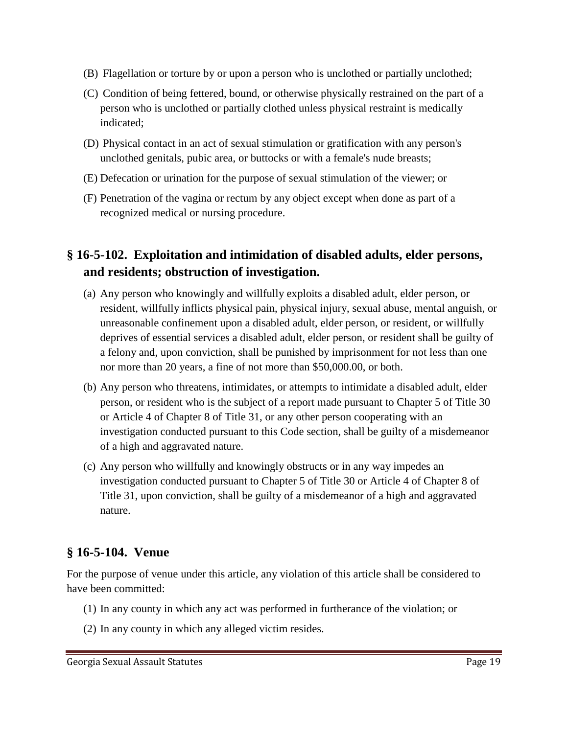(B) Flagellation or torture by or upon a person who is unclothed or partially unclothed;

(C) Condition of being fettered, bound, or otherwise physically restrained on the part of a person who is unclothed or partially clothed unless physical restraint is medically indicated;

(D) Physical contact in an act of sexual stimulation or gratification with any person's unclothed genitals, pubic area, or buttocks or with a female's nude breasts;

(E) Defecation or urination for the purpose of sexual stimulation of the viewer; or

(F) Penetration of the vagina or rectum by any object except when done as part of a recognized medical or nursing procedure.

## § 16-5-102. Exploitation and intimidation of disabled adults, elder persons, and residents; obstruction of investigation.

(a) Any person who knowingly and willfully exploits a disabled adult, elder person, or resident, willfully inflicts physical pain, physical injury, sexual abuse, mental anguish, or unreasonable confinement upon a disabled adult, elder person, or resident, or willfully deprives of essential services a disabled adult, elder person, or resident shall be guilty of a felony and, upon conviction, shall be punished by imprisonment for not less than one nor more than 20 years, a fine of not more than $50,000.00, or both.

(b) Any person who threatens, intimidates, or attempts to intimidate a disabled adult, elder person, or resident who is the subject of a report made pursuant to Chapter 5 of Title 30 or Article 4 of Chapter 8 of Title 31, or any other person cooperating with an investigation conducted pursuant to this Code section, shall be guilty of a misdemeanor of a high and aggravated nature.

(c) Any person who willfully and knowingly obstructs or in any way impedes an investigation conducted pursuant to Chapter 5 of Title 30 or Article 4 of Chapter 8 of Title 31, upon conviction, shall be guilty of a misdemeanor of a high and aggravated nature.

## § 16-5-104. Venue

For the purpose of venue under this article, any violation of this article shall be considered to have been committed:

(1) In any county in which any act was performed in furtherance of the violation; or

(2) In any county in which any alleged victim resides.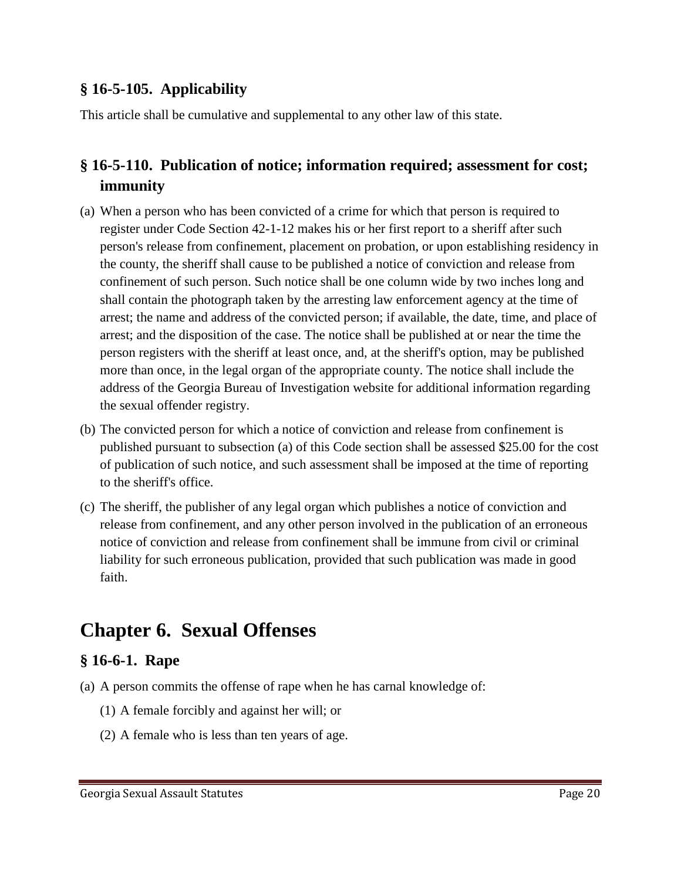### § 16-5-105. Applicability

This article shall be cumulative and supplemental to any other law of this state.

### § 16-5-110. Publication of notice; information required; assessment for cost; immunity

(a) When a person who has been convicted of a crime for which that person is required to register under Code Section 42-1-12 makes his or her first report to a sheriff after such person's release from confinement, placement on probation, or upon establishing residency in the county, the sheriff shall cause to be published a notice of conviction and release from confinement of such person. Such notice shall be one column wide by two inches long and shall contain the photograph taken by the arresting law enforcement agency at the time of arrest; the name and address of the convicted person; if available, the date, time, and place of arrest; and the disposition of the case. The notice shall be published at or near the time the person registers with the sheriff at least once, and, at the sheriff's option, may be published more than once, in the legal organ of the appropriate county. The notice shall include the address of the Georgia Bureau of Investigation website for additional information regarding the sexual offender registry.

(b) The convicted person for which a notice of conviction and release from confinement is published pursuant to subsection (a) of this Code section shall be assessed $25.00 for the cost of publication of such notice, and such assessment shall be imposed at the time of reporting to the sheriff's office.

(c) The sheriff, the publisher of any legal organ which publishes a notice of conviction and release from confinement, and any other person involved in the publication of an erroneous notice of conviction and release from confinement shall be immune from civil or criminal liability for such erroneous publication, provided that such publication was made in good faith.

## Chapter 6. Sexual Offenses

### § 16-6-1. Rape

(a) A person commits the offense of rape when he has carnal knowledge of:

  (1) A female forcibly and against her will; or

  (2) A female who is less than ten years of age.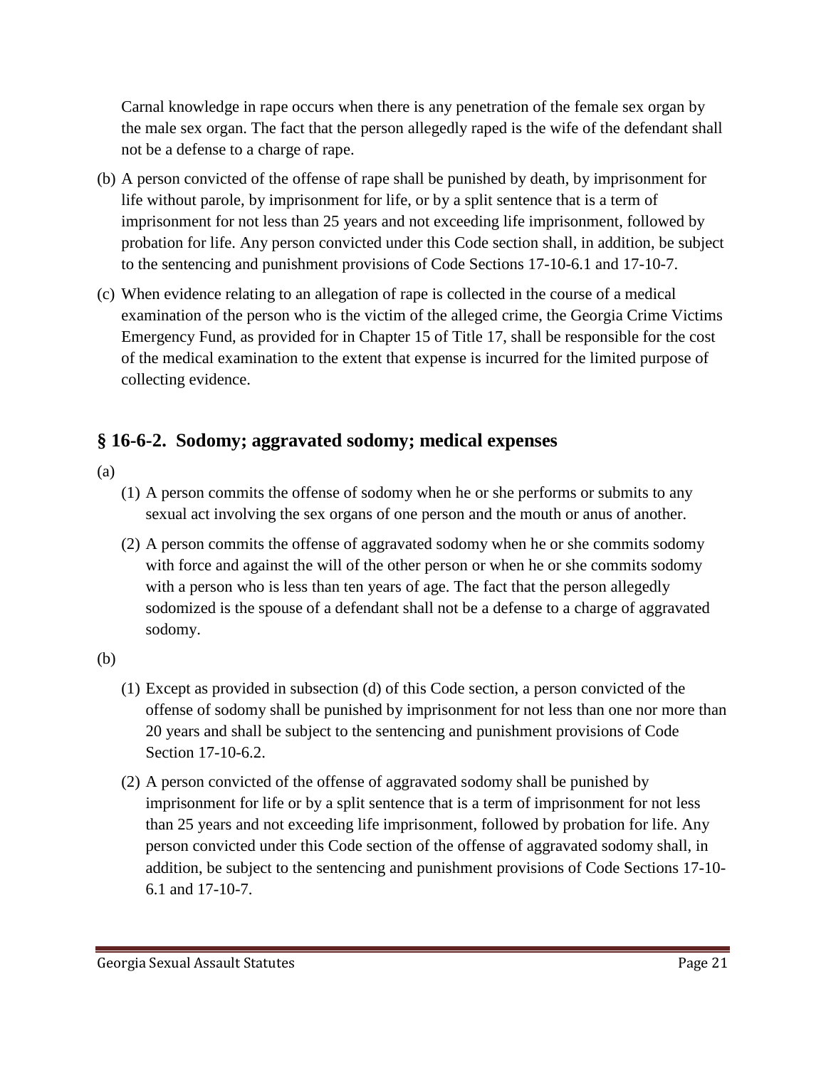Carnal knowledge in rape occurs when there is any penetration of the female sex organ by the male sex organ. The fact that the person allegedly raped is the wife of the defendant shall not be a defense to a charge of rape.

(b) A person convicted of the offense of rape shall be punished by death, by imprisonment for life without parole, by imprisonment for life, or by a split sentence that is a term of imprisonment for not less than 25 years and not exceeding life imprisonment, followed by probation for life. Any person convicted under this Code section shall, in addition, be subject to the sentencing and punishment provisions of Code Sections 17-10-6.1 and 17-10-7.

(c) When evidence relating to an allegation of rape is collected in the course of a medical examination of the person who is the victim of the alleged crime, the Georgia Crime Victims Emergency Fund, as provided for in Chapter 15 of Title 17, shall be responsible for the cost of the medical examination to the extent that expense is incurred for the limited purpose of collecting evidence.

## § 16-6-2. Sodomy; aggravated sodomy; medical expenses

(a)

(1) A person commits the offense of sodomy when he or she performs or submits to any sexual act involving the sex organs of one person and the mouth or anus of another.

(2) A person commits the offense of aggravated sodomy when he or she commits sodomy with force and against the will of the other person or when he or she commits sodomy with a person who is less than ten years of age. The fact that the person allegedly sodomized is the spouse of a defendant shall not be a defense to a charge of aggravated sodomy.

(b)

(1) Except as provided in subsection (d) of this Code section, a person convicted of the offense of sodomy shall be punished by imprisonment for not less than one nor more than 20 years and shall be subject to the sentencing and punishment provisions of Code Section 17-10-6.2.

(2) A person convicted of the offense of aggravated sodomy shall be punished by imprisonment for life or by a split sentence that is a term of imprisonment for not less than 25 years and not exceeding life imprisonment, followed by probation for life. Any person convicted under this Code section of the offense of aggravated sodomy shall, in addition, be subject to the sentencing and punishment provisions of Code Sections 17-10-6.1 and 17-10-7.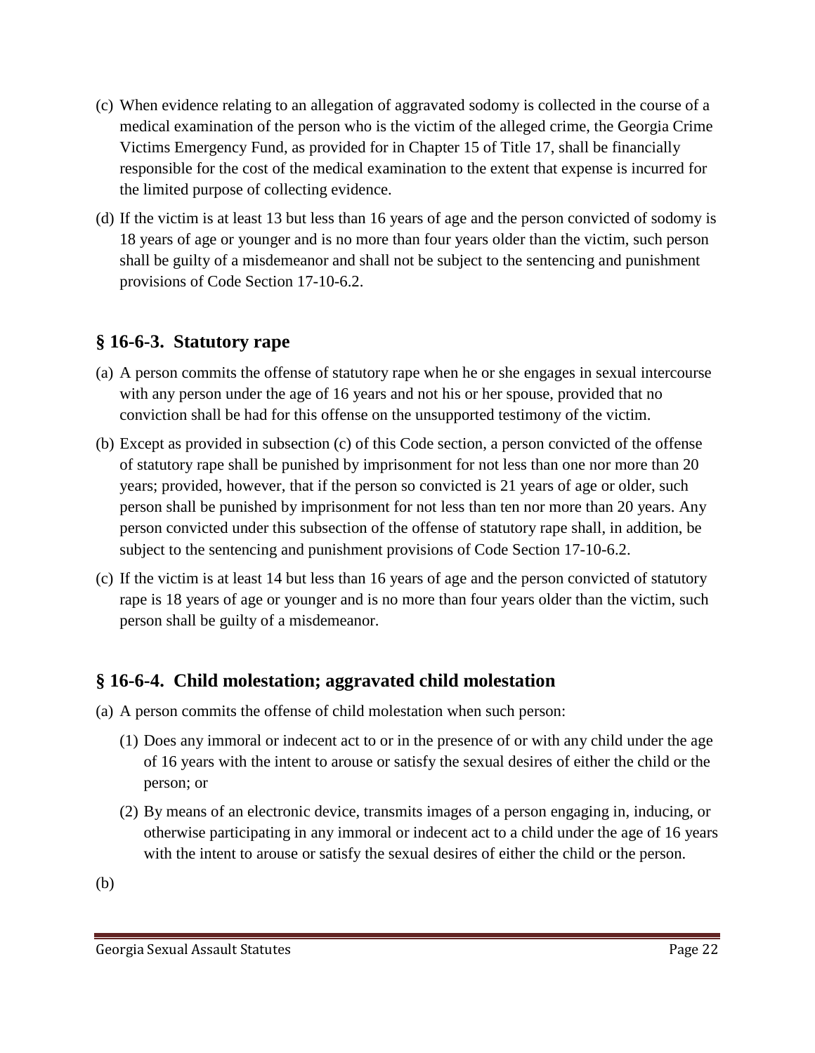(c) When evidence relating to an allegation of aggravated sodomy is collected in the course of a medical examination of the person who is the victim of the alleged crime, the Georgia Crime Victims Emergency Fund, as provided for in Chapter 15 of Title 17, shall be financially responsible for the cost of the medical examination to the extent that expense is incurred for the limited purpose of collecting evidence.

(d) If the victim is at least 13 but less than 16 years of age and the person convicted of sodomy is 18 years of age or younger and is no more than four years older than the victim, such person shall be guilty of a misdemeanor and shall not be subject to the sentencing and punishment provisions of Code Section 17-10-6.2.

## § 16-6-3. Statutory rape

(a) A person commits the offense of statutory rape when he or she engages in sexual intercourse with any person under the age of 16 years and not his or her spouse, provided that no conviction shall be had for this offense on the unsupported testimony of the victim.

(b) Except as provided in subsection (c) of this Code section, a person convicted of the offense of statutory rape shall be punished by imprisonment for not less than one nor more than 20 years; provided, however, that if the person so convicted is 21 years of age or older, such person shall be punished by imprisonment for not less than ten nor more than 20 years. Any person convicted under this subsection of the offense of statutory rape shall, in addition, be subject to the sentencing and punishment provisions of Code Section 17-10-6.2.

(c) If the victim is at least 14 but less than 16 years of age and the person convicted of statutory rape is 18 years of age or younger and is no more than four years older than the victim, such person shall be guilty of a misdemeanor.

## § 16-6-4. Child molestation; aggravated child molestation

(a) A person commits the offense of child molestation when such person:

(1) Does any immoral or indecent act to or in the presence of or with any child under the age of 16 years with the intent to arouse or satisfy the sexual desires of either the child or the person; or

(2) By means of an electronic device, transmits images of a person engaging in, inducing, or otherwise participating in any immoral or indecent act to a child under the age of 16 years with the intent to arouse or satisfy the sexual desires of either the child or the person.

(b)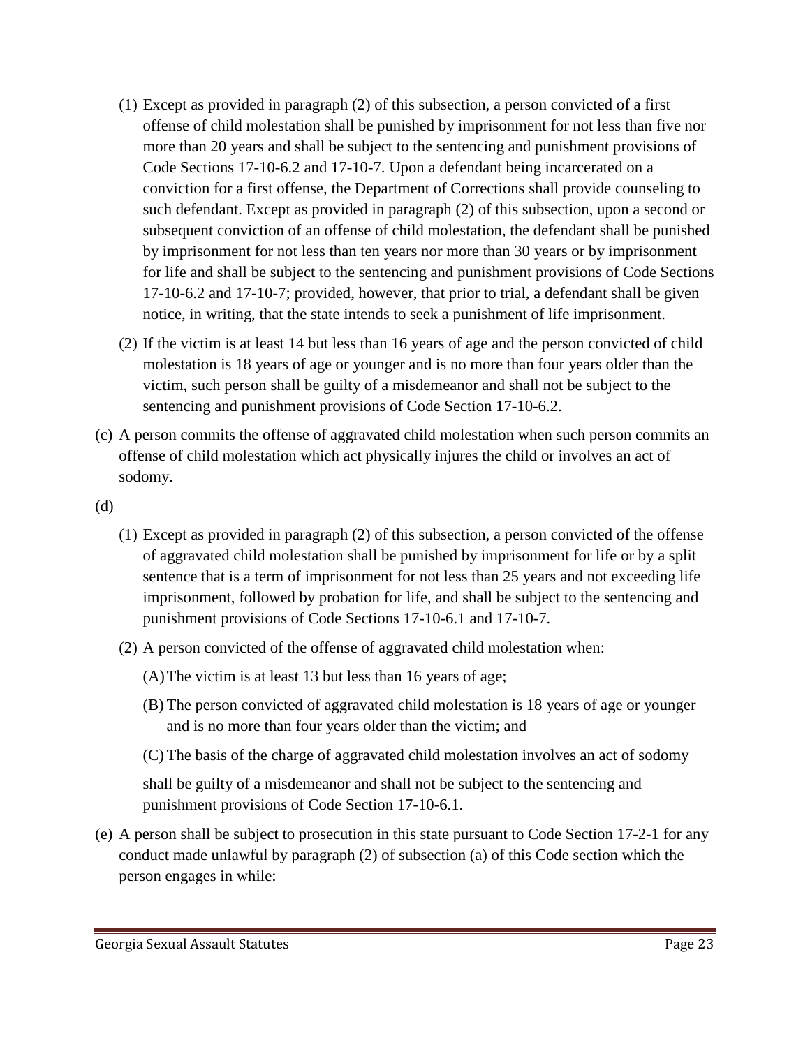(1) Except as provided in paragraph (2) of this subsection, a person convicted of a first offense of child molestation shall be punished by imprisonment for not less than five nor more than 20 years and shall be subject to the sentencing and punishment provisions of Code Sections 17-10-6.2 and 17-10-7. Upon a defendant being incarcerated on a conviction for a first offense, the Department of Corrections shall provide counseling to such defendant. Except as provided in paragraph (2) of this subsection, upon a second or subsequent conviction of an offense of child molestation, the defendant shall be punished by imprisonment for not less than ten years nor more than 30 years or by imprisonment for life and shall be subject to the sentencing and punishment provisions of Code Sections 17-10-6.2 and 17-10-7; provided, however, that prior to trial, a defendant shall be given notice, in writing, that the state intends to seek a punishment of life imprisonment.

(2) If the victim is at least 14 but less than 16 years of age and the person convicted of child molestation is 18 years of age or younger and is no more than four years older than the victim, such person shall be guilty of a misdemeanor and shall not be subject to the sentencing and punishment provisions of Code Section 17-10-6.2.

(c) A person commits the offense of aggravated child molestation when such person commits an offense of child molestation which act physically injures the child or involves an act of sodomy.

(d)

(1) Except as provided in paragraph (2) of this subsection, a person convicted of the offense of aggravated child molestation shall be punished by imprisonment for life or by a split sentence that is a term of imprisonment for not less than 25 years and not exceeding life imprisonment, followed by probation for life, and shall be subject to the sentencing and punishment provisions of Code Sections 17-10-6.1 and 17-10-7.

(2) A person convicted of the offense of aggravated child molestation when:

(A) The victim is at least 13 but less than 16 years of age;

(B) The person convicted of aggravated child molestation is 18 years of age or younger and is no more than four years older than the victim; and

(C) The basis of the charge of aggravated child molestation involves an act of sodomy

shall be guilty of a misdemeanor and shall not be subject to the sentencing and punishment provisions of Code Section 17-10-6.1.

(e) A person shall be subject to prosecution in this state pursuant to Code Section 17-2-1 for any conduct made unlawful by paragraph (2) of subsection (a) of this Code section which the person engages in while: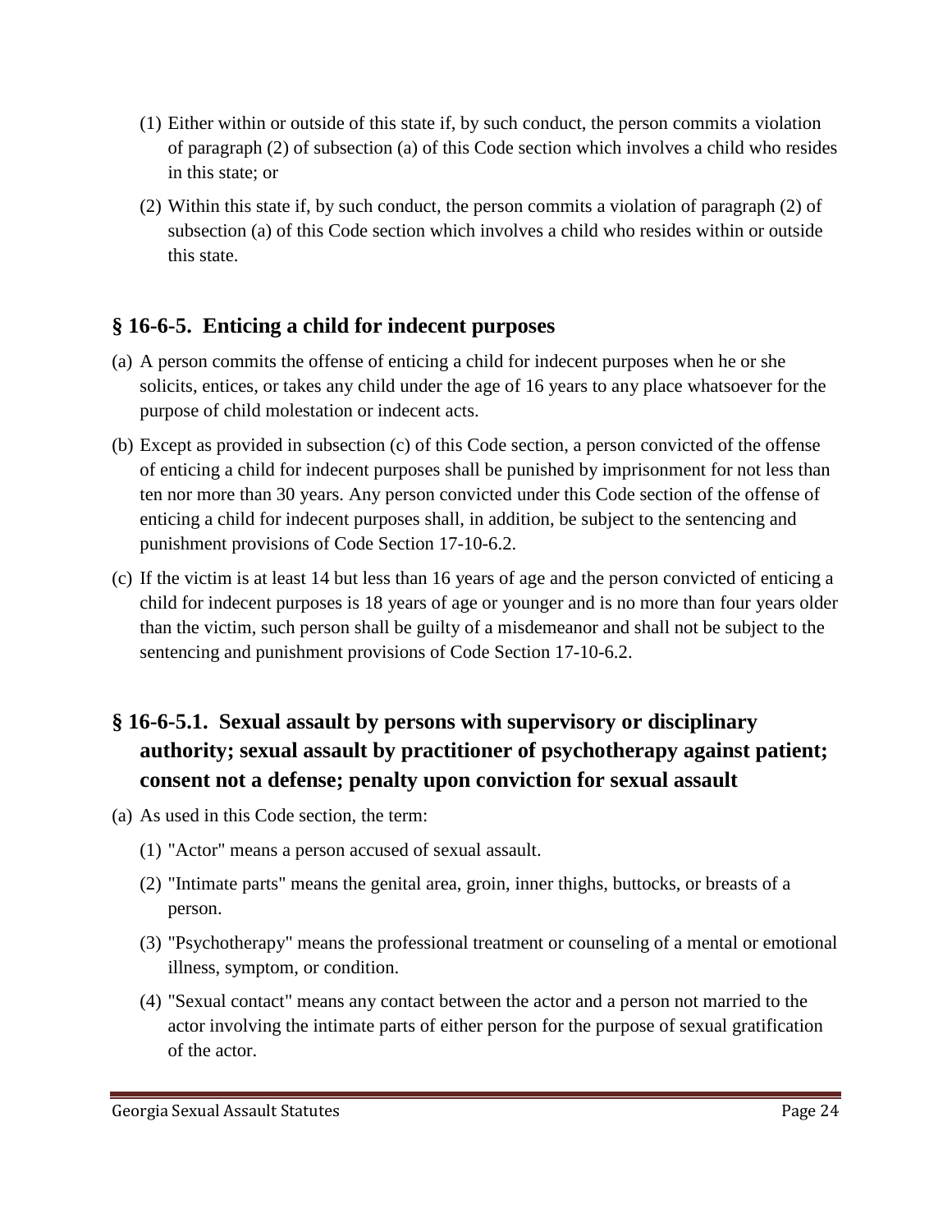(1) Either within or outside of this state if, by such conduct, the person commits a violation of paragraph (2) of subsection (a) of this Code section which involves a child who resides in this state; or

(2) Within this state if, by such conduct, the person commits a violation of paragraph (2) of subsection (a) of this Code section which involves a child who resides within or outside this state.

## § 16-6-5. Enticing a child for indecent purposes

(a) A person commits the offense of enticing a child for indecent purposes when he or she solicits, entices, or takes any child under the age of 16 years to any place whatsoever for the purpose of child molestation or indecent acts.

(b) Except as provided in subsection (c) of this Code section, a person convicted of the offense of enticing a child for indecent purposes shall be punished by imprisonment for not less than ten nor more than 30 years. Any person convicted under this Code section of the offense of enticing a child for indecent purposes shall, in addition, be subject to the sentencing and punishment provisions of Code Section 17-10-6.2.

(c) If the victim is at least 14 but less than 16 years of age and the person convicted of enticing a child for indecent purposes is 18 years of age or younger and is no more than four years older than the victim, such person shall be guilty of a misdemeanor and shall not be subject to the sentencing and punishment provisions of Code Section 17-10-6.2.

## § 16-6-5.1. Sexual assault by persons with supervisory or disciplinary authority; sexual assault by practitioner of psychotherapy against patient; consent not a defense; penalty upon conviction for sexual assault

(a) As used in this Code section, the term:

(1) "Actor" means a person accused of sexual assault.

(2) "Intimate parts" means the genital area, groin, inner thighs, buttocks, or breasts of a person.

(3) "Psychotherapy" means the professional treatment or counseling of a mental or emotional illness, symptom, or condition.

(4) "Sexual contact" means any contact between the actor and a person not married to the actor involving the intimate parts of either person for the purpose of sexual gratification of the actor.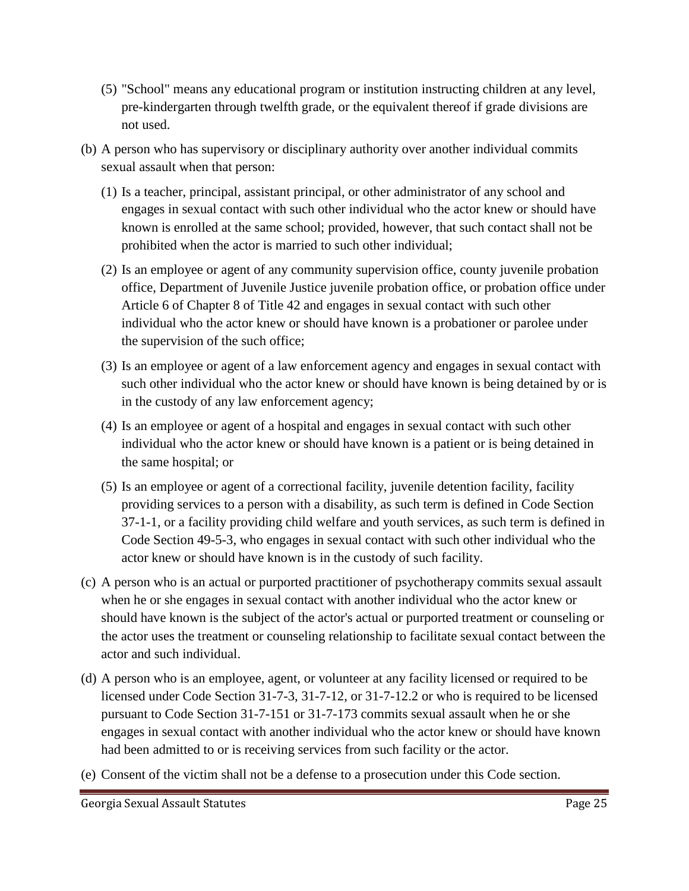(5) "School" means any educational program or institution instructing children at any level, pre-kindergarten through twelfth grade, or the equivalent thereof if grade divisions are not used.

(b) A person who has supervisory or disciplinary authority over another individual commits sexual assault when that person:

(1) Is a teacher, principal, assistant principal, or other administrator of any school and engages in sexual contact with such other individual who the actor knew or should have known is enrolled at the same school; provided, however, that such contact shall not be prohibited when the actor is married to such other individual;

(2) Is an employee or agent of any community supervision office, county juvenile probation office, Department of Juvenile Justice juvenile probation office, or probation office under Article 6 of Chapter 8 of Title 42 and engages in sexual contact with such other individual who the actor knew or should have known is a probationer or parolee under the supervision of the such office;

(3) Is an employee or agent of a law enforcement agency and engages in sexual contact with such other individual who the actor knew or should have known is being detained by or is in the custody of any law enforcement agency;

(4) Is an employee or agent of a hospital and engages in sexual contact with such other individual who the actor knew or should have known is a patient or is being detained in the same hospital; or

(5) Is an employee or agent of a correctional facility, juvenile detention facility, facility providing services to a person with a disability, as such term is defined in Code Section 37-1-1, or a facility providing child welfare and youth services, as such term is defined in Code Section 49-5-3, who engages in sexual contact with such other individual who the actor knew or should have known is in the custody of such facility.

(c) A person who is an actual or purported practitioner of psychotherapy commits sexual assault when he or she engages in sexual contact with another individual who the actor knew or should have known is the subject of the actor's actual or purported treatment or counseling or the actor uses the treatment or counseling relationship to facilitate sexual contact between the actor and such individual.

(d) A person who is an employee, agent, or volunteer at any facility licensed or required to be licensed under Code Section 31-7-3, 31-7-12, or 31-7-12.2 or who is required to be licensed pursuant to Code Section 31-7-151 or 31-7-173 commits sexual assault when he or she engages in sexual contact with another individual who the actor knew or should have known had been admitted to or is receiving services from such facility or the actor.

(e) Consent of the victim shall not be a defense to a prosecution under this Code section.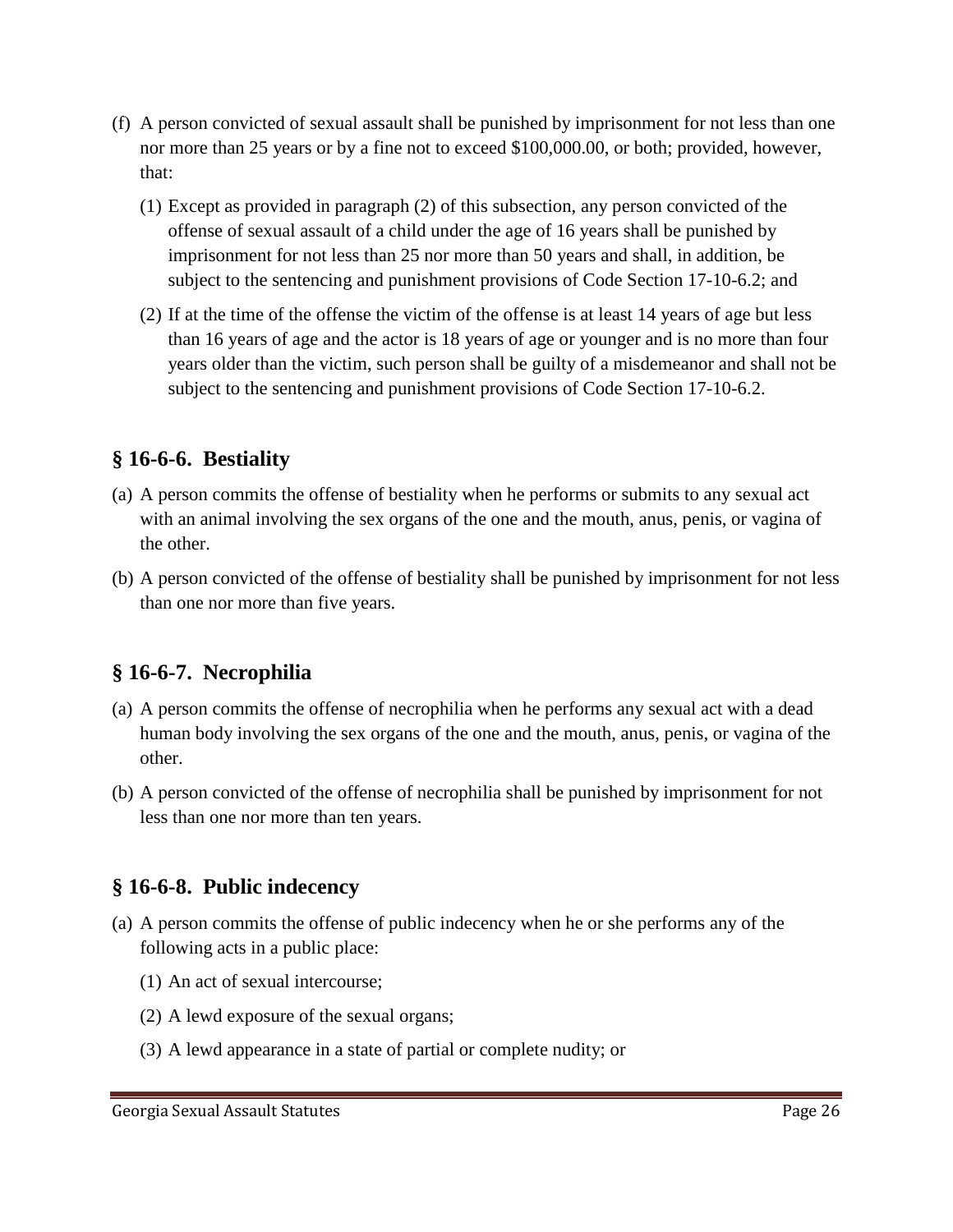(f) A person convicted of sexual assault shall be punished by imprisonment for not less than one nor more than 25 years or by a fine not to exceed $100,000.00, or both; provided, however, that:

   (1) Except as provided in paragraph (2) of this subsection, any person convicted of the offense of sexual assault of a child under the age of 16 years shall be punished by imprisonment for not less than 25 nor more than 50 years and shall, in addition, be subject to the sentencing and punishment provisions of Code Section 17-10-6.2; and

   (2) If at the time of the offense the victim of the offense is at least 14 years of age but less than 16 years of age and the actor is 18 years of age or younger and is no more than four years older than the victim, such person shall be guilty of a misdemeanor and shall not be subject to the sentencing and punishment provisions of Code Section 17-10-6.2.

## § 16-6-6. Bestiality

(a) A person commits the offense of bestiality when he performs or submits to any sexual act with an animal involving the sex organs of the one and the mouth, anus, penis, or vagina of the other.

(b) A person convicted of the offense of bestiality shall be punished by imprisonment for not less than one nor more than five years.

## § 16-6-7. Necrophilia

(a) A person commits the offense of necrophilia when he performs any sexual act with a dead human body involving the sex organs of the one and the mouth, anus, penis, or vagina of the other.

(b) A person convicted of the offense of necrophilia shall be punished by imprisonment for not less than one nor more than ten years.

## § 16-6-8. Public indecency

(a) A person commits the offense of public indecency when he or she performs any of the following acts in a public place:

   (1) An act of sexual intercourse;

   (2) A lewd exposure of the sexual organs;

   (3) A lewd appearance in a state of partial or complete nudity; or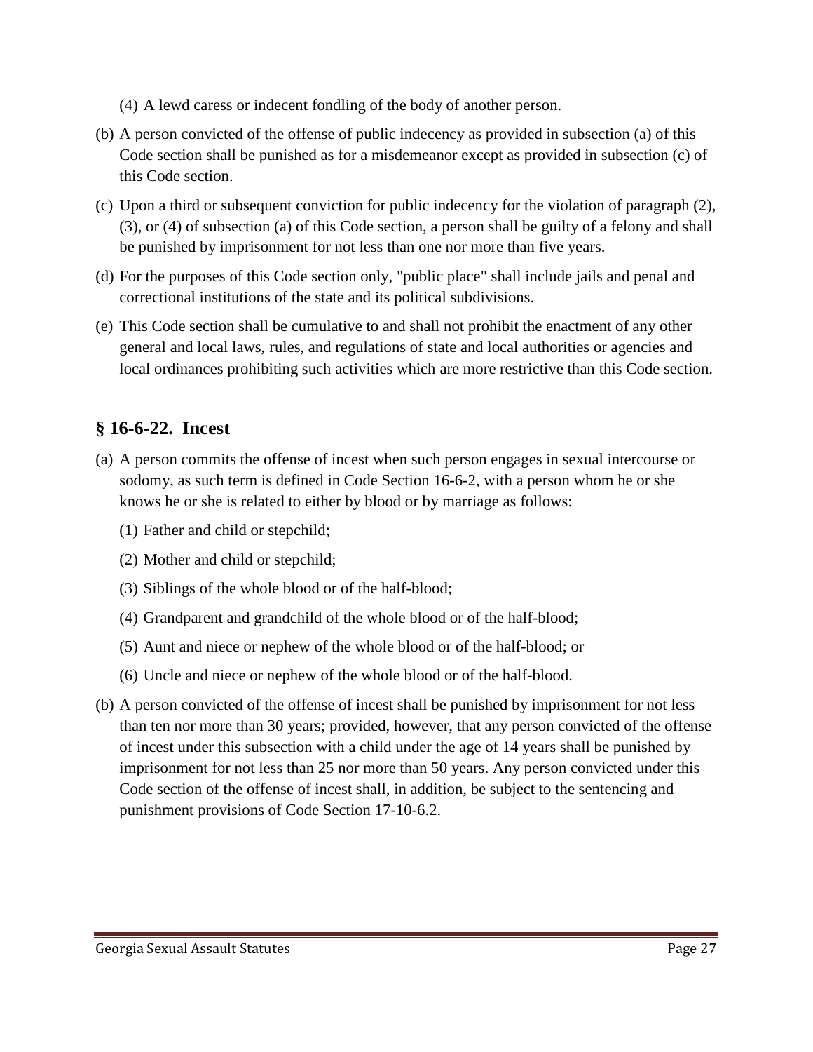(4) A lewd caress or indecent fondling of the body of another person.

(b) A person convicted of the offense of public indecency as provided in subsection (a) of this Code section shall be punished as for a misdemeanor except as provided in subsection (c) of this Code section.

(c) Upon a third or subsequent conviction for public indecency for the violation of paragraph (2), (3), or (4) of subsection (a) of this Code section, a person shall be guilty of a felony and shall be punished by imprisonment for not less than one nor more than five years.

(d) For the purposes of this Code section only, "public place" shall include jails and penal and correctional institutions of the state and its political subdivisions.

(e) This Code section shall be cumulative to and shall not prohibit the enactment of any other general and local laws, rules, and regulations of state and local authorities or agencies and local ordinances prohibiting such activities which are more restrictive than this Code section.

## § 16-6-22. Incest

(a) A person commits the offense of incest when such person engages in sexual intercourse or sodomy, as such term is defined in Code Section 16-6-2, with a person whom he or she knows he or she is related to either by blood or by marriage as follows:

(1) Father and child or stepchild;

(2) Mother and child or stepchild;

(3) Siblings of the whole blood or of the half-blood;

(4) Grandparent and grandchild of the whole blood or of the half-blood;

(5) Aunt and niece or nephew of the whole blood or of the half-blood; or

(6) Uncle and niece or nephew of the whole blood or of the half-blood.

(b) A person convicted of the offense of incest shall be punished by imprisonment for not less than ten nor more than 30 years; provided, however, that any person convicted of the offense of incest under this subsection with a child under the age of 14 years shall be punished by imprisonment for not less than 25 nor more than 50 years. Any person convicted under this Code section of the offense of incest shall, in addition, be subject to the sentencing and punishment provisions of Code Section 17-10-6.2.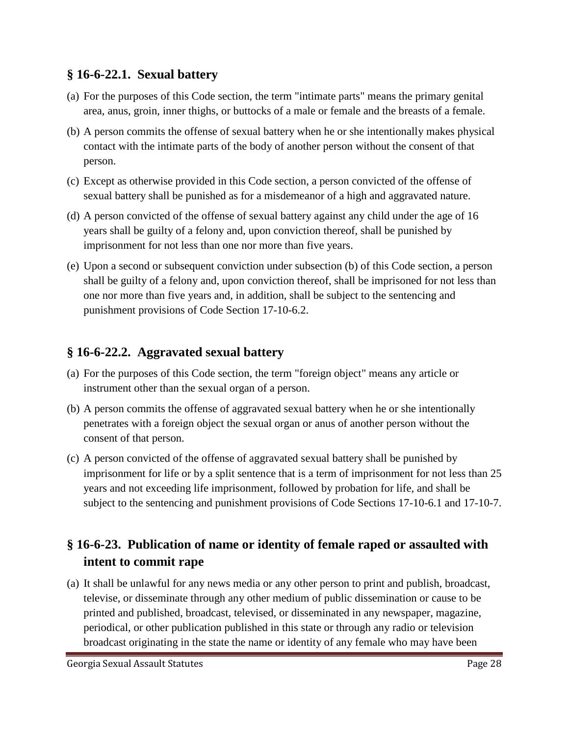## § 16-6-22.1. Sexual battery

(a) For the purposes of this Code section, the term "intimate parts" means the primary genital area, anus, groin, inner thighs, or buttocks of a male or female and the breasts of a female.

(b) A person commits the offense of sexual battery when he or she intentionally makes physical contact with the intimate parts of the body of another person without the consent of that person.

(c) Except as otherwise provided in this Code section, a person convicted of the offense of sexual battery shall be punished as for a misdemeanor of a high and aggravated nature.

(d) A person convicted of the offense of sexual battery against any child under the age of 16 years shall be guilty of a felony and, upon conviction thereof, shall be punished by imprisonment for not less than one nor more than five years.

(e) Upon a second or subsequent conviction under subsection (b) of this Code section, a person shall be guilty of a felony and, upon conviction thereof, shall be imprisoned for not less than one nor more than five years and, in addition, shall be subject to the sentencing and punishment provisions of Code Section 17-10-6.2.

## § 16-6-22.2. Aggravated sexual battery

(a) For the purposes of this Code section, the term "foreign object" means any article or instrument other than the sexual organ of a person.

(b) A person commits the offense of aggravated sexual battery when he or she intentionally penetrates with a foreign object the sexual organ or anus of another person without the consent of that person.

(c) A person convicted of the offense of aggravated sexual battery shall be punished by imprisonment for life or by a split sentence that is a term of imprisonment for not less than 25 years and not exceeding life imprisonment, followed by probation for life, and shall be subject to the sentencing and punishment provisions of Code Sections 17-10-6.1 and 17-10-7.

## § 16-6-23. Publication of name or identity of female raped or assaulted with intent to commit rape

(a) It shall be unlawful for any news media or any other person to print and publish, broadcast, televise, or disseminate through any other medium of public dissemination or cause to be printed and published, broadcast, televised, or disseminated in any newspaper, magazine, periodical, or other publication published in this state or through any radio or television broadcast originating in the state the name or identity of any female who may have been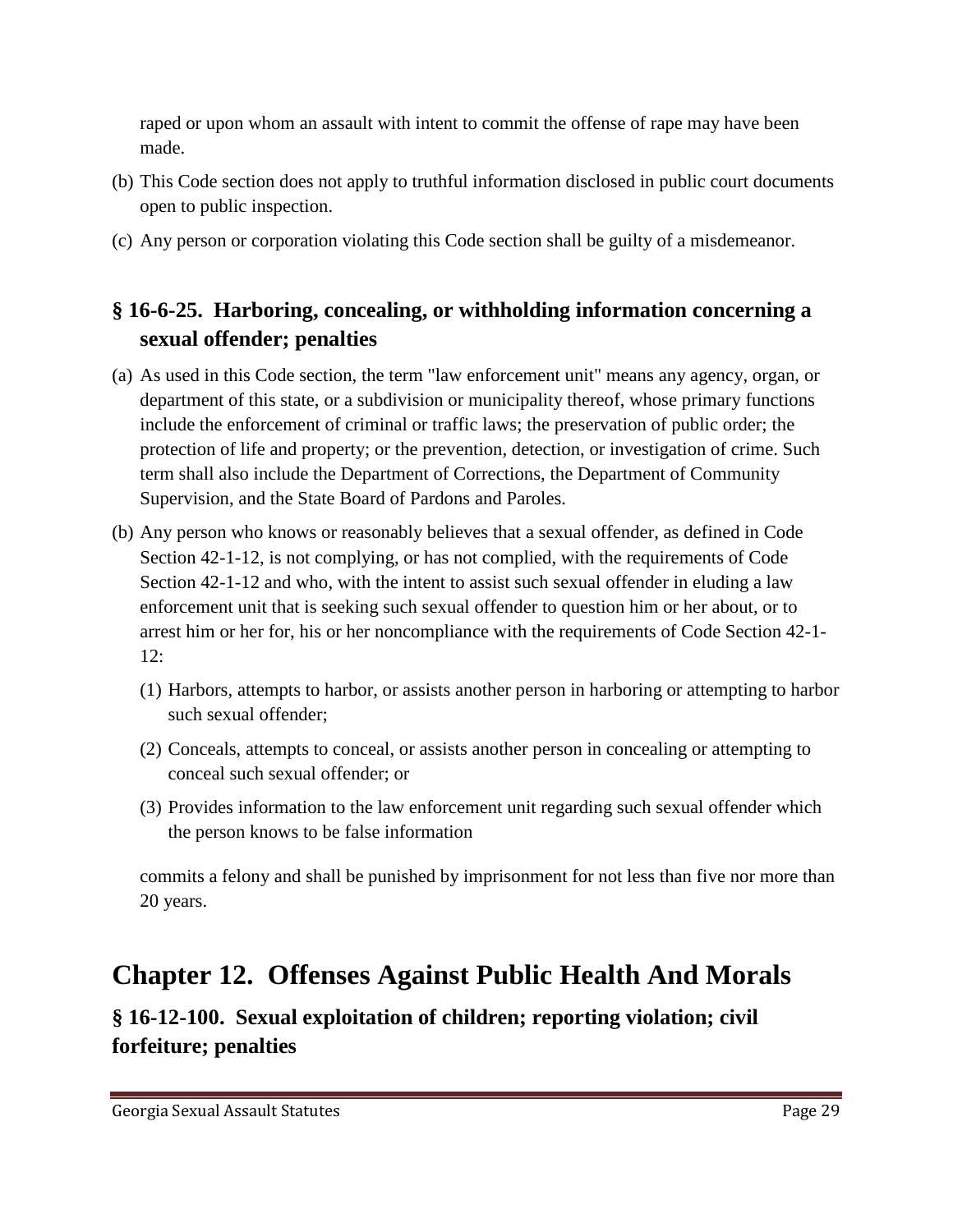raped or upon whom an assault with intent to commit the offense of rape may have been made.

(b) This Code section does not apply to truthful information disclosed in public court documents open to public inspection.

(c) Any person or corporation violating this Code section shall be guilty of a misdemeanor.

### § 16-6-25. Harboring, concealing, or withholding information concerning a sexual offender; penalties

(a) As used in this Code section, the term "law enforcement unit" means any agency, organ, or department of this state, or a subdivision or municipality thereof, whose primary functions include the enforcement of criminal or traffic laws; the preservation of public order; the protection of life and property; or the prevention, detection, or investigation of crime. Such term shall also include the Department of Corrections, the Department of Community Supervision, and the State Board of Pardons and Paroles.

(b) Any person who knows or reasonably believes that a sexual offender, as defined in Code Section 42-1-12, is not complying, or has not complied, with the requirements of Code Section 42-1-12 and who, with the intent to assist such sexual offender in eluding a law enforcement unit that is seeking such sexual offender to question him or her about, or to arrest him or her for, his or her noncompliance with the requirements of Code Section 42-1-12:

   (1) Harbors, attempts to harbor, or assists another person in harboring or attempting to harbor such sexual offender;

   (2) Conceals, attempts to conceal, or assists another person in concealing or attempting to conceal such sexual offender; or

   (3) Provides information to the law enforcement unit regarding such sexual offender which the person knows to be false information

   commits a felony and shall be punished by imprisonment for not less than five nor more than 20 years.

## Chapter 12. Offenses Against Public Health And Morals

### § 16-12-100. Sexual exploitation of children; reporting violation; civil forfeiture; penalties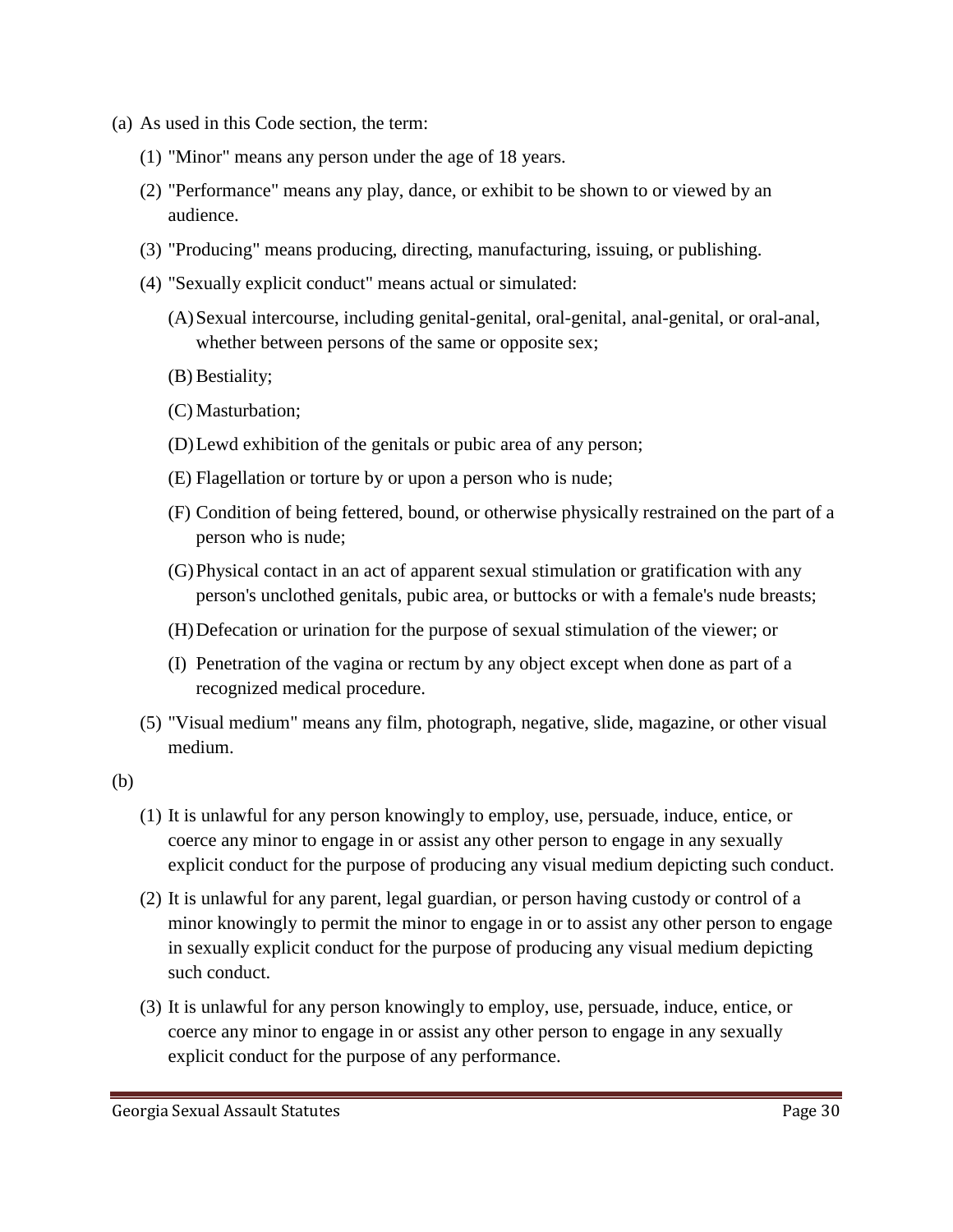(a) As used in this Code section, the term:

   (1) "Minor" means any person under the age of 18 years.

   (2) "Performance" means any play, dance, or exhibit to be shown to or viewed by an audience.

   (3) "Producing" means producing, directing, manufacturing, issuing, or publishing.

   (4) "Sexually explicit conduct" means actual or simulated:

      (A) Sexual intercourse, including genital-genital, oral-genital, anal-genital, or oral-anal, whether between persons of the same or opposite sex;

      (B) Bestiality;

      (C) Masturbation;

      (D) Lewd exhibition of the genitals or pubic area of any person;

      (E) Flagellation or torture by or upon a person who is nude;

      (F) Condition of being fettered, bound, or otherwise physically restrained on the part of a person who is nude;

      (G) Physical contact in an act of apparent sexual stimulation or gratification with any person's unclothed genitals, pubic area, or buttocks or with a female's nude breasts;

      (H) Defecation or urination for the purpose of sexual stimulation of the viewer; or

      (I) Penetration of the vagina or rectum by any object except when done as part of a recognized medical procedure.

   (5) "Visual medium" means any film, photograph, negative, slide, magazine, or other visual medium.

(b)

   (1) It is unlawful for any person knowingly to employ, use, persuade, induce, entice, or coerce any minor to engage in or assist any other person to engage in any sexually explicit conduct for the purpose of producing any visual medium depicting such conduct.

   (2) It is unlawful for any parent, legal guardian, or person having custody or control of a minor knowingly to permit the minor to engage in or to assist any other person to engage in sexually explicit conduct for the purpose of producing any visual medium depicting such conduct.

   (3) It is unlawful for any person knowingly to employ, use, persuade, induce, entice, or coerce any minor to engage in or assist any other person to engage in any sexually explicit conduct for the purpose of any performance.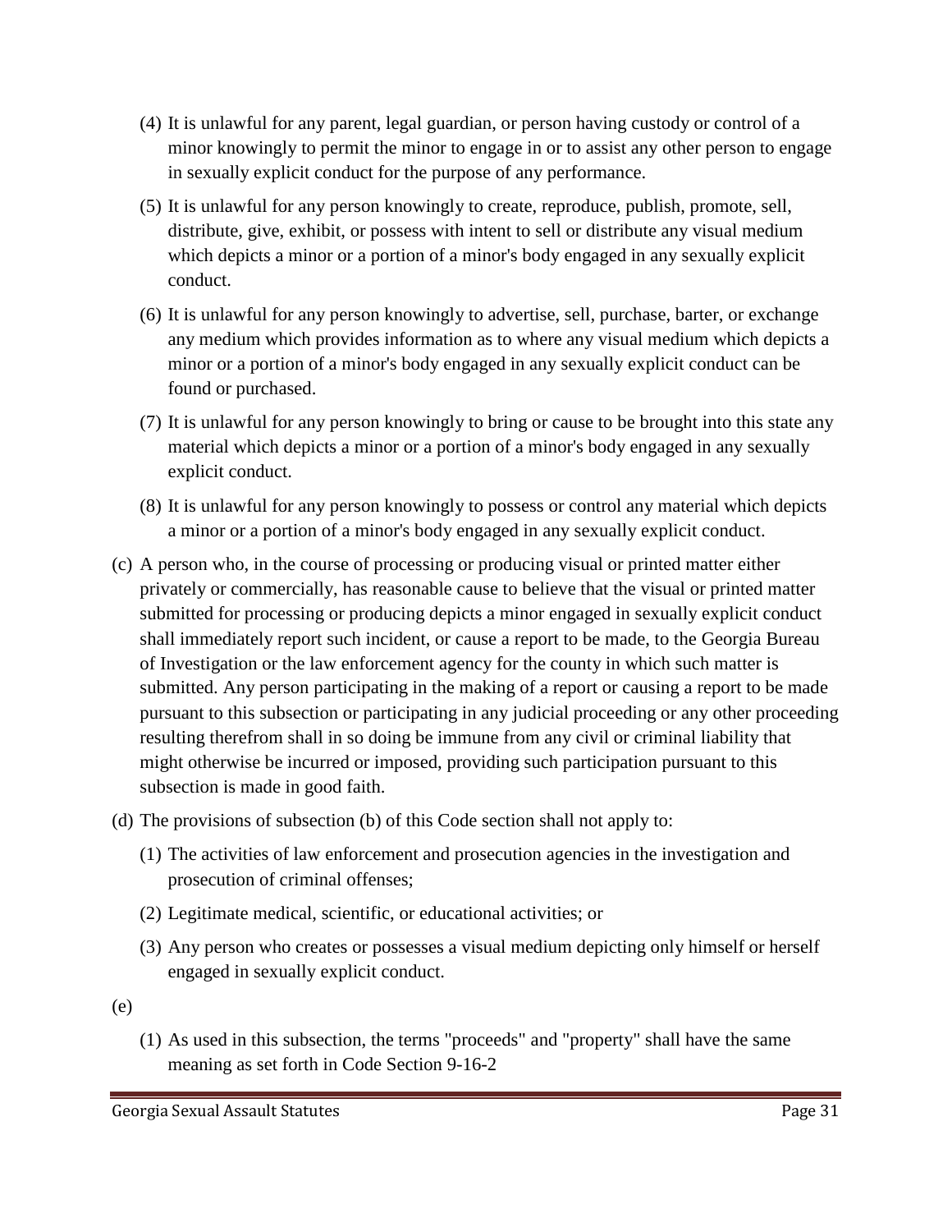(4) It is unlawful for any parent, legal guardian, or person having custody or control of a minor knowingly to permit the minor to engage in or to assist any other person to engage in sexually explicit conduct for the purpose of any performance.

(5) It is unlawful for any person knowingly to create, reproduce, publish, promote, sell, distribute, give, exhibit, or possess with intent to sell or distribute any visual medium which depicts a minor or a portion of a minor's body engaged in any sexually explicit conduct.

(6) It is unlawful for any person knowingly to advertise, sell, purchase, barter, or exchange any medium which provides information as to where any visual medium which depicts a minor or a portion of a minor's body engaged in any sexually explicit conduct can be found or purchased.

(7) It is unlawful for any person knowingly to bring or cause to be brought into this state any material which depicts a minor or a portion of a minor's body engaged in any sexually explicit conduct.

(8) It is unlawful for any person knowingly to possess or control any material which depicts a minor or a portion of a minor's body engaged in any sexually explicit conduct.

(c) A person who, in the course of processing or producing visual or printed matter either privately or commercially, has reasonable cause to believe that the visual or printed matter submitted for processing or producing depicts a minor engaged in sexually explicit conduct shall immediately report such incident, or cause a report to be made, to the Georgia Bureau of Investigation or the law enforcement agency for the county in which such matter is submitted. Any person participating in the making of a report or causing a report to be made pursuant to this subsection or participating in any judicial proceeding or any other proceeding resulting therefrom shall in so doing be immune from any civil or criminal liability that might otherwise be incurred or imposed, providing such participation pursuant to this subsection is made in good faith.

(d) The provisions of subsection (b) of this Code section shall not apply to:

(1) The activities of law enforcement and prosecution agencies in the investigation and prosecution of criminal offenses;

(2) Legitimate medical, scientific, or educational activities; or

(3) Any person who creates or possesses a visual medium depicting only himself or herself engaged in sexually explicit conduct.

(e)

(1) As used in this subsection, the terms "proceeds" and "property" shall have the same meaning as set forth in Code Section 9-16-2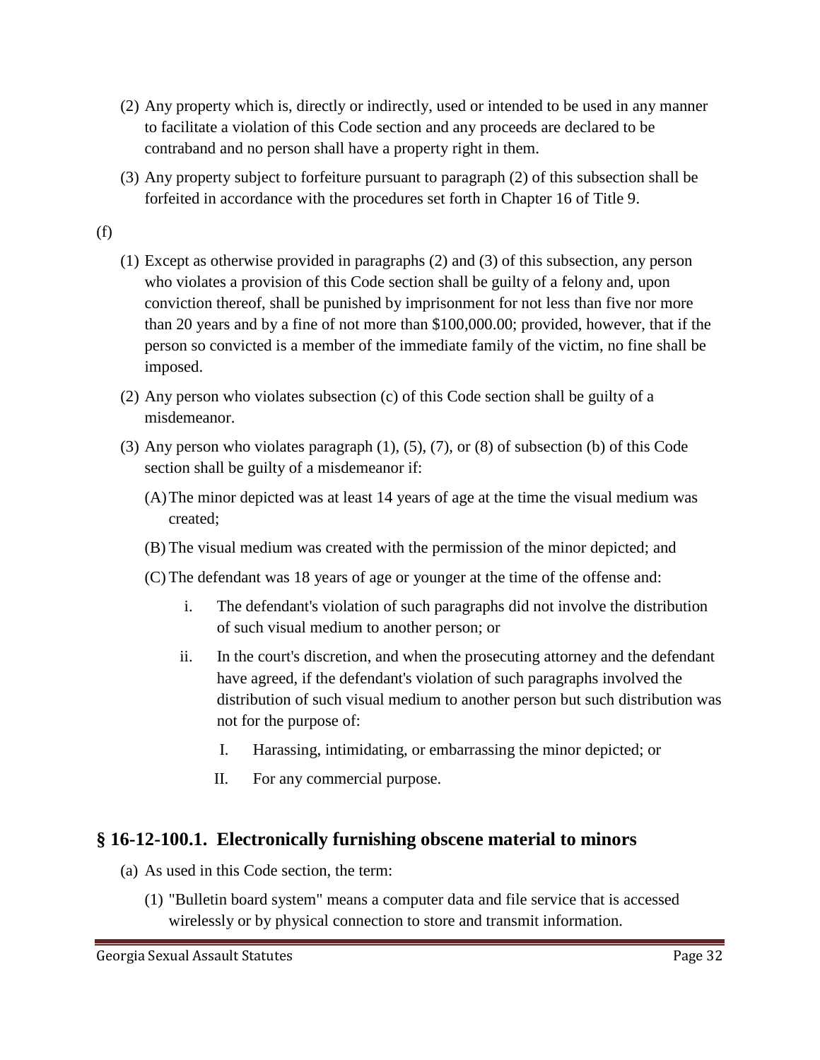(2) Any property which is, directly or indirectly, used or intended to be used in any manner to facilitate a violation of this Code section and any proceeds are declared to be contraband and no person shall have a property right in them.

(3) Any property subject to forfeiture pursuant to paragraph (2) of this subsection shall be forfeited in accordance with the procedures set forth in Chapter 16 of Title 9.

(f)

(1) Except as otherwise provided in paragraphs (2) and (3) of this subsection, any person who violates a provision of this Code section shall be guilty of a felony and, upon conviction thereof, shall be punished by imprisonment for not less than five nor more than 20 years and by a fine of not more than $100,000.00; provided, however, that if the person so convicted is a member of the immediate family of the victim, no fine shall be imposed.

(2) Any person who violates subsection (c) of this Code section shall be guilty of a misdemeanor.

(3) Any person who violates paragraph (1), (5), (7), or (8) of subsection (b) of this Code section shall be guilty of a misdemeanor if:

(A) The minor depicted was at least 14 years of age at the time the visual medium was created;

(B) The visual medium was created with the permission of the minor depicted; and

(C) The defendant was 18 years of age or younger at the time of the offense and:

i. The defendant's violation of such paragraphs did not involve the distribution of such visual medium to another person; or

ii. In the court's discretion, and when the prosecuting attorney and the defendant have agreed, if the defendant's violation of such paragraphs involved the distribution of such visual medium to another person but such distribution was not for the purpose of:

I. Harassing, intimidating, or embarrassing the minor depicted; or

II. For any commercial purpose.

## § 16-12-100.1. Electronically furnishing obscene material to minors

(a) As used in this Code section, the term:

(1) "Bulletin board system" means a computer data and file service that is accessed wirelessly or by physical connection to store and transmit information.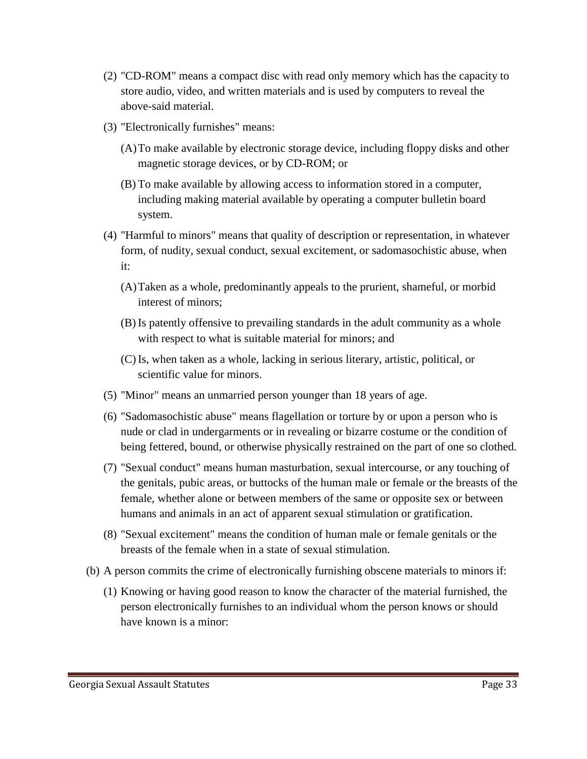(2) "CD-ROM" means a compact disc with read only memory which has the capacity to store audio, video, and written materials and is used by computers to reveal the above-said material.

(3) "Electronically furnishes" means:

   (A) To make available by electronic storage device, including floppy disks and other magnetic storage devices, or by CD-ROM; or

   (B) To make available by allowing access to information stored in a computer, including making material available by operating a computer bulletin board system.

(4) "Harmful to minors" means that quality of description or representation, in whatever form, of nudity, sexual conduct, sexual excitement, or sadomasochistic abuse, when it:

   (A) Taken as a whole, predominantly appeals to the prurient, shameful, or morbid interest of minors;

   (B) Is patently offensive to prevailing standards in the adult community as a whole with respect to what is suitable material for minors; and

   (C) Is, when taken as a whole, lacking in serious literary, artistic, political, or scientific value for minors.

(5) "Minor" means an unmarried person younger than 18 years of age.

(6) "Sadomasochistic abuse" means flagellation or torture by or upon a person who is nude or clad in undergarments or in revealing or bizarre costume or the condition of being fettered, bound, or otherwise physically restrained on the part of one so clothed.

(7) "Sexual conduct" means human masturbation, sexual intercourse, or any touching of the genitals, pubic areas, or buttocks of the human male or female or the breasts of the female, whether alone or between members of the same or opposite sex or between humans and animals in an act of apparent sexual stimulation or gratification.

(8) "Sexual excitement" means the condition of human male or female genitals or the breasts of the female when in a state of sexual stimulation.

(b) A person commits the crime of electronically furnishing obscene materials to minors if:

   (1) Knowing or having good reason to know the character of the material furnished, the person electronically furnishes to an individual whom the person knows or should have known is a minor: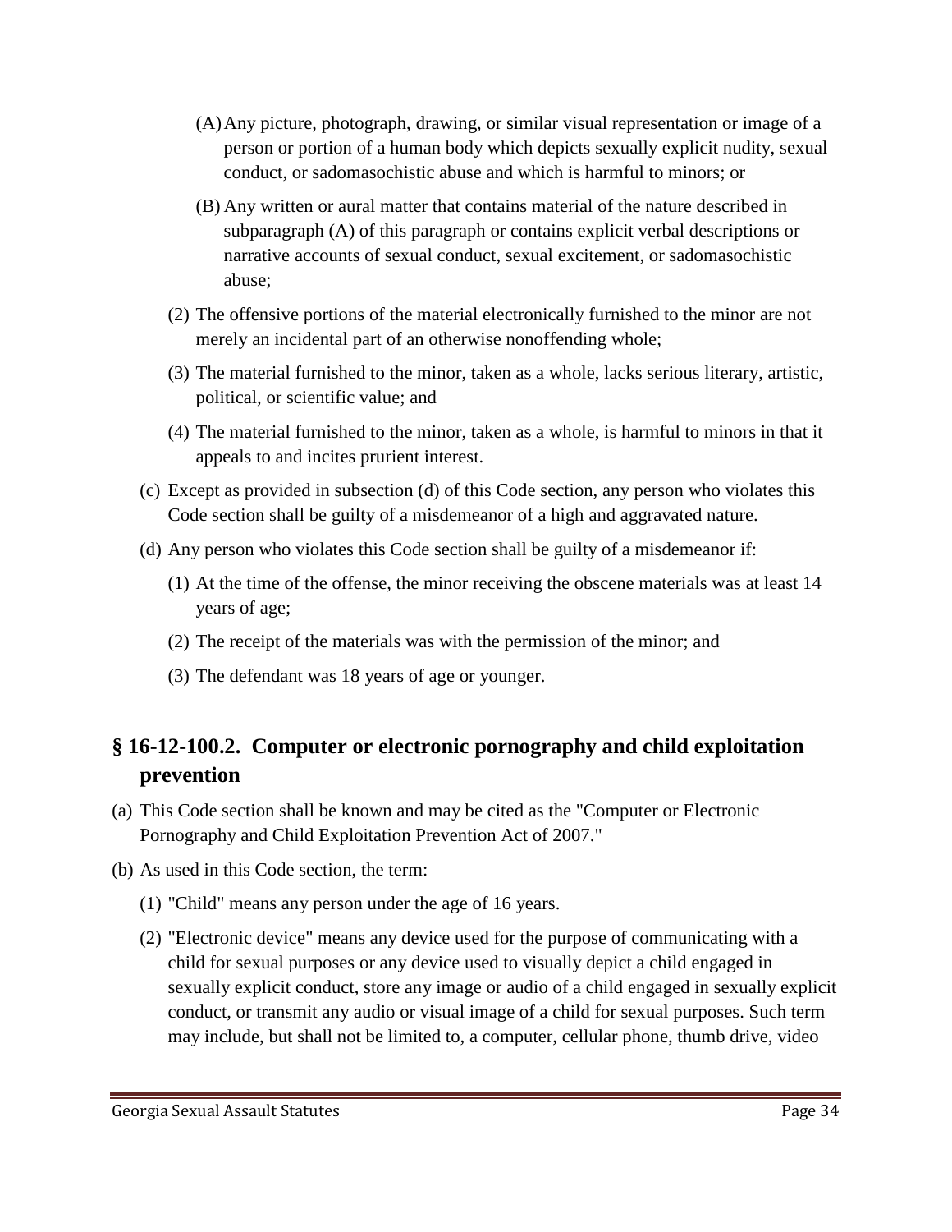(A) Any picture, photograph, drawing, or similar visual representation or image of a person or portion of a human body which depicts sexually explicit nudity, sexual conduct, or sadomasochistic abuse and which is harmful to minors; or

(B) Any written or aural matter that contains material of the nature described in subparagraph (A) of this paragraph or contains explicit verbal descriptions or narrative accounts of sexual conduct, sexual excitement, or sadomasochistic abuse;

(2) The offensive portions of the material electronically furnished to the minor are not merely an incidental part of an otherwise nonoffending whole;

(3) The material furnished to the minor, taken as a whole, lacks serious literary, artistic, political, or scientific value; and

(4) The material furnished to the minor, taken as a whole, is harmful to minors in that it appeals to and incites prurient interest.

(c) Except as provided in subsection (d) of this Code section, any person who violates this Code section shall be guilty of a misdemeanor of a high and aggravated nature.

(d) Any person who violates this Code section shall be guilty of a misdemeanor if:

(1) At the time of the offense, the minor receiving the obscene materials was at least 14 years of age;

(2) The receipt of the materials was with the permission of the minor; and

(3) The defendant was 18 years of age or younger.

## § 16-12-100.2. Computer or electronic pornography and child exploitation prevention

(a) This Code section shall be known and may be cited as the "Computer or Electronic Pornography and Child Exploitation Prevention Act of 2007."

(b) As used in this Code section, the term:

(1) "Child" means any person under the age of 16 years.

(2) "Electronic device" means any device used for the purpose of communicating with a child for sexual purposes or any device used to visually depict a child engaged in sexually explicit conduct, store any image or audio of a child engaged in sexually explicit conduct, or transmit any audio or visual image of a child for sexual purposes. Such term may include, but shall not be limited to, a computer, cellular phone, thumb drive, video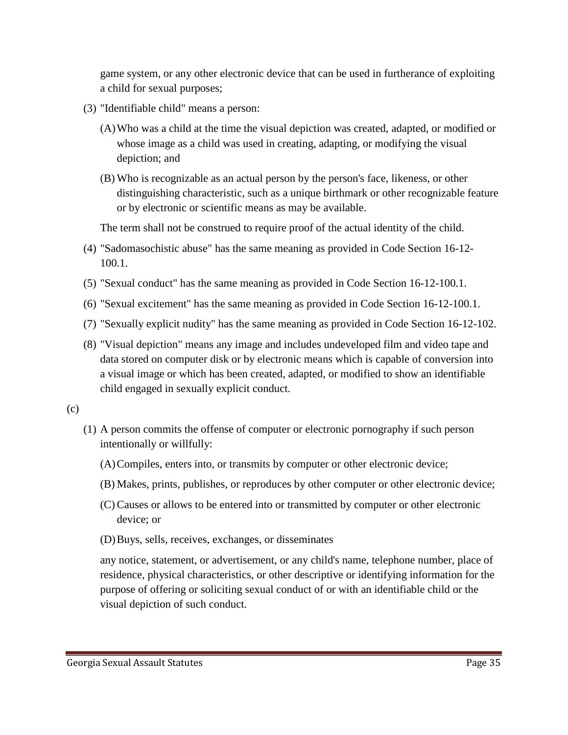game system, or any other electronic device that can be used in furtherance of exploiting a child for sexual purposes;

(3) "Identifiable child" means a person:

(A) Who was a child at the time the visual depiction was created, adapted, or modified or whose image as a child was used in creating, adapting, or modifying the visual depiction; and

(B) Who is recognizable as an actual person by the person's face, likeness, or other distinguishing characteristic, such as a unique birthmark or other recognizable feature or by electronic or scientific means as may be available.

The term shall not be construed to require proof of the actual identity of the child.

(4) "Sadomasochistic abuse" has the same meaning as provided in Code Section 16-12-100.1.

(5) "Sexual conduct" has the same meaning as provided in Code Section 16-12-100.1.

(6) "Sexual excitement" has the same meaning as provided in Code Section 16-12-100.1.

(7) "Sexually explicit nudity" has the same meaning as provided in Code Section 16-12-102.

(8) "Visual depiction" means any image and includes undeveloped film and video tape and data stored on computer disk or by electronic means which is capable of conversion into a visual image or which has been created, adapted, or modified to show an identifiable child engaged in sexually explicit conduct.

(c)

(1) A person commits the offense of computer or electronic pornography if such person intentionally or willfully:

(A) Compiles, enters into, or transmits by computer or other electronic device;

(B) Makes, prints, publishes, or reproduces by other computer or other electronic device;

(C) Causes or allows to be entered into or transmitted by computer or other electronic device; or

(D) Buys, sells, receives, exchanges, or disseminates

any notice, statement, or advertisement, or any child's name, telephone number, place of residence, physical characteristics, or other descriptive or identifying information for the purpose of offering or soliciting sexual conduct of or with an identifiable child or the visual depiction of such conduct.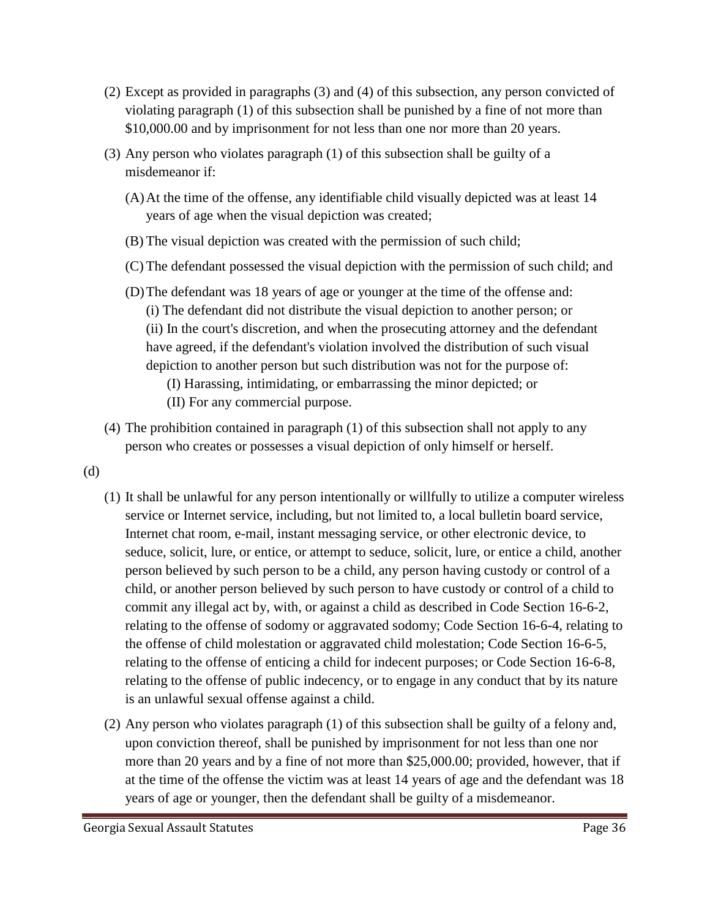(2) Except as provided in paragraphs (3) and (4) of this subsection, any person convicted of violating paragraph (1) of this subsection shall be punished by a fine of not more than $10,000.00 and by imprisonment for not less than one nor more than 20 years.

(3) Any person who violates paragraph (1) of this subsection shall be guilty of a misdemeanor if:

(A) At the time of the offense, any identifiable child visually depicted was at least 14 years of age when the visual depiction was created;

(B) The visual depiction was created with the permission of such child;

(C) The defendant possessed the visual depiction with the permission of such child; and

(D) The defendant was 18 years of age or younger at the time of the offense and:
(i) The defendant did not distribute the visual depiction to another person; or
(ii) In the court's discretion, and when the prosecuting attorney and the defendant have agreed, if the defendant's violation involved the distribution of such visual depiction to another person but such distribution was not for the purpose of:
(I) Harassing, intimidating, or embarrassing the minor depicted; or
(II) For any commercial purpose.

(4) The prohibition contained in paragraph (1) of this subsection shall not apply to any person who creates or possesses a visual depiction of only himself or herself.

(d)

(1) It shall be unlawful for any person intentionally or willfully to utilize a computer wireless service or Internet service, including, but not limited to, a local bulletin board service, Internet chat room, e-mail, instant messaging service, or other electronic device, to seduce, solicit, lure, or entice, or attempt to seduce, solicit, lure, or entice a child, another person believed by such person to be a child, any person having custody or control of a child, or another person believed by such person to have custody or control of a child to commit any illegal act by, with, or against a child as described in Code Section 16-6-2, relating to the offense of sodomy or aggravated sodomy; Code Section 16-6-4, relating to the offense of child molestation or aggravated child molestation; Code Section 16-6-5, relating to the offense of enticing a child for indecent purposes; or Code Section 16-6-8, relating to the offense of public indecency, or to engage in any conduct that by its nature is an unlawful sexual offense against a child.

(2) Any person who violates paragraph (1) of this subsection shall be guilty of a felony and, upon conviction thereof, shall be punished by imprisonment for not less than one nor more than 20 years and by a fine of not more than $25,000.00; provided, however, that if at the time of the offense the victim was at least 14 years of age and the defendant was 18 years of age or younger, then the defendant shall be guilty of a misdemeanor.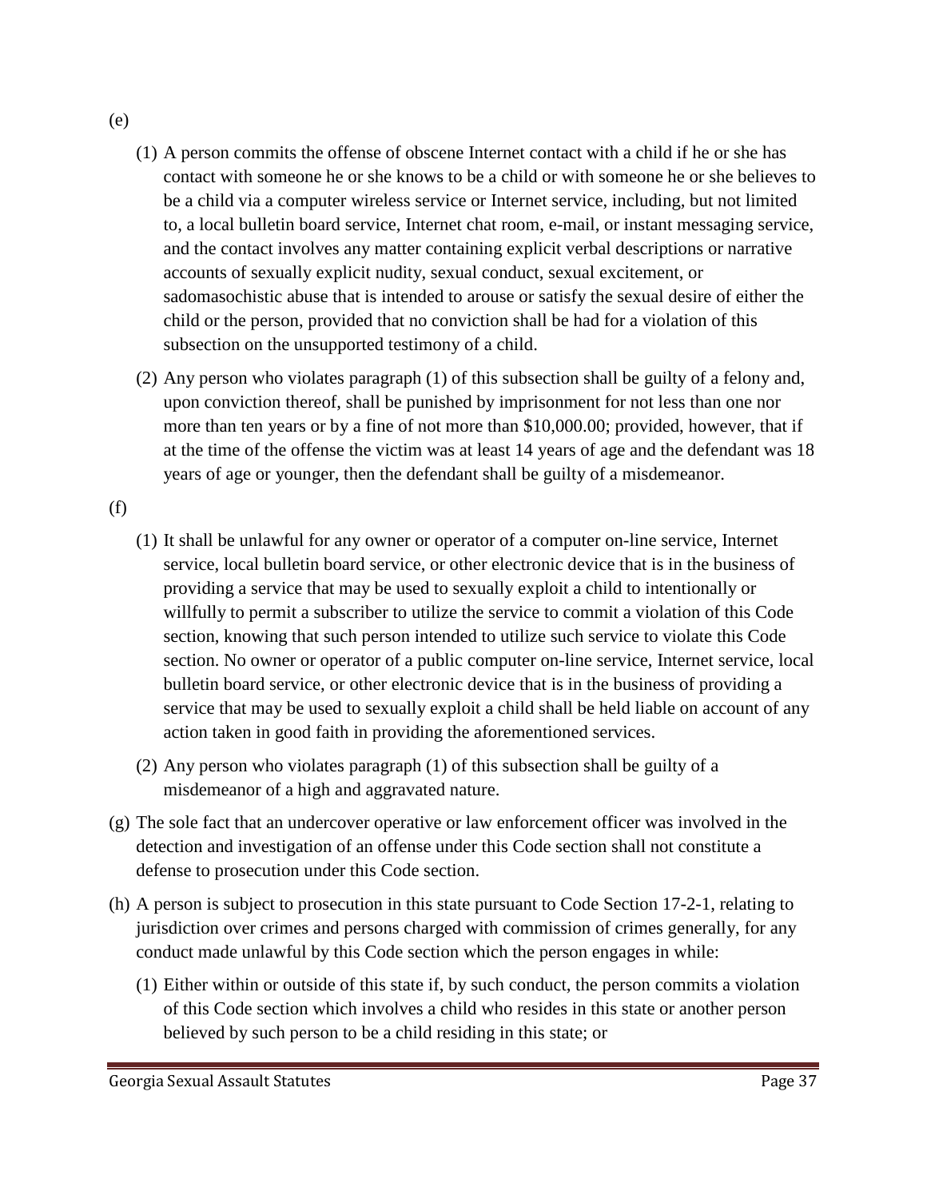(e)

(1) A person commits the offense of obscene Internet contact with a child if he or she has contact with someone he or she knows to be a child or with someone he or she believes to be a child via a computer wireless service or Internet service, including, but not limited to, a local bulletin board service, Internet chat room, e-mail, or instant messaging service, and the contact involves any matter containing explicit verbal descriptions or narrative accounts of sexually explicit nudity, sexual conduct, sexual excitement, or sadomasochistic abuse that is intended to arouse or satisfy the sexual desire of either the child or the person, provided that no conviction shall be had for a violation of this subsection on the unsupported testimony of a child.

(2) Any person who violates paragraph (1) of this subsection shall be guilty of a felony and, upon conviction thereof, shall be punished by imprisonment for not less than one nor more than ten years or by a fine of not more than $10,000.00; provided, however, that if at the time of the offense the victim was at least 14 years of age and the defendant was 18 years of age or younger, then the defendant shall be guilty of a misdemeanor.

(f)

(1) It shall be unlawful for any owner or operator of a computer on-line service, Internet service, local bulletin board service, or other electronic device that is in the business of providing a service that may be used to sexually exploit a child to intentionally or willfully to permit a subscriber to utilize the service to commit a violation of this Code section, knowing that such person intended to utilize such service to violate this Code section. No owner or operator of a public computer on-line service, Internet service, local bulletin board service, or other electronic device that is in the business of providing a service that may be used to sexually exploit a child shall be held liable on account of any action taken in good faith in providing the aforementioned services.

(2) Any person who violates paragraph (1) of this subsection shall be guilty of a misdemeanor of a high and aggravated nature.

(g) The sole fact that an undercover operative or law enforcement officer was involved in the detection and investigation of an offense under this Code section shall not constitute a defense to prosecution under this Code section.

(h) A person is subject to prosecution in this state pursuant to Code Section 17-2-1, relating to jurisdiction over crimes and persons charged with commission of crimes generally, for any conduct made unlawful by this Code section which the person engages in while:

(1) Either within or outside of this state if, by such conduct, the person commits a violation of this Code section which involves a child who resides in this state or another person believed by such person to be a child residing in this state; or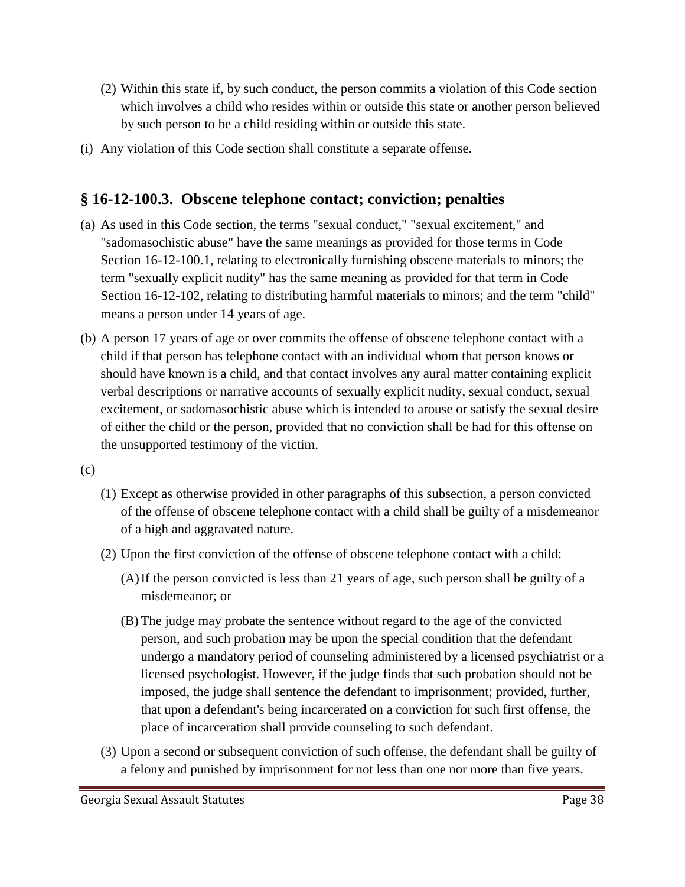(2) Within this state if, by such conduct, the person commits a violation of this Code section which involves a child who resides within or outside this state or another person believed by such person to be a child residing within or outside this state.

(i) Any violation of this Code section shall constitute a separate offense.

## § 16-12-100.3. Obscene telephone contact; conviction; penalties

(a) As used in this Code section, the terms "sexual conduct," "sexual excitement," and "sadomasochistic abuse" have the same meanings as provided for those terms in Code Section 16-12-100.1, relating to electronically furnishing obscene materials to minors; the term "sexually explicit nudity" has the same meaning as provided for that term in Code Section 16-12-102, relating to distributing harmful materials to minors; and the term "child" means a person under 14 years of age.

(b) A person 17 years of age or over commits the offense of obscene telephone contact with a child if that person has telephone contact with an individual whom that person knows or should have known is a child, and that contact involves any aural matter containing explicit verbal descriptions or narrative accounts of sexually explicit nudity, sexual conduct, sexual excitement, or sadomasochistic abuse which is intended to arouse or satisfy the sexual desire of either the child or the person, provided that no conviction shall be had for this offense on the unsupported testimony of the victim.

(c)

(1) Except as otherwise provided in other paragraphs of this subsection, a person convicted of the offense of obscene telephone contact with a child shall be guilty of a misdemeanor of a high and aggravated nature.

(2) Upon the first conviction of the offense of obscene telephone contact with a child:

(A) If the person convicted is less than 21 years of age, such person shall be guilty of a misdemeanor; or

(B) The judge may probate the sentence without regard to the age of the convicted person, and such probation may be upon the special condition that the defendant undergo a mandatory period of counseling administered by a licensed psychiatrist or a licensed psychologist. However, if the judge finds that such probation should not be imposed, the judge shall sentence the defendant to imprisonment; provided, further, that upon a defendant's being incarcerated on a conviction for such first offense, the place of incarceration shall provide counseling to such defendant.

(3) Upon a second or subsequent conviction of such offense, the defendant shall be guilty of a felony and punished by imprisonment for not less than one nor more than five years.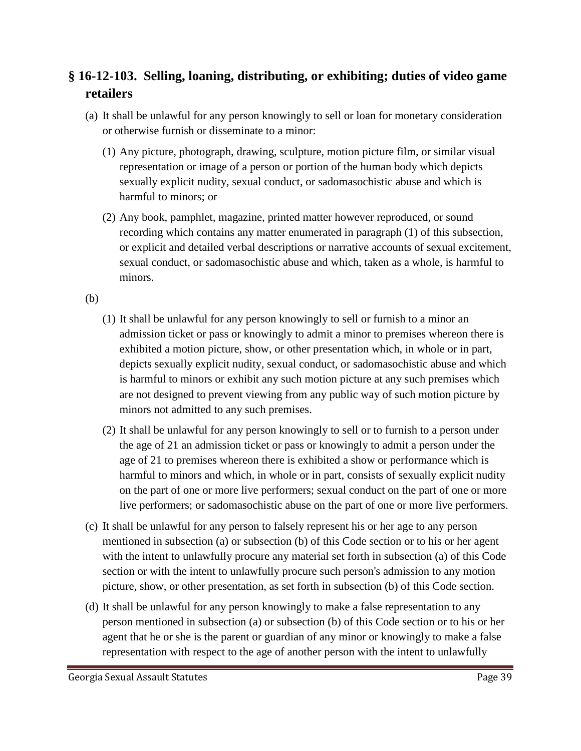## § 16-12-103. Selling, loaning, distributing, or exhibiting; duties of video game retailers

(a) It shall be unlawful for any person knowingly to sell or loan for monetary consideration or otherwise furnish or disseminate to a minor:

(1) Any picture, photograph, drawing, sculpture, motion picture film, or similar visual representation or image of a person or portion of the human body which depicts sexually explicit nudity, sexual conduct, or sadomasochistic abuse and which is harmful to minors; or

(2) Any book, pamphlet, magazine, printed matter however reproduced, or sound recording which contains any matter enumerated in paragraph (1) of this subsection, or explicit and detailed verbal descriptions or narrative accounts of sexual excitement, sexual conduct, or sadomasochistic abuse and which, taken as a whole, is harmful to minors.

(b)

(1) It shall be unlawful for any person knowingly to sell or furnish to a minor an admission ticket or pass or knowingly to admit a minor to premises whereon there is exhibited a motion picture, show, or other presentation which, in whole or in part, depicts sexually explicit nudity, sexual conduct, or sadomasochistic abuse and which is harmful to minors or exhibit any such motion picture at any such premises which are not designed to prevent viewing from any public way of such motion picture by minors not admitted to any such premises.

(2) It shall be unlawful for any person knowingly to sell or to furnish to a person under the age of 21 an admission ticket or pass or knowingly to admit a person under the age of 21 to premises whereon there is exhibited a show or performance which is harmful to minors and which, in whole or in part, consists of sexually explicit nudity on the part of one or more live performers; sexual conduct on the part of one or more live performers; or sadomasochistic abuse on the part of one or more live performers.

(c) It shall be unlawful for any person to falsely represent his or her age to any person mentioned in subsection (a) or subsection (b) of this Code section or to his or her agent with the intent to unlawfully procure any material set forth in subsection (a) of this Code section or with the intent to unlawfully procure such person's admission to any motion picture, show, or other presentation, as set forth in subsection (b) of this Code section.

(d) It shall be unlawful for any person knowingly to make a false representation to any person mentioned in subsection (a) or subsection (b) of this Code section or to his or her agent that he or she is the parent or guardian of any minor or knowingly to make a false representation with respect to the age of another person with the intent to unlawfully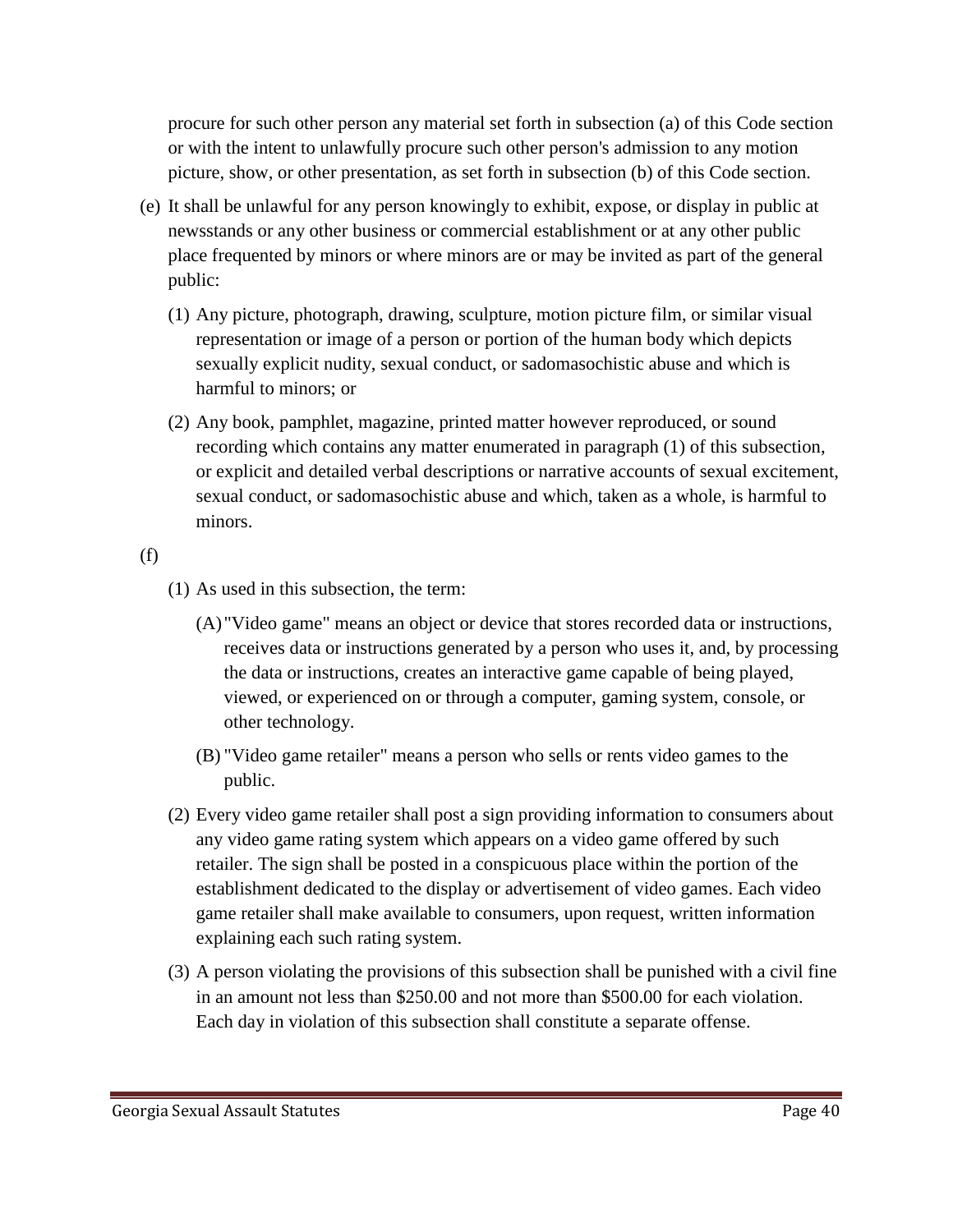procure for such other person any material set forth in subsection (a) of this Code section or with the intent to unlawfully procure such other person's admission to any motion picture, show, or other presentation, as set forth in subsection (b) of this Code section.

(e) It shall be unlawful for any person knowingly to exhibit, expose, or display in public at newsstands or any other business or commercial establishment or at any other public place frequented by minors or where minors are or may be invited as part of the general public:

(1) Any picture, photograph, drawing, sculpture, motion picture film, or similar visual representation or image of a person or portion of the human body which depicts sexually explicit nudity, sexual conduct, or sadomasochistic abuse and which is harmful to minors; or

(2) Any book, pamphlet, magazine, printed matter however reproduced, or sound recording which contains any matter enumerated in paragraph (1) of this subsection, or explicit and detailed verbal descriptions or narrative accounts of sexual excitement, sexual conduct, or sadomasochistic abuse and which, taken as a whole, is harmful to minors.

(f)

(1) As used in this subsection, the term:

(A) "Video game" means an object or device that stores recorded data or instructions, receives data or instructions generated by a person who uses it, and, by processing the data or instructions, creates an interactive game capable of being played, viewed, or experienced on or through a computer, gaming system, console, or other technology.

(B) "Video game retailer" means a person who sells or rents video games to the public.

(2) Every video game retailer shall post a sign providing information to consumers about any video game rating system which appears on a video game offered by such retailer. The sign shall be posted in a conspicuous place within the portion of the establishment dedicated to the display or advertisement of video games. Each video game retailer shall make available to consumers, upon request, written information explaining each such rating system.

(3) A person violating the provisions of this subsection shall be punished with a civil fine in an amount not less than $250.00 and not more than $500.00 for each violation. Each day in violation of this subsection shall constitute a separate offense.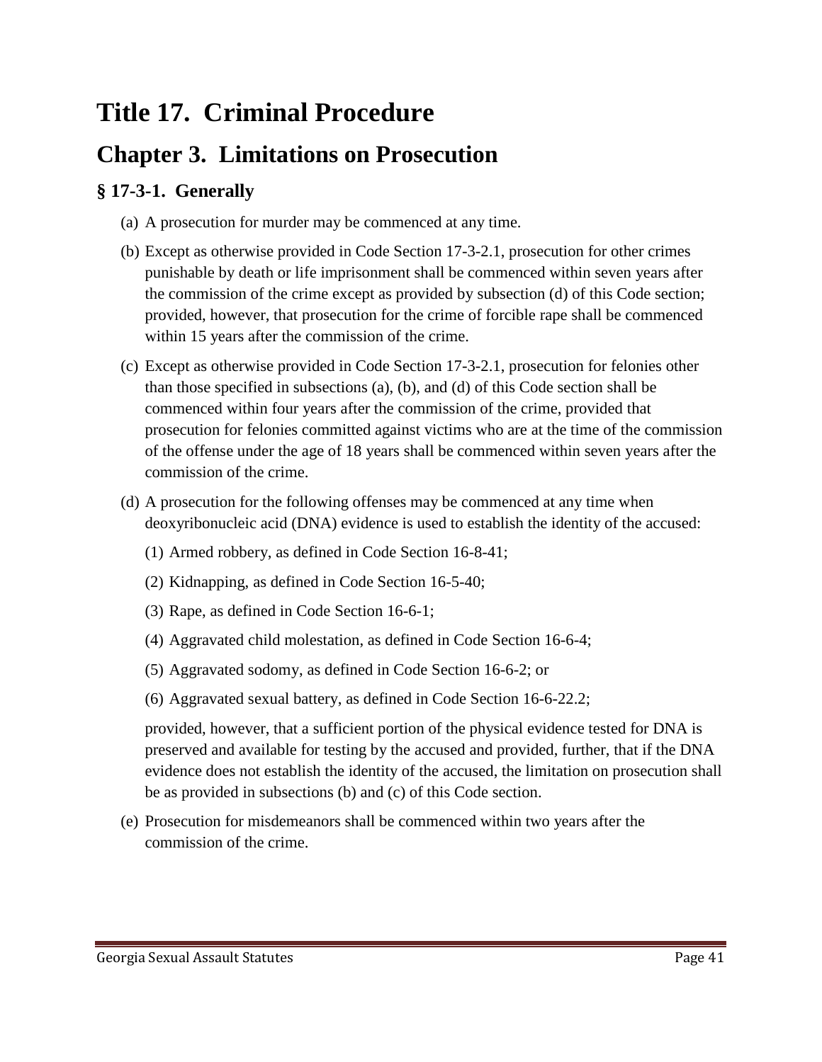# Title 17. Criminal Procedure

## Chapter 3. Limitations on Prosecution

### § 17-3-1. Generally

(a) A prosecution for murder may be commenced at any time.

(b) Except as otherwise provided in Code Section 17-3-2.1, prosecution for other crimes punishable by death or life imprisonment shall be commenced within seven years after the commission of the crime except as provided by subsection (d) of this Code section; provided, however, that prosecution for the crime of forcible rape shall be commenced within 15 years after the commission of the crime.

(c) Except as otherwise provided in Code Section 17-3-2.1, prosecution for felonies other than those specified in subsections (a), (b), and (d) of this Code section shall be commenced within four years after the commission of the crime, provided that prosecution for felonies committed against victims who are at the time of the commission of the offense under the age of 18 years shall be commenced within seven years after the commission of the crime.

(d) A prosecution for the following offenses may be commenced at any time when deoxyribonucleic acid (DNA) evidence is used to establish the identity of the accused:

(1) Armed robbery, as defined in Code Section 16-8-41;

(2) Kidnapping, as defined in Code Section 16-5-40;

(3) Rape, as defined in Code Section 16-6-1;

(4) Aggravated child molestation, as defined in Code Section 16-6-4;

(5) Aggravated sodomy, as defined in Code Section 16-6-2; or

(6) Aggravated sexual battery, as defined in Code Section 16-6-22.2;

provided, however, that a sufficient portion of the physical evidence tested for DNA is preserved and available for testing by the accused and provided, further, that if the DNA evidence does not establish the identity of the accused, the limitation on prosecution shall be as provided in subsections (b) and (c) of this Code section.

(e) Prosecution for misdemeanors shall be commenced within two years after the commission of the crime.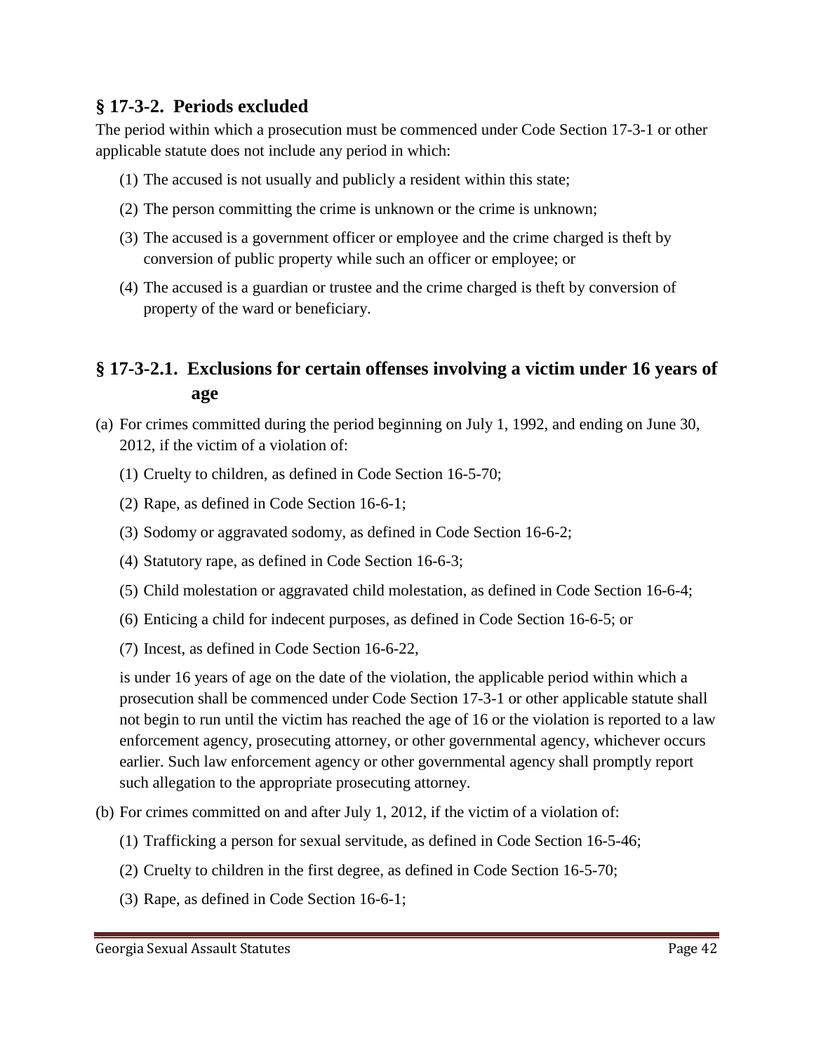## § 17-3-2. Periods excluded

The period within which a prosecution must be commenced under Code Section 17-3-1 or other applicable statute does not include any period in which:

(1) The accused is not usually and publicly a resident within this state;

(2) The person committing the crime is unknown or the crime is unknown;

(3) The accused is a government officer or employee and the crime charged is theft by conversion of public property while such an officer or employee; or

(4) The accused is a guardian or trustee and the crime charged is theft by conversion of property of the ward or beneficiary.

## § 17-3-2.1. Exclusions for certain offenses involving a victim under 16 years of age

(a) For crimes committed during the period beginning on July 1, 1992, and ending on June 30, 2012, if the victim of a violation of:

(1) Cruelty to children, as defined in Code Section 16-5-70;

(2) Rape, as defined in Code Section 16-6-1;

(3) Sodomy or aggravated sodomy, as defined in Code Section 16-6-2;

(4) Statutory rape, as defined in Code Section 16-6-3;

(5) Child molestation or aggravated child molestation, as defined in Code Section 16-6-4;

(6) Enticing a child for indecent purposes, as defined in Code Section 16-6-5; or

(7) Incest, as defined in Code Section 16-6-22,

is under 16 years of age on the date of the violation, the applicable period within which a prosecution shall be commenced under Code Section 17-3-1 or other applicable statute shall not begin to run until the victim has reached the age of 16 or the violation is reported to a law enforcement agency, prosecuting attorney, or other governmental agency, whichever occurs earlier. Such law enforcement agency or other governmental agency shall promptly report such allegation to the appropriate prosecuting attorney.

(b) For crimes committed on and after July 1, 2012, if the victim of a violation of:

(1) Trafficking a person for sexual servitude, as defined in Code Section 16-5-46;

(2) Cruelty to children in the first degree, as defined in Code Section 16-5-70;

(3) Rape, as defined in Code Section 16-6-1;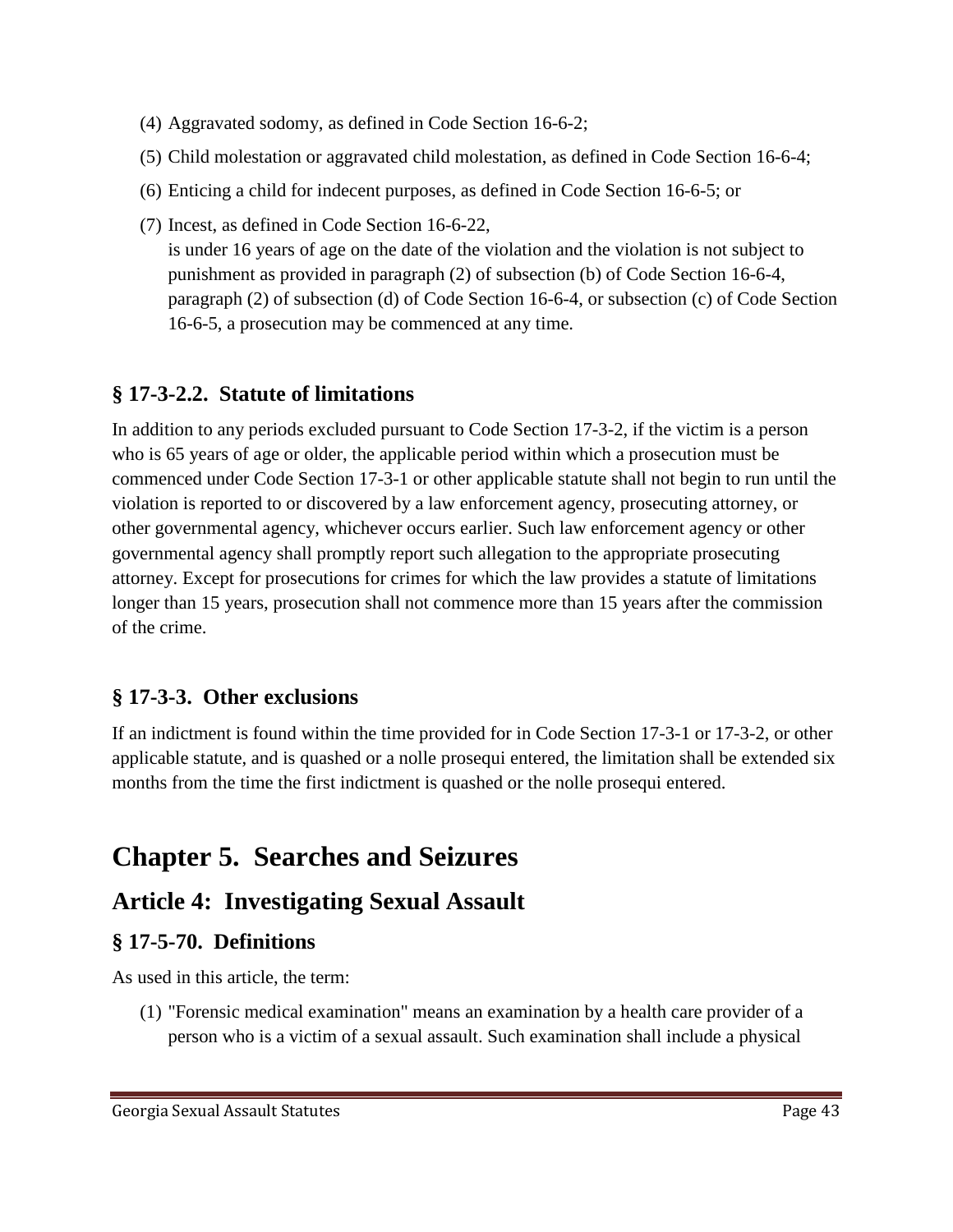(4) Aggravated sodomy, as defined in Code Section 16-6-2;

(5) Child molestation or aggravated child molestation, as defined in Code Section 16-6-4;

(6) Enticing a child for indecent purposes, as defined in Code Section 16-6-5; or

(7) Incest, as defined in Code Section 16-6-22,
is under 16 years of age on the date of the violation and the violation is not subject to punishment as provided in paragraph (2) of subsection (b) of Code Section 16-6-4, paragraph (2) of subsection (d) of Code Section 16-6-4, or subsection (c) of Code Section 16-6-5, a prosecution may be commenced at any time.

### § 17-3-2.2. Statute of limitations

In addition to any periods excluded pursuant to Code Section 17-3-2, if the victim is a person who is 65 years of age or older, the applicable period within which a prosecution must be commenced under Code Section 17-3-1 or other applicable statute shall not begin to run until the violation is reported to or discovered by a law enforcement agency, prosecuting attorney, or other governmental agency, whichever occurs earlier. Such law enforcement agency or other governmental agency shall promptly report such allegation to the appropriate prosecuting attorney. Except for prosecutions for crimes for which the law provides a statute of limitations longer than 15 years, prosecution shall not commence more than 15 years after the commission of the crime.

### § 17-3-3. Other exclusions

If an indictment is found within the time provided for in Code Section 17-3-1 or 17-3-2, or other applicable statute, and is quashed or a nolle prosequi entered, the limitation shall be extended six months from the time the first indictment is quashed or the nolle prosequi entered.

# Chapter 5. Searches and Seizures

## Article 4: Investigating Sexual Assault

### § 17-5-70. Definitions

As used in this article, the term:

(1) "Forensic medical examination" means an examination by a health care provider of a person who is a victim of a sexual assault. Such examination shall include a physical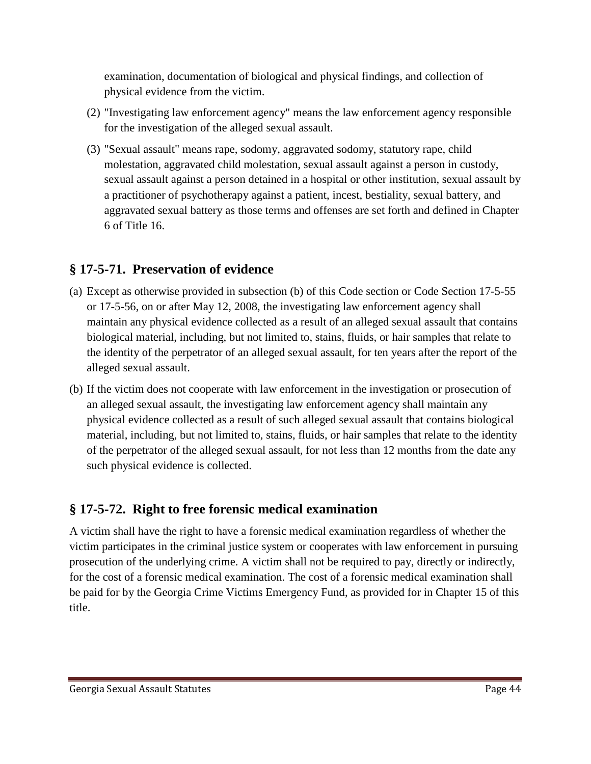examination, documentation of biological and physical findings, and collection of physical evidence from the victim.

(2) "Investigating law enforcement agency" means the law enforcement agency responsible for the investigation of the alleged sexual assault.

(3) "Sexual assault" means rape, sodomy, aggravated sodomy, statutory rape, child molestation, aggravated child molestation, sexual assault against a person in custody, sexual assault against a person detained in a hospital or other institution, sexual assault by a practitioner of psychotherapy against a patient, incest, bestiality, sexual battery, and aggravated sexual battery as those terms and offenses are set forth and defined in Chapter 6 of Title 16.

## § 17-5-71. Preservation of evidence

(a) Except as otherwise provided in subsection (b) of this Code section or Code Section 17-5-55 or 17-5-56, on or after May 12, 2008, the investigating law enforcement agency shall maintain any physical evidence collected as a result of an alleged sexual assault that contains biological material, including, but not limited to, stains, fluids, or hair samples that relate to the identity of the perpetrator of an alleged sexual assault, for ten years after the report of the alleged sexual assault.

(b) If the victim does not cooperate with law enforcement in the investigation or prosecution of an alleged sexual assault, the investigating law enforcement agency shall maintain any physical evidence collected as a result of such alleged sexual assault that contains biological material, including, but not limited to, stains, fluids, or hair samples that relate to the identity of the perpetrator of the alleged sexual assault, for not less than 12 months from the date any such physical evidence is collected.

## § 17-5-72. Right to free forensic medical examination

A victim shall have the right to have a forensic medical examination regardless of whether the victim participates in the criminal justice system or cooperates with law enforcement in pursuing prosecution of the underlying crime. A victim shall not be required to pay, directly or indirectly, for the cost of a forensic medical examination. The cost of a forensic medical examination shall be paid for by the Georgia Crime Victims Emergency Fund, as provided for in Chapter 15 of this title.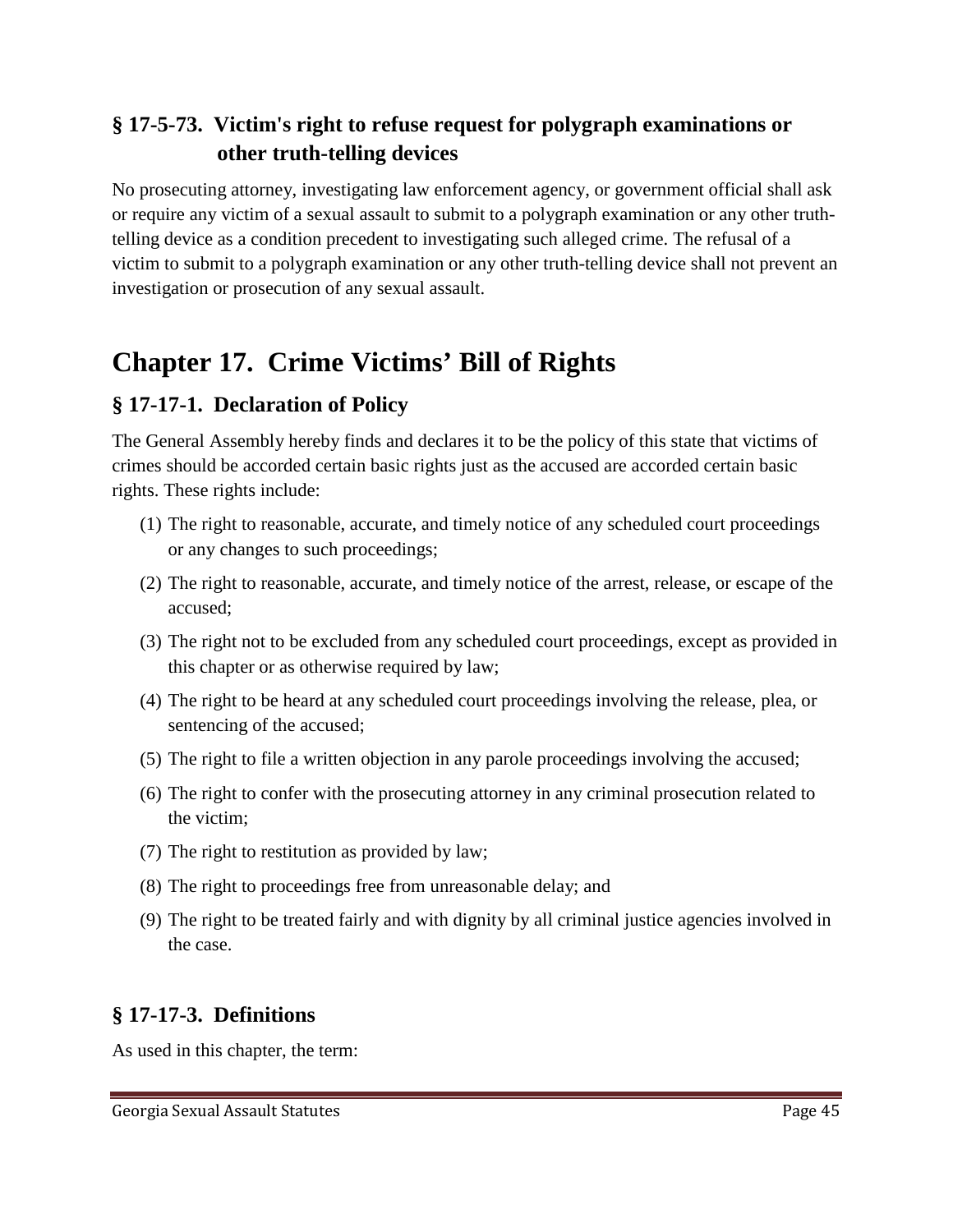### § 17-5-73. Victim's right to refuse request for polygraph examinations or other truth-telling devices

No prosecuting attorney, investigating law enforcement agency, or government official shall ask or require any victim of a sexual assault to submit to a polygraph examination or any other truth-telling device as a condition precedent to investigating such alleged crime. The refusal of a victim to submit to a polygraph examination or any other truth-telling device shall not prevent an investigation or prosecution of any sexual assault.

## Chapter 17. Crime Victims' Bill of Rights

### § 17-17-1. Declaration of Policy

The General Assembly hereby finds and declares it to be the policy of this state that victims of crimes should be accorded certain basic rights just as the accused are accorded certain basic rights. These rights include:

(1) The right to reasonable, accurate, and timely notice of any scheduled court proceedings or any changes to such proceedings;

(2) The right to reasonable, accurate, and timely notice of the arrest, release, or escape of the accused;

(3) The right not to be excluded from any scheduled court proceedings, except as provided in this chapter or as otherwise required by law;

(4) The right to be heard at any scheduled court proceedings involving the release, plea, or sentencing of the accused;

(5) The right to file a written objection in any parole proceedings involving the accused;

(6) The right to confer with the prosecuting attorney in any criminal prosecution related to the victim;

(7) The right to restitution as provided by law;

(8) The right to proceedings free from unreasonable delay; and

(9) The right to be treated fairly and with dignity by all criminal justice agencies involved in the case.

### § 17-17-3. Definitions

As used in this chapter, the term: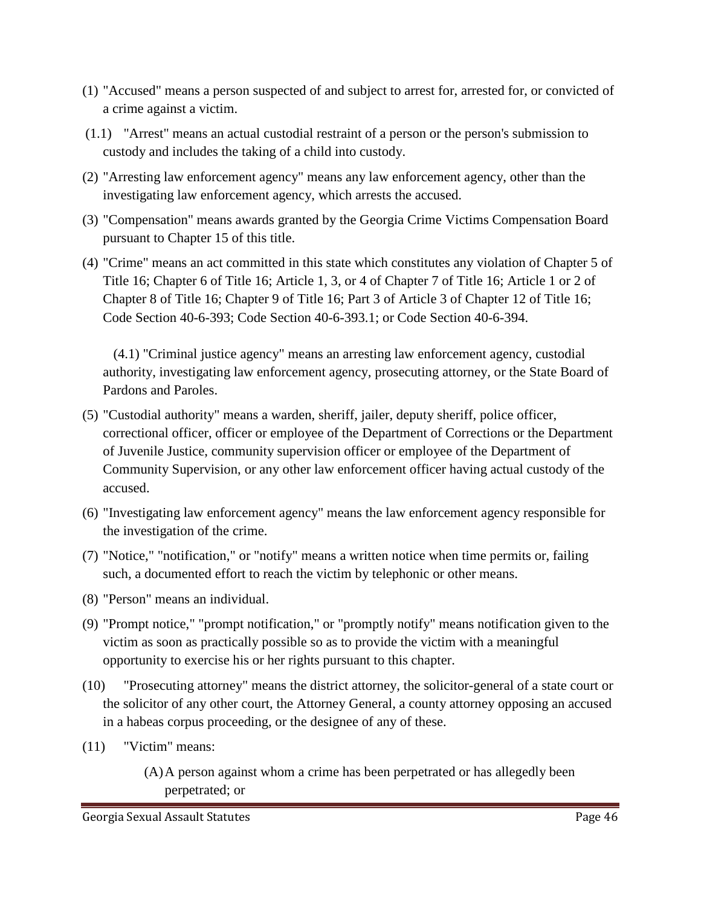(1) "Accused" means a person suspected of and subject to arrest for, arrested for, or convicted of a crime against a victim.

(1.1) "Arrest" means an actual custodial restraint of a person or the person's submission to custody and includes the taking of a child into custody.

(2) "Arresting law enforcement agency" means any law enforcement agency, other than the investigating law enforcement agency, which arrests the accused.

(3) "Compensation" means awards granted by the Georgia Crime Victims Compensation Board pursuant to Chapter 15 of this title.

(4) "Crime" means an act committed in this state which constitutes any violation of Chapter 5 of Title 16; Chapter 6 of Title 16; Article 1, 3, or 4 of Chapter 7 of Title 16; Article 1 or 2 of Chapter 8 of Title 16; Chapter 9 of Title 16; Part 3 of Article 3 of Chapter 12 of Title 16; Code Section 40-6-393; Code Section 40-6-393.1; or Code Section 40-6-394.

(4.1) "Criminal justice agency" means an arresting law enforcement agency, custodial authority, investigating law enforcement agency, prosecuting attorney, or the State Board of Pardons and Paroles.

(5) "Custodial authority" means a warden, sheriff, jailer, deputy sheriff, police officer, correctional officer, officer or employee of the Department of Corrections or the Department of Juvenile Justice, community supervision officer or employee of the Department of Community Supervision, or any other law enforcement officer having actual custody of the accused.

(6) "Investigating law enforcement agency" means the law enforcement agency responsible for the investigation of the crime.

(7) "Notice," "notification," or "notify" means a written notice when time permits or, failing such, a documented effort to reach the victim by telephonic or other means.

(8) "Person" means an individual.

(9) "Prompt notice," "prompt notification," or "promptly notify" means notification given to the victim as soon as practically possible so as to provide the victim with a meaningful opportunity to exercise his or her rights pursuant to this chapter.

(10) "Prosecuting attorney" means the district attorney, the solicitor-general of a state court or the solicitor of any other court, the Attorney General, a county attorney opposing an accused in a habeas corpus proceeding, or the designee of any of these.

(11) "Victim" means:

(A) A person against whom a crime has been perpetrated or has allegedly been perpetrated; or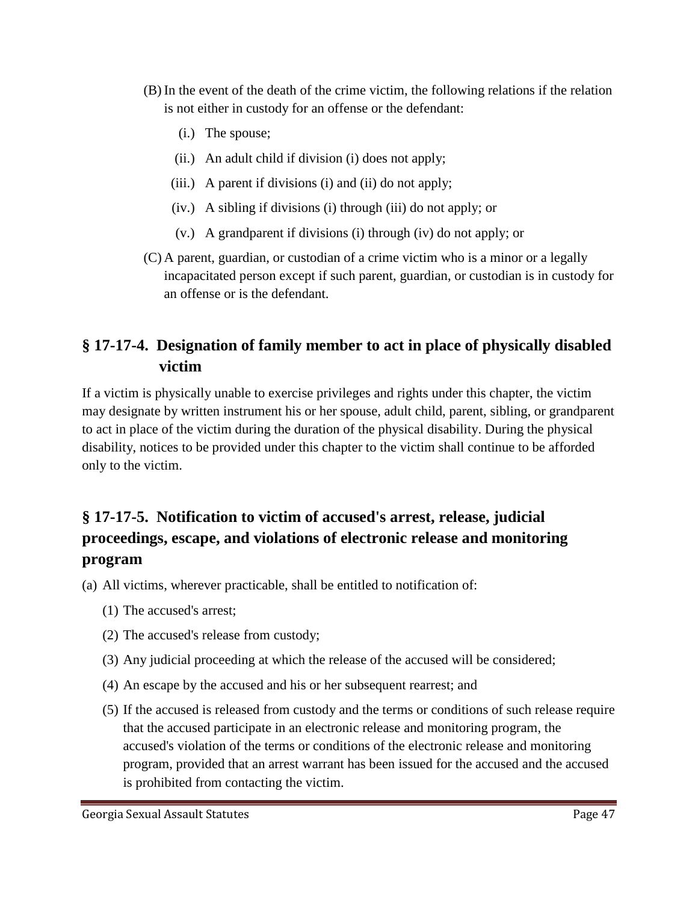(B) In the event of the death of the crime victim, the following relations if the relation is not either in custody for an offense or the defendant:

   (i.) The spouse;

   (ii.) An adult child if division (i) does not apply;

   (iii.) A parent if divisions (i) and (ii) do not apply;

   (iv.) A sibling if divisions (i) through (iii) do not apply; or

   (v.) A grandparent if divisions (i) through (iv) do not apply; or

(C) A parent, guardian, or custodian of a crime victim who is a minor or a legally incapacitated person except if such parent, guardian, or custodian is in custody for an offense or is the defendant.

## § 17-17-4. Designation of family member to act in place of physically disabled victim

If a victim is physically unable to exercise privileges and rights under this chapter, the victim may designate by written instrument his or her spouse, adult child, parent, sibling, or grandparent to act in place of the victim during the duration of the physical disability. During the physical disability, notices to be provided under this chapter to the victim shall continue to be afforded only to the victim.

## § 17-17-5. Notification to victim of accused's arrest, release, judicial proceedings, escape, and violations of electronic release and monitoring program

(a) All victims, wherever practicable, shall be entitled to notification of:

   (1) The accused's arrest;

   (2) The accused's release from custody;

   (3) Any judicial proceeding at which the release of the accused will be considered;

   (4) An escape by the accused and his or her subsequent rearrest; and

   (5) If the accused is released from custody and the terms or conditions of such release require that the accused participate in an electronic release and monitoring program, the accused's violation of the terms or conditions of the electronic release and monitoring program, provided that an arrest warrant has been issued for the accused and the accused is prohibited from contacting the victim.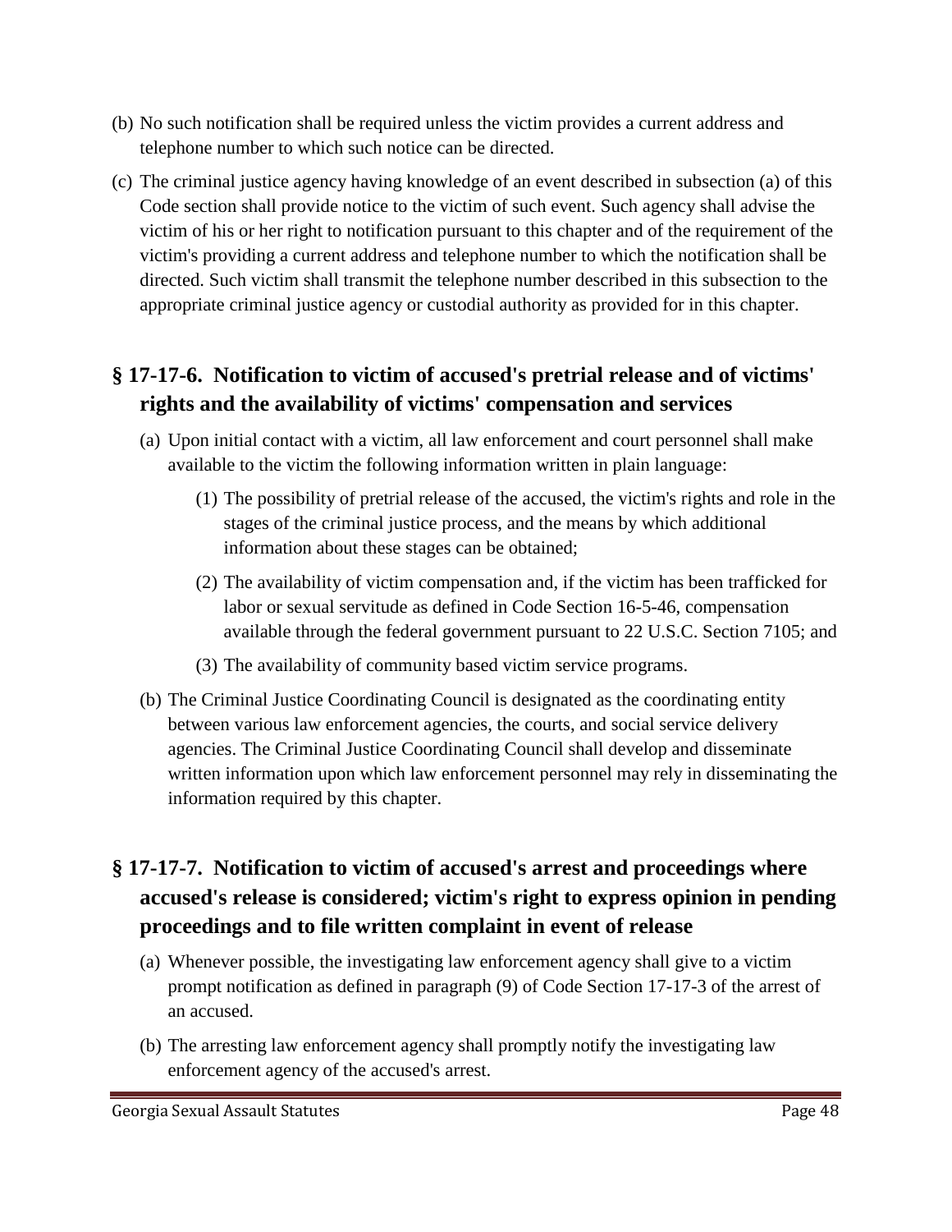(b) No such notification shall be required unless the victim provides a current address and telephone number to which such notice can be directed.

(c) The criminal justice agency having knowledge of an event described in subsection (a) of this Code section shall provide notice to the victim of such event. Such agency shall advise the victim of his or her right to notification pursuant to this chapter and of the requirement of the victim's providing a current address and telephone number to which the notification shall be directed. Such victim shall transmit the telephone number described in this subsection to the appropriate criminal justice agency or custodial authority as provided for in this chapter.

## § 17-17-6. Notification to victim of accused's pretrial release and of victims' rights and the availability of victims' compensation and services

(a) Upon initial contact with a victim, all law enforcement and court personnel shall make available to the victim the following information written in plain language:

(1) The possibility of pretrial release of the accused, the victim's rights and role in the stages of the criminal justice process, and the means by which additional information about these stages can be obtained;

(2) The availability of victim compensation and, if the victim has been trafficked for labor or sexual servitude as defined in Code Section 16-5-46, compensation available through the federal government pursuant to 22 U.S.C. Section 7105; and

(3) The availability of community based victim service programs.

(b) The Criminal Justice Coordinating Council is designated as the coordinating entity between various law enforcement agencies, the courts, and social service delivery agencies. The Criminal Justice Coordinating Council shall develop and disseminate written information upon which law enforcement personnel may rely in disseminating the information required by this chapter.

## § 17-17-7. Notification to victim of accused's arrest and proceedings where accused's release is considered; victim's right to express opinion in pending proceedings and to file written complaint in event of release

(a) Whenever possible, the investigating law enforcement agency shall give to a victim prompt notification as defined in paragraph (9) of Code Section 17-17-3 of the arrest of an accused.

(b) The arresting law enforcement agency shall promptly notify the investigating law enforcement agency of the accused's arrest.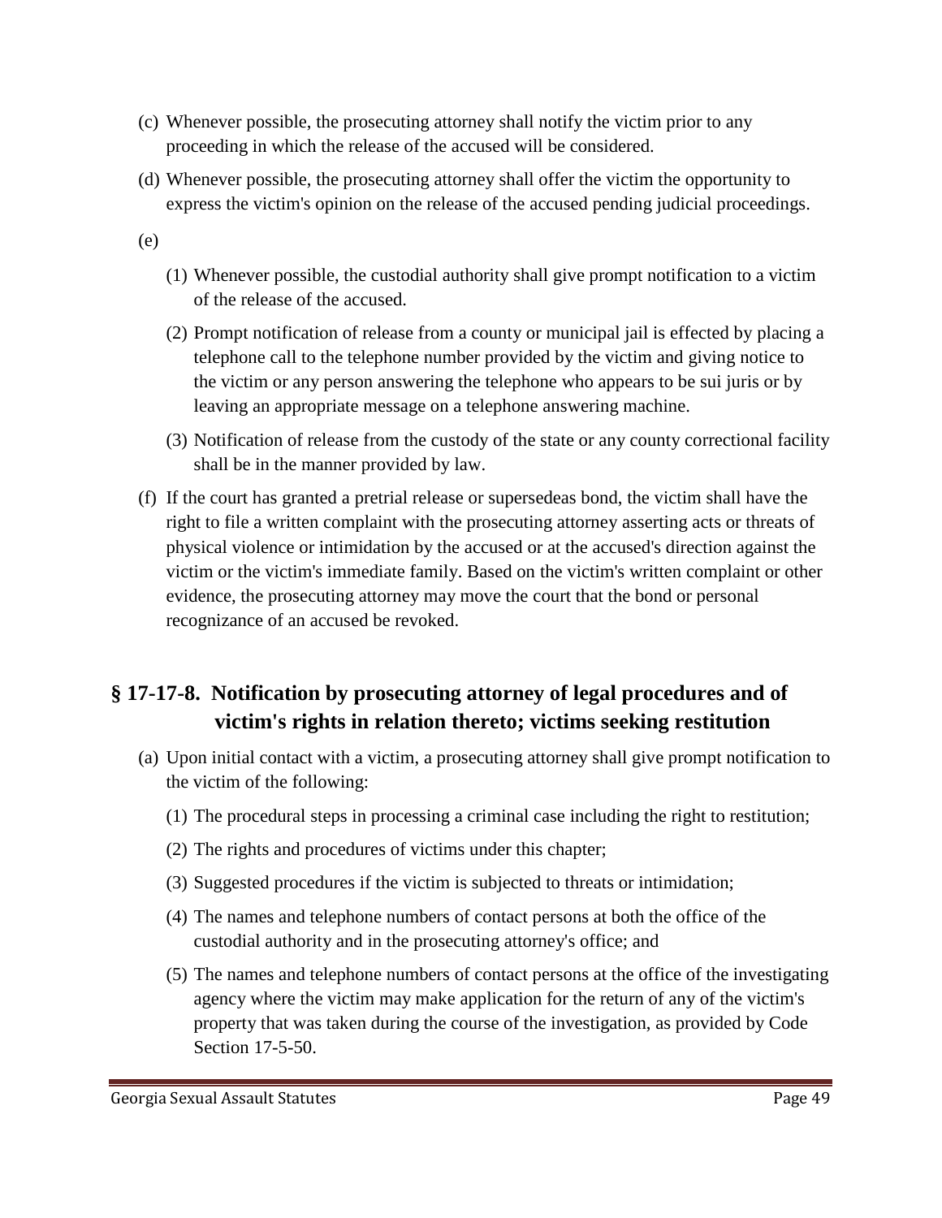(c) Whenever possible, the prosecuting attorney shall notify the victim prior to any proceeding in which the release of the accused will be considered.

(d) Whenever possible, the prosecuting attorney shall offer the victim the opportunity to express the victim's opinion on the release of the accused pending judicial proceedings.

(e)

(1) Whenever possible, the custodial authority shall give prompt notification to a victim of the release of the accused.

(2) Prompt notification of release from a county or municipal jail is effected by placing a telephone call to the telephone number provided by the victim and giving notice to the victim or any person answering the telephone who appears to be sui juris or by leaving an appropriate message on a telephone answering machine.

(3) Notification of release from the custody of the state or any county correctional facility shall be in the manner provided by law.

(f) If the court has granted a pretrial release or supersedeas bond, the victim shall have the right to file a written complaint with the prosecuting attorney asserting acts or threats of physical violence or intimidation by the accused or at the accused's direction against the victim or the victim's immediate family. Based on the victim's written complaint or other evidence, the prosecuting attorney may move the court that the bond or personal recognizance of an accused be revoked.

## § 17-17-8. Notification by prosecuting attorney of legal procedures and of victim's rights in relation thereto; victims seeking restitution

(a) Upon initial contact with a victim, a prosecuting attorney shall give prompt notification to the victim of the following:

(1) The procedural steps in processing a criminal case including the right to restitution;

(2) The rights and procedures of victims under this chapter;

(3) Suggested procedures if the victim is subjected to threats or intimidation;

(4) The names and telephone numbers of contact persons at both the office of the custodial authority and in the prosecuting attorney's office; and

(5) The names and telephone numbers of contact persons at the office of the investigating agency where the victim may make application for the return of any of the victim's property that was taken during the course of the investigation, as provided by Code Section 17-5-50.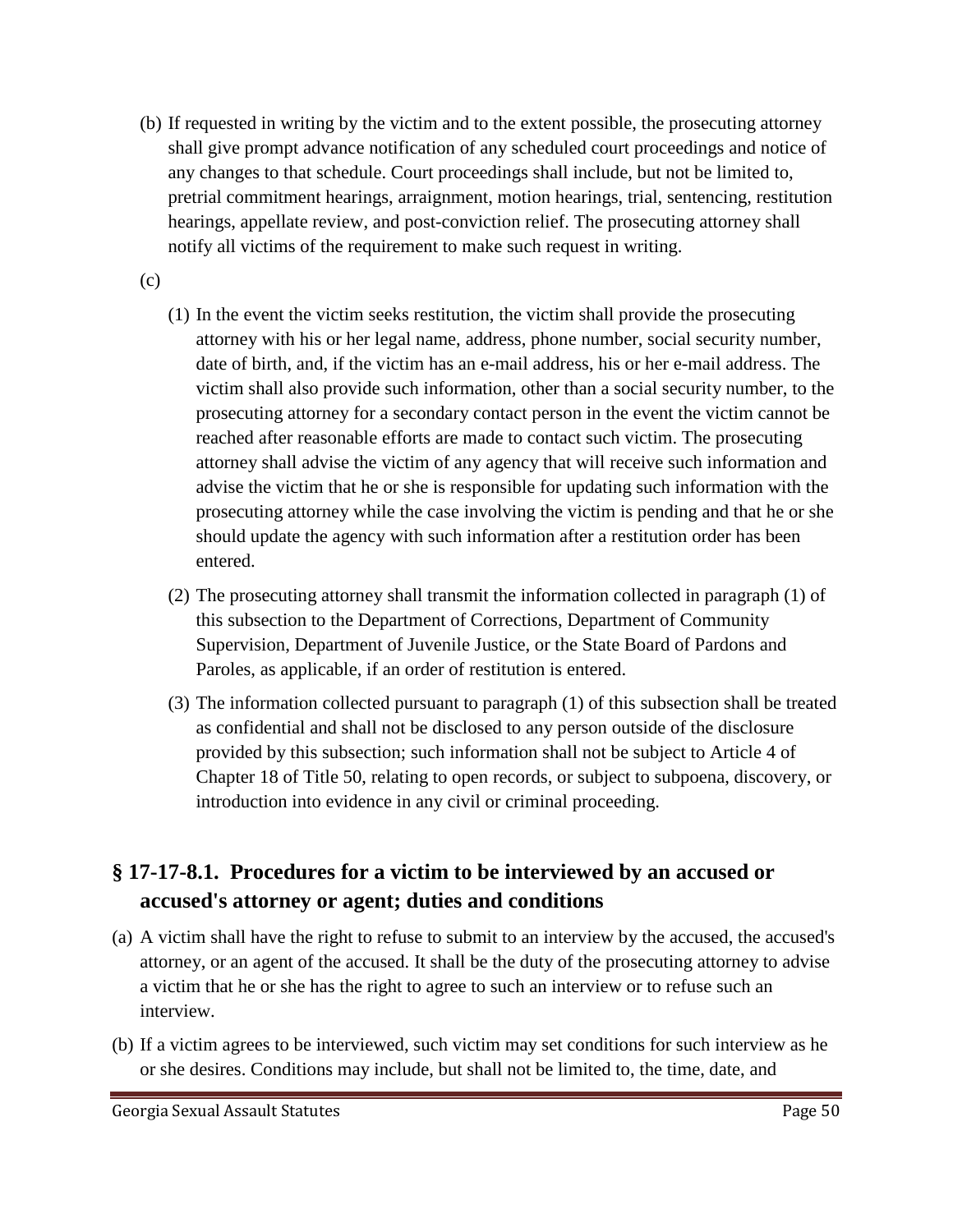(b) If requested in writing by the victim and to the extent possible, the prosecuting attorney shall give prompt advance notification of any scheduled court proceedings and notice of any changes to that schedule. Court proceedings shall include, but not be limited to, pretrial commitment hearings, arraignment, motion hearings, trial, sentencing, restitution hearings, appellate review, and post-conviction relief. The prosecuting attorney shall notify all victims of the requirement to make such request in writing.

(c)

(1) In the event the victim seeks restitution, the victim shall provide the prosecuting attorney with his or her legal name, address, phone number, social security number, date of birth, and, if the victim has an e-mail address, his or her e-mail address. The victim shall also provide such information, other than a social security number, to the prosecuting attorney for a secondary contact person in the event the victim cannot be reached after reasonable efforts are made to contact such victim. The prosecuting attorney shall advise the victim of any agency that will receive such information and advise the victim that he or she is responsible for updating such information with the prosecuting attorney while the case involving the victim is pending and that he or she should update the agency with such information after a restitution order has been entered.

(2) The prosecuting attorney shall transmit the information collected in paragraph (1) of this subsection to the Department of Corrections, Department of Community Supervision, Department of Juvenile Justice, or the State Board of Pardons and Paroles, as applicable, if an order of restitution is entered.

(3) The information collected pursuant to paragraph (1) of this subsection shall be treated as confidential and shall not be disclosed to any person outside of the disclosure provided by this subsection; such information shall not be subject to Article 4 of Chapter 18 of Title 50, relating to open records, or subject to subpoena, discovery, or introduction into evidence in any civil or criminal proceeding.

## § 17-17-8.1. Procedures for a victim to be interviewed by an accused or accused's attorney or agent; duties and conditions

(a) A victim shall have the right to refuse to submit to an interview by the accused, the accused's attorney, or an agent of the accused. It shall be the duty of the prosecuting attorney to advise a victim that he or she has the right to agree to such an interview or to refuse such an interview.

(b) If a victim agrees to be interviewed, such victim may set conditions for such interview as he or she desires. Conditions may include, but shall not be limited to, the time, date, and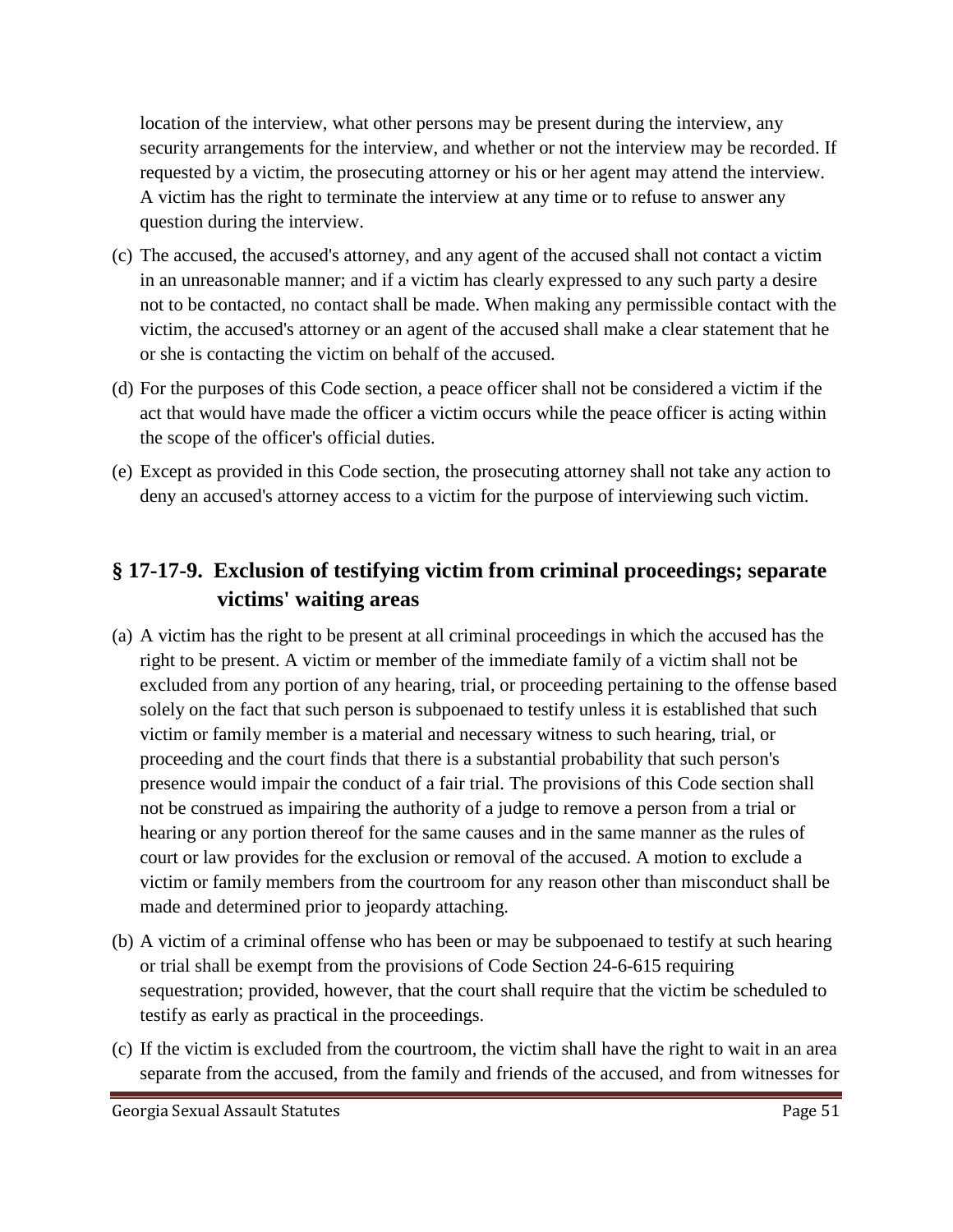location of the interview, what other persons may be present during the interview, any security arrangements for the interview, and whether or not the interview may be recorded. If requested by a victim, the prosecuting attorney or his or her agent may attend the interview. A victim has the right to terminate the interview at any time or to refuse to answer any question during the interview.

(c) The accused, the accused's attorney, and any agent of the accused shall not contact a victim in an unreasonable manner; and if a victim has clearly expressed to any such party a desire not to be contacted, no contact shall be made. When making any permissible contact with the victim, the accused's attorney or an agent of the accused shall make a clear statement that he or she is contacting the victim on behalf of the accused.

(d) For the purposes of this Code section, a peace officer shall not be considered a victim if the act that would have made the officer a victim occurs while the peace officer is acting within the scope of the officer's official duties.

(e) Except as provided in this Code section, the prosecuting attorney shall not take any action to deny an accused's attorney access to a victim for the purpose of interviewing such victim.

## § 17-17-9. Exclusion of testifying victim from criminal proceedings; separate victims' waiting areas

(a) A victim has the right to be present at all criminal proceedings in which the accused has the right to be present. A victim or member of the immediate family of a victim shall not be excluded from any portion of any hearing, trial, or proceeding pertaining to the offense based solely on the fact that such person is subpoenaed to testify unless it is established that such victim or family member is a material and necessary witness to such hearing, trial, or proceeding and the court finds that there is a substantial probability that such person's presence would impair the conduct of a fair trial. The provisions of this Code section shall not be construed as impairing the authority of a judge to remove a person from a trial or hearing or any portion thereof for the same causes and in the same manner as the rules of court or law provides for the exclusion or removal of the accused. A motion to exclude a victim or family members from the courtroom for any reason other than misconduct shall be made and determined prior to jeopardy attaching.

(b) A victim of a criminal offense who has been or may be subpoenaed to testify at such hearing or trial shall be exempt from the provisions of Code Section 24-6-615 requiring sequestration; provided, however, that the court shall require that the victim be scheduled to testify as early as practical in the proceedings.

(c) If the victim is excluded from the courtroom, the victim shall have the right to wait in an area separate from the accused, from the family and friends of the accused, and from witnesses for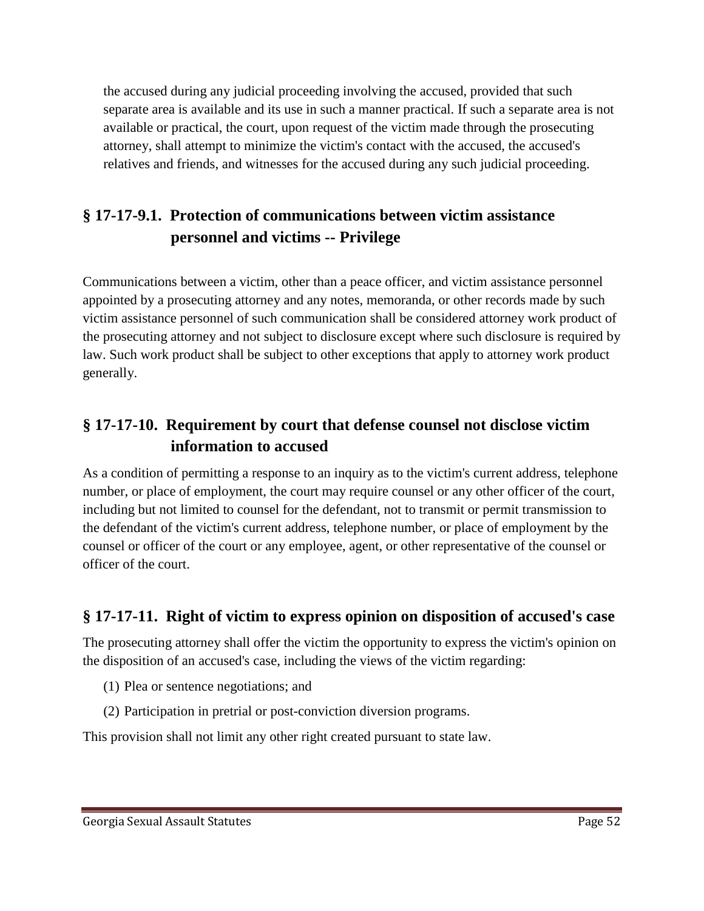the accused during any judicial proceeding involving the accused, provided that such separate area is available and its use in such a manner practical. If such a separate area is not available or practical, the court, upon request of the victim made through the prosecuting attorney, shall attempt to minimize the victim's contact with the accused, the accused's relatives and friends, and witnesses for the accused during any such judicial proceeding.

## § 17-17-9.1. Protection of communications between victim assistance personnel and victims -- Privilege

Communications between a victim, other than a peace officer, and victim assistance personnel appointed by a prosecuting attorney and any notes, memoranda, or other records made by such victim assistance personnel of such communication shall be considered attorney work product of the prosecuting attorney and not subject to disclosure except where such disclosure is required by law. Such work product shall be subject to other exceptions that apply to attorney work product generally.

## § 17-17-10. Requirement by court that defense counsel not disclose victim information to accused

As a condition of permitting a response to an inquiry as to the victim's current address, telephone number, or place of employment, the court may require counsel or any other officer of the court, including but not limited to counsel for the defendant, not to transmit or permit transmission to the defendant of the victim's current address, telephone number, or place of employment by the counsel or officer of the court or any employee, agent, or other representative of the counsel or officer of the court.

## § 17-17-11. Right of victim to express opinion on disposition of accused's case

The prosecuting attorney shall offer the victim the opportunity to express the victim's opinion on the disposition of an accused's case, including the views of the victim regarding:

(1) Plea or sentence negotiations; and

(2) Participation in pretrial or post-conviction diversion programs.

This provision shall not limit any other right created pursuant to state law.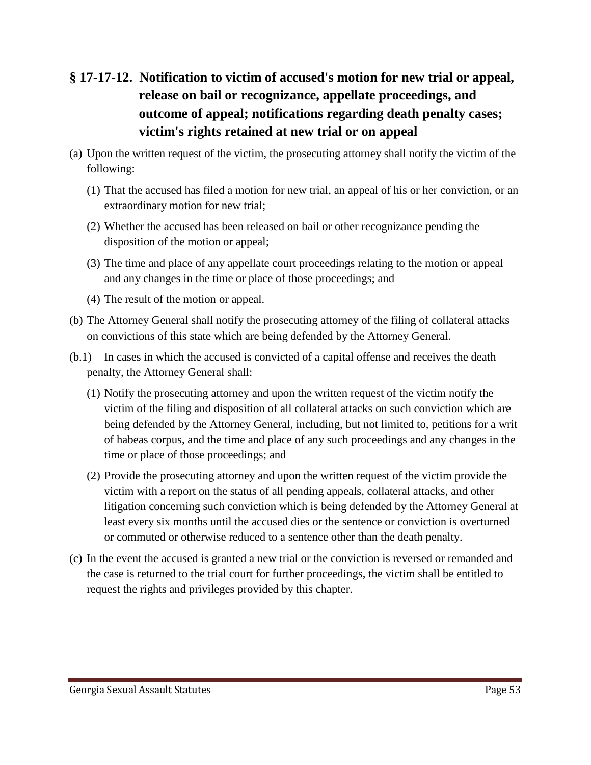## § 17-17-12. Notification to victim of accused's motion for new trial or appeal, release on bail or recognizance, appellate proceedings, and outcome of appeal; notifications regarding death penalty cases; victim's rights retained at new trial or on appeal

(a) Upon the written request of the victim, the prosecuting attorney shall notify the victim of the following:

(1) That the accused has filed a motion for new trial, an appeal of his or her conviction, or an extraordinary motion for new trial;

(2) Whether the accused has been released on bail or other recognizance pending the disposition of the motion or appeal;

(3) The time and place of any appellate court proceedings relating to the motion or appeal and any changes in the time or place of those proceedings; and

(4) The result of the motion or appeal.

(b) The Attorney General shall notify the prosecuting attorney of the filing of collateral attacks on convictions of this state which are being defended by the Attorney General.

(b.1) In cases in which the accused is convicted of a capital offense and receives the death penalty, the Attorney General shall:

(1) Notify the prosecuting attorney and upon the written request of the victim notify the victim of the filing and disposition of all collateral attacks on such conviction which are being defended by the Attorney General, including, but not limited to, petitions for a writ of habeas corpus, and the time and place of any such proceedings and any changes in the time or place of those proceedings; and

(2) Provide the prosecuting attorney and upon the written request of the victim provide the victim with a report on the status of all pending appeals, collateral attacks, and other litigation concerning such conviction which is being defended by the Attorney General at least every six months until the accused dies or the sentence or conviction is overturned or commuted or otherwise reduced to a sentence other than the death penalty.

(c) In the event the accused is granted a new trial or the conviction is reversed or remanded and the case is returned to the trial court for further proceedings, the victim shall be entitled to request the rights and privileges provided by this chapter.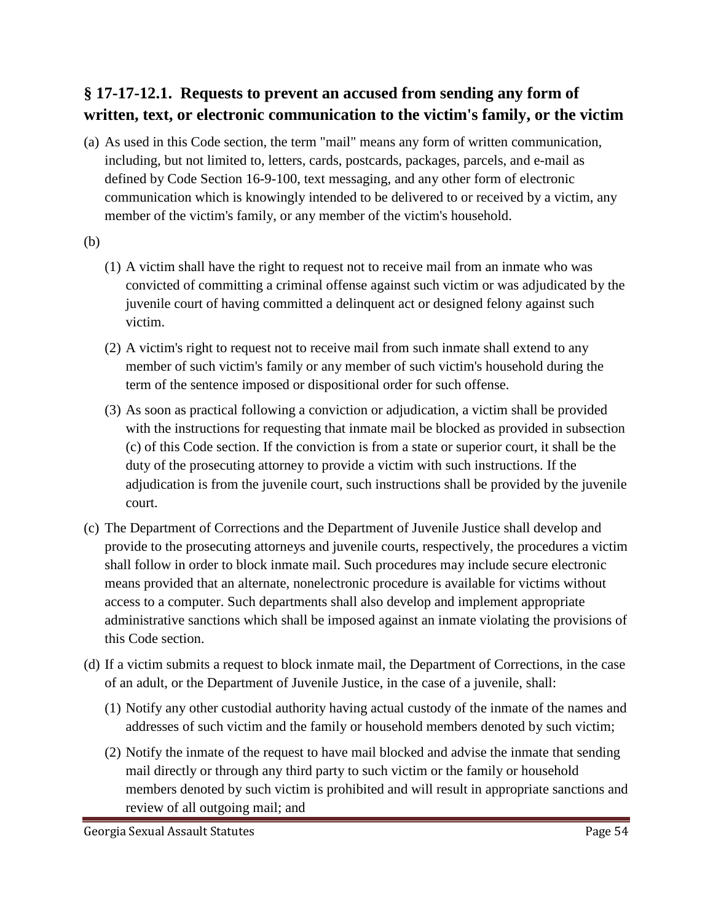## § 17-17-12.1. Requests to prevent an accused from sending any form of written, text, or electronic communication to the victim's family, or the victim

(a) As used in this Code section, the term "mail" means any form of written communication, including, but not limited to, letters, cards, postcards, packages, parcels, and e-mail as defined by Code Section 16-9-100, text messaging, and any other form of electronic communication which is knowingly intended to be delivered to or received by a victim, any member of the victim's family, or any member of the victim's household.

(b)

(1) A victim shall have the right to request not to receive mail from an inmate who was convicted of committing a criminal offense against such victim or was adjudicated by the juvenile court of having committed a delinquent act or designed felony against such victim.

(2) A victim's right to request not to receive mail from such inmate shall extend to any member of such victim's family or any member of such victim's household during the term of the sentence imposed or dispositional order for such offense.

(3) As soon as practical following a conviction or adjudication, a victim shall be provided with the instructions for requesting that inmate mail be blocked as provided in subsection (c) of this Code section. If the conviction is from a state or superior court, it shall be the duty of the prosecuting attorney to provide a victim with such instructions. If the adjudication is from the juvenile court, such instructions shall be provided by the juvenile court.

(c) The Department of Corrections and the Department of Juvenile Justice shall develop and provide to the prosecuting attorneys and juvenile courts, respectively, the procedures a victim shall follow in order to block inmate mail. Such procedures may include secure electronic means provided that an alternate, nonelectronic procedure is available for victims without access to a computer. Such departments shall also develop and implement appropriate administrative sanctions which shall be imposed against an inmate violating the provisions of this Code section.

(d) If a victim submits a request to block inmate mail, the Department of Corrections, in the case of an adult, or the Department of Juvenile Justice, in the case of a juvenile, shall:

(1) Notify any other custodial authority having actual custody of the inmate of the names and addresses of such victim and the family or household members denoted by such victim;

(2) Notify the inmate of the request to have mail blocked and advise the inmate that sending mail directly or through any third party to such victim or the family or household members denoted by such victim is prohibited and will result in appropriate sanctions and review of all outgoing mail; and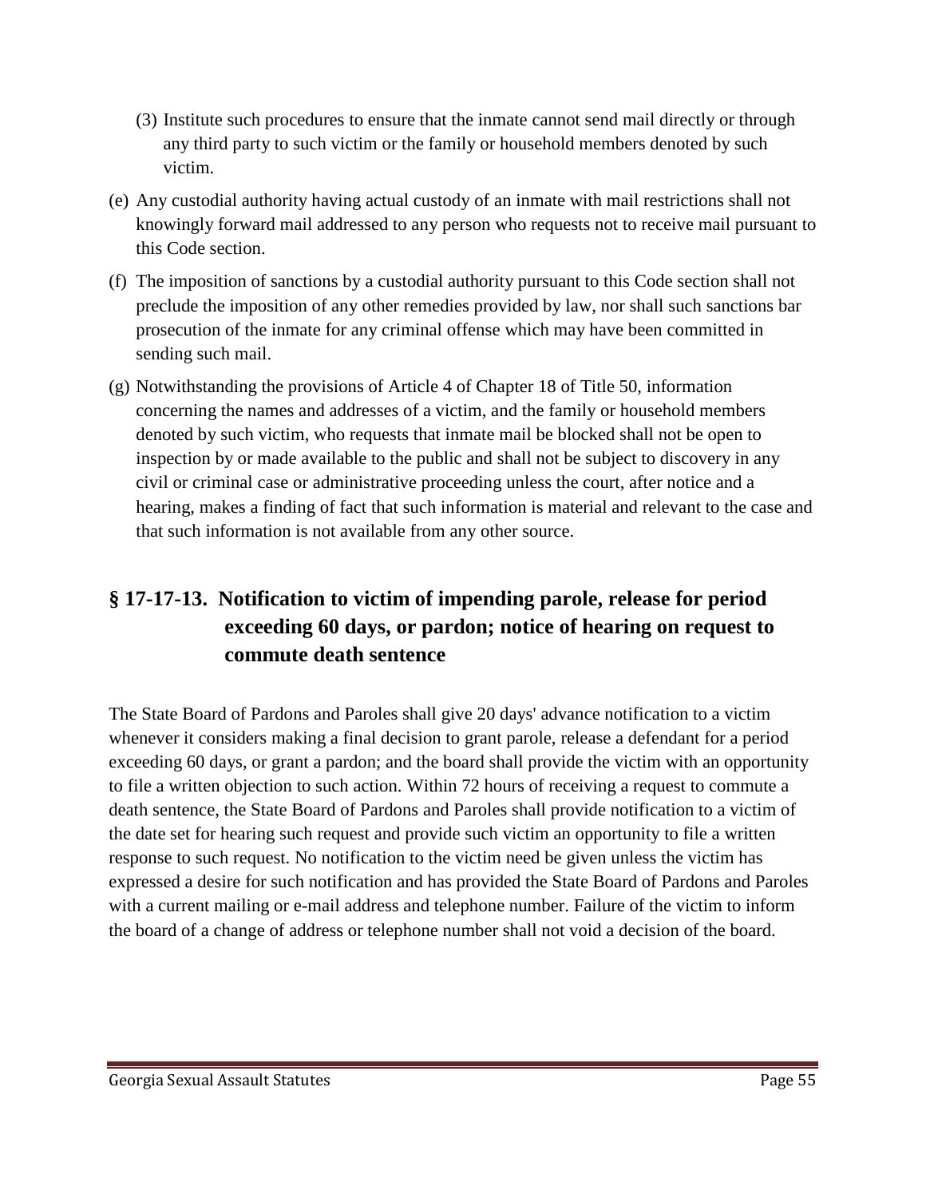(3) Institute such procedures to ensure that the inmate cannot send mail directly or through any third party to such victim or the family or household members denoted by such victim.

(e) Any custodial authority having actual custody of an inmate with mail restrictions shall not knowingly forward mail addressed to any person who requests not to receive mail pursuant to this Code section.

(f) The imposition of sanctions by a custodial authority pursuant to this Code section shall not preclude the imposition of any other remedies provided by law, nor shall such sanctions bar prosecution of the inmate for any criminal offense which may have been committed in sending such mail.

(g) Notwithstanding the provisions of Article 4 of Chapter 18 of Title 50, information concerning the names and addresses of a victim, and the family or household members denoted by such victim, who requests that inmate mail be blocked shall not be open to inspection by or made available to the public and shall not be subject to discovery in any civil or criminal case or administrative proceeding unless the court, after notice and a hearing, makes a finding of fact that such information is material and relevant to the case and that such information is not available from any other source.

## § 17-17-13. Notification to victim of impending parole, release for period exceeding 60 days, or pardon; notice of hearing on request to commute death sentence

The State Board of Pardons and Paroles shall give 20 days' advance notification to a victim whenever it considers making a final decision to grant parole, release a defendant for a period exceeding 60 days, or grant a pardon; and the board shall provide the victim with an opportunity to file a written objection to such action. Within 72 hours of receiving a request to commute a death sentence, the State Board of Pardons and Paroles shall provide notification to a victim of the date set for hearing such request and provide such victim an opportunity to file a written response to such request. No notification to the victim need be given unless the victim has expressed a desire for such notification and has provided the State Board of Pardons and Paroles with a current mailing or e-mail address and telephone number. Failure of the victim to inform the board of a change of address or telephone number shall not void a decision of the board.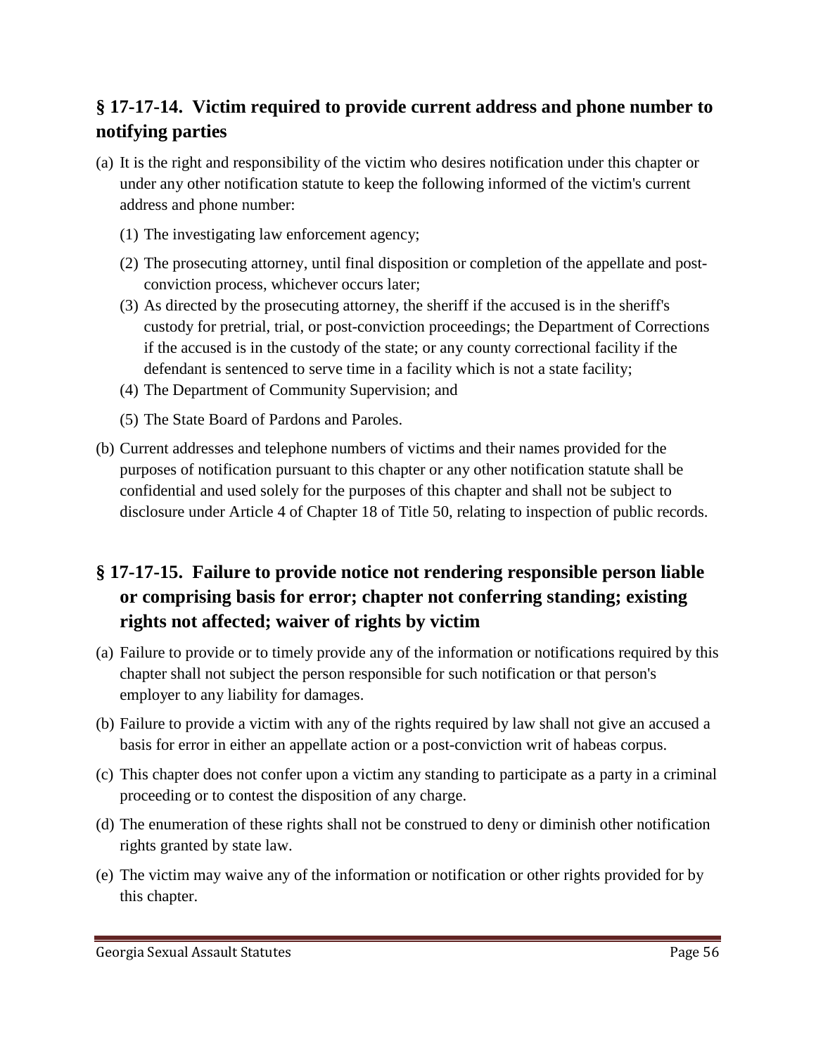## § 17-17-14. Victim required to provide current address and phone number to notifying parties

(a) It is the right and responsibility of the victim who desires notification under this chapter or under any other notification statute to keep the following informed of the victim's current address and phone number:

   (1) The investigating law enforcement agency;

   (2) The prosecuting attorney, until final disposition or completion of the appellate and post-conviction process, whichever occurs later;

   (3) As directed by the prosecuting attorney, the sheriff if the accused is in the sheriff's custody for pretrial, trial, or post-conviction proceedings; the Department of Corrections if the accused is in the custody of the state; or any county correctional facility if the defendant is sentenced to serve time in a facility which is not a state facility;

   (4) The Department of Community Supervision; and

   (5) The State Board of Pardons and Paroles.

(b) Current addresses and telephone numbers of victims and their names provided for the purposes of notification pursuant to this chapter or any other notification statute shall be confidential and used solely for the purposes of this chapter and shall not be subject to disclosure under Article 4 of Chapter 18 of Title 50, relating to inspection of public records.

## § 17-17-15. Failure to provide notice not rendering responsible person liable or comprising basis for error; chapter not conferring standing; existing rights not affected; waiver of rights by victim

(a) Failure to provide or to timely provide any of the information or notifications required by this chapter shall not subject the person responsible for such notification or that person's employer to any liability for damages.

(b) Failure to provide a victim with any of the rights required by law shall not give an accused a basis for error in either an appellate action or a post-conviction writ of habeas corpus.

(c) This chapter does not confer upon a victim any standing to participate as a party in a criminal proceeding or to contest the disposition of any charge.

(d) The enumeration of these rights shall not be construed to deny or diminish other notification rights granted by state law.

(e) The victim may waive any of the information or notification or other rights provided for by this chapter.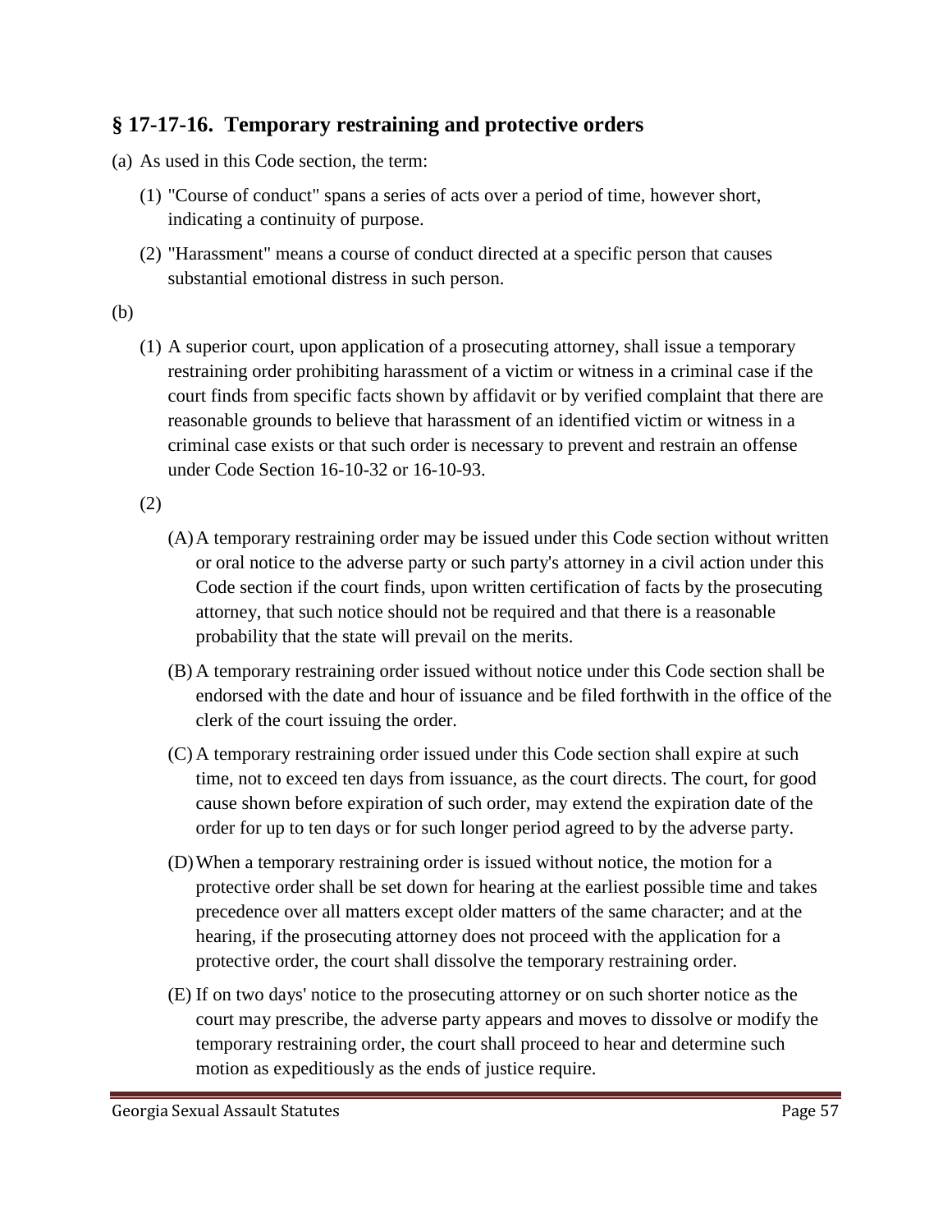## § 17-17-16. Temporary restraining and protective orders

(a) As used in this Code section, the term:

(1) "Course of conduct" spans a series of acts over a period of time, however short, indicating a continuity of purpose.

(2) "Harassment" means a course of conduct directed at a specific person that causes substantial emotional distress in such person.

(b)

(1) A superior court, upon application of a prosecuting attorney, shall issue a temporary restraining order prohibiting harassment of a victim or witness in a criminal case if the court finds from specific facts shown by affidavit or by verified complaint that there are reasonable grounds to believe that harassment of an identified victim or witness in a criminal case exists or that such order is necessary to prevent and restrain an offense under Code Section 16-10-32 or 16-10-93.

(2)

(A) A temporary restraining order may be issued under this Code section without written or oral notice to the adverse party or such party's attorney in a civil action under this Code section if the court finds, upon written certification of facts by the prosecuting attorney, that such notice should not be required and that there is a reasonable probability that the state will prevail on the merits.

(B) A temporary restraining order issued without notice under this Code section shall be endorsed with the date and hour of issuance and be filed forthwith in the office of the clerk of the court issuing the order.

(C) A temporary restraining order issued under this Code section shall expire at such time, not to exceed ten days from issuance, as the court directs. The court, for good cause shown before expiration of such order, may extend the expiration date of the order for up to ten days or for such longer period agreed to by the adverse party.

(D) When a temporary restraining order is issued without notice, the motion for a protective order shall be set down for hearing at the earliest possible time and takes precedence over all matters except older matters of the same character; and at the hearing, if the prosecuting attorney does not proceed with the application for a protective order, the court shall dissolve the temporary restraining order.

(E) If on two days' notice to the prosecuting attorney or on such shorter notice as the court may prescribe, the adverse party appears and moves to dissolve or modify the temporary restraining order, the court shall proceed to hear and determine such motion as expeditiously as the ends of justice require.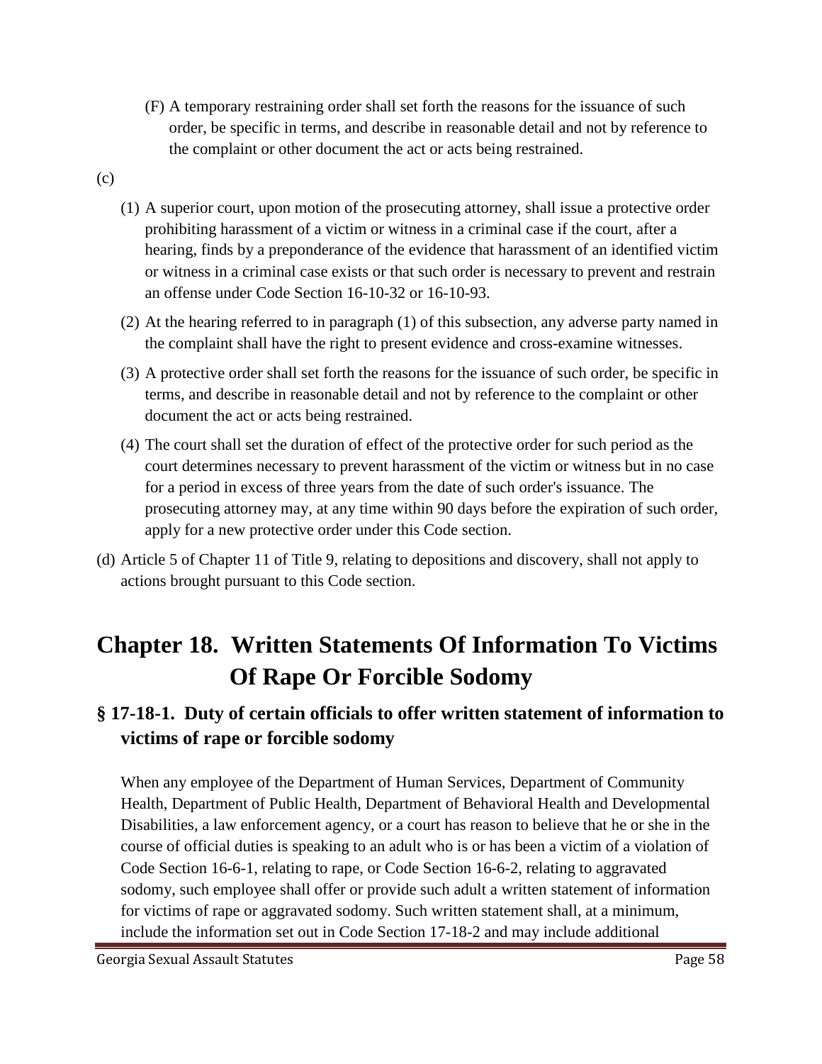(F) A temporary restraining order shall set forth the reasons for the issuance of such order, be specific in terms, and describe in reasonable detail and not by reference to the complaint or other document the act or acts being restrained.

(c)

(1) A superior court, upon motion of the prosecuting attorney, shall issue a protective order prohibiting harassment of a victim or witness in a criminal case if the court, after a hearing, finds by a preponderance of the evidence that harassment of an identified victim or witness in a criminal case exists or that such order is necessary to prevent and restrain an offense under Code Section 16-10-32 or 16-10-93.

(2) At the hearing referred to in paragraph (1) of this subsection, any adverse party named in the complaint shall have the right to present evidence and cross-examine witnesses.

(3) A protective order shall set forth the reasons for the issuance of such order, be specific in terms, and describe in reasonable detail and not by reference to the complaint or other document the act or acts being restrained.

(4) The court shall set the duration of effect of the protective order for such period as the court determines necessary to prevent harassment of the victim or witness but in no case for a period in excess of three years from the date of such order's issuance. The prosecuting attorney may, at any time within 90 days before the expiration of such order, apply for a new protective order under this Code section.

(d) Article 5 of Chapter 11 of Title 9, relating to depositions and discovery, shall not apply to actions brought pursuant to this Code section.

# Chapter 18. Written Statements Of Information To Victims Of Rape Or Forcible Sodomy

## § 17-18-1. Duty of certain officials to offer written statement of information to victims of rape or forcible sodomy

When any employee of the Department of Human Services, Department of Community Health, Department of Public Health, Department of Behavioral Health and Developmental Disabilities, a law enforcement agency, or a court has reason to believe that he or she in the course of official duties is speaking to an adult who is or has been a victim of a violation of Code Section 16-6-1, relating to rape, or Code Section 16-6-2, relating to aggravated sodomy, such employee shall offer or provide such adult a written statement of information for victims of rape or aggravated sodomy. Such written statement shall, at a minimum, include the information set out in Code Section 17-18-2 and may include additional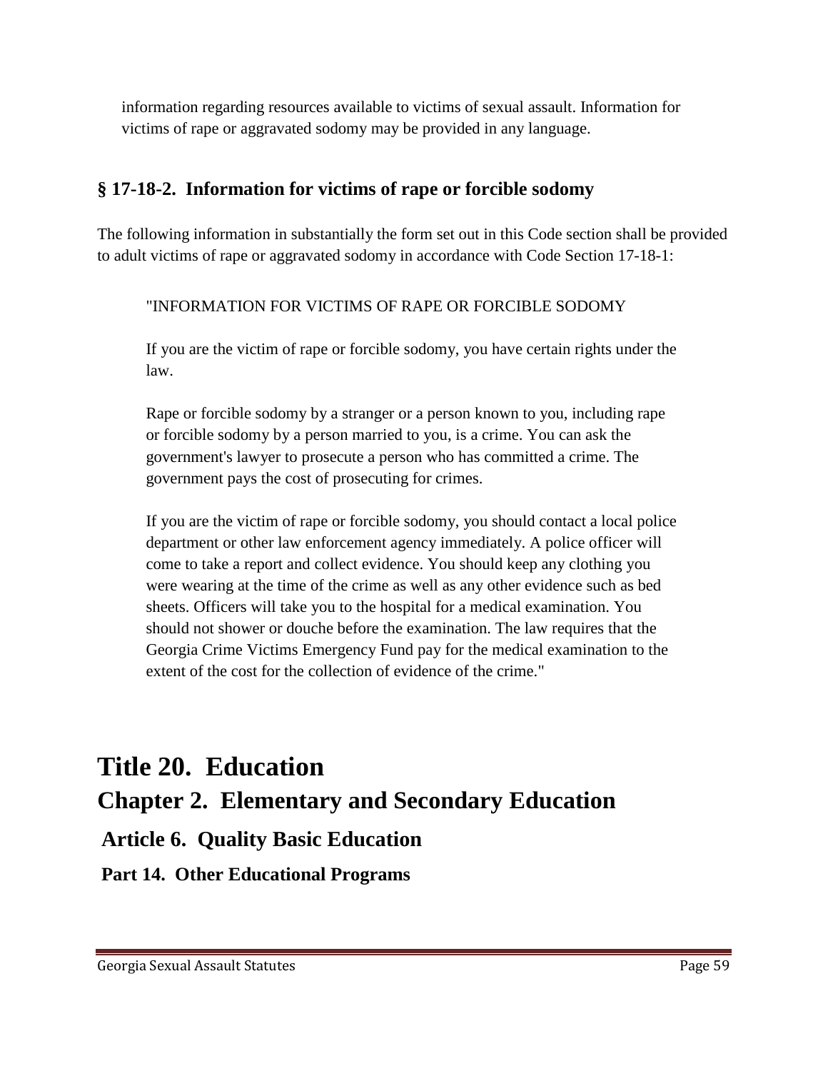information regarding resources available to victims of sexual assault. Information for victims of rape or aggravated sodomy may be provided in any language.

### § 17-18-2. Information for victims of rape or forcible sodomy

The following information in substantially the form set out in this Code section shall be provided to adult victims of rape or aggravated sodomy in accordance with Code Section 17-18-1:

> "INFORMATION FOR VICTIMS OF RAPE OR FORCIBLE SODOMY
>
> If you are the victim of rape or forcible sodomy, you have certain rights under the law.
>
> Rape or forcible sodomy by a stranger or a person known to you, including rape or forcible sodomy by a person married to you, is a crime. You can ask the government's lawyer to prosecute a person who has committed a crime. The government pays the cost of prosecuting for crimes.
>
> If you are the victim of rape or forcible sodomy, you should contact a local police department or other law enforcement agency immediately. A police officer will come to take a report and collect evidence. You should keep any clothing you were wearing at the time of the crime as well as any other evidence such as bed sheets. Officers will take you to the hospital for a medical examination. You should not shower or douche before the examination. The law requires that the Georgia Crime Victims Emergency Fund pay for the medical examination to the extent of the cost for the collection of evidence of the crime."

# Title 20. Education

## Chapter 2. Elementary and Secondary Education

### Article 6. Quality Basic Education

#### Part 14. Other Educational Programs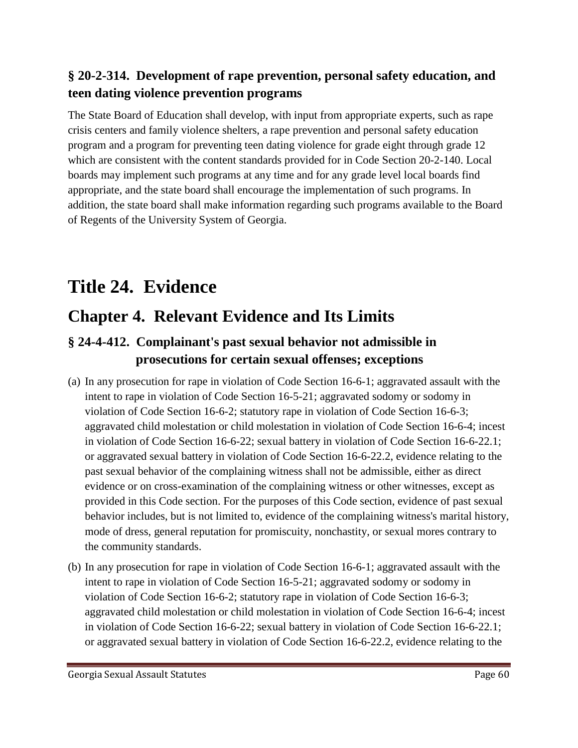### § 20-2-314. Development of rape prevention, personal safety education, and teen dating violence prevention programs

The State Board of Education shall develop, with input from appropriate experts, such as rape crisis centers and family violence shelters, a rape prevention and personal safety education program and a program for preventing teen dating violence for grade eight through grade 12 which are consistent with the content standards provided for in Code Section 20-2-140. Local boards may implement such programs at any time and for any grade level local boards find appropriate, and the state board shall encourage the implementation of such programs. In addition, the state board shall make information regarding such programs available to the Board of Regents of the University System of Georgia.

# Title 24. Evidence

## Chapter 4. Relevant Evidence and Its Limits

### § 24-4-412. Complainant's past sexual behavior not admissible in prosecutions for certain sexual offenses; exceptions

(a) In any prosecution for rape in violation of Code Section 16-6-1; aggravated assault with the intent to rape in violation of Code Section 16-5-21; aggravated sodomy or sodomy in violation of Code Section 16-6-2; statutory rape in violation of Code Section 16-6-3; aggravated child molestation or child molestation in violation of Code Section 16-6-4; incest in violation of Code Section 16-6-22; sexual battery in violation of Code Section 16-6-22.1; or aggravated sexual battery in violation of Code Section 16-6-22.2, evidence relating to the past sexual behavior of the complaining witness shall not be admissible, either as direct evidence or on cross-examination of the complaining witness or other witnesses, except as provided in this Code section. For the purposes of this Code section, evidence of past sexual behavior includes, but is not limited to, evidence of the complaining witness's marital history, mode of dress, general reputation for promiscuity, nonchastity, or sexual mores contrary to the community standards.

(b) In any prosecution for rape in violation of Code Section 16-6-1; aggravated assault with the intent to rape in violation of Code Section 16-5-21; aggravated sodomy or sodomy in violation of Code Section 16-6-2; statutory rape in violation of Code Section 16-6-3; aggravated child molestation or child molestation in violation of Code Section 16-6-4; incest in violation of Code Section 16-6-22; sexual battery in violation of Code Section 16-6-22.1; or aggravated sexual battery in violation of Code Section 16-6-22.2, evidence relating to the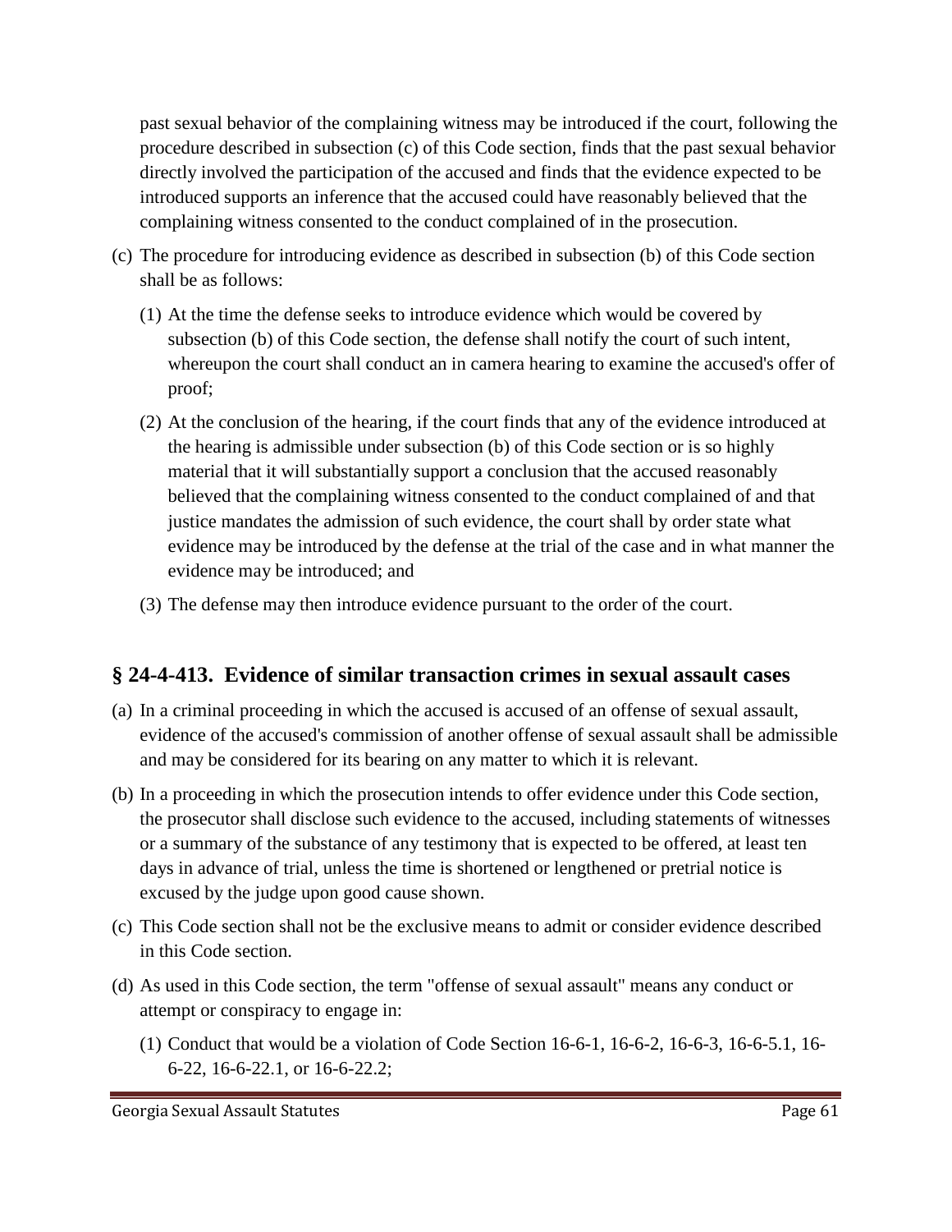past sexual behavior of the complaining witness may be introduced if the court, following the procedure described in subsection (c) of this Code section, finds that the past sexual behavior directly involved the participation of the accused and finds that the evidence expected to be introduced supports an inference that the accused could have reasonably believed that the complaining witness consented to the conduct complained of in the prosecution.

(c) The procedure for introducing evidence as described in subsection (b) of this Code section shall be as follows:

   (1) At the time the defense seeks to introduce evidence which would be covered by subsection (b) of this Code section, the defense shall notify the court of such intent, whereupon the court shall conduct an in camera hearing to examine the accused's offer of proof;

   (2) At the conclusion of the hearing, if the court finds that any of the evidence introduced at the hearing is admissible under subsection (b) of this Code section or is so highly material that it will substantially support a conclusion that the accused reasonably believed that the complaining witness consented to the conduct complained of and that justice mandates the admission of such evidence, the court shall by order state what evidence may be introduced by the defense at the trial of the case and in what manner the evidence may be introduced; and

   (3) The defense may then introduce evidence pursuant to the order of the court.

## § 24-4-413. Evidence of similar transaction crimes in sexual assault cases

(a) In a criminal proceeding in which the accused is accused of an offense of sexual assault, evidence of the accused's commission of another offense of sexual assault shall be admissible and may be considered for its bearing on any matter to which it is relevant.

(b) In a proceeding in which the prosecution intends to offer evidence under this Code section, the prosecutor shall disclose such evidence to the accused, including statements of witnesses or a summary of the substance of any testimony that is expected to be offered, at least ten days in advance of trial, unless the time is shortened or lengthened or pretrial notice is excused by the judge upon good cause shown.

(c) This Code section shall not be the exclusive means to admit or consider evidence described in this Code section.

(d) As used in this Code section, the term "offense of sexual assault" means any conduct or attempt or conspiracy to engage in:

   (1) Conduct that would be a violation of Code Section 16-6-1, 16-6-2, 16-6-3, 16-6-5.1, 16-6-22, 16-6-22.1, or 16-6-22.2;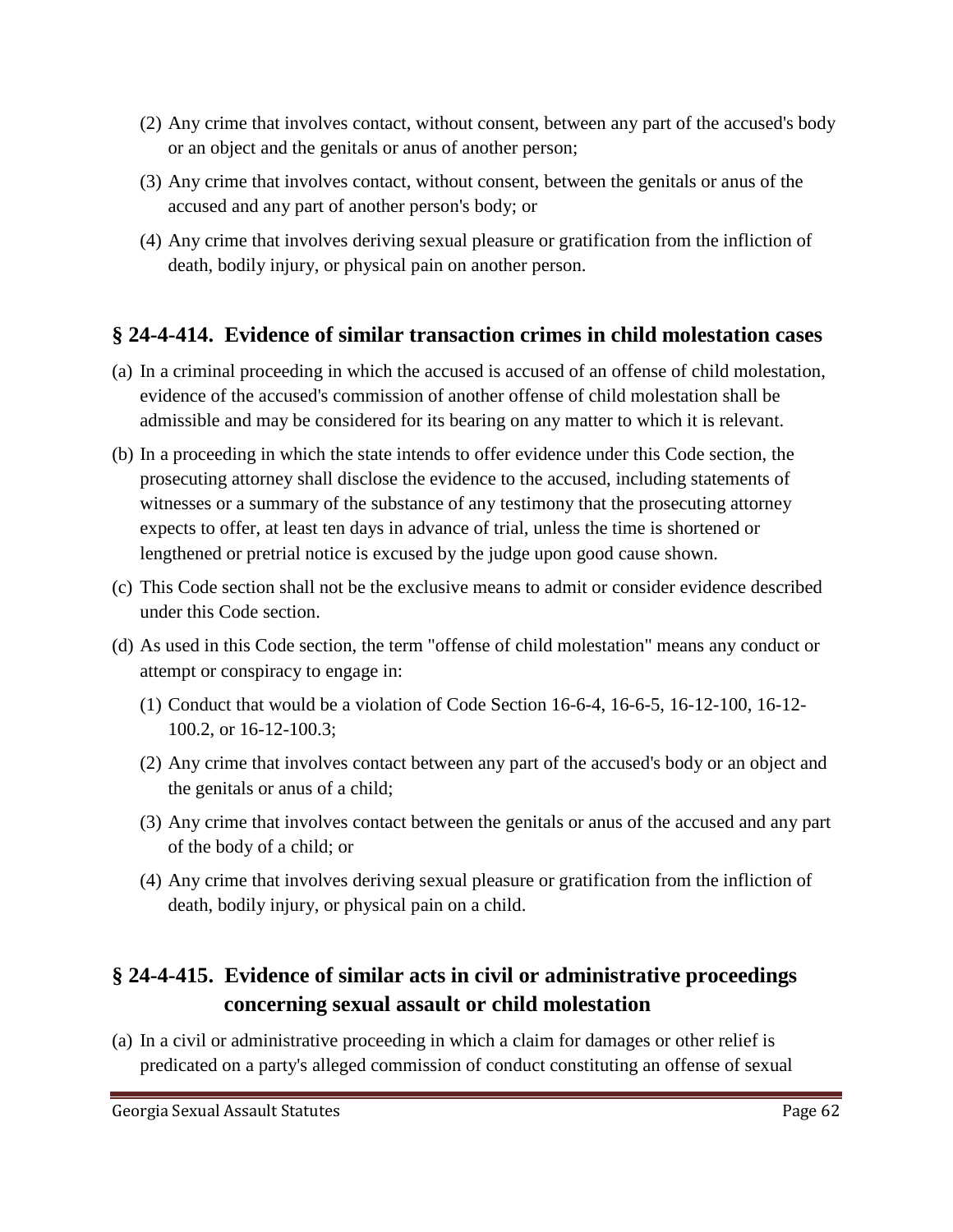(2) Any crime that involves contact, without consent, between any part of the accused's body or an object and the genitals or anus of another person;

(3) Any crime that involves contact, without consent, between the genitals or anus of the accused and any part of another person's body; or

(4) Any crime that involves deriving sexual pleasure or gratification from the infliction of death, bodily injury, or physical pain on another person.

## § 24-4-414. Evidence of similar transaction crimes in child molestation cases

(a) In a criminal proceeding in which the accused is accused of an offense of child molestation, evidence of the accused's commission of another offense of child molestation shall be admissible and may be considered for its bearing on any matter to which it is relevant.

(b) In a proceeding in which the state intends to offer evidence under this Code section, the prosecuting attorney shall disclose the evidence to the accused, including statements of witnesses or a summary of the substance of any testimony that the prosecuting attorney expects to offer, at least ten days in advance of trial, unless the time is shortened or lengthened or pretrial notice is excused by the judge upon good cause shown.

(c) This Code section shall not be the exclusive means to admit or consider evidence described under this Code section.

(d) As used in this Code section, the term "offense of child molestation" means any conduct or attempt or conspiracy to engage in:

(1) Conduct that would be a violation of Code Section 16-6-4, 16-6-5, 16-12-100, 16-12-100.2, or 16-12-100.3;

(2) Any crime that involves contact between any part of the accused's body or an object and the genitals or anus of a child;

(3) Any crime that involves contact between the genitals or anus of the accused and any part of the body of a child; or

(4) Any crime that involves deriving sexual pleasure or gratification from the infliction of death, bodily injury, or physical pain on a child.

## § 24-4-415. Evidence of similar acts in civil or administrative proceedings concerning sexual assault or child molestation

(a) In a civil or administrative proceeding in which a claim for damages or other relief is predicated on a party's alleged commission of conduct constituting an offense of sexual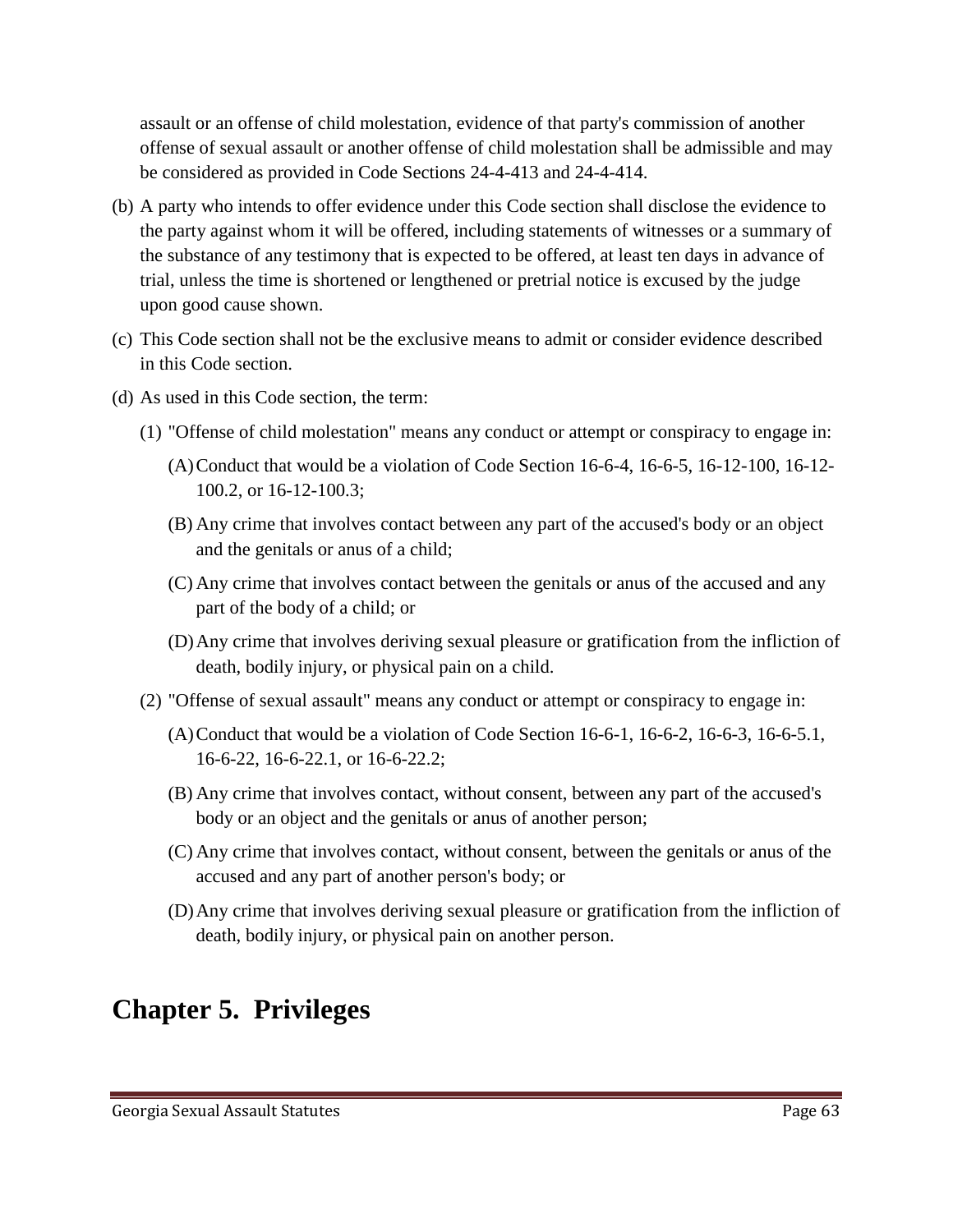assault or an offense of child molestation, evidence of that party's commission of another offense of sexual assault or another offense of child molestation shall be admissible and may be considered as provided in Code Sections 24-4-413 and 24-4-414.

(b) A party who intends to offer evidence under this Code section shall disclose the evidence to the party against whom it will be offered, including statements of witnesses or a summary of the substance of any testimony that is expected to be offered, at least ten days in advance of trial, unless the time is shortened or lengthened or pretrial notice is excused by the judge upon good cause shown.

(c) This Code section shall not be the exclusive means to admit or consider evidence described in this Code section.

(d) As used in this Code section, the term:

(1) "Offense of child molestation" means any conduct or attempt or conspiracy to engage in:

(A) Conduct that would be a violation of Code Section 16-6-4, 16-6-5, 16-12-100, 16-12-100.2, or 16-12-100.3;

(B) Any crime that involves contact between any part of the accused's body or an object and the genitals or anus of a child;

(C) Any crime that involves contact between the genitals or anus of the accused and any part of the body of a child; or

(D) Any crime that involves deriving sexual pleasure or gratification from the infliction of death, bodily injury, or physical pain on a child.

(2) "Offense of sexual assault" means any conduct or attempt or conspiracy to engage in:

(A) Conduct that would be a violation of Code Section 16-6-1, 16-6-2, 16-6-3, 16-6-5.1, 16-6-22, 16-6-22.1, or 16-6-22.2;

(B) Any crime that involves contact, without consent, between any part of the accused's body or an object and the genitals or anus of another person;

(C) Any crime that involves contact, without consent, between the genitals or anus of the accused and any part of another person's body; or

(D) Any crime that involves deriving sexual pleasure or gratification from the infliction of death, bodily injury, or physical pain on another person.

# Chapter 5. Privileges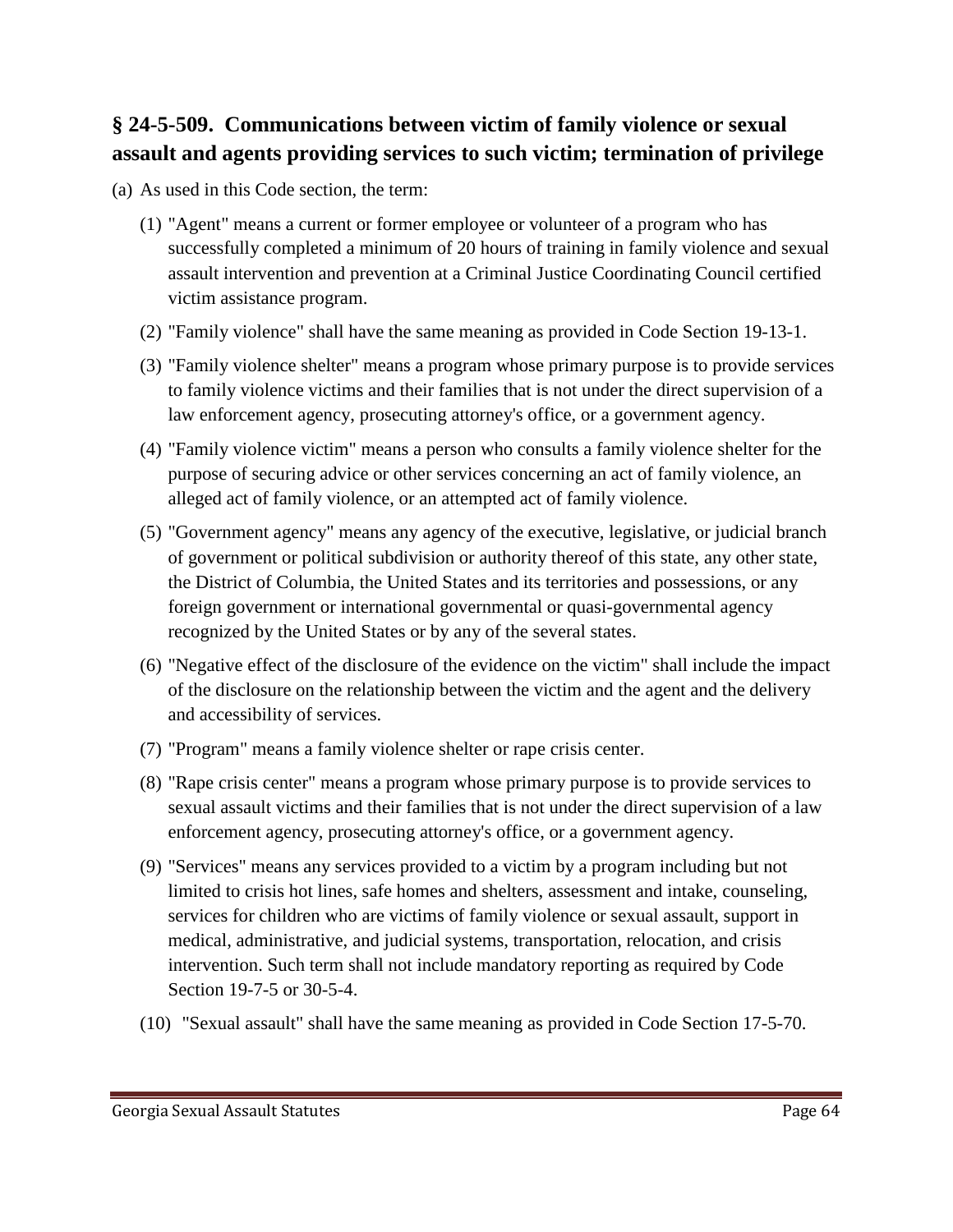## § 24-5-509. Communications between victim of family violence or sexual assault and agents providing services to such victim; termination of privilege

(a) As used in this Code section, the term:

(1) "Agent" means a current or former employee or volunteer of a program who has successfully completed a minimum of 20 hours of training in family violence and sexual assault intervention and prevention at a Criminal Justice Coordinating Council certified victim assistance program.

(2) "Family violence" shall have the same meaning as provided in Code Section 19-13-1.

(3) "Family violence shelter" means a program whose primary purpose is to provide services to family violence victims and their families that is not under the direct supervision of a law enforcement agency, prosecuting attorney's office, or a government agency.

(4) "Family violence victim" means a person who consults a family violence shelter for the purpose of securing advice or other services concerning an act of family violence, an alleged act of family violence, or an attempted act of family violence.

(5) "Government agency" means any agency of the executive, legislative, or judicial branch of government or political subdivision or authority thereof of this state, any other state, the District of Columbia, the United States and its territories and possessions, or any foreign government or international governmental or quasi-governmental agency recognized by the United States or by any of the several states.

(6) "Negative effect of the disclosure of the evidence on the victim" shall include the impact of the disclosure on the relationship between the victim and the agent and the delivery and accessibility of services.

(7) "Program" means a family violence shelter or rape crisis center.

(8) "Rape crisis center" means a program whose primary purpose is to provide services to sexual assault victims and their families that is not under the direct supervision of a law enforcement agency, prosecuting attorney's office, or a government agency.

(9) "Services" means any services provided to a victim by a program including but not limited to crisis hot lines, safe homes and shelters, assessment and intake, counseling, services for children who are victims of family violence or sexual assault, support in medical, administrative, and judicial systems, transportation, relocation, and crisis intervention. Such term shall not include mandatory reporting as required by Code Section 19-7-5 or 30-5-4.

(10) "Sexual assault" shall have the same meaning as provided in Code Section 17-5-70.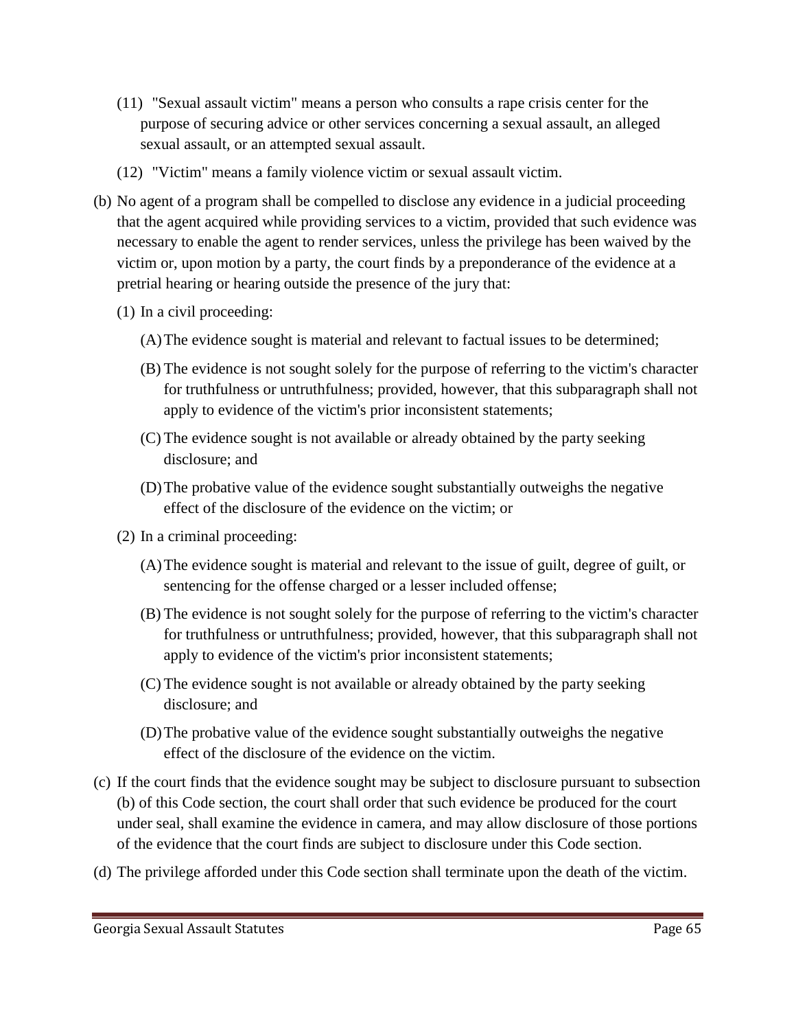(11) "Sexual assault victim" means a person who consults a rape crisis center for the purpose of securing advice or other services concerning a sexual assault, an alleged sexual assault, or an attempted sexual assault.

(12) "Victim" means a family violence victim or sexual assault victim.

(b) No agent of a program shall be compelled to disclose any evidence in a judicial proceeding that the agent acquired while providing services to a victim, provided that such evidence was necessary to enable the agent to render services, unless the privilege has been waived by the victim or, upon motion by a party, the court finds by a preponderance of the evidence at a pretrial hearing or hearing outside the presence of the jury that:

(1) In a civil proceeding:

(A) The evidence sought is material and relevant to factual issues to be determined;

(B) The evidence is not sought solely for the purpose of referring to the victim's character for truthfulness or untruthfulness; provided, however, that this subparagraph shall not apply to evidence of the victim's prior inconsistent statements;

(C) The evidence sought is not available or already obtained by the party seeking disclosure; and

(D) The probative value of the evidence sought substantially outweighs the negative effect of the disclosure of the evidence on the victim; or

(2) In a criminal proceeding:

(A) The evidence sought is material and relevant to the issue of guilt, degree of guilt, or sentencing for the offense charged or a lesser included offense;

(B) The evidence is not sought solely for the purpose of referring to the victim's character for truthfulness or untruthfulness; provided, however, that this subparagraph shall not apply to evidence of the victim's prior inconsistent statements;

(C) The evidence sought is not available or already obtained by the party seeking disclosure; and

(D) The probative value of the evidence sought substantially outweighs the negative effect of the disclosure of the evidence on the victim.

(c) If the court finds that the evidence sought may be subject to disclosure pursuant to subsection (b) of this Code section, the court shall order that such evidence be produced for the court under seal, shall examine the evidence in camera, and may allow disclosure of those portions of the evidence that the court finds are subject to disclosure under this Code section.

(d) The privilege afforded under this Code section shall terminate upon the death of the victim.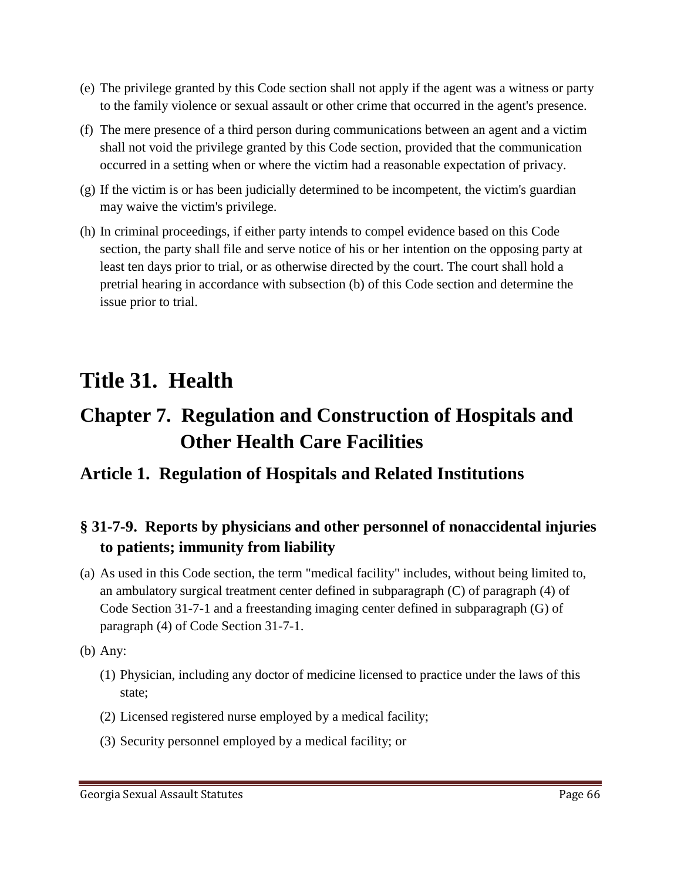(e) The privilege granted by this Code section shall not apply if the agent was a witness or party to the family violence or sexual assault or other crime that occurred in the agent's presence.

(f) The mere presence of a third person during communications between an agent and a victim shall not void the privilege granted by this Code section, provided that the communication occurred in a setting when or where the victim had a reasonable expectation of privacy.

(g) If the victim is or has been judicially determined to be incompetent, the victim's guardian may waive the victim's privilege.

(h) In criminal proceedings, if either party intends to compel evidence based on this Code section, the party shall file and serve notice of his or her intention on the opposing party at least ten days prior to trial, or as otherwise directed by the court. The court shall hold a pretrial hearing in accordance with subsection (b) of this Code section and determine the issue prior to trial.

# Title 31. Health

## Chapter 7. Regulation and Construction of Hospitals and Other Health Care Facilities

### Article 1. Regulation of Hospitals and Related Institutions

### § 31-7-9. Reports by physicians and other personnel of nonaccidental injuries to patients; immunity from liability

(a) As used in this Code section, the term "medical facility" includes, without being limited to, an ambulatory surgical treatment center defined in subparagraph (C) of paragraph (4) of Code Section 31-7-1 and a freestanding imaging center defined in subparagraph (G) of paragraph (4) of Code Section 31-7-1.

(b) Any:

(1) Physician, including any doctor of medicine licensed to practice under the laws of this state;

(2) Licensed registered nurse employed by a medical facility;

(3) Security personnel employed by a medical facility; or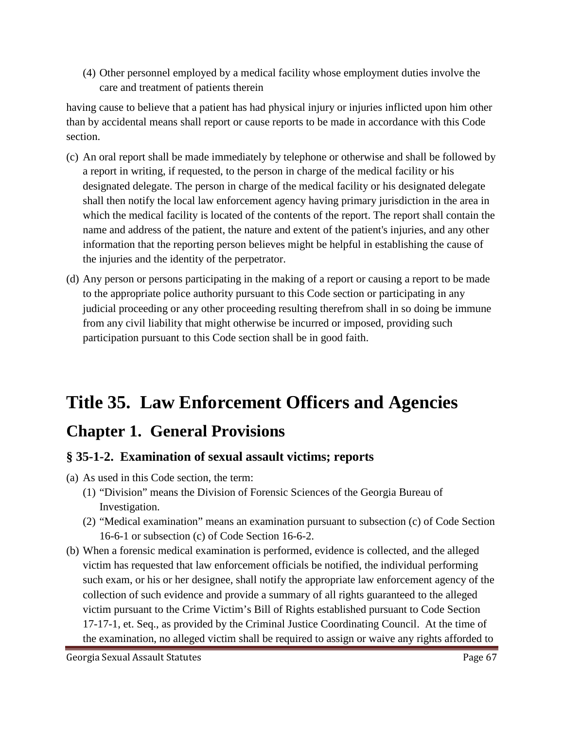(4) Other personnel employed by a medical facility whose employment duties involve the care and treatment of patients therein

having cause to believe that a patient has had physical injury or injuries inflicted upon him other than by accidental means shall report or cause reports to be made in accordance with this Code section.

(c) An oral report shall be made immediately by telephone or otherwise and shall be followed by a report in writing, if requested, to the person in charge of the medical facility or his designated delegate. The person in charge of the medical facility or his designated delegate shall then notify the local law enforcement agency having primary jurisdiction in the area in which the medical facility is located of the contents of the report. The report shall contain the name and address of the patient, the nature and extent of the patient's injuries, and any other information that the reporting person believes might be helpful in establishing the cause of the injuries and the identity of the perpetrator.

(d) Any person or persons participating in the making of a report or causing a report to be made to the appropriate police authority pursuant to this Code section or participating in any judicial proceeding or any other proceeding resulting therefrom shall in so doing be immune from any civil liability that might otherwise be incurred or imposed, providing such participation pursuant to this Code section shall be in good faith.

# Title 35. Law Enforcement Officers and Agencies

## Chapter 1. General Provisions

### § 35-1-2. Examination of sexual assault victims; reports

(a) As used in this Code section, the term:

(1) "Division" means the Division of Forensic Sciences of the Georgia Bureau of Investigation.

(2) "Medical examination" means an examination pursuant to subsection (c) of Code Section 16-6-1 or subsection (c) of Code Section 16-6-2.

(b) When a forensic medical examination is performed, evidence is collected, and the alleged victim has requested that law enforcement officials be notified, the individual performing such exam, or his or her designee, shall notify the appropriate law enforcement agency of the collection of such evidence and provide a summary of all rights guaranteed to the alleged victim pursuant to the Crime Victim's Bill of Rights established pursuant to Code Section 17-17-1, et. Seq., as provided by the Criminal Justice Coordinating Council. At the time of the examination, no alleged victim shall be required to assign or waive any rights afforded to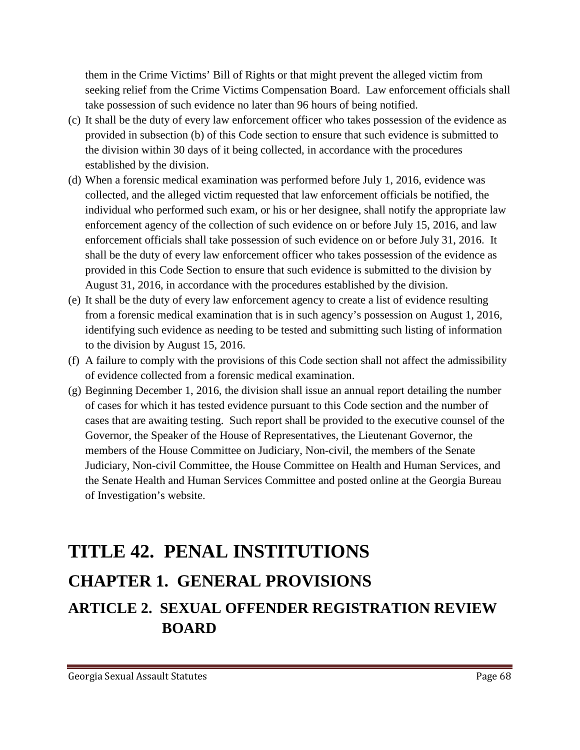them in the Crime Victims' Bill of Rights or that might prevent the alleged victim from seeking relief from the Crime Victims Compensation Board. Law enforcement officials shall take possession of such evidence no later than 96 hours of being notified.

(c) It shall be the duty of every law enforcement officer who takes possession of the evidence as provided in subsection (b) of this Code section to ensure that such evidence is submitted to the division within 30 days of it being collected, in accordance with the procedures established by the division.

(d) When a forensic medical examination was performed before July 1, 2016, evidence was collected, and the alleged victim requested that law enforcement officials be notified, the individual who performed such exam, or his or her designee, shall notify the appropriate law enforcement agency of the collection of such evidence on or before July 15, 2016, and law enforcement officials shall take possession of such evidence on or before July 31, 2016. It shall be the duty of every law enforcement officer who takes possession of the evidence as provided in this Code Section to ensure that such evidence is submitted to the division by August 31, 2016, in accordance with the procedures established by the division.

(e) It shall be the duty of every law enforcement agency to create a list of evidence resulting from a forensic medical examination that is in such agency's possession on August 1, 2016, identifying such evidence as needing to be tested and submitting such listing of information to the division by August 15, 2016.

(f) A failure to comply with the provisions of this Code section shall not affect the admissibility of evidence collected from a forensic medical examination.

(g) Beginning December 1, 2016, the division shall issue an annual report detailing the number of cases for which it has tested evidence pursuant to this Code section and the number of cases that are awaiting testing. Such report shall be provided to the executive counsel of the Governor, the Speaker of the House of Representatives, the Lieutenant Governor, the members of the House Committee on Judiciary, Non-civil, the members of the Senate Judiciary, Non-civil Committee, the House Committee on Health and Human Services, and the Senate Health and Human Services Committee and posted online at the Georgia Bureau of Investigation's website.

# TITLE 42. PENAL INSTITUTIONS

## CHAPTER 1. GENERAL PROVISIONS

### ARTICLE 2. SEXUAL OFFENDER REGISTRATION REVIEW BOARD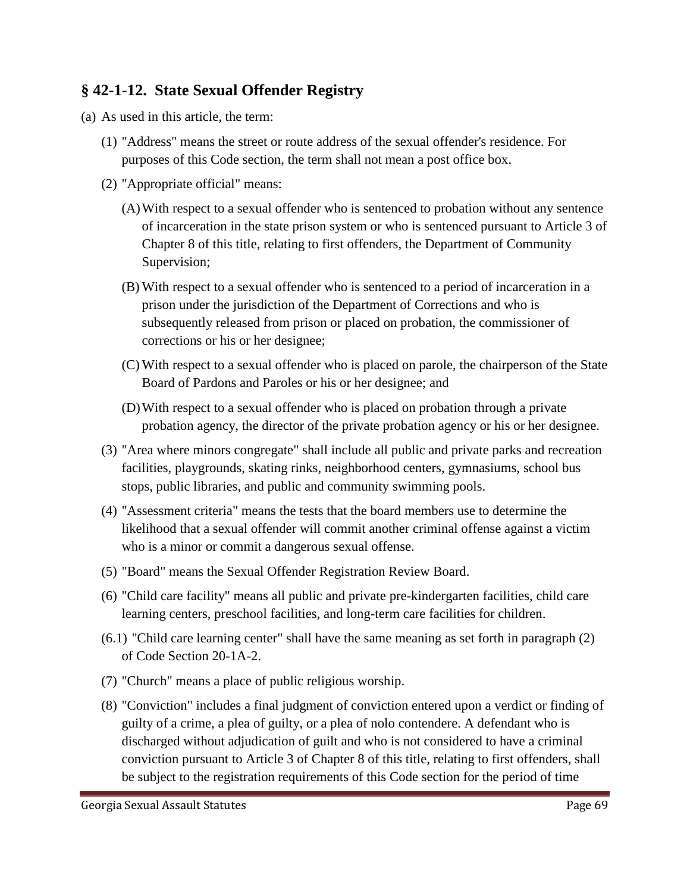## § 42-1-12. State Sexual Offender Registry

(a) As used in this article, the term:

(1) "Address" means the street or route address of the sexual offender's residence. For purposes of this Code section, the term shall not mean a post office box.

(2) "Appropriate official" means:

(A) With respect to a sexual offender who is sentenced to probation without any sentence of incarceration in the state prison system or who is sentenced pursuant to Article 3 of Chapter 8 of this title, relating to first offenders, the Department of Community Supervision;

(B) With respect to a sexual offender who is sentenced to a period of incarceration in a prison under the jurisdiction of the Department of Corrections and who is subsequently released from prison or placed on probation, the commissioner of corrections or his or her designee;

(C) With respect to a sexual offender who is placed on parole, the chairperson of the State Board of Pardons and Paroles or his or her designee; and

(D) With respect to a sexual offender who is placed on probation through a private probation agency, the director of the private probation agency or his or her designee.

(3) "Area where minors congregate" shall include all public and private parks and recreation facilities, playgrounds, skating rinks, neighborhood centers, gymnasiums, school bus stops, public libraries, and public and community swimming pools.

(4) "Assessment criteria" means the tests that the board members use to determine the likelihood that a sexual offender will commit another criminal offense against a victim who is a minor or commit a dangerous sexual offense.

(5) "Board" means the Sexual Offender Registration Review Board.

(6) "Child care facility" means all public and private pre-kindergarten facilities, child care learning centers, preschool facilities, and long-term care facilities for children.

(6.1) "Child care learning center" shall have the same meaning as set forth in paragraph (2) of Code Section 20-1A-2.

(7) "Church" means a place of public religious worship.

(8) "Conviction" includes a final judgment of conviction entered upon a verdict or finding of guilty of a crime, a plea of guilty, or a plea of nolo contendere. A defendant who is discharged without adjudication of guilt and who is not considered to have a criminal conviction pursuant to Article 3 of Chapter 8 of this title, relating to first offenders, shall be subject to the registration requirements of this Code section for the period of time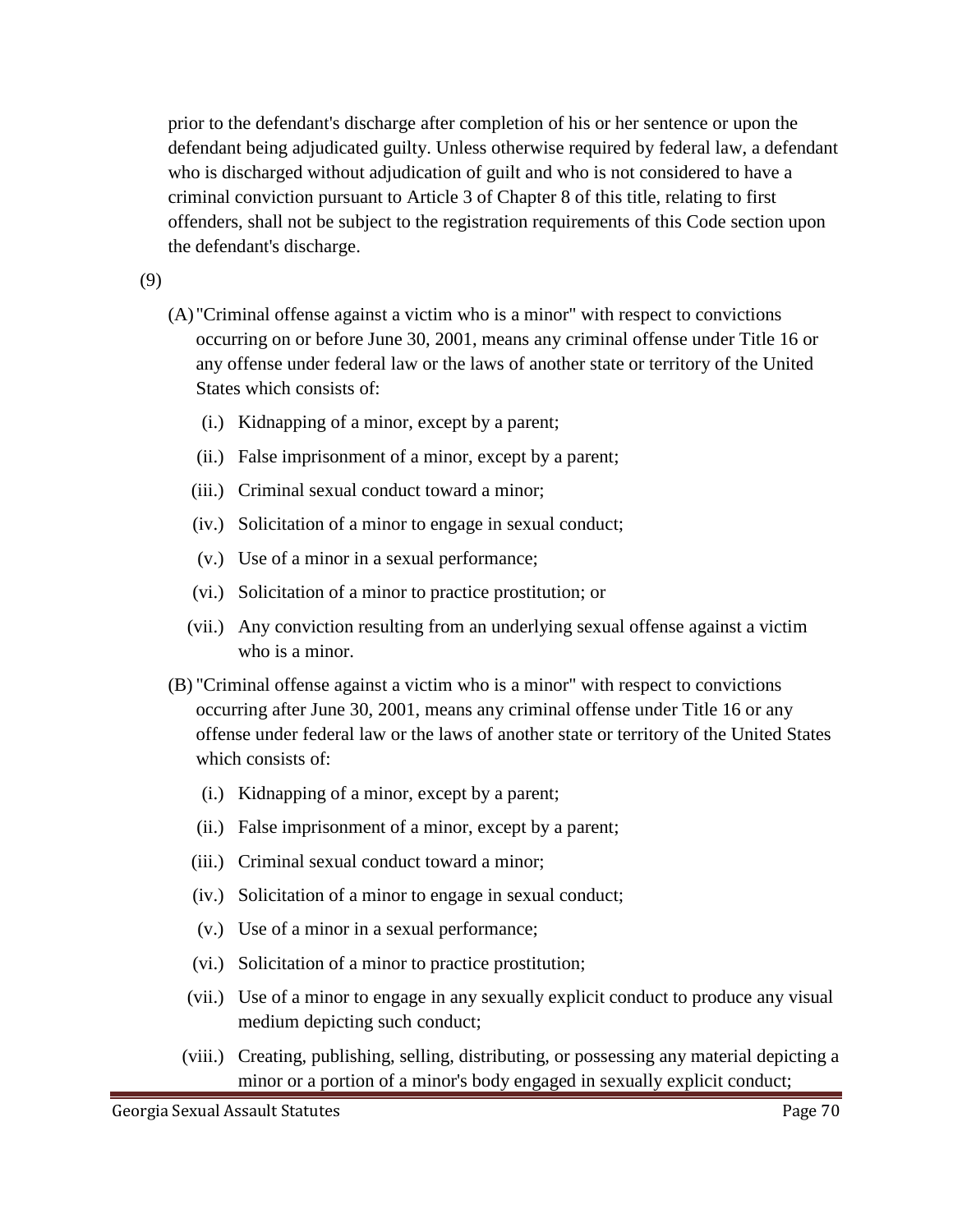prior to the defendant's discharge after completion of his or her sentence or upon the defendant being adjudicated guilty. Unless otherwise required by federal law, a defendant who is discharged without adjudication of guilt and who is not considered to have a criminal conviction pursuant to Article 3 of Chapter 8 of this title, relating to first offenders, shall not be subject to the registration requirements of this Code section upon the defendant's discharge.

(9)

(A) "Criminal offense against a victim who is a minor" with respect to convictions occurring on or before June 30, 2001, means any criminal offense under Title 16 or any offense under federal law or the laws of another state or territory of the United States which consists of:

(i.) Kidnapping of a minor, except by a parent;

(ii.) False imprisonment of a minor, except by a parent;

(iii.) Criminal sexual conduct toward a minor;

(iv.) Solicitation of a minor to engage in sexual conduct;

(v.) Use of a minor in a sexual performance;

(vi.) Solicitation of a minor to practice prostitution; or

(vii.) Any conviction resulting from an underlying sexual offense against a victim who is a minor.

(B) "Criminal offense against a victim who is a minor" with respect to convictions occurring after June 30, 2001, means any criminal offense under Title 16 or any offense under federal law or the laws of another state or territory of the United States which consists of:

(i.) Kidnapping of a minor, except by a parent;

(ii.) False imprisonment of a minor, except by a parent;

(iii.) Criminal sexual conduct toward a minor;

(iv.) Solicitation of a minor to engage in sexual conduct;

(v.) Use of a minor in a sexual performance;

(vi.) Solicitation of a minor to practice prostitution;

(vii.) Use of a minor to engage in any sexually explicit conduct to produce any visual medium depicting such conduct;

(viii.) Creating, publishing, selling, distributing, or possessing any material depicting a minor or a portion of a minor's body engaged in sexually explicit conduct;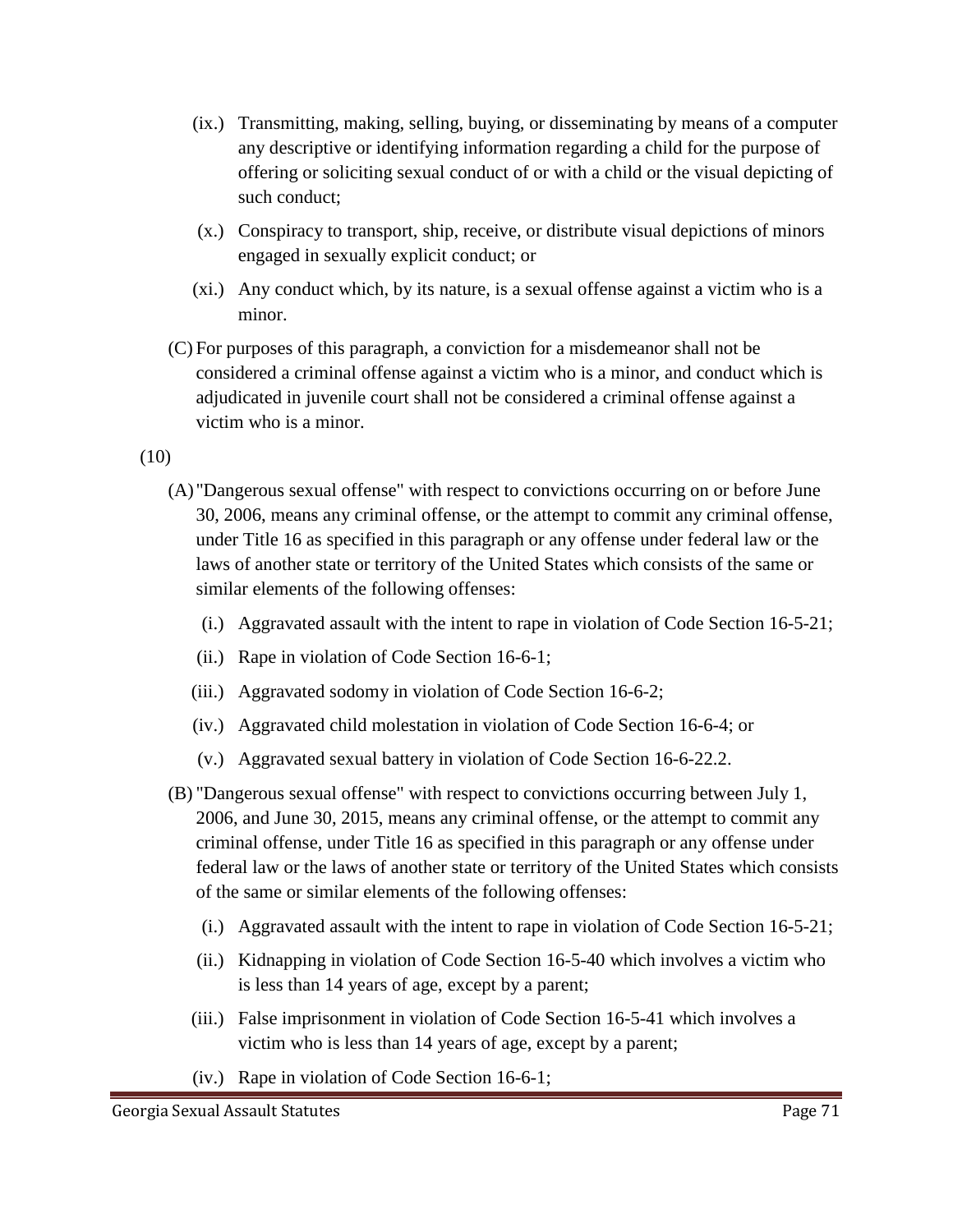(ix.) Transmitting, making, selling, buying, or disseminating by means of a computer any descriptive or identifying information regarding a child for the purpose of offering or soliciting sexual conduct of or with a child or the visual depicting of such conduct;

(x.) Conspiracy to transport, ship, receive, or distribute visual depictions of minors engaged in sexually explicit conduct; or

(xi.) Any conduct which, by its nature, is a sexual offense against a victim who is a minor.

(C) For purposes of this paragraph, a conviction for a misdemeanor shall not be considered a criminal offense against a victim who is a minor, and conduct which is adjudicated in juvenile court shall not be considered a criminal offense against a victim who is a minor.

(10)

(A) "Dangerous sexual offense" with respect to convictions occurring on or before June 30, 2006, means any criminal offense, or the attempt to commit any criminal offense, under Title 16 as specified in this paragraph or any offense under federal law or the laws of another state or territory of the United States which consists of the same or similar elements of the following offenses:

(i.) Aggravated assault with the intent to rape in violation of Code Section 16-5-21;

(ii.) Rape in violation of Code Section 16-6-1;

(iii.) Aggravated sodomy in violation of Code Section 16-6-2;

(iv.) Aggravated child molestation in violation of Code Section 16-6-4; or

(v.) Aggravated sexual battery in violation of Code Section 16-6-22.2.

(B) "Dangerous sexual offense" with respect to convictions occurring between July 1, 2006, and June 30, 2015, means any criminal offense, or the attempt to commit any criminal offense, under Title 16 as specified in this paragraph or any offense under federal law or the laws of another state or territory of the United States which consists of the same or similar elements of the following offenses:

(i.) Aggravated assault with the intent to rape in violation of Code Section 16-5-21;

(ii.) Kidnapping in violation of Code Section 16-5-40 which involves a victim who is less than 14 years of age, except by a parent;

(iii.) False imprisonment in violation of Code Section 16-5-41 which involves a victim who is less than 14 years of age, except by a parent;

(iv.) Rape in violation of Code Section 16-6-1;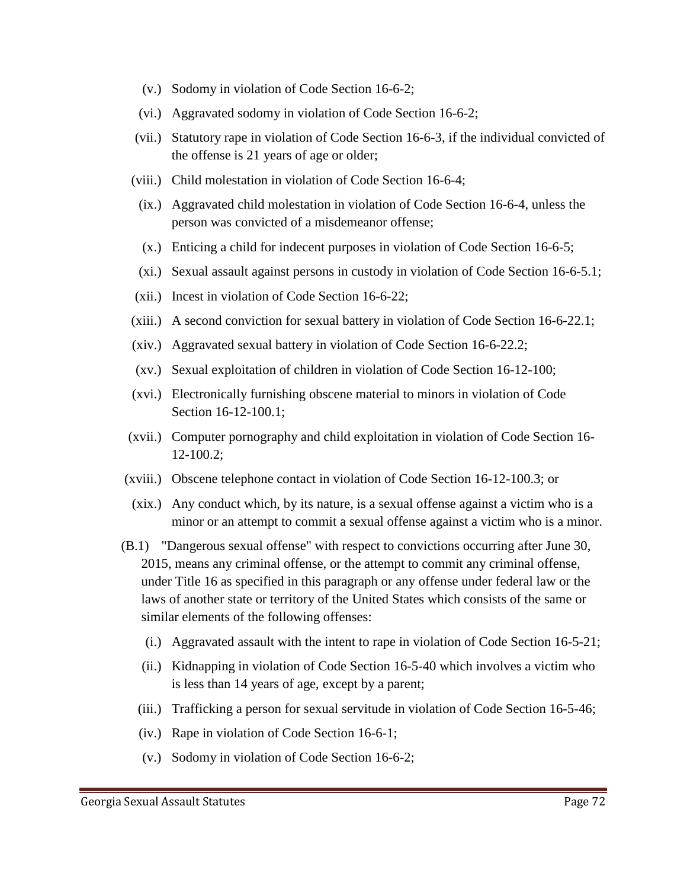(v.) Sodomy in violation of Code Section 16-6-2;

(vi.) Aggravated sodomy in violation of Code Section 16-6-2;

(vii.) Statutory rape in violation of Code Section 16-6-3, if the individual convicted of the offense is 21 years of age or older;

(viii.) Child molestation in violation of Code Section 16-6-4;

(ix.) Aggravated child molestation in violation of Code Section 16-6-4, unless the person was convicted of a misdemeanor offense;

(x.) Enticing a child for indecent purposes in violation of Code Section 16-6-5;

(xi.) Sexual assault against persons in custody in violation of Code Section 16-6-5.1;

(xii.) Incest in violation of Code Section 16-6-22;

(xiii.) A second conviction for sexual battery in violation of Code Section 16-6-22.1;

(xiv.) Aggravated sexual battery in violation of Code Section 16-6-22.2;

(xv.) Sexual exploitation of children in violation of Code Section 16-12-100;

(xvi.) Electronically furnishing obscene material to minors in violation of Code Section 16-12-100.1;

(xvii.) Computer pornography and child exploitation in violation of Code Section 16-12-100.2;

(xviii.) Obscene telephone contact in violation of Code Section 16-12-100.3; or

(xix.) Any conduct which, by its nature, is a sexual offense against a victim who is a minor or an attempt to commit a sexual offense against a victim who is a minor.

(B.1) "Dangerous sexual offense" with respect to convictions occurring after June 30, 2015, means any criminal offense, or the attempt to commit any criminal offense, under Title 16 as specified in this paragraph or any offense under federal law or the laws of another state or territory of the United States which consists of the same or similar elements of the following offenses:

(i.) Aggravated assault with the intent to rape in violation of Code Section 16-5-21;

(ii.) Kidnapping in violation of Code Section 16-5-40 which involves a victim who is less than 14 years of age, except by a parent;

(iii.) Trafficking a person for sexual servitude in violation of Code Section 16-5-46;

(iv.) Rape in violation of Code Section 16-6-1;

(v.) Sodomy in violation of Code Section 16-6-2;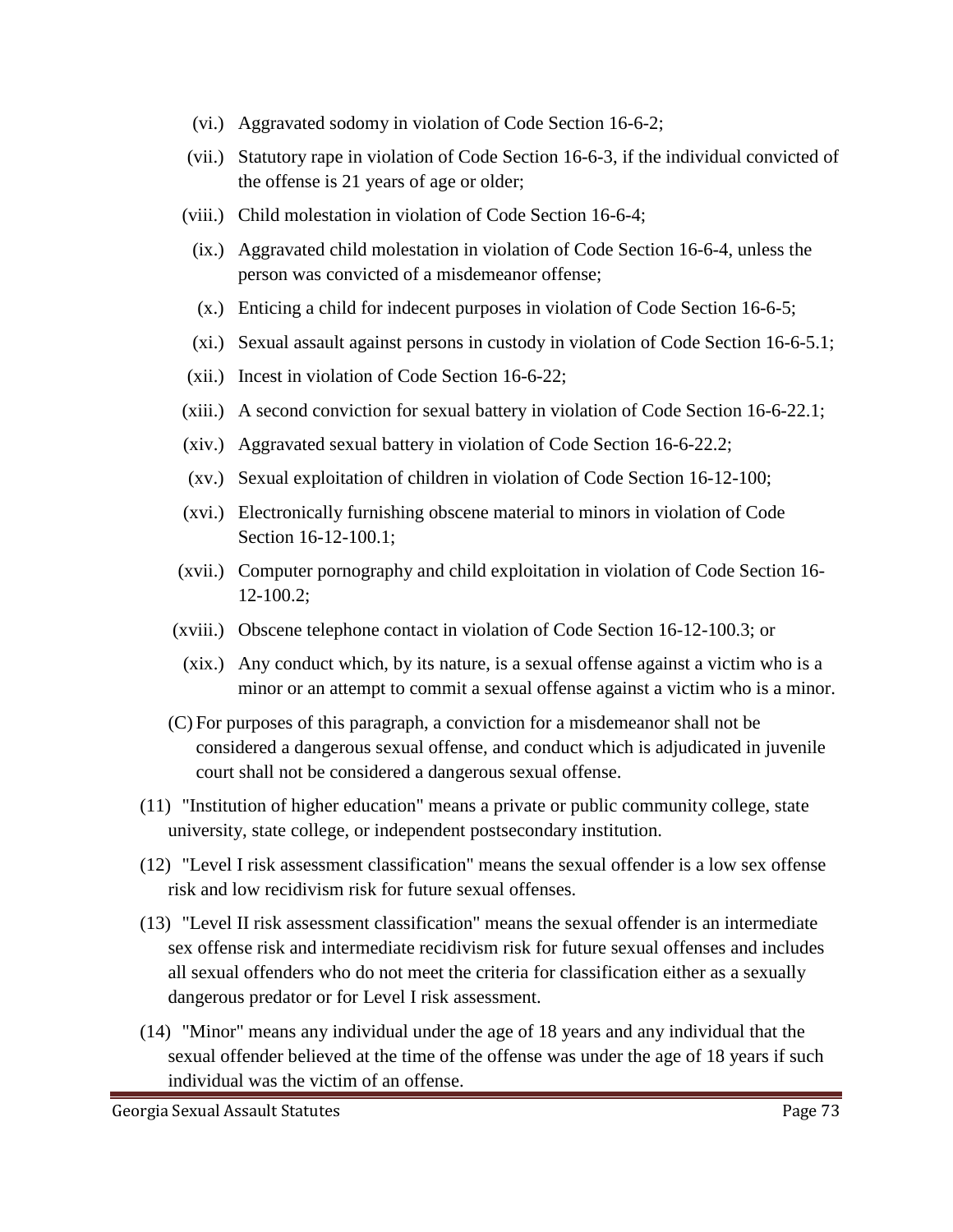(vi.) Aggravated sodomy in violation of Code Section 16-6-2;

(vii.) Statutory rape in violation of Code Section 16-6-3, if the individual convicted of the offense is 21 years of age or older;

(viii.) Child molestation in violation of Code Section 16-6-4;

(ix.) Aggravated child molestation in violation of Code Section 16-6-4, unless the person was convicted of a misdemeanor offense;

(x.) Enticing a child for indecent purposes in violation of Code Section 16-6-5;

(xi.) Sexual assault against persons in custody in violation of Code Section 16-6-5.1;

(xii.) Incest in violation of Code Section 16-6-22;

(xiii.) A second conviction for sexual battery in violation of Code Section 16-6-22.1;

(xiv.) Aggravated sexual battery in violation of Code Section 16-6-22.2;

(xv.) Sexual exploitation of children in violation of Code Section 16-12-100;

(xvi.) Electronically furnishing obscene material to minors in violation of Code Section 16-12-100.1;

(xvii.) Computer pornography and child exploitation in violation of Code Section 16-12-100.2;

(xviii.) Obscene telephone contact in violation of Code Section 16-12-100.3; or

(xix.) Any conduct which, by its nature, is a sexual offense against a victim who is a minor or an attempt to commit a sexual offense against a victim who is a minor.

(C) For purposes of this paragraph, a conviction for a misdemeanor shall not be considered a dangerous sexual offense, and conduct which is adjudicated in juvenile court shall not be considered a dangerous sexual offense.

(11) "Institution of higher education" means a private or public community college, state university, state college, or independent postsecondary institution.

(12) "Level I risk assessment classification" means the sexual offender is a low sex offense risk and low recidivism risk for future sexual offenses.

(13) "Level II risk assessment classification" means the sexual offender is an intermediate sex offense risk and intermediate recidivism risk for future sexual offenses and includes all sexual offenders who do not meet the criteria for classification either as a sexually dangerous predator or for Level I risk assessment.

(14) "Minor" means any individual under the age of 18 years and any individual that the sexual offender believed at the time of the offense was under the age of 18 years if such individual was the victim of an offense.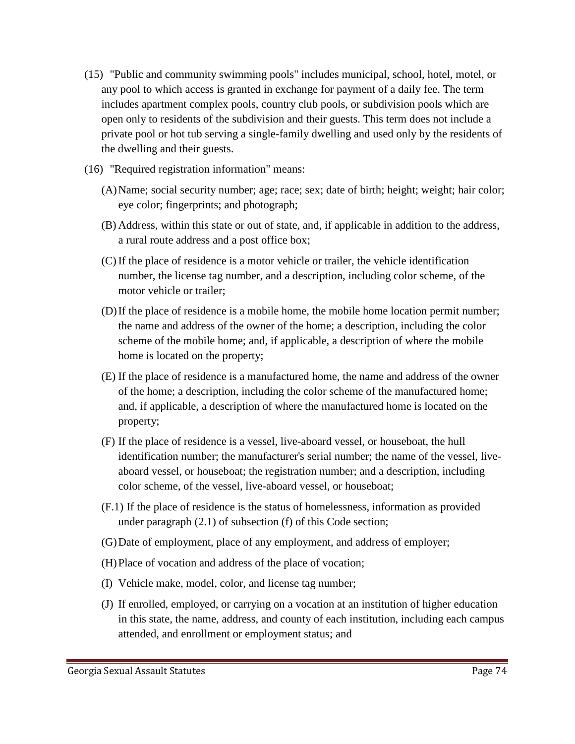(15) "Public and community swimming pools" includes municipal, school, hotel, motel, or any pool to which access is granted in exchange for payment of a daily fee. The term includes apartment complex pools, country club pools, or subdivision pools which are open only to residents of the subdivision and their guests. This term does not include a private pool or hot tub serving a single-family dwelling and used only by the residents of the dwelling and their guests.

(16) "Required registration information" means:

(A) Name; social security number; age; race; sex; date of birth; height; weight; hair color; eye color; fingerprints; and photograph;

(B) Address, within this state or out of state, and, if applicable in addition to the address, a rural route address and a post office box;

(C) If the place of residence is a motor vehicle or trailer, the vehicle identification number, the license tag number, and a description, including color scheme, of the motor vehicle or trailer;

(D) If the place of residence is a mobile home, the mobile home location permit number; the name and address of the owner of the home; a description, including the color scheme of the mobile home; and, if applicable, a description of where the mobile home is located on the property;

(E) If the place of residence is a manufactured home, the name and address of the owner of the home; a description, including the color scheme of the manufactured home; and, if applicable, a description of where the manufactured home is located on the property;

(F) If the place of residence is a vessel, live-aboard vessel, or houseboat, the hull identification number; the manufacturer's serial number; the name of the vessel, live-aboard vessel, or houseboat; the registration number; and a description, including color scheme, of the vessel, live-aboard vessel, or houseboat;

(F.1) If the place of residence is the status of homelessness, information as provided under paragraph (2.1) of subsection (f) of this Code section;

(G) Date of employment, place of any employment, and address of employer;

(H) Place of vocation and address of the place of vocation;

(I) Vehicle make, model, color, and license tag number;

(J) If enrolled, employed, or carrying on a vocation at an institution of higher education in this state, the name, address, and county of each institution, including each campus attended, and enrollment or employment status; and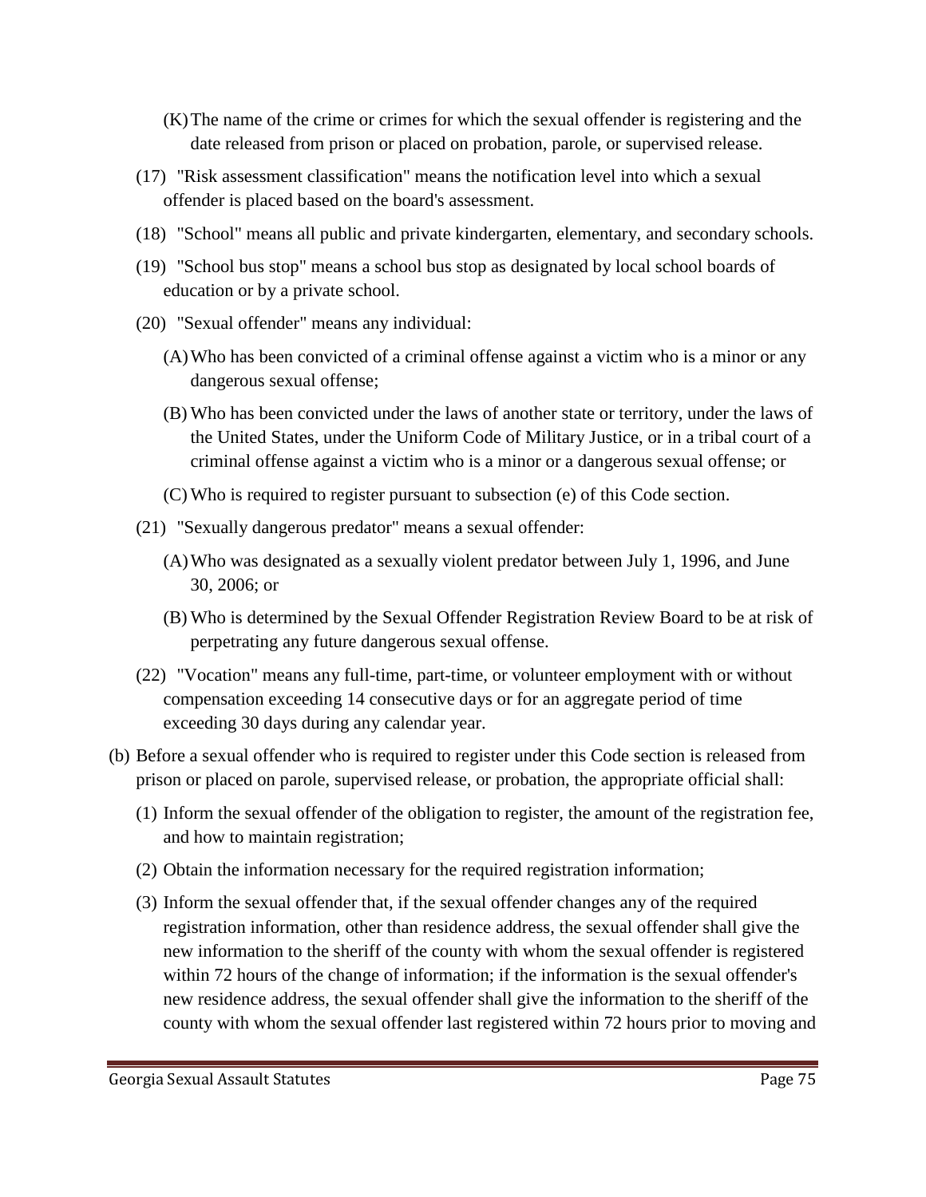(K) The name of the crime or crimes for which the sexual offender is registering and the date released from prison or placed on probation, parole, or supervised release.

(17) "Risk assessment classification" means the notification level into which a sexual offender is placed based on the board's assessment.

(18) "School" means all public and private kindergarten, elementary, and secondary schools.

(19) "School bus stop" means a school bus stop as designated by local school boards of education or by a private school.

(20) "Sexual offender" means any individual:

(A) Who has been convicted of a criminal offense against a victim who is a minor or any dangerous sexual offense;

(B) Who has been convicted under the laws of another state or territory, under the laws of the United States, under the Uniform Code of Military Justice, or in a tribal court of a criminal offense against a victim who is a minor or a dangerous sexual offense; or

(C) Who is required to register pursuant to subsection (e) of this Code section.

(21) "Sexually dangerous predator" means a sexual offender:

(A) Who was designated as a sexually violent predator between July 1, 1996, and June 30, 2006; or

(B) Who is determined by the Sexual Offender Registration Review Board to be at risk of perpetrating any future dangerous sexual offense.

(22) "Vocation" means any full-time, part-time, or volunteer employment with or without compensation exceeding 14 consecutive days or for an aggregate period of time exceeding 30 days during any calendar year.

(b) Before a sexual offender who is required to register under this Code section is released from prison or placed on parole, supervised release, or probation, the appropriate official shall:

(1) Inform the sexual offender of the obligation to register, the amount of the registration fee, and how to maintain registration;

(2) Obtain the information necessary for the required registration information;

(3) Inform the sexual offender that, if the sexual offender changes any of the required registration information, other than residence address, the sexual offender shall give the new information to the sheriff of the county with whom the sexual offender is registered within 72 hours of the change of information; if the information is the sexual offender's new residence address, the sexual offender shall give the information to the sheriff of the county with whom the sexual offender last registered within 72 hours prior to moving and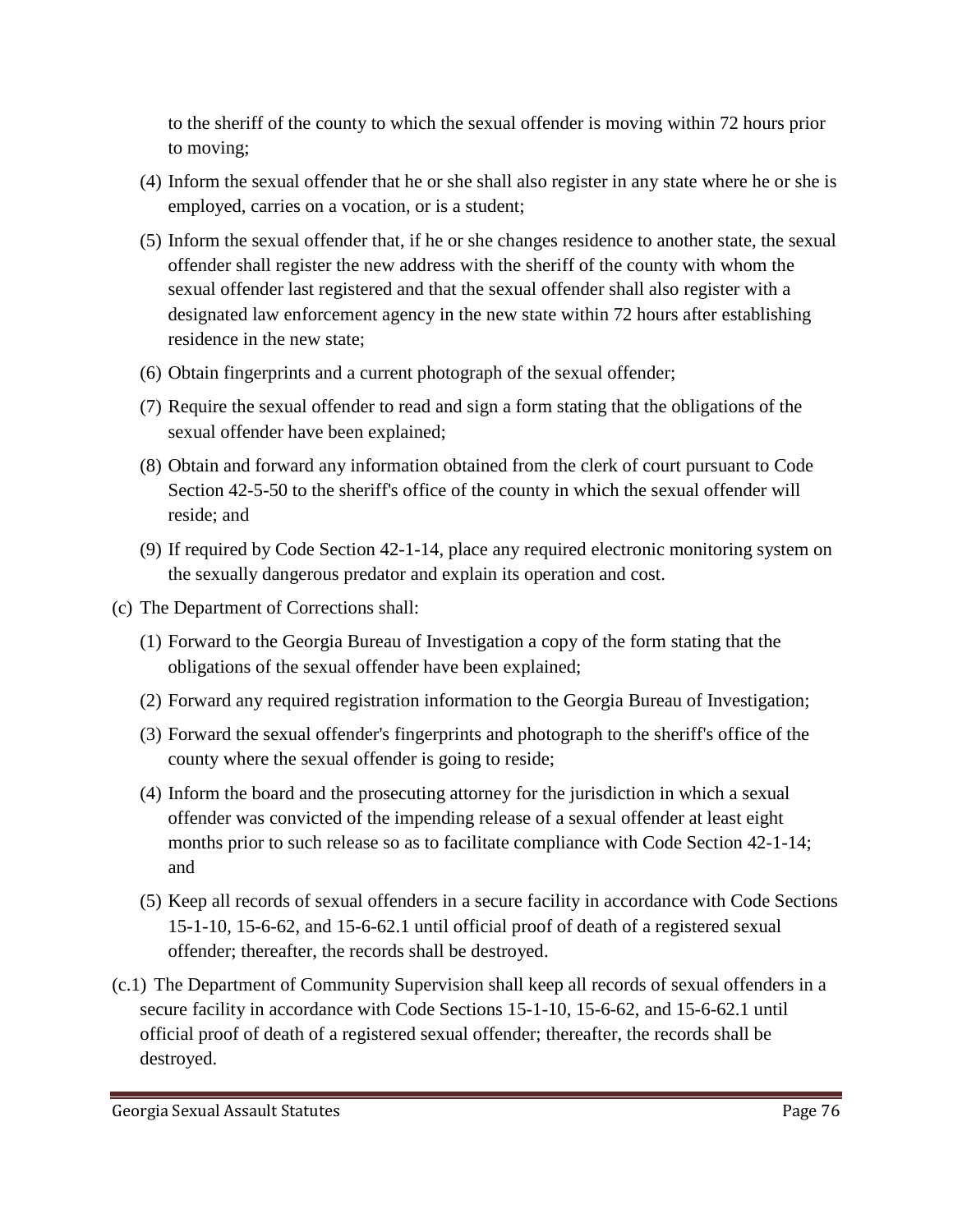to the sheriff of the county to which the sexual offender is moving within 72 hours prior to moving;

(4) Inform the sexual offender that he or she shall also register in any state where he or she is employed, carries on a vocation, or is a student;

(5) Inform the sexual offender that, if he or she changes residence to another state, the sexual offender shall register the new address with the sheriff of the county with whom the sexual offender last registered and that the sexual offender shall also register with a designated law enforcement agency in the new state within 72 hours after establishing residence in the new state;

(6) Obtain fingerprints and a current photograph of the sexual offender;

(7) Require the sexual offender to read and sign a form stating that the obligations of the sexual offender have been explained;

(8) Obtain and forward any information obtained from the clerk of court pursuant to Code Section 42-5-50 to the sheriff's office of the county in which the sexual offender will reside; and

(9) If required by Code Section 42-1-14, place any required electronic monitoring system on the sexually dangerous predator and explain its operation and cost.

(c) The Department of Corrections shall:

(1) Forward to the Georgia Bureau of Investigation a copy of the form stating that the obligations of the sexual offender have been explained;

(2) Forward any required registration information to the Georgia Bureau of Investigation;

(3) Forward the sexual offender's fingerprints and photograph to the sheriff's office of the county where the sexual offender is going to reside;

(4) Inform the board and the prosecuting attorney for the jurisdiction in which a sexual offender was convicted of the impending release of a sexual offender at least eight months prior to such release so as to facilitate compliance with Code Section 42-1-14; and

(5) Keep all records of sexual offenders in a secure facility in accordance with Code Sections 15-1-10, 15-6-62, and 15-6-62.1 until official proof of death of a registered sexual offender; thereafter, the records shall be destroyed.

(c.1) The Department of Community Supervision shall keep all records of sexual offenders in a secure facility in accordance with Code Sections 15-1-10, 15-6-62, and 15-6-62.1 until official proof of death of a registered sexual offender; thereafter, the records shall be destroyed.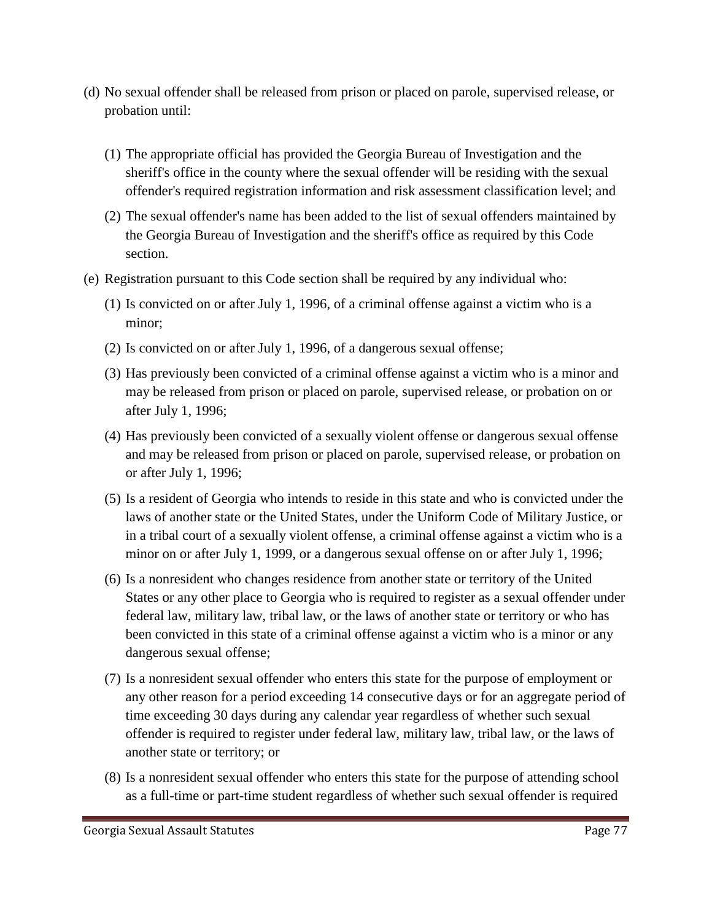(d) No sexual offender shall be released from prison or placed on parole, supervised release, or probation until:

   (1) The appropriate official has provided the Georgia Bureau of Investigation and the sheriff's office in the county where the sexual offender will be residing with the sexual offender's required registration information and risk assessment classification level; and

   (2) The sexual offender's name has been added to the list of sexual offenders maintained by the Georgia Bureau of Investigation and the sheriff's office as required by this Code section.

(e) Registration pursuant to this Code section shall be required by any individual who:

   (1) Is convicted on or after July 1, 1996, of a criminal offense against a victim who is a minor;

   (2) Is convicted on or after July 1, 1996, of a dangerous sexual offense;

   (3) Has previously been convicted of a criminal offense against a victim who is a minor and may be released from prison or placed on parole, supervised release, or probation on or after July 1, 1996;

   (4) Has previously been convicted of a sexually violent offense or dangerous sexual offense and may be released from prison or placed on parole, supervised release, or probation on or after July 1, 1996;

   (5) Is a resident of Georgia who intends to reside in this state and who is convicted under the laws of another state or the United States, under the Uniform Code of Military Justice, or in a tribal court of a sexually violent offense, a criminal offense against a victim who is a minor on or after July 1, 1999, or a dangerous sexual offense on or after July 1, 1996;

   (6) Is a nonresident who changes residence from another state or territory of the United States or any other place to Georgia who is required to register as a sexual offender under federal law, military law, tribal law, or the laws of another state or territory or who has been convicted in this state of a criminal offense against a victim who is a minor or any dangerous sexual offense;

   (7) Is a nonresident sexual offender who enters this state for the purpose of employment or any other reason for a period exceeding 14 consecutive days or for an aggregate period of time exceeding 30 days during any calendar year regardless of whether such sexual offender is required to register under federal law, military law, tribal law, or the laws of another state or territory; or

   (8) Is a nonresident sexual offender who enters this state for the purpose of attending school as a full-time or part-time student regardless of whether such sexual offender is required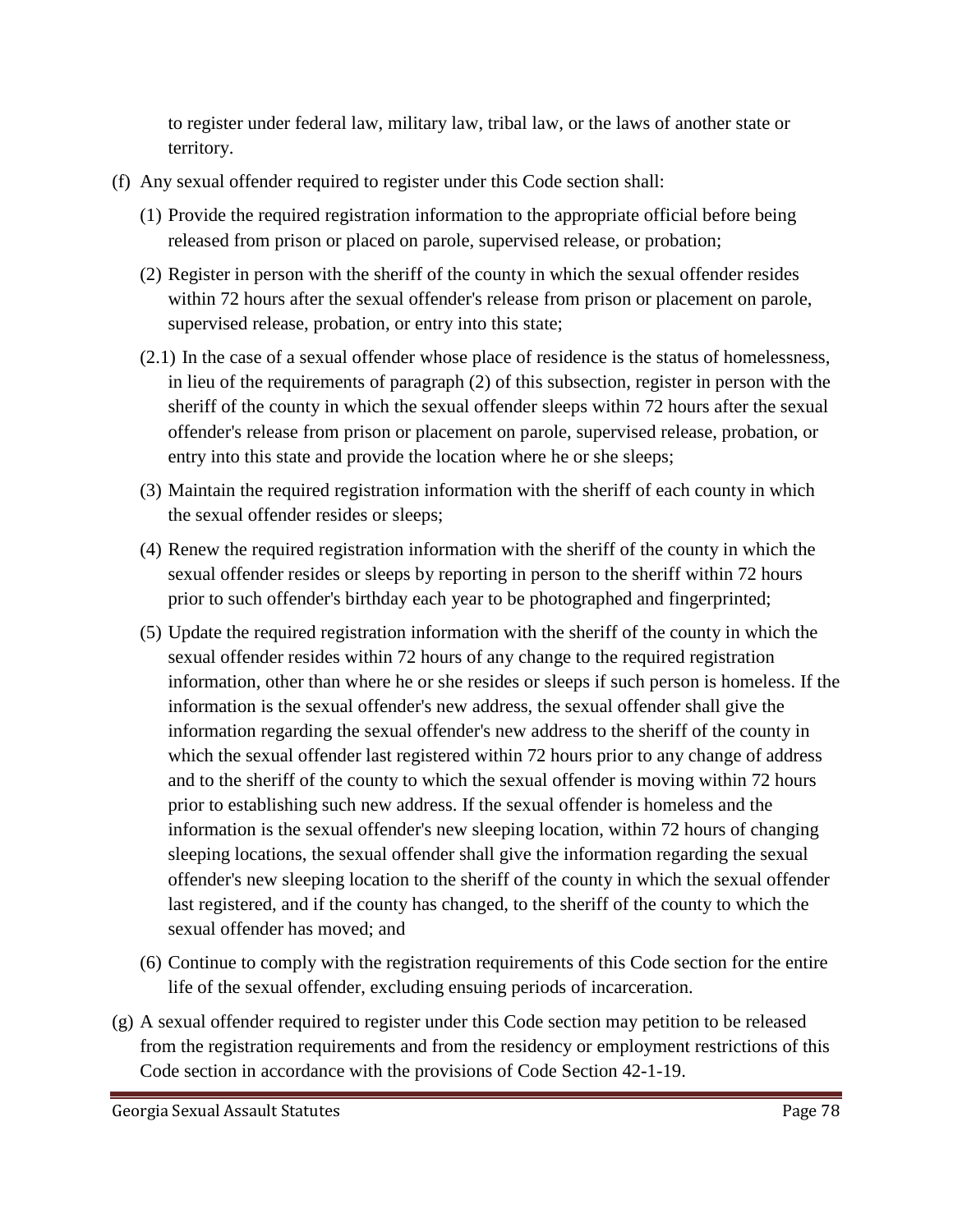to register under federal law, military law, tribal law, or the laws of another state or territory.

(f) Any sexual offender required to register under this Code section shall:

(1) Provide the required registration information to the appropriate official before being released from prison or placed on parole, supervised release, or probation;

(2) Register in person with the sheriff of the county in which the sexual offender resides within 72 hours after the sexual offender's release from prison or placement on parole, supervised release, probation, or entry into this state;

(2.1) In the case of a sexual offender whose place of residence is the status of homelessness, in lieu of the requirements of paragraph (2) of this subsection, register in person with the sheriff of the county in which the sexual offender sleeps within 72 hours after the sexual offender's release from prison or placement on parole, supervised release, probation, or entry into this state and provide the location where he or she sleeps;

(3) Maintain the required registration information with the sheriff of each county in which the sexual offender resides or sleeps;

(4) Renew the required registration information with the sheriff of the county in which the sexual offender resides or sleeps by reporting in person to the sheriff within 72 hours prior to such offender's birthday each year to be photographed and fingerprinted;

(5) Update the required registration information with the sheriff of the county in which the sexual offender resides within 72 hours of any change to the required registration information, other than where he or she resides or sleeps if such person is homeless. If the information is the sexual offender's new address, the sexual offender shall give the information regarding the sexual offender's new address to the sheriff of the county in which the sexual offender last registered within 72 hours prior to any change of address and to the sheriff of the county to which the sexual offender is moving within 72 hours prior to establishing such new address. If the sexual offender is homeless and the information is the sexual offender's new sleeping location, within 72 hours of changing sleeping locations, the sexual offender shall give the information regarding the sexual offender's new sleeping location to the sheriff of the county in which the sexual offender last registered, and if the county has changed, to the sheriff of the county to which the sexual offender has moved; and

(6) Continue to comply with the registration requirements of this Code section for the entire life of the sexual offender, excluding ensuing periods of incarceration.

(g) A sexual offender required to register under this Code section may petition to be released from the registration requirements and from the residency or employment restrictions of this Code section in accordance with the provisions of Code Section 42-1-19.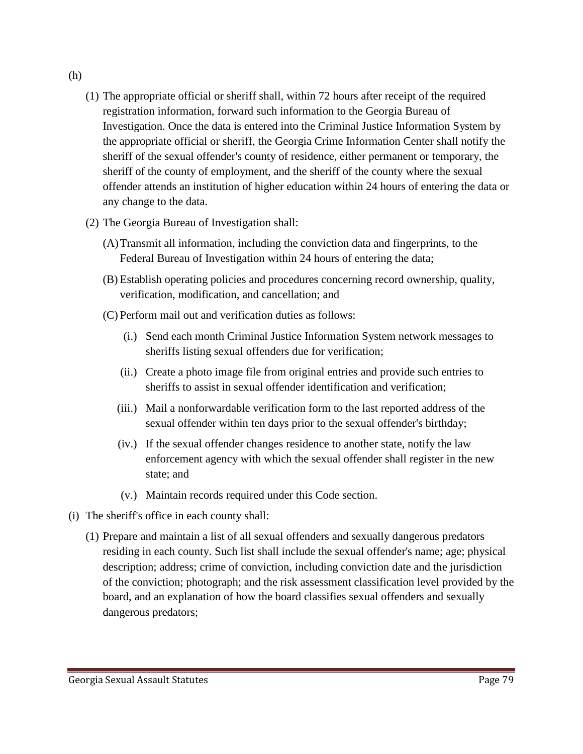(h)

(1) The appropriate official or sheriff shall, within 72 hours after receipt of the required registration information, forward such information to the Georgia Bureau of Investigation. Once the data is entered into the Criminal Justice Information System by the appropriate official or sheriff, the Georgia Crime Information Center shall notify the sheriff of the sexual offender's county of residence, either permanent or temporary, the sheriff of the county of employment, and the sheriff of the county where the sexual offender attends an institution of higher education within 24 hours of entering the data or any change to the data.

(2) The Georgia Bureau of Investigation shall:

(A) Transmit all information, including the conviction data and fingerprints, to the Federal Bureau of Investigation within 24 hours of entering the data;

(B) Establish operating policies and procedures concerning record ownership, quality, verification, modification, and cancellation; and

(C) Perform mail out and verification duties as follows:

(i.) Send each month Criminal Justice Information System network messages to sheriffs listing sexual offenders due for verification;

(ii.) Create a photo image file from original entries and provide such entries to sheriffs to assist in sexual offender identification and verification;

(iii.) Mail a nonforwardable verification form to the last reported address of the sexual offender within ten days prior to the sexual offender's birthday;

(iv.) If the sexual offender changes residence to another state, notify the law enforcement agency with which the sexual offender shall register in the new state; and

(v.) Maintain records required under this Code section.

(i) The sheriff's office in each county shall:

(1) Prepare and maintain a list of all sexual offenders and sexually dangerous predators residing in each county. Such list shall include the sexual offender's name; age; physical description; address; crime of conviction, including conviction date and the jurisdiction of the conviction; photograph; and the risk assessment classification level provided by the board, and an explanation of how the board classifies sexual offenders and sexually dangerous predators;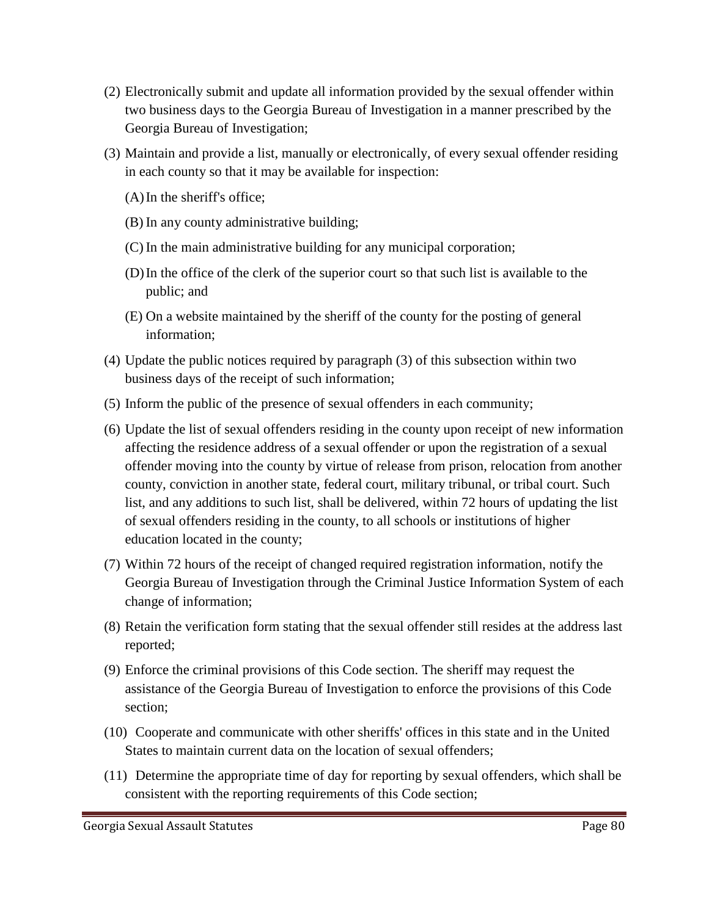(2) Electronically submit and update all information provided by the sexual offender within two business days to the Georgia Bureau of Investigation in a manner prescribed by the Georgia Bureau of Investigation;

(3) Maintain and provide a list, manually or electronically, of every sexual offender residing in each county so that it may be available for inspection:

   (A) In the sheriff's office;

   (B) In any county administrative building;

   (C) In the main administrative building for any municipal corporation;

   (D) In the office of the clerk of the superior court so that such list is available to the public; and

   (E) On a website maintained by the sheriff of the county for the posting of general information;

(4) Update the public notices required by paragraph (3) of this subsection within two business days of the receipt of such information;

(5) Inform the public of the presence of sexual offenders in each community;

(6) Update the list of sexual offenders residing in the county upon receipt of new information affecting the residence address of a sexual offender or upon the registration of a sexual offender moving into the county by virtue of release from prison, relocation from another county, conviction in another state, federal court, military tribunal, or tribal court. Such list, and any additions to such list, shall be delivered, within 72 hours of updating the list of sexual offenders residing in the county, to all schools or institutions of higher education located in the county;

(7) Within 72 hours of the receipt of changed required registration information, notify the Georgia Bureau of Investigation through the Criminal Justice Information System of each change of information;

(8) Retain the verification form stating that the sexual offender still resides at the address last reported;

(9) Enforce the criminal provisions of this Code section. The sheriff may request the assistance of the Georgia Bureau of Investigation to enforce the provisions of this Code section;

(10) Cooperate and communicate with other sheriffs' offices in this state and in the United States to maintain current data on the location of sexual offenders;

(11) Determine the appropriate time of day for reporting by sexual offenders, which shall be consistent with the reporting requirements of this Code section;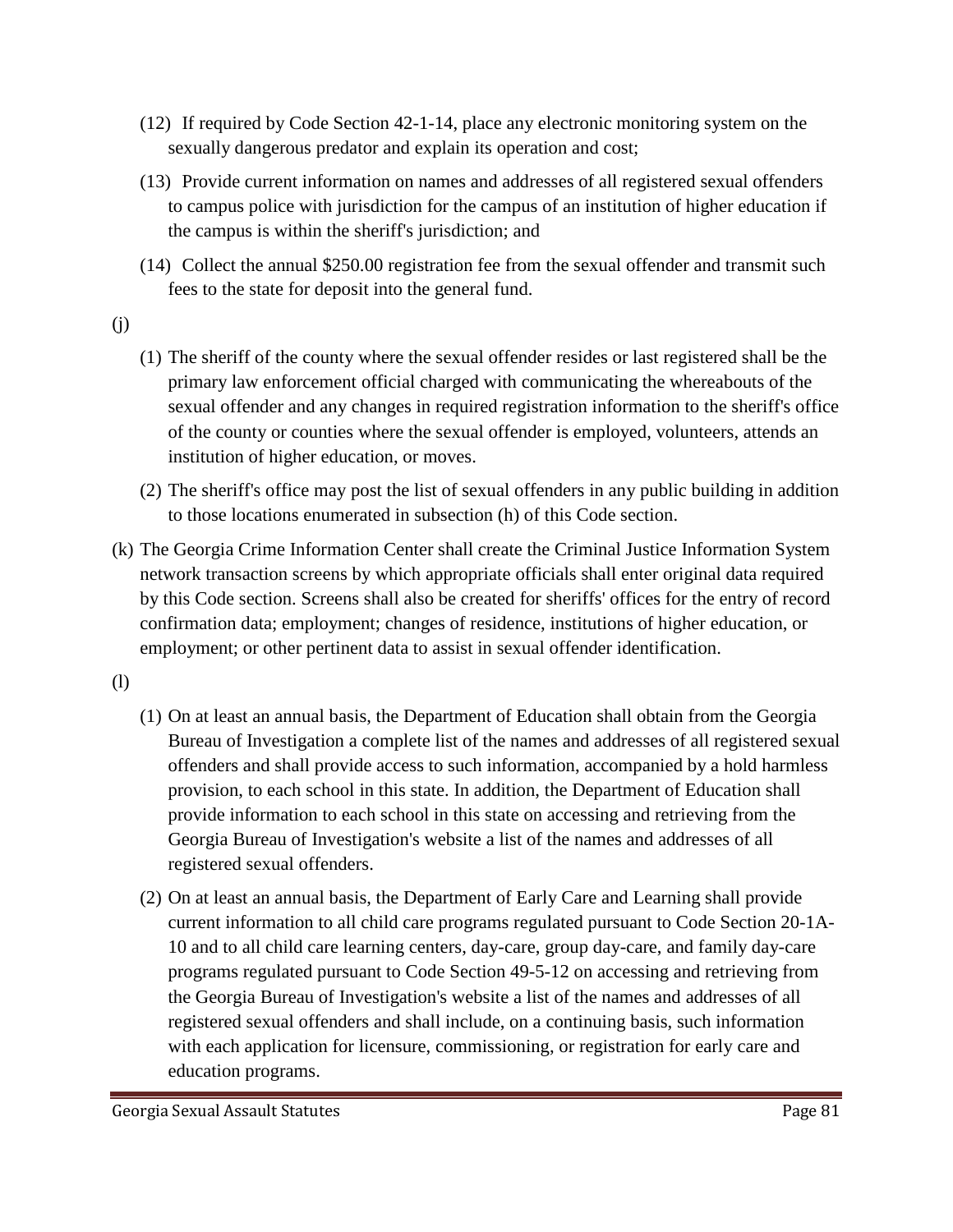(12) If required by Code Section 42-1-14, place any electronic monitoring system on the sexually dangerous predator and explain its operation and cost;

(13) Provide current information on names and addresses of all registered sexual offenders to campus police with jurisdiction for the campus of an institution of higher education if the campus is within the sheriff's jurisdiction; and

(14) Collect the annual $250.00 registration fee from the sexual offender and transmit such fees to the state for deposit into the general fund.

(j)

(1) The sheriff of the county where the sexual offender resides or last registered shall be the primary law enforcement official charged with communicating the whereabouts of the sexual offender and any changes in required registration information to the sheriff's office of the county or counties where the sexual offender is employed, volunteers, attends an institution of higher education, or moves.

(2) The sheriff's office may post the list of sexual offenders in any public building in addition to those locations enumerated in subsection (h) of this Code section.

(k) The Georgia Crime Information Center shall create the Criminal Justice Information System network transaction screens by which appropriate officials shall enter original data required by this Code section. Screens shall also be created for sheriffs' offices for the entry of record confirmation data; employment; changes of residence, institutions of higher education, or employment; or other pertinent data to assist in sexual offender identification.

(l)

(1) On at least an annual basis, the Department of Education shall obtain from the Georgia Bureau of Investigation a complete list of the names and addresses of all registered sexual offenders and shall provide access to such information, accompanied by a hold harmless provision, to each school in this state. In addition, the Department of Education shall provide information to each school in this state on accessing and retrieving from the Georgia Bureau of Investigation's website a list of the names and addresses of all registered sexual offenders.

(2) On at least an annual basis, the Department of Early Care and Learning shall provide current information to all child care programs regulated pursuant to Code Section 20-1A-10 and to all child care learning centers, day-care, group day-care, and family day-care programs regulated pursuant to Code Section 49-5-12 on accessing and retrieving from the Georgia Bureau of Investigation's website a list of the names and addresses of all registered sexual offenders and shall include, on a continuing basis, such information with each application for licensure, commissioning, or registration for early care and education programs.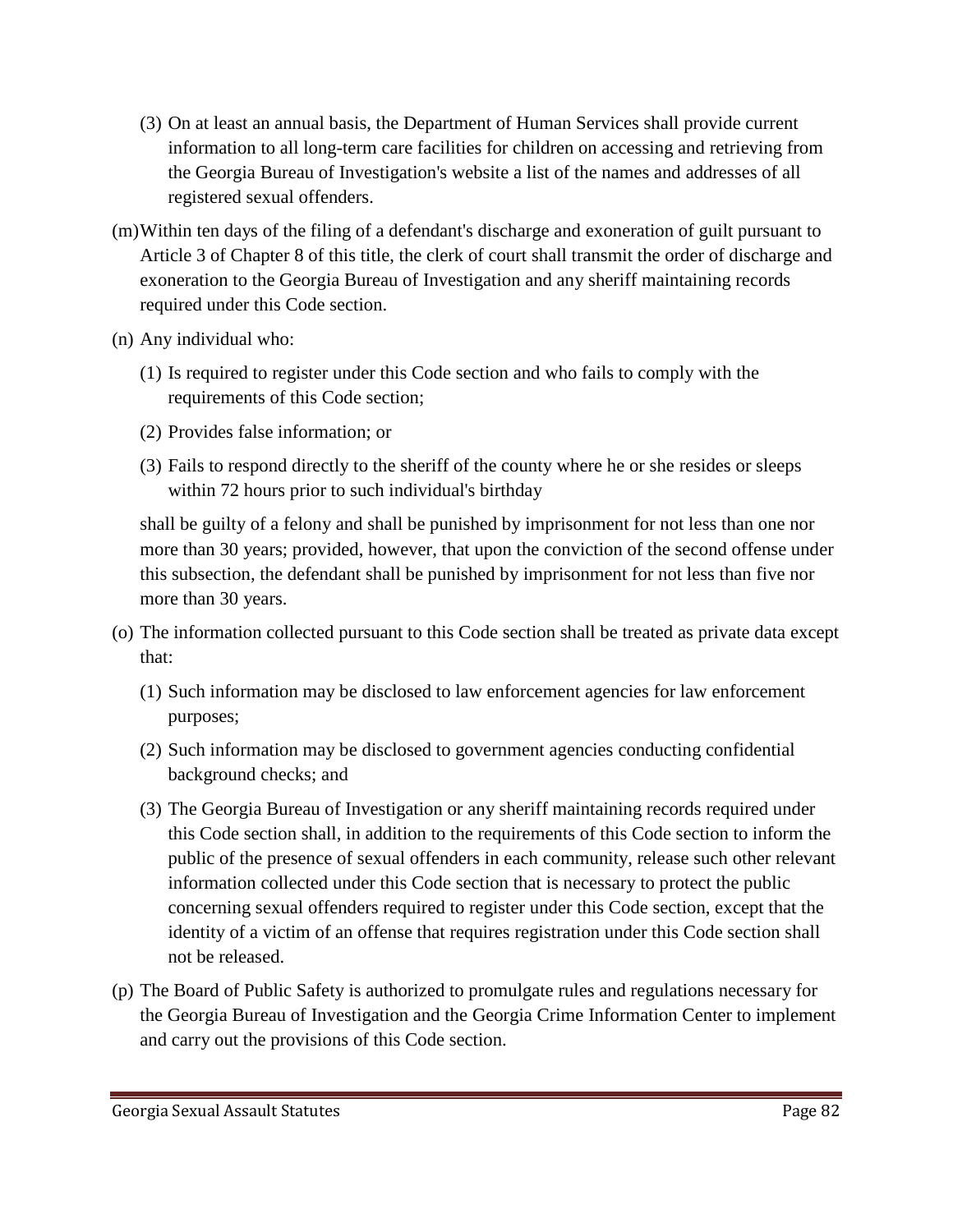(3) On at least an annual basis, the Department of Human Services shall provide current information to all long-term care facilities for children on accessing and retrieving from the Georgia Bureau of Investigation's website a list of the names and addresses of all registered sexual offenders.

(m) Within ten days of the filing of a defendant's discharge and exoneration of guilt pursuant to Article 3 of Chapter 8 of this title, the clerk of court shall transmit the order of discharge and exoneration to the Georgia Bureau of Investigation and any sheriff maintaining records required under this Code section.

(n) Any individual who:

(1) Is required to register under this Code section and who fails to comply with the requirements of this Code section;

(2) Provides false information; or

(3) Fails to respond directly to the sheriff of the county where he or she resides or sleeps within 72 hours prior to such individual's birthday

shall be guilty of a felony and shall be punished by imprisonment for not less than one nor more than 30 years; provided, however, that upon the conviction of the second offense under this subsection, the defendant shall be punished by imprisonment for not less than five nor more than 30 years.

(o) The information collected pursuant to this Code section shall be treated as private data except that:

(1) Such information may be disclosed to law enforcement agencies for law enforcement purposes;

(2) Such information may be disclosed to government agencies conducting confidential background checks; and

(3) The Georgia Bureau of Investigation or any sheriff maintaining records required under this Code section shall, in addition to the requirements of this Code section to inform the public of the presence of sexual offenders in each community, release such other relevant information collected under this Code section that is necessary to protect the public concerning sexual offenders required to register under this Code section, except that the identity of a victim of an offense that requires registration under this Code section shall not be released.

(p) The Board of Public Safety is authorized to promulgate rules and regulations necessary for the Georgia Bureau of Investigation and the Georgia Crime Information Center to implement and carry out the provisions of this Code section.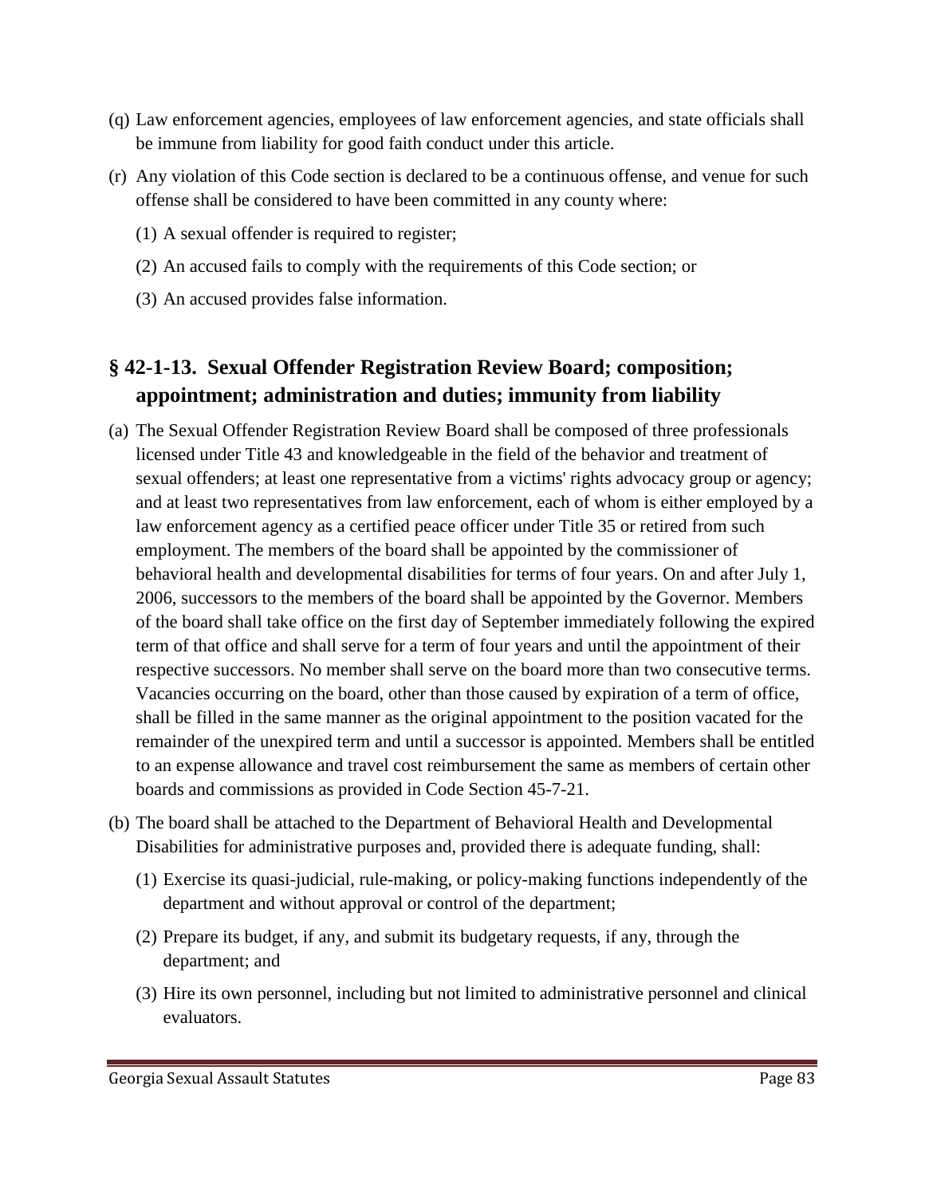(q) Law enforcement agencies, employees of law enforcement agencies, and state officials shall be immune from liability for good faith conduct under this article.

(r) Any violation of this Code section is declared to be a continuous offense, and venue for such offense shall be considered to have been committed in any county where:

(1) A sexual offender is required to register;

(2) An accused fails to comply with the requirements of this Code section; or

(3) An accused provides false information.

## § 42-1-13. Sexual Offender Registration Review Board; composition; appointment; administration and duties; immunity from liability

(a) The Sexual Offender Registration Review Board shall be composed of three professionals licensed under Title 43 and knowledgeable in the field of the behavior and treatment of sexual offenders; at least one representative from a victims' rights advocacy group or agency; and at least two representatives from law enforcement, each of whom is either employed by a law enforcement agency as a certified peace officer under Title 35 or retired from such employment. The members of the board shall be appointed by the commissioner of behavioral health and developmental disabilities for terms of four years. On and after July 1, 2006, successors to the members of the board shall be appointed by the Governor. Members of the board shall take office on the first day of September immediately following the expired term of that office and shall serve for a term of four years and until the appointment of their respective successors. No member shall serve on the board more than two consecutive terms. Vacancies occurring on the board, other than those caused by expiration of a term of office, shall be filled in the same manner as the original appointment to the position vacated for the remainder of the unexpired term and until a successor is appointed. Members shall be entitled to an expense allowance and travel cost reimbursement the same as members of certain other boards and commissions as provided in Code Section 45-7-21.

(b) The board shall be attached to the Department of Behavioral Health and Developmental Disabilities for administrative purposes and, provided there is adequate funding, shall:

(1) Exercise its quasi-judicial, rule-making, or policy-making functions independently of the department and without approval or control of the department;

(2) Prepare its budget, if any, and submit its budgetary requests, if any, through the department; and

(3) Hire its own personnel, including but not limited to administrative personnel and clinical evaluators.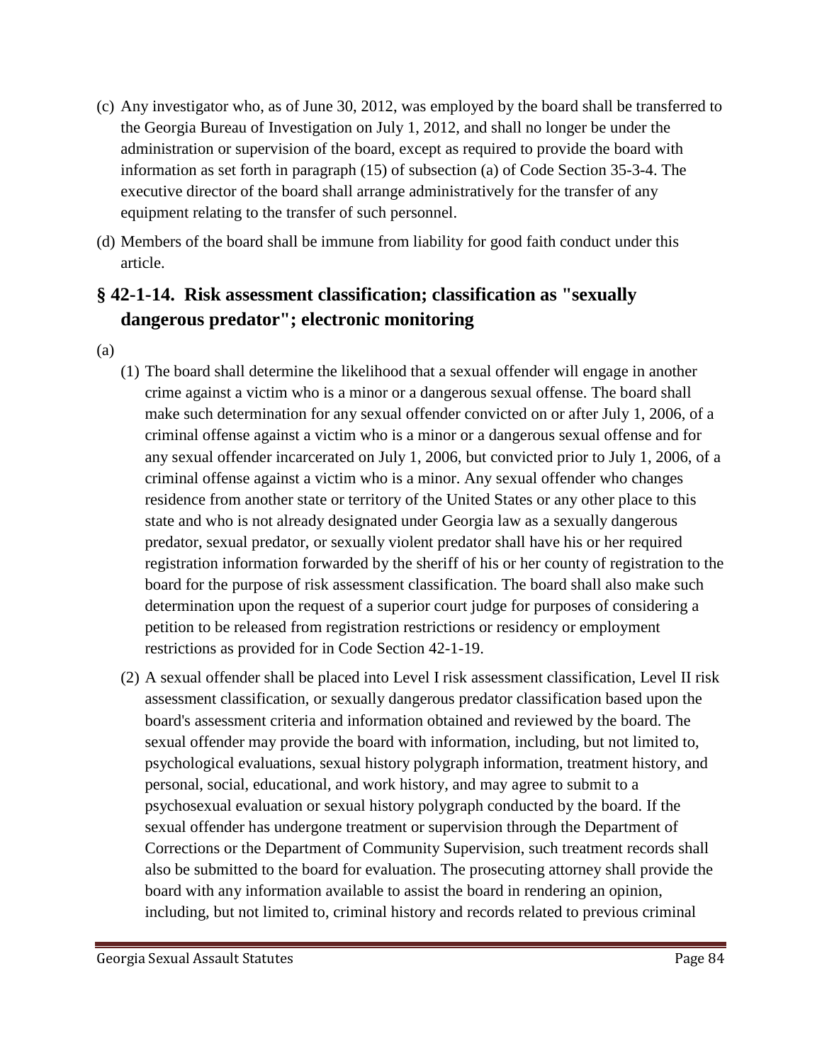(c) Any investigator who, as of June 30, 2012, was employed by the board shall be transferred to the Georgia Bureau of Investigation on July 1, 2012, and shall no longer be under the administration or supervision of the board, except as required to provide the board with information as set forth in paragraph (15) of subsection (a) of Code Section 35-3-4. The executive director of the board shall arrange administratively for the transfer of any equipment relating to the transfer of such personnel.

(d) Members of the board shall be immune from liability for good faith conduct under this article.

## § 42-1-14. Risk assessment classification; classification as "sexually dangerous predator"; electronic monitoring

(a)

(1) The board shall determine the likelihood that a sexual offender will engage in another crime against a victim who is a minor or a dangerous sexual offense. The board shall make such determination for any sexual offender convicted on or after July 1, 2006, of a criminal offense against a victim who is a minor or a dangerous sexual offense and for any sexual offender incarcerated on July 1, 2006, but convicted prior to July 1, 2006, of a criminal offense against a victim who is a minor. Any sexual offender who changes residence from another state or territory of the United States or any other place to this state and who is not already designated under Georgia law as a sexually dangerous predator, sexual predator, or sexually violent predator shall have his or her required registration information forwarded by the sheriff of his or her county of registration to the board for the purpose of risk assessment classification. The board shall also make such determination upon the request of a superior court judge for purposes of considering a petition to be released from registration restrictions or residency or employment restrictions as provided for in Code Section 42-1-19.

(2) A sexual offender shall be placed into Level I risk assessment classification, Level II risk assessment classification, or sexually dangerous predator classification based upon the board's assessment criteria and information obtained and reviewed by the board. The sexual offender may provide the board with information, including, but not limited to, psychological evaluations, sexual history polygraph information, treatment history, and personal, social, educational, and work history, and may agree to submit to a psychosexual evaluation or sexual history polygraph conducted by the board. If the sexual offender has undergone treatment or supervision through the Department of Corrections or the Department of Community Supervision, such treatment records shall also be submitted to the board for evaluation. The prosecuting attorney shall provide the board with any information available to assist the board in rendering an opinion, including, but not limited to, criminal history and records related to previous criminal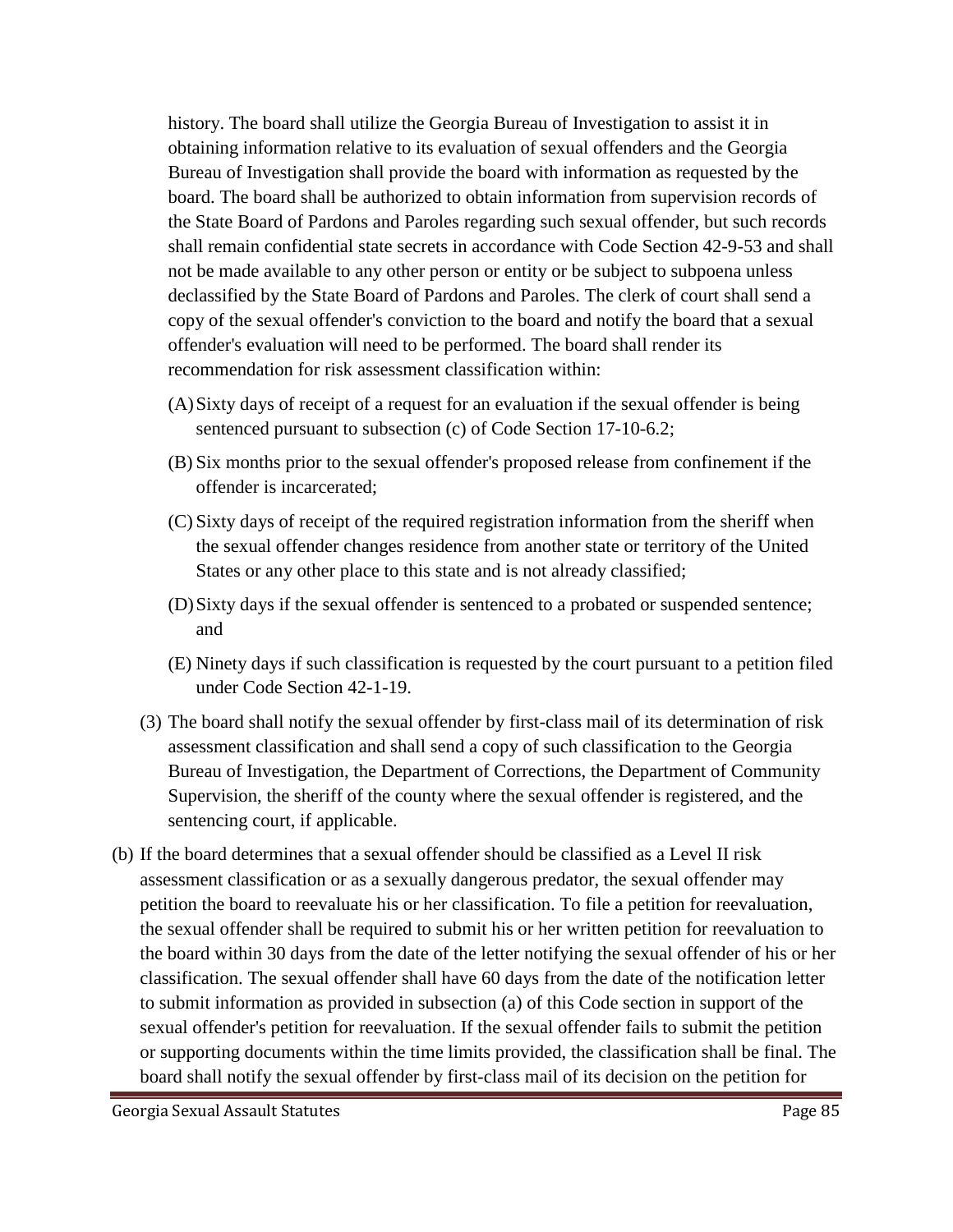history. The board shall utilize the Georgia Bureau of Investigation to assist it in obtaining information relative to its evaluation of sexual offenders and the Georgia Bureau of Investigation shall provide the board with information as requested by the board. The board shall be authorized to obtain information from supervision records of the State Board of Pardons and Paroles regarding such sexual offender, but such records shall remain confidential state secrets in accordance with Code Section 42-9-53 and shall not be made available to any other person or entity or be subject to subpoena unless declassified by the State Board of Pardons and Paroles. The clerk of court shall send a copy of the sexual offender's conviction to the board and notify the board that a sexual offender's evaluation will need to be performed. The board shall render its recommendation for risk assessment classification within:

(A) Sixty days of receipt of a request for an evaluation if the sexual offender is being sentenced pursuant to subsection (c) of Code Section 17-10-6.2;

(B) Six months prior to the sexual offender's proposed release from confinement if the offender is incarcerated;

(C) Sixty days of receipt of the required registration information from the sheriff when the sexual offender changes residence from another state or territory of the United States or any other place to this state and is not already classified;

(D) Sixty days if the sexual offender is sentenced to a probated or suspended sentence; and

(E) Ninety days if such classification is requested by the court pursuant to a petition filed under Code Section 42-1-19.

(3) The board shall notify the sexual offender by first-class mail of its determination of risk assessment classification and shall send a copy of such classification to the Georgia Bureau of Investigation, the Department of Corrections, the Department of Community Supervision, the sheriff of the county where the sexual offender is registered, and the sentencing court, if applicable.

(b) If the board determines that a sexual offender should be classified as a Level II risk assessment classification or as a sexually dangerous predator, the sexual offender may petition the board to reevaluate his or her classification. To file a petition for reevaluation, the sexual offender shall be required to submit his or her written petition for reevaluation to the board within 30 days from the date of the letter notifying the sexual offender of his or her classification. The sexual offender shall have 60 days from the date of the notification letter to submit information as provided in subsection (a) of this Code section in support of the sexual offender's petition for reevaluation. If the sexual offender fails to submit the petition or supporting documents within the time limits provided, the classification shall be final. The board shall notify the sexual offender by first-class mail of its decision on the petition for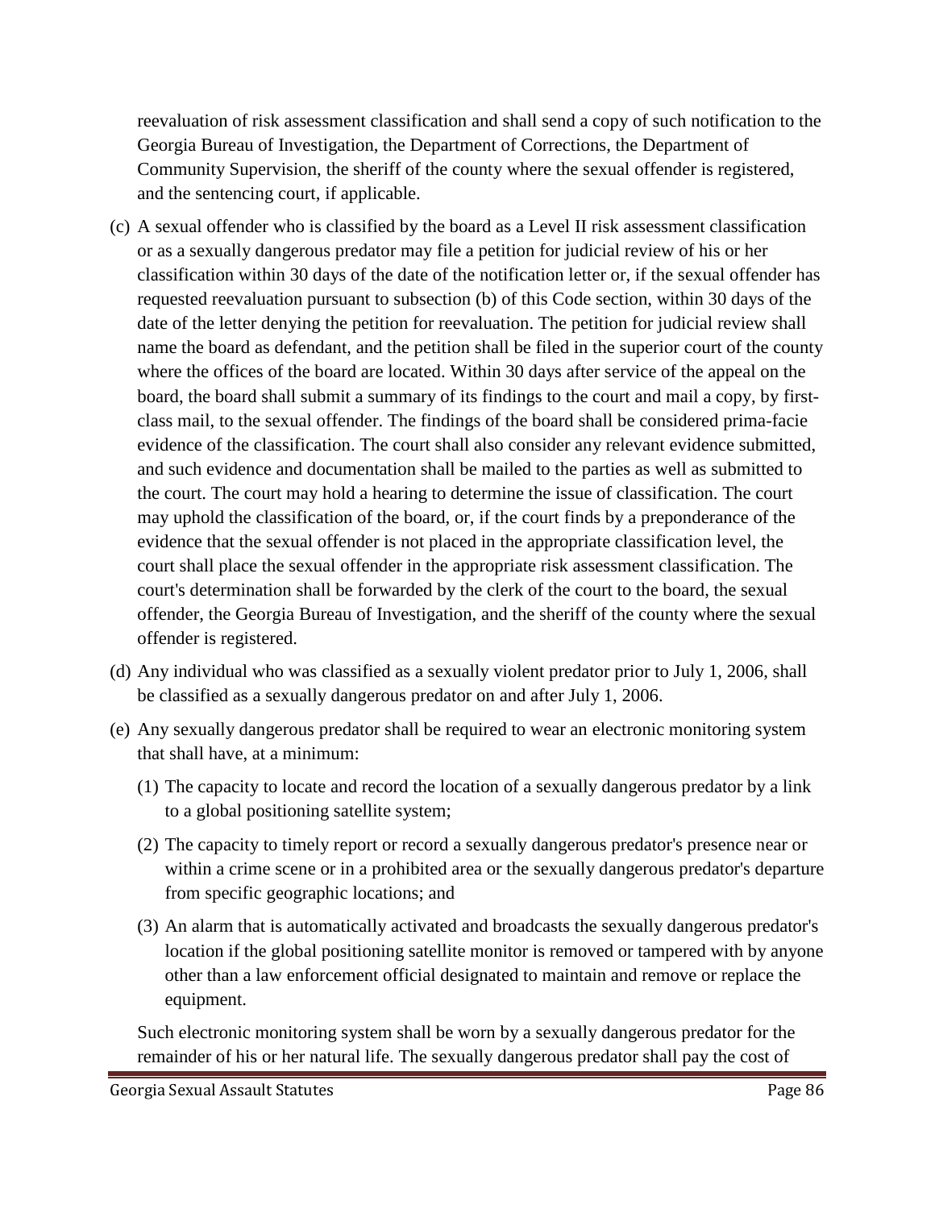reevaluation of risk assessment classification and shall send a copy of such notification to the Georgia Bureau of Investigation, the Department of Corrections, the Department of Community Supervision, the sheriff of the county where the sexual offender is registered, and the sentencing court, if applicable.

(c) A sexual offender who is classified by the board as a Level II risk assessment classification or as a sexually dangerous predator may file a petition for judicial review of his or her classification within 30 days of the date of the notification letter or, if the sexual offender has requested reevaluation pursuant to subsection (b) of this Code section, within 30 days of the date of the letter denying the petition for reevaluation. The petition for judicial review shall name the board as defendant, and the petition shall be filed in the superior court of the county where the offices of the board are located. Within 30 days after service of the appeal on the board, the board shall submit a summary of its findings to the court and mail a copy, by first-class mail, to the sexual offender. The findings of the board shall be considered prima-facie evidence of the classification. The court shall also consider any relevant evidence submitted, and such evidence and documentation shall be mailed to the parties as well as submitted to the court. The court may hold a hearing to determine the issue of classification. The court may uphold the classification of the board, or, if the court finds by a preponderance of the evidence that the sexual offender is not placed in the appropriate classification level, the court shall place the sexual offender in the appropriate risk assessment classification. The court's determination shall be forwarded by the clerk of the court to the board, the sexual offender, the Georgia Bureau of Investigation, and the sheriff of the county where the sexual offender is registered.

(d) Any individual who was classified as a sexually violent predator prior to July 1, 2006, shall be classified as a sexually dangerous predator on and after July 1, 2006.

(e) Any sexually dangerous predator shall be required to wear an electronic monitoring system that shall have, at a minimum:

(1) The capacity to locate and record the location of a sexually dangerous predator by a link to a global positioning satellite system;

(2) The capacity to timely report or record a sexually dangerous predator's presence near or within a crime scene or in a prohibited area or the sexually dangerous predator's departure from specific geographic locations; and

(3) An alarm that is automatically activated and broadcasts the sexually dangerous predator's location if the global positioning satellite monitor is removed or tampered with by anyone other than a law enforcement official designated to maintain and remove or replace the equipment.

Such electronic monitoring system shall be worn by a sexually dangerous predator for the remainder of his or her natural life. The sexually dangerous predator shall pay the cost of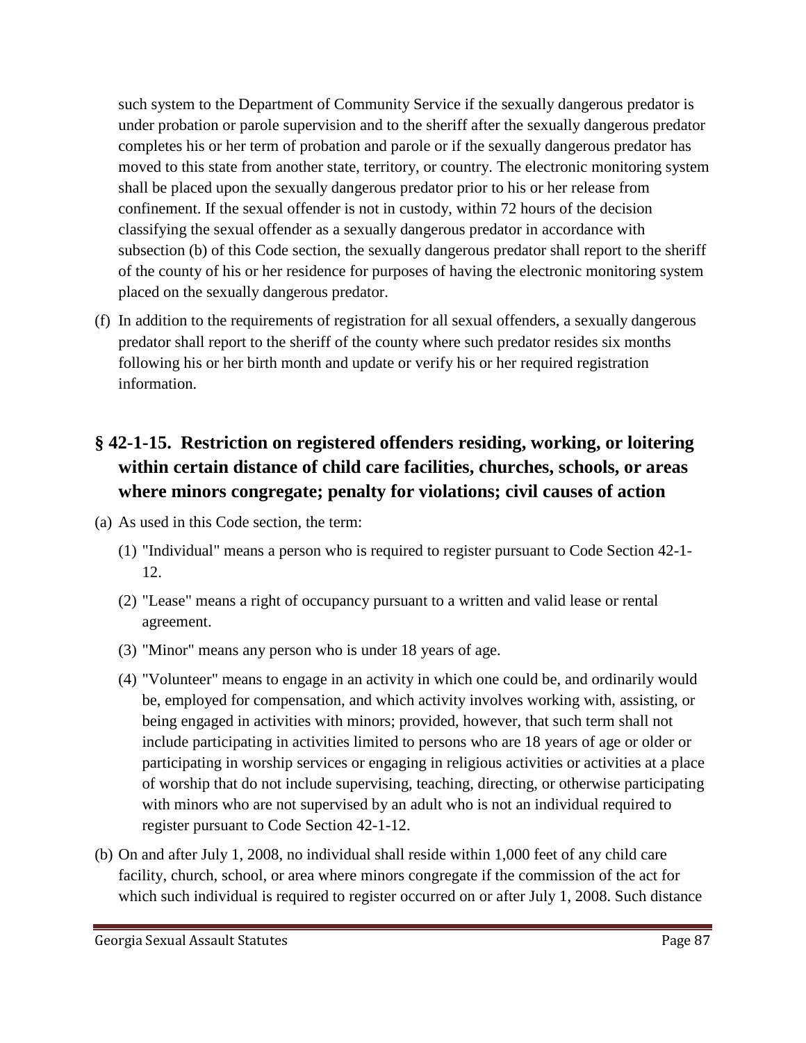such system to the Department of Community Service if the sexually dangerous predator is under probation or parole supervision and to the sheriff after the sexually dangerous predator completes his or her term of probation and parole or if the sexually dangerous predator has moved to this state from another state, territory, or country. The electronic monitoring system shall be placed upon the sexually dangerous predator prior to his or her release from confinement. If the sexual offender is not in custody, within 72 hours of the decision classifying the sexual offender as a sexually dangerous predator in accordance with subsection (b) of this Code section, the sexually dangerous predator shall report to the sheriff of the county of his or her residence for purposes of having the electronic monitoring system placed on the sexually dangerous predator.

(f) In addition to the requirements of registration for all sexual offenders, a sexually dangerous predator shall report to the sheriff of the county where such predator resides six months following his or her birth month and update or verify his or her required registration information.

## § 42-1-15. Restriction on registered offenders residing, working, or loitering within certain distance of child care facilities, churches, schools, or areas where minors congregate; penalty for violations; civil causes of action

(a) As used in this Code section, the term:

(1) "Individual" means a person who is required to register pursuant to Code Section 42-1-12.

(2) "Lease" means a right of occupancy pursuant to a written and valid lease or rental agreement.

(3) "Minor" means any person who is under 18 years of age.

(4) "Volunteer" means to engage in an activity in which one could be, and ordinarily would be, employed for compensation, and which activity involves working with, assisting, or being engaged in activities with minors; provided, however, that such term shall not include participating in activities limited to persons who are 18 years of age or older or participating in worship services or engaging in religious activities or activities at a place of worship that do not include supervising, teaching, directing, or otherwise participating with minors who are not supervised by an adult who is not an individual required to register pursuant to Code Section 42-1-12.

(b) On and after July 1, 2008, no individual shall reside within 1,000 feet of any child care facility, church, school, or area where minors congregate if the commission of the act for which such individual is required to register occurred on or after July 1, 2008. Such distance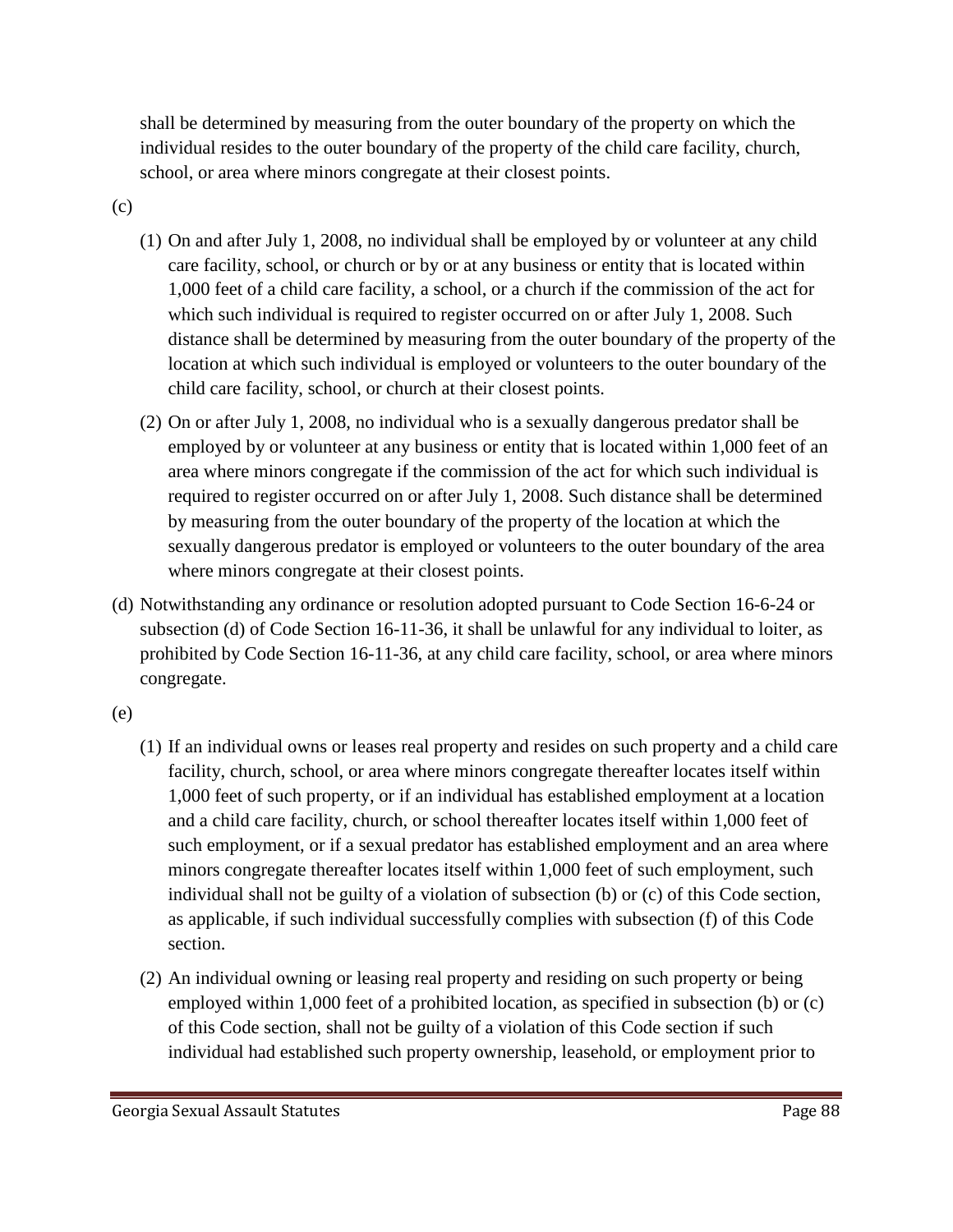shall be determined by measuring from the outer boundary of the property on which the individual resides to the outer boundary of the property of the child care facility, church, school, or area where minors congregate at their closest points.

(c)

(1) On and after July 1, 2008, no individual shall be employed by or volunteer at any child care facility, school, or church or by or at any business or entity that is located within 1,000 feet of a child care facility, a school, or a church if the commission of the act for which such individual is required to register occurred on or after July 1, 2008. Such distance shall be determined by measuring from the outer boundary of the property of the location at which such individual is employed or volunteers to the outer boundary of the child care facility, school, or church at their closest points.

(2) On or after July 1, 2008, no individual who is a sexually dangerous predator shall be employed by or volunteer at any business or entity that is located within 1,000 feet of an area where minors congregate if the commission of the act for which such individual is required to register occurred on or after July 1, 2008. Such distance shall be determined by measuring from the outer boundary of the property of the location at which the sexually dangerous predator is employed or volunteers to the outer boundary of the area where minors congregate at their closest points.

(d) Notwithstanding any ordinance or resolution adopted pursuant to Code Section 16-6-24 or subsection (d) of Code Section 16-11-36, it shall be unlawful for any individual to loiter, as prohibited by Code Section 16-11-36, at any child care facility, school, or area where minors congregate.

(e)

(1) If an individual owns or leases real property and resides on such property and a child care facility, church, school, or area where minors congregate thereafter locates itself within 1,000 feet of such property, or if an individual has established employment at a location and a child care facility, church, or school thereafter locates itself within 1,000 feet of such employment, or if a sexual predator has established employment and an area where minors congregate thereafter locates itself within 1,000 feet of such employment, such individual shall not be guilty of a violation of subsection (b) or (c) of this Code section, as applicable, if such individual successfully complies with subsection (f) of this Code section.

(2) An individual owning or leasing real property and residing on such property or being employed within 1,000 feet of a prohibited location, as specified in subsection (b) or (c) of this Code section, shall not be guilty of a violation of this Code section if such individual had established such property ownership, leasehold, or employment prior to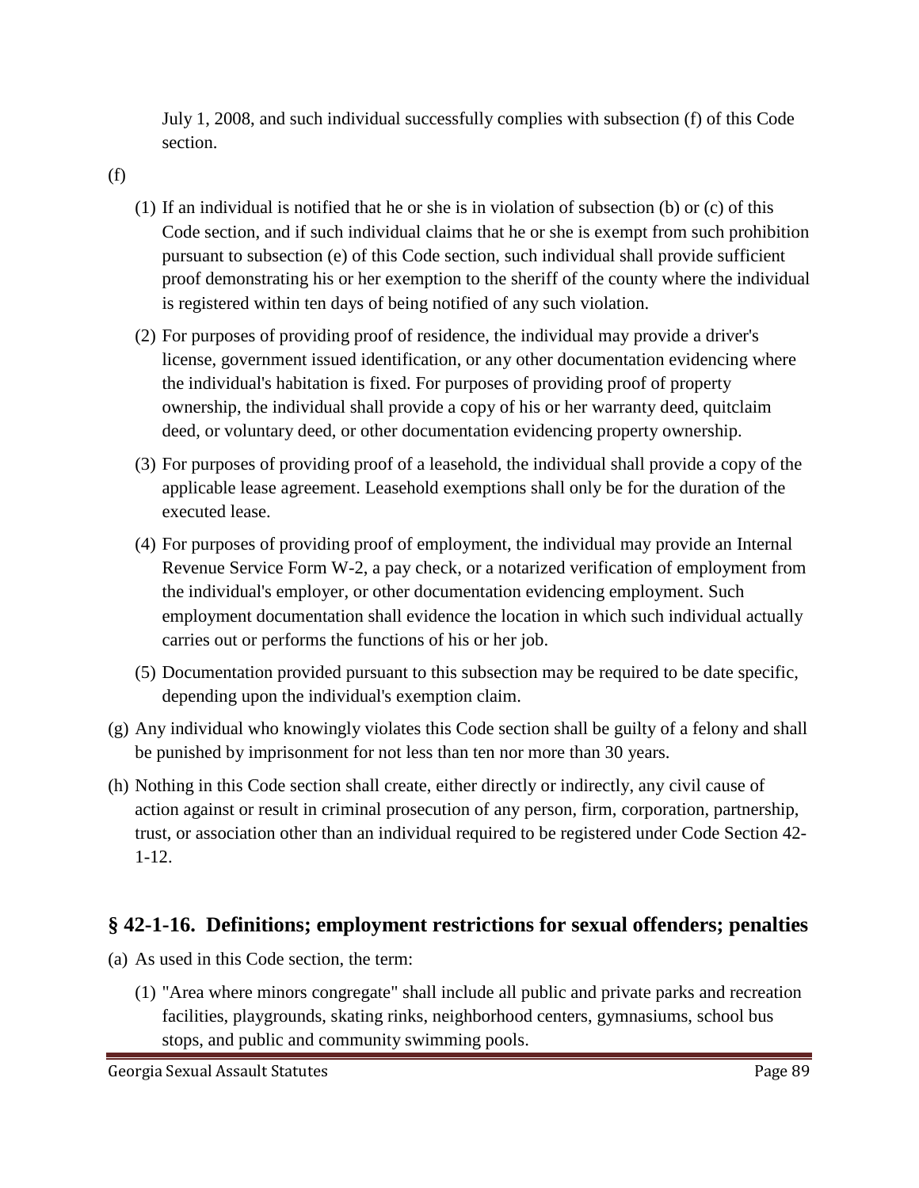July 1, 2008, and such individual successfully complies with subsection (f) of this Code section.

(f)

(1) If an individual is notified that he or she is in violation of subsection (b) or (c) of this Code section, and if such individual claims that he or she is exempt from such prohibition pursuant to subsection (e) of this Code section, such individual shall provide sufficient proof demonstrating his or her exemption to the sheriff of the county where the individual is registered within ten days of being notified of any such violation.

(2) For purposes of providing proof of residence, the individual may provide a driver's license, government issued identification, or any other documentation evidencing where the individual's habitation is fixed. For purposes of providing proof of property ownership, the individual shall provide a copy of his or her warranty deed, quitclaim deed, or voluntary deed, or other documentation evidencing property ownership.

(3) For purposes of providing proof of a leasehold, the individual shall provide a copy of the applicable lease agreement. Leasehold exemptions shall only be for the duration of the executed lease.

(4) For purposes of providing proof of employment, the individual may provide an Internal Revenue Service Form W-2, a pay check, or a notarized verification of employment from the individual's employer, or other documentation evidencing employment. Such employment documentation shall evidence the location in which such individual actually carries out or performs the functions of his or her job.

(5) Documentation provided pursuant to this subsection may be required to be date specific, depending upon the individual's exemption claim.

(g) Any individual who knowingly violates this Code section shall be guilty of a felony and shall be punished by imprisonment for not less than ten nor more than 30 years.

(h) Nothing in this Code section shall create, either directly or indirectly, any civil cause of action against or result in criminal prosecution of any person, firm, corporation, partnership, trust, or association other than an individual required to be registered under Code Section 42-1-12.

## § 42-1-16. Definitions; employment restrictions for sexual offenders; penalties

(a) As used in this Code section, the term:

(1) "Area where minors congregate" shall include all public and private parks and recreation facilities, playgrounds, skating rinks, neighborhood centers, gymnasiums, school bus stops, and public and community swimming pools.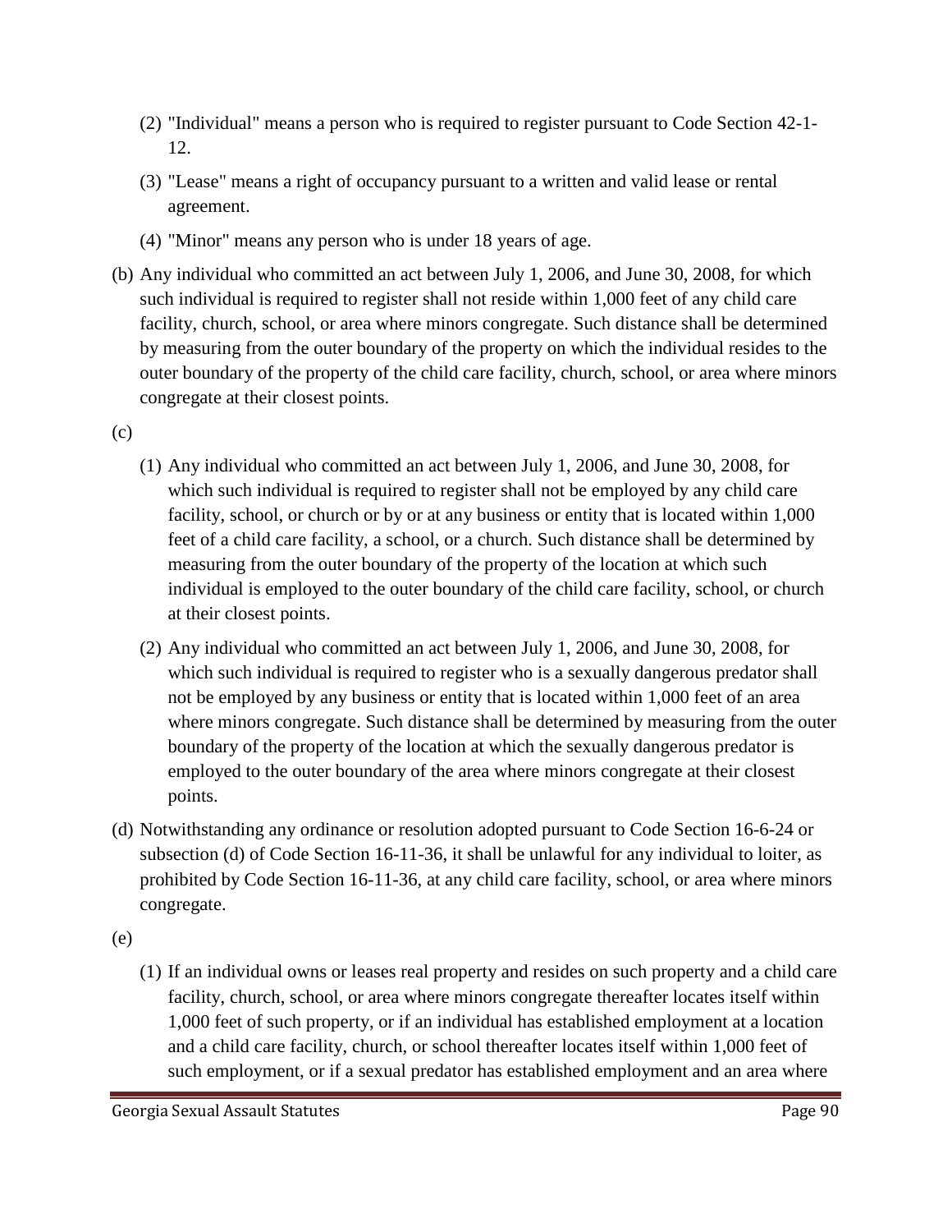(2) "Individual" means a person who is required to register pursuant to Code Section 42-1-12.

(3) "Lease" means a right of occupancy pursuant to a written and valid lease or rental agreement.

(4) "Minor" means any person who is under 18 years of age.

(b) Any individual who committed an act between July 1, 2006, and June 30, 2008, for which such individual is required to register shall not reside within 1,000 feet of any child care facility, church, school, or area where minors congregate. Such distance shall be determined by measuring from the outer boundary of the property on which the individual resides to the outer boundary of the property of the child care facility, church, school, or area where minors congregate at their closest points.

(c)

(1) Any individual who committed an act between July 1, 2006, and June 30, 2008, for which such individual is required to register shall not be employed by any child care facility, school, or church or by or at any business or entity that is located within 1,000 feet of a child care facility, a school, or a church. Such distance shall be determined by measuring from the outer boundary of the property of the location at which such individual is employed to the outer boundary of the child care facility, school, or church at their closest points.

(2) Any individual who committed an act between July 1, 2006, and June 30, 2008, for which such individual is required to register who is a sexually dangerous predator shall not be employed by any business or entity that is located within 1,000 feet of an area where minors congregate. Such distance shall be determined by measuring from the outer boundary of the property of the location at which the sexually dangerous predator is employed to the outer boundary of the area where minors congregate at their closest points.

(d) Notwithstanding any ordinance or resolution adopted pursuant to Code Section 16-6-24 or subsection (d) of Code Section 16-11-36, it shall be unlawful for any individual to loiter, as prohibited by Code Section 16-11-36, at any child care facility, school, or area where minors congregate.

(e)

(1) If an individual owns or leases real property and resides on such property and a child care facility, church, school, or area where minors congregate thereafter locates itself within 1,000 feet of such property, or if an individual has established employment at a location and a child care facility, church, or school thereafter locates itself within 1,000 feet of such employment, or if a sexual predator has established employment and an area where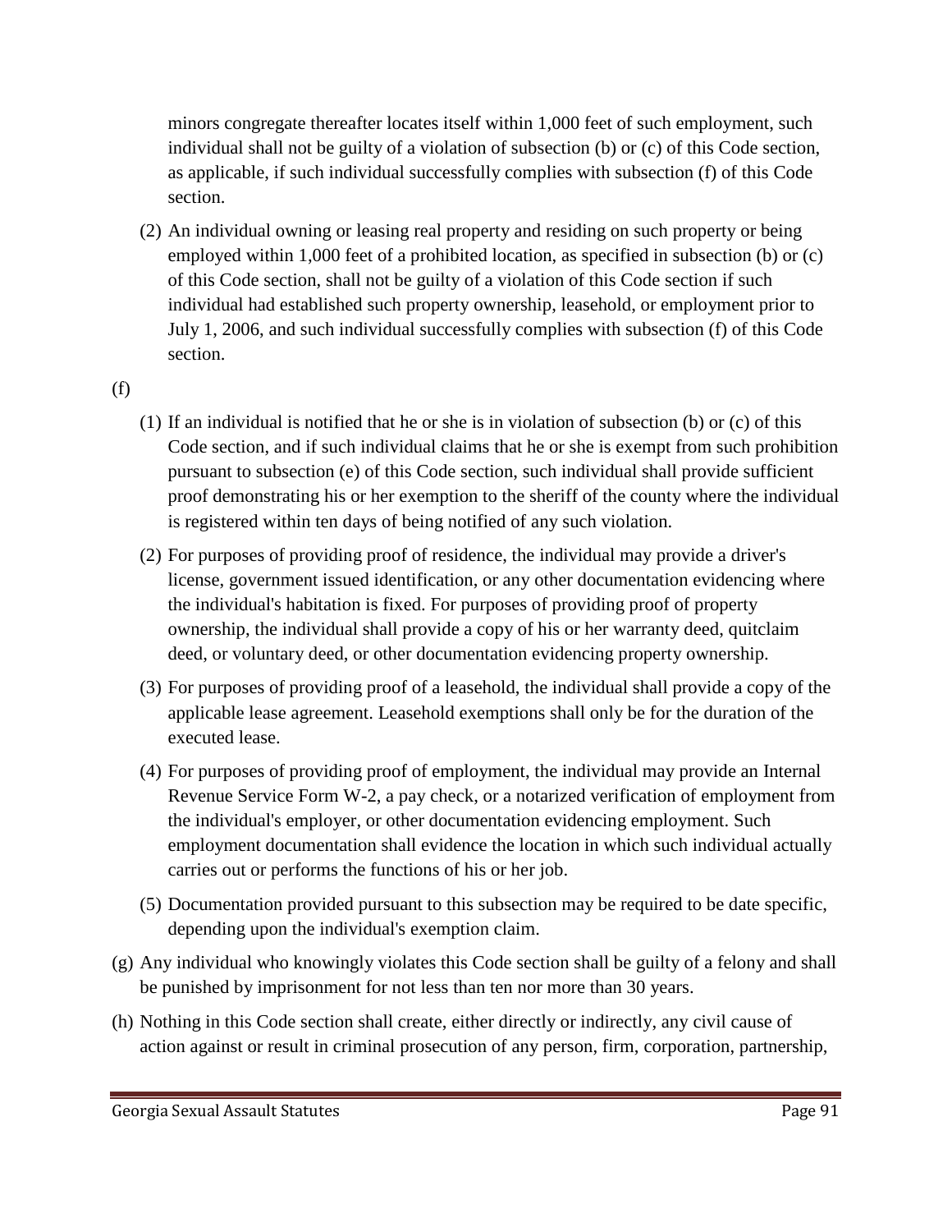minors congregate thereafter locates itself within 1,000 feet of such employment, such individual shall not be guilty of a violation of subsection (b) or (c) of this Code section, as applicable, if such individual successfully complies with subsection (f) of this Code section.

(2) An individual owning or leasing real property and residing on such property or being employed within 1,000 feet of a prohibited location, as specified in subsection (b) or (c) of this Code section, shall not be guilty of a violation of this Code section if such individual had established such property ownership, leasehold, or employment prior to July 1, 2006, and such individual successfully complies with subsection (f) of this Code section.

(f)

(1) If an individual is notified that he or she is in violation of subsection (b) or (c) of this Code section, and if such individual claims that he or she is exempt from such prohibition pursuant to subsection (e) of this Code section, such individual shall provide sufficient proof demonstrating his or her exemption to the sheriff of the county where the individual is registered within ten days of being notified of any such violation.

(2) For purposes of providing proof of residence, the individual may provide a driver's license, government issued identification, or any other documentation evidencing where the individual's habitation is fixed. For purposes of providing proof of property ownership, the individual shall provide a copy of his or her warranty deed, quitclaim deed, or voluntary deed, or other documentation evidencing property ownership.

(3) For purposes of providing proof of a leasehold, the individual shall provide a copy of the applicable lease agreement. Leasehold exemptions shall only be for the duration of the executed lease.

(4) For purposes of providing proof of employment, the individual may provide an Internal Revenue Service Form W-2, a pay check, or a notarized verification of employment from the individual's employer, or other documentation evidencing employment. Such employment documentation shall evidence the location in which such individual actually carries out or performs the functions of his or her job.

(5) Documentation provided pursuant to this subsection may be required to be date specific, depending upon the individual's exemption claim.

(g) Any individual who knowingly violates this Code section shall be guilty of a felony and shall be punished by imprisonment for not less than ten nor more than 30 years.

(h) Nothing in this Code section shall create, either directly or indirectly, any civil cause of action against or result in criminal prosecution of any person, firm, corporation, partnership,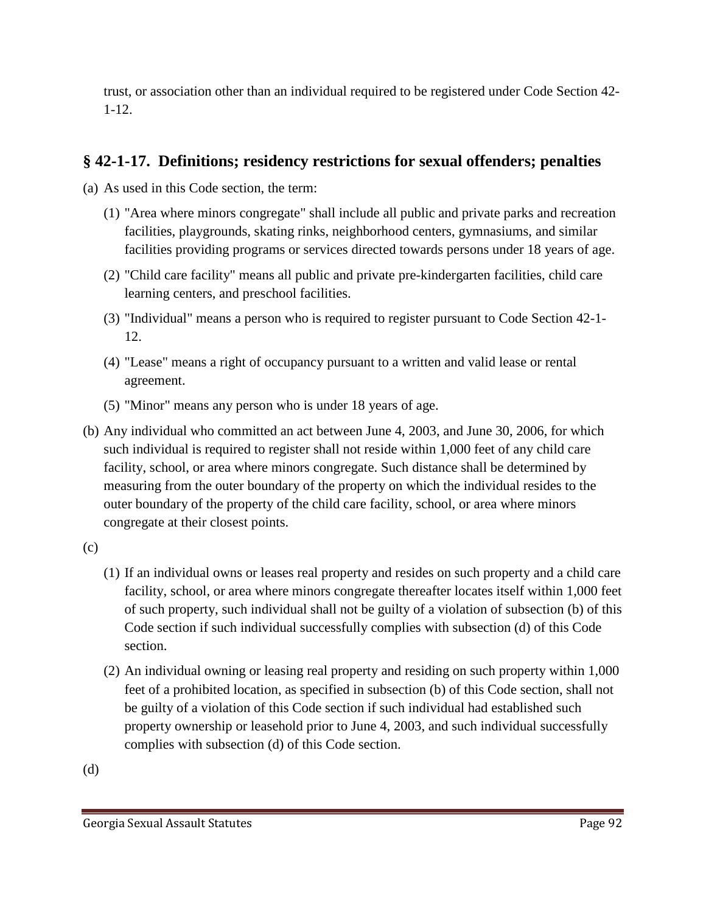trust, or association other than an individual required to be registered under Code Section 42-1-12.

## § 42-1-17. Definitions; residency restrictions for sexual offenders; penalties

(a) As used in this Code section, the term:

(1) "Area where minors congregate" shall include all public and private parks and recreation facilities, playgrounds, skating rinks, neighborhood centers, gymnasiums, and similar facilities providing programs or services directed towards persons under 18 years of age.

(2) "Child care facility" means all public and private pre-kindergarten facilities, child care learning centers, and preschool facilities.

(3) "Individual" means a person who is required to register pursuant to Code Section 42-1-12.

(4) "Lease" means a right of occupancy pursuant to a written and valid lease or rental agreement.

(5) "Minor" means any person who is under 18 years of age.

(b) Any individual who committed an act between June 4, 2003, and June 30, 2006, for which such individual is required to register shall not reside within 1,000 feet of any child care facility, school, or area where minors congregate. Such distance shall be determined by measuring from the outer boundary of the property on which the individual resides to the outer boundary of the property of the child care facility, school, or area where minors congregate at their closest points.

(c)

(1) If an individual owns or leases real property and resides on such property and a child care facility, school, or area where minors congregate thereafter locates itself within 1,000 feet of such property, such individual shall not be guilty of a violation of subsection (b) of this Code section if such individual successfully complies with subsection (d) of this Code section.

(2) An individual owning or leasing real property and residing on such property within 1,000 feet of a prohibited location, as specified in subsection (b) of this Code section, shall not be guilty of a violation of this Code section if such individual had established such property ownership or leasehold prior to June 4, 2003, and such individual successfully complies with subsection (d) of this Code section.

(d)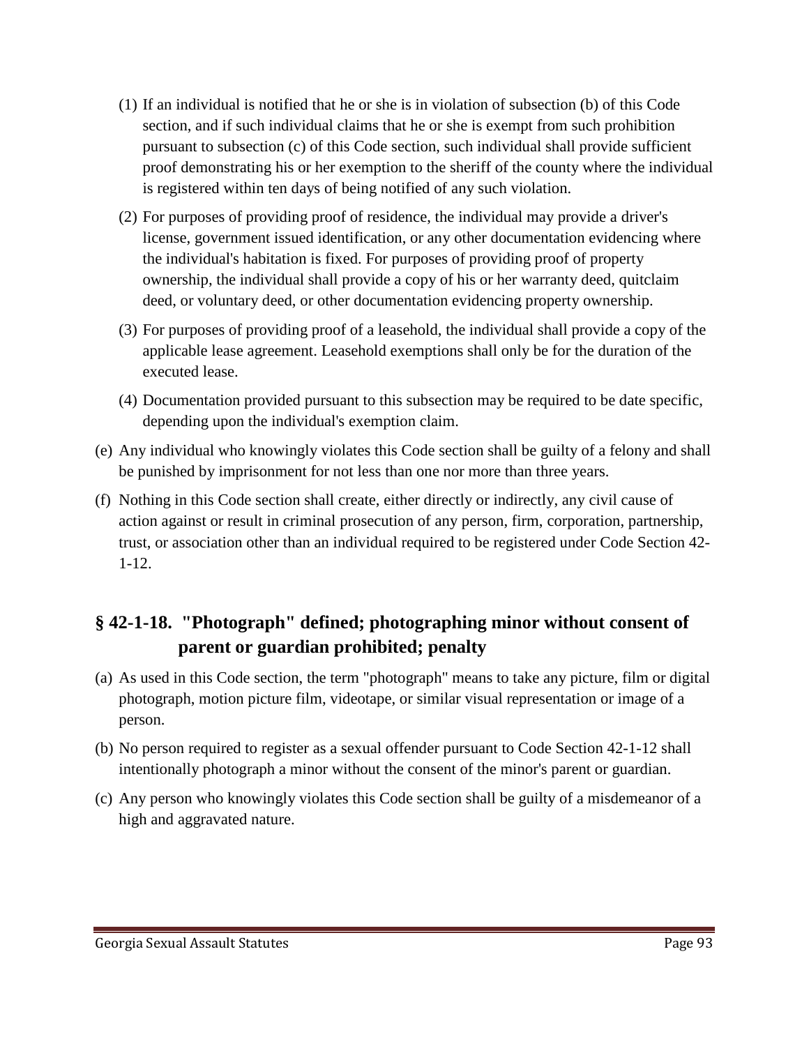(1) If an individual is notified that he or she is in violation of subsection (b) of this Code section, and if such individual claims that he or she is exempt from such prohibition pursuant to subsection (c) of this Code section, such individual shall provide sufficient proof demonstrating his or her exemption to the sheriff of the county where the individual is registered within ten days of being notified of any such violation.

(2) For purposes of providing proof of residence, the individual may provide a driver's license, government issued identification, or any other documentation evidencing where the individual's habitation is fixed. For purposes of providing proof of property ownership, the individual shall provide a copy of his or her warranty deed, quitclaim deed, or voluntary deed, or other documentation evidencing property ownership.

(3) For purposes of providing proof of a leasehold, the individual shall provide a copy of the applicable lease agreement. Leasehold exemptions shall only be for the duration of the executed lease.

(4) Documentation provided pursuant to this subsection may be required to be date specific, depending upon the individual's exemption claim.

(e) Any individual who knowingly violates this Code section shall be guilty of a felony and shall be punished by imprisonment for not less than one nor more than three years.

(f) Nothing in this Code section shall create, either directly or indirectly, any civil cause of action against or result in criminal prosecution of any person, firm, corporation, partnership, trust, or association other than an individual required to be registered under Code Section 42-1-12.

## § 42-1-18. "Photograph" defined; photographing minor without consent of parent or guardian prohibited; penalty

(a) As used in this Code section, the term "photograph" means to take any picture, film or digital photograph, motion picture film, videotape, or similar visual representation or image of a person.

(b) No person required to register as a sexual offender pursuant to Code Section 42-1-12 shall intentionally photograph a minor without the consent of the minor's parent or guardian.

(c) Any person who knowingly violates this Code section shall be guilty of a misdemeanor of a high and aggravated nature.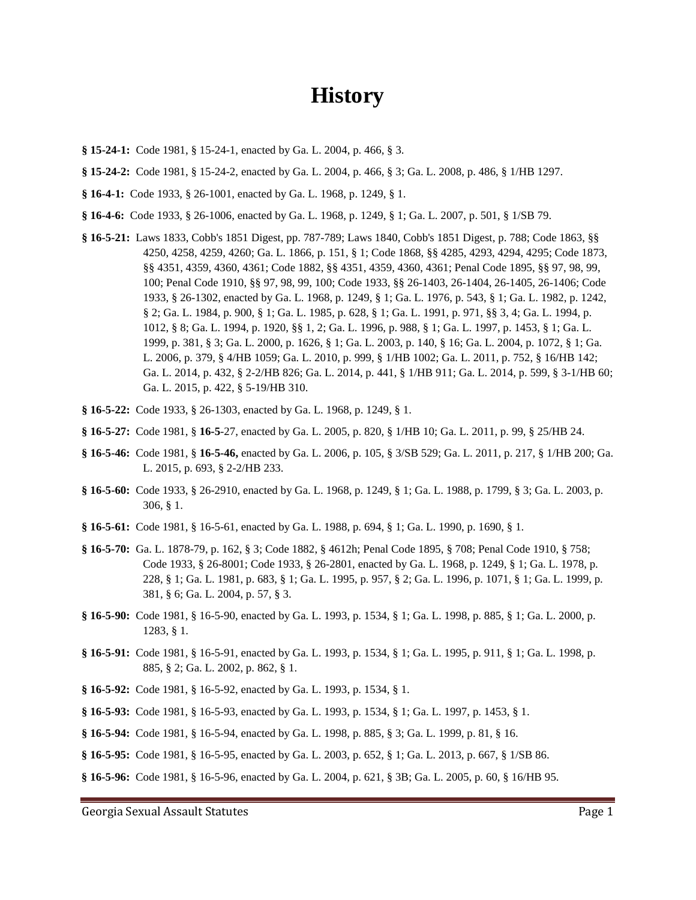# History

**§ 15-24-1:** Code 1981, § 15-24-1, enacted by Ga. L. 2004, p. 466, § 3.

**§ 15-24-2:** Code 1981, § 15-24-2, enacted by Ga. L. 2004, p. 466, § 3; Ga. L. 2008, p. 486, § 1/HB 1297.

**§ 16-4-1:** Code 1933, § 26-1001, enacted by Ga. L. 1968, p. 1249, § 1.

**§ 16-4-6:** Code 1933, § 26-1006, enacted by Ga. L. 1968, p. 1249, § 1; Ga. L. 2007, p. 501, § 1/SB 79.

**§ 16-5-21:** Laws 1833, Cobb's 1851 Digest, pp. 787-789; Laws 1840, Cobb's 1851 Digest, p. 788; Code 1863, §§ 4250, 4258, 4259, 4260; Ga. L. 1866, p. 151, § 1; Code 1868, §§ 4285, 4293, 4294, 4295; Code 1873, §§ 4351, 4359, 4360, 4361; Code 1882, §§ 4351, 4359, 4360, 4361; Penal Code 1895, §§ 97, 98, 99, 100; Penal Code 1910, §§ 97, 98, 99, 100; Code 1933, §§ 26-1403, 26-1404, 26-1405, 26-1406; Code 1933, § 26-1302, enacted by Ga. L. 1968, p. 1249, § 1; Ga. L. 1976, p. 543, § 1; Ga. L. 1982, p. 1242, § 2; Ga. L. 1984, p. 900, § 1; Ga. L. 1985, p. 628, § 1; Ga. L. 1991, p. 971, §§ 3, 4; Ga. L. 1994, p. 1012, § 8; Ga. L. 1994, p. 1920, §§ 1, 2; Ga. L. 1996, p. 988, § 1; Ga. L. 1997, p. 1453, § 1; Ga. L. 1999, p. 381, § 3; Ga. L. 2000, p. 1626, § 1; Ga. L. 2003, p. 140, § 16; Ga. L. 2004, p. 1072, § 1; Ga. L. 2006, p. 379, § 4/HB 1059; Ga. L. 2010, p. 999, § 1/HB 1002; Ga. L. 2011, p. 752, § 16/HB 142; Ga. L. 2014, p. 432, § 2-2/HB 826; Ga. L. 2014, p. 441, § 1/HB 911; Ga. L. 2014, p. 599, § 3-1/HB 60; Ga. L. 2015, p. 422, § 5-19/HB 310.

**§ 16-5-22:** Code 1933, § 26-1303, enacted by Ga. L. 1968, p. 1249, § 1.

**§ 16-5-27:** Code 1981, § **16-5**-27, enacted by Ga. L. 2005, p. 820, § 1/HB 10; Ga. L. 2011, p. 99, § 25/HB 24.

**§ 16-5-46:** Code 1981, § **16-5-46,** enacted by Ga. L. 2006, p. 105, § 3/SB 529; Ga. L. 2011, p. 217, § 1/HB 200; Ga. L. 2015, p. 693, § 2-2/HB 233.

**§ 16-5-60:** Code 1933, § 26-2910, enacted by Ga. L. 1968, p. 1249, § 1; Ga. L. 1988, p. 1799, § 3; Ga. L. 2003, p. 306, § 1.

**§ 16-5-61:** Code 1981, § 16-5-61, enacted by Ga. L. 1988, p. 694, § 1; Ga. L. 1990, p. 1690, § 1.

**§ 16-5-70:** Ga. L. 1878-79, p. 162, § 3; Code 1882, § 4612h; Penal Code 1895, § 708; Penal Code 1910, § 758; Code 1933, § 26-8001; Code 1933, § 26-2801, enacted by Ga. L. 1968, p. 1249, § 1; Ga. L. 1978, p. 228, § 1; Ga. L. 1981, p. 683, § 1; Ga. L. 1995, p. 957, § 2; Ga. L. 1996, p. 1071, § 1; Ga. L. 1999, p. 381, § 6; Ga. L. 2004, p. 57, § 3.

**§ 16-5-90:** Code 1981, § 16-5-90, enacted by Ga. L. 1993, p. 1534, § 1; Ga. L. 1998, p. 885, § 1; Ga. L. 2000, p. 1283, § 1.

**§ 16-5-91:** Code 1981, § 16-5-91, enacted by Ga. L. 1993, p. 1534, § 1; Ga. L. 1995, p. 911, § 1; Ga. L. 1998, p. 885, § 2; Ga. L. 2002, p. 862, § 1.

**§ 16-5-92:** Code 1981, § 16-5-92, enacted by Ga. L. 1993, p. 1534, § 1.

**§ 16-5-93:** Code 1981, § 16-5-93, enacted by Ga. L. 1993, p. 1534, § 1; Ga. L. 1997, p. 1453, § 1.

**§ 16-5-94:** Code 1981, § 16-5-94, enacted by Ga. L. 1998, p. 885, § 3; Ga. L. 1999, p. 81, § 16.

**§ 16-5-95:** Code 1981, § 16-5-95, enacted by Ga. L. 2003, p. 652, § 1; Ga. L. 2013, p. 667, § 1/SB 86.

**§ 16-5-96:** Code 1981, § 16-5-96, enacted by Ga. L. 2004, p. 621, § 3B; Ga. L. 2005, p. 60, § 16/HB 95.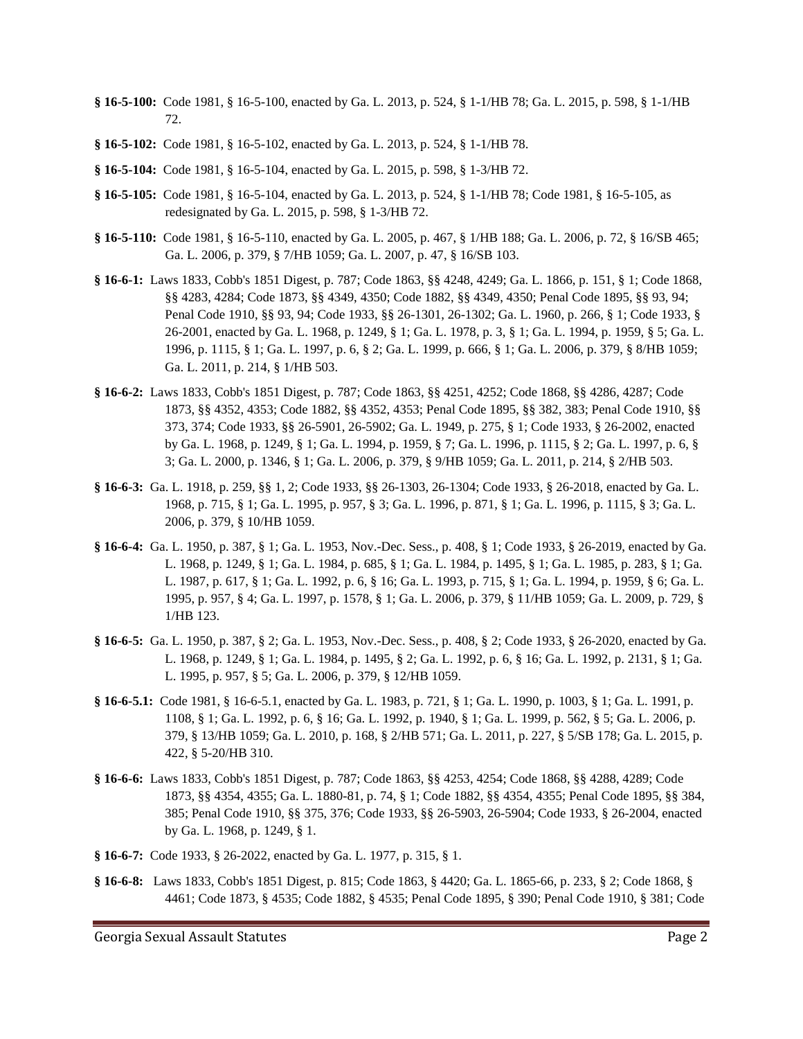**§ 16-5-100:** Code 1981, § 16-5-100, enacted by Ga. L. 2013, p. 524, § 1-1/HB 78; Ga. L. 2015, p. 598, § 1-1/HB 72.

**§ 16-5-102:** Code 1981, § 16-5-102, enacted by Ga. L. 2013, p. 524, § 1-1/HB 78.

**§ 16-5-104:** Code 1981, § 16-5-104, enacted by Ga. L. 2015, p. 598, § 1-3/HB 72.

**§ 16-5-105:** Code 1981, § 16-5-104, enacted by Ga. L. 2013, p. 524, § 1-1/HB 78; Code 1981, § 16-5-105, as redesignated by Ga. L. 2015, p. 598, § 1-3/HB 72.

**§ 16-5-110:** Code 1981, § 16-5-110, enacted by Ga. L. 2005, p. 467, § 1/HB 188; Ga. L. 2006, p. 72, § 16/SB 465; Ga. L. 2006, p. 379, § 7/HB 1059; Ga. L. 2007, p. 47, § 16/SB 103.

**§ 16-6-1:** Laws 1833, Cobb's 1851 Digest, p. 787; Code 1863, §§ 4248, 4249; Ga. L. 1866, p. 151, § 1; Code 1868, §§ 4283, 4284; Code 1873, §§ 4349, 4350; Code 1882, §§ 4349, 4350; Penal Code 1895, §§ 93, 94; Penal Code 1910, §§ 93, 94; Code 1933, §§ 26-1301, 26-1302; Ga. L. 1960, p. 266, § 1; Code 1933, § 26-2001, enacted by Ga. L. 1968, p. 1249, § 1; Ga. L. 1978, p. 3, § 1; Ga. L. 1994, p. 1959, § 5; Ga. L. 1996, p. 1115, § 1; Ga. L. 1997, p. 6, § 2; Ga. L. 1999, p. 666, § 1; Ga. L. 2006, p. 379, § 8/HB 1059; Ga. L. 2011, p. 214, § 1/HB 503.

**§ 16-6-2:** Laws 1833, Cobb's 1851 Digest, p. 787; Code 1863, §§ 4251, 4252; Code 1868, §§ 4286, 4287; Code 1873, §§ 4352, 4353; Code 1882, §§ 4352, 4353; Penal Code 1895, §§ 382, 383; Penal Code 1910, §§ 373, 374; Code 1933, §§ 26-5901, 26-5902; Ga. L. 1949, p. 275, § 1; Code 1933, § 26-2002, enacted by Ga. L. 1968, p. 1249, § 1; Ga. L. 1994, p. 1959, § 7; Ga. L. 1996, p. 1115, § 2; Ga. L. 1997, p. 6, § 3; Ga. L. 2000, p. 1346, § 1; Ga. L. 2006, p. 379, § 9/HB 1059; Ga. L. 2011, p. 214, § 2/HB 503.

**§ 16-6-3:** Ga. L. 1918, p. 259, §§ 1, 2; Code 1933, §§ 26-1303, 26-1304; Code 1933, § 26-2018, enacted by Ga. L. 1968, p. 715, § 1; Ga. L. 1995, p. 957, § 3; Ga. L. 1996, p. 871, § 1; Ga. L. 1996, p. 1115, § 3; Ga. L. 2006, p. 379, § 10/HB 1059.

**§ 16-6-4:** Ga. L. 1950, p. 387, § 1; Ga. L. 1953, Nov.-Dec. Sess., p. 408, § 1; Code 1933, § 26-2019, enacted by Ga. L. 1968, p. 1249, § 1; Ga. L. 1984, p. 685, § 1; Ga. L. 1984, p. 1495, § 1; Ga. L. 1985, p. 283, § 1; Ga. L. 1987, p. 617, § 1; Ga. L. 1992, p. 6, § 16; Ga. L. 1993, p. 715, § 1; Ga. L. 1994, p. 1959, § 6; Ga. L. 1995, p. 957, § 4; Ga. L. 1997, p. 1578, § 1; Ga. L. 2006, p. 379, § 11/HB 1059; Ga. L. 2009, p. 729, § 1/HB 123.

**§ 16-6-5:** Ga. L. 1950, p. 387, § 2; Ga. L. 1953, Nov.-Dec. Sess., p. 408, § 2; Code 1933, § 26-2020, enacted by Ga. L. 1968, p. 1249, § 1; Ga. L. 1984, p. 1495, § 2; Ga. L. 1992, p. 6, § 16; Ga. L. 1992, p. 2131, § 1; Ga. L. 1995, p. 957, § 5; Ga. L. 2006, p. 379, § 12/HB 1059.

**§ 16-6-5.1:** Code 1981, § 16-6-5.1, enacted by Ga. L. 1983, p. 721, § 1; Ga. L. 1990, p. 1003, § 1; Ga. L. 1991, p. 1108, § 1; Ga. L. 1992, p. 6, § 16; Ga. L. 1992, p. 1940, § 1; Ga. L. 1999, p. 562, § 5; Ga. L. 2006, p. 379, § 13/HB 1059; Ga. L. 2010, p. 168, § 2/HB 571; Ga. L. 2011, p. 227, § 5/SB 178; Ga. L. 2015, p. 422, § 5-20/HB 310.

**§ 16-6-6:** Laws 1833, Cobb's 1851 Digest, p. 787; Code 1863, §§ 4253, 4254; Code 1868, §§ 4288, 4289; Code 1873, §§ 4354, 4355; Ga. L. 1880-81, p. 74, § 1; Code 1882, §§ 4354, 4355; Penal Code 1895, §§ 384, 385; Penal Code 1910, §§ 375, 376; Code 1933, §§ 26-5903, 26-5904; Code 1933, § 26-2004, enacted by Ga. L. 1968, p. 1249, § 1.

**§ 16-6-7:** Code 1933, § 26-2022, enacted by Ga. L. 1977, p. 315, § 1.

**§ 16-6-8:** Laws 1833, Cobb's 1851 Digest, p. 815; Code 1863, § 4420; Ga. L. 1865-66, p. 233, § 2; Code 1868, § 4461; Code 1873, § 4535; Code 1882, § 4535; Penal Code 1895, § 390; Penal Code 1910, § 381; Code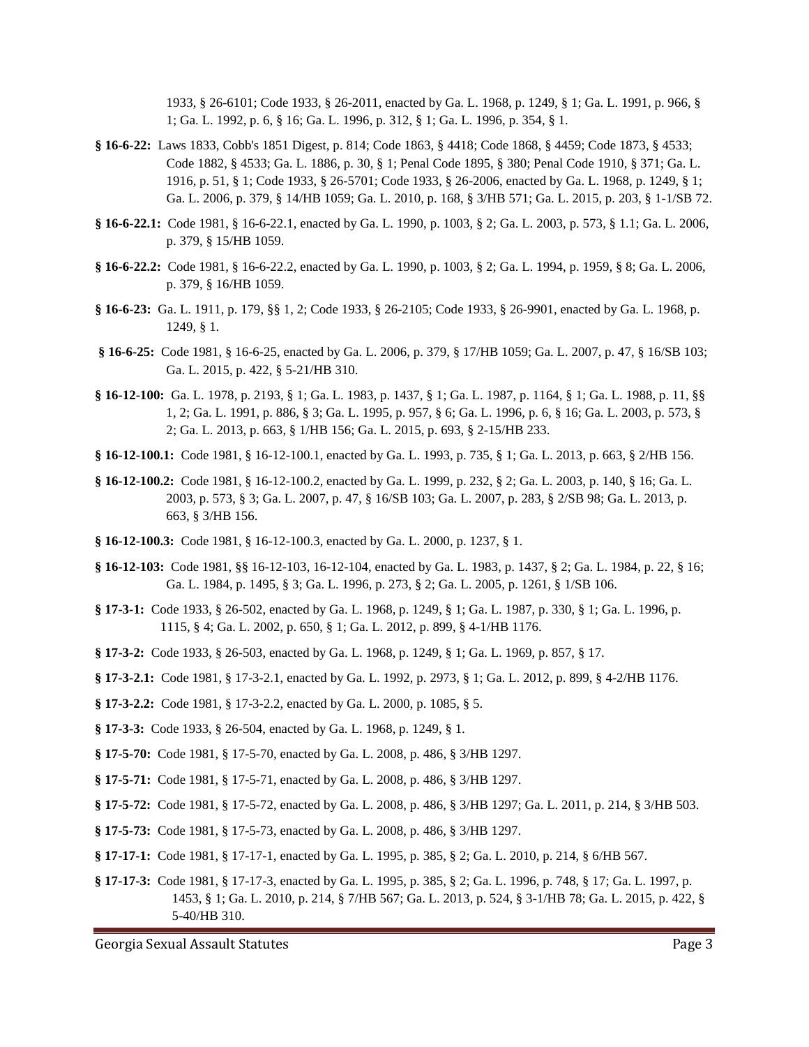1933, § 26-6101; Code 1933, § 26-2011, enacted by Ga. L. 1968, p. 1249, § 1; Ga. L. 1991, p. 966, § 1; Ga. L. 1992, p. 6, § 16; Ga. L. 1996, p. 312, § 1; Ga. L. 1996, p. 354, § 1.

**§ 16-6-22:** Laws 1833, Cobb's 1851 Digest, p. 814; Code 1863, § 4418; Code 1868, § 4459; Code 1873, § 4533; Code 1882, § 4533; Ga. L. 1886, p. 30, § 1; Penal Code 1895, § 380; Penal Code 1910, § 371; Ga. L. 1916, p. 51, § 1; Code 1933, § 26-5701; Code 1933, § 26-2006, enacted by Ga. L. 1968, p. 1249, § 1; Ga. L. 2006, p. 379, § 14/HB 1059; Ga. L. 2010, p. 168, § 3/HB 571; Ga. L. 2015, p. 203, § 1-1/SB 72.

**§ 16-6-22.1:** Code 1981, § 16-6-22.1, enacted by Ga. L. 1990, p. 1003, § 2; Ga. L. 2003, p. 573, § 1.1; Ga. L. 2006, p. 379, § 15/HB 1059.

**§ 16-6-22.2:** Code 1981, § 16-6-22.2, enacted by Ga. L. 1990, p. 1003, § 2; Ga. L. 1994, p. 1959, § 8; Ga. L. 2006, p. 379, § 16/HB 1059.

**§ 16-6-23:** Ga. L. 1911, p. 179, §§ 1, 2; Code 1933, § 26-2105; Code 1933, § 26-9901, enacted by Ga. L. 1968, p. 1249, § 1.

**§ 16-6-25:** Code 1981, § 16-6-25, enacted by Ga. L. 2006, p. 379, § 17/HB 1059; Ga. L. 2007, p. 47, § 16/SB 103; Ga. L. 2015, p. 422, § 5-21/HB 310.

**§ 16-12-100:** Ga. L. 1978, p. 2193, § 1; Ga. L. 1983, p. 1437, § 1; Ga. L. 1987, p. 1164, § 1; Ga. L. 1988, p. 11, §§ 1, 2; Ga. L. 1991, p. 886, § 3; Ga. L. 1995, p. 957, § 6; Ga. L. 1996, p. 6, § 16; Ga. L. 2003, p. 573, § 2; Ga. L. 2013, p. 663, § 1/HB 156; Ga. L. 2015, p. 693, § 2-15/HB 233.

**§ 16-12-100.1:** Code 1981, § 16-12-100.1, enacted by Ga. L. 1993, p. 735, § 1; Ga. L. 2013, p. 663, § 2/HB 156.

**§ 16-12-100.2:** Code 1981, § 16-12-100.2, enacted by Ga. L. 1999, p. 232, § 2; Ga. L. 2003, p. 140, § 16; Ga. L. 2003, p. 573, § 3; Ga. L. 2007, p. 47, § 16/SB 103; Ga. L. 2007, p. 283, § 2/SB 98; Ga. L. 2013, p. 663, § 3/HB 156.

**§ 16-12-100.3:** Code 1981, § 16-12-100.3, enacted by Ga. L. 2000, p. 1237, § 1.

**§ 16-12-103:** Code 1981, §§ 16-12-103, 16-12-104, enacted by Ga. L. 1983, p. 1437, § 2; Ga. L. 1984, p. 22, § 16; Ga. L. 1984, p. 1495, § 3; Ga. L. 1996, p. 273, § 2; Ga. L. 2005, p. 1261, § 1/SB 106.

**§ 17-3-1:** Code 1933, § 26-502, enacted by Ga. L. 1968, p. 1249, § 1; Ga. L. 1987, p. 330, § 1; Ga. L. 1996, p. 1115, § 4; Ga. L. 2002, p. 650, § 1; Ga. L. 2012, p. 899, § 4-1/HB 1176.

**§ 17-3-2:** Code 1933, § 26-503, enacted by Ga. L. 1968, p. 1249, § 1; Ga. L. 1969, p. 857, § 17.

**§ 17-3-2.1:** Code 1981, § 17-3-2.1, enacted by Ga. L. 1992, p. 2973, § 1; Ga. L. 2012, p. 899, § 4-2/HB 1176.

**§ 17-3-2.2:** Code 1981, § 17-3-2.2, enacted by Ga. L. 2000, p. 1085, § 5.

**§ 17-3-3:** Code 1933, § 26-504, enacted by Ga. L. 1968, p. 1249, § 1.

**§ 17-5-70:** Code 1981, § 17-5-70, enacted by Ga. L. 2008, p. 486, § 3/HB 1297.

**§ 17-5-71:** Code 1981, § 17-5-71, enacted by Ga. L. 2008, p. 486, § 3/HB 1297.

**§ 17-5-72:** Code 1981, § 17-5-72, enacted by Ga. L. 2008, p. 486, § 3/HB 1297; Ga. L. 2011, p. 214, § 3/HB 503.

**§ 17-5-73:** Code 1981, § 17-5-73, enacted by Ga. L. 2008, p. 486, § 3/HB 1297.

**§ 17-17-1:** Code 1981, § 17-17-1, enacted by Ga. L. 1995, p. 385, § 2; Ga. L. 2010, p. 214, § 6/HB 567.

**§ 17-17-3:** Code 1981, § 17-17-3, enacted by Ga. L. 1995, p. 385, § 2; Ga. L. 1996, p. 748, § 17; Ga. L. 1997, p. 1453, § 1; Ga. L. 2010, p. 214, § 7/HB 567; Ga. L. 2013, p. 524, § 3-1/HB 78; Ga. L. 2015, p. 422, § 5-40/HB 310.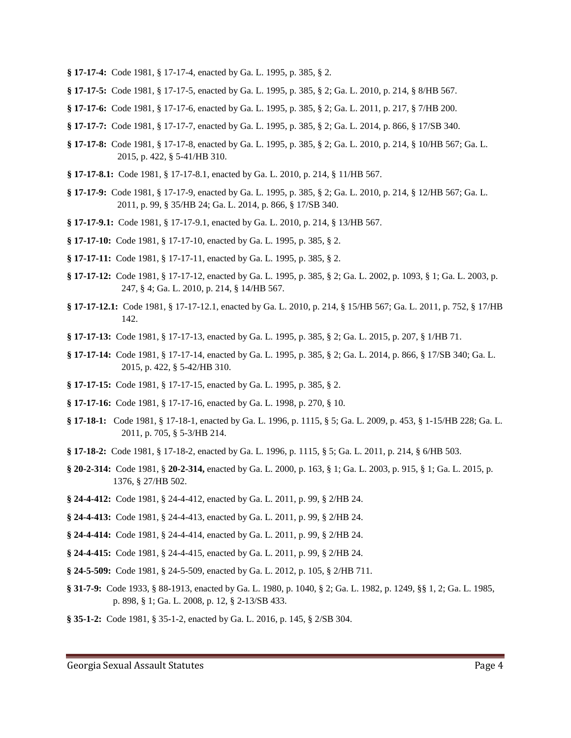**§ 17-17-4:** Code 1981, § 17-17-4, enacted by Ga. L. 1995, p. 385, § 2.

**§ 17-17-5:** Code 1981, § 17-17-5, enacted by Ga. L. 1995, p. 385, § 2; Ga. L. 2010, p. 214, § 8/HB 567.

**§ 17-17-6:** Code 1981, § 17-17-6, enacted by Ga. L. 1995, p. 385, § 2; Ga. L. 2011, p. 217, § 7/HB 200.

**§ 17-17-7:** Code 1981, § 17-17-7, enacted by Ga. L. 1995, p. 385, § 2; Ga. L. 2014, p. 866, § 17/SB 340.

**§ 17-17-8:** Code 1981, § 17-17-8, enacted by Ga. L. 1995, p. 385, § 2; Ga. L. 2010, p. 214, § 10/HB 567; Ga. L. 2015, p. 422, § 5-41/HB 310.

**§ 17-17-8.1:** Code 1981, § 17-17-8.1, enacted by Ga. L. 2010, p. 214, § 11/HB 567.

**§ 17-17-9:** Code 1981, § 17-17-9, enacted by Ga. L. 1995, p. 385, § 2; Ga. L. 2010, p. 214, § 12/HB 567; Ga. L. 2011, p. 99, § 35/HB 24; Ga. L. 2014, p. 866, § 17/SB 340.

**§ 17-17-9.1:** Code 1981, § 17-17-9.1, enacted by Ga. L. 2010, p. 214, § 13/HB 567.

**§ 17-17-10:** Code 1981, § 17-17-10, enacted by Ga. L. 1995, p. 385, § 2.

**§ 17-17-11:** Code 1981, § 17-17-11, enacted by Ga. L. 1995, p. 385, § 2.

**§ 17-17-12:** Code 1981, § 17-17-12, enacted by Ga. L. 1995, p. 385, § 2; Ga. L. 2002, p. 1093, § 1; Ga. L. 2003, p. 247, § 4; Ga. L. 2010, p. 214, § 14/HB 567.

**§ 17-17-12.1:** Code 1981, § 17-17-12.1, enacted by Ga. L. 2010, p. 214, § 15/HB 567; Ga. L. 2011, p. 752, § 17/HB 142.

**§ 17-17-13:** Code 1981, § 17-17-13, enacted by Ga. L. 1995, p. 385, § 2; Ga. L. 2015, p. 207, § 1/HB 71.

**§ 17-17-14:** Code 1981, § 17-17-14, enacted by Ga. L. 1995, p. 385, § 2; Ga. L. 2014, p. 866, § 17/SB 340; Ga. L. 2015, p. 422, § 5-42/HB 310.

**§ 17-17-15:** Code 1981, § 17-17-15, enacted by Ga. L. 1995, p. 385, § 2.

**§ 17-17-16:** Code 1981, § 17-17-16, enacted by Ga. L. 1998, p. 270, § 10.

**§ 17-18-1:** Code 1981, § 17-18-1, enacted by Ga. L. 1996, p. 1115, § 5; Ga. L. 2009, p. 453, § 1-15/HB 228; Ga. L. 2011, p. 705, § 5-3/HB 214.

**§ 17-18-2:** Code 1981, § 17-18-2, enacted by Ga. L. 1996, p. 1115, § 5; Ga. L. 2011, p. 214, § 6/HB 503.

**§ 20-2-314:** Code 1981, § **20-2-314,** enacted by Ga. L. 2000, p. 163, § 1; Ga. L. 2003, p. 915, § 1; Ga. L. 2015, p. 1376, § 27/HB 502.

**§ 24-4-412:** Code 1981, § 24-4-412, enacted by Ga. L. 2011, p. 99, § 2/HB 24.

**§ 24-4-413:** Code 1981, § 24-4-413, enacted by Ga. L. 2011, p. 99, § 2/HB 24.

**§ 24-4-414:** Code 1981, § 24-4-414, enacted by Ga. L. 2011, p. 99, § 2/HB 24.

**§ 24-4-415:** Code 1981, § 24-4-415, enacted by Ga. L. 2011, p. 99, § 2/HB 24.

**§ 24-5-509:** Code 1981, § 24-5-509, enacted by Ga. L. 2012, p. 105, § 2/HB 711.

**§ 31-7-9:** Code 1933, § 88-1913, enacted by Ga. L. 1980, p. 1040, § 2; Ga. L. 1982, p. 1249, §§ 1, 2; Ga. L. 1985, p. 898, § 1; Ga. L. 2008, p. 12, § 2-13/SB 433.

**§ 35-1-2:** Code 1981, § 35-1-2, enacted by Ga. L. 2016, p. 145, § 2/SB 304.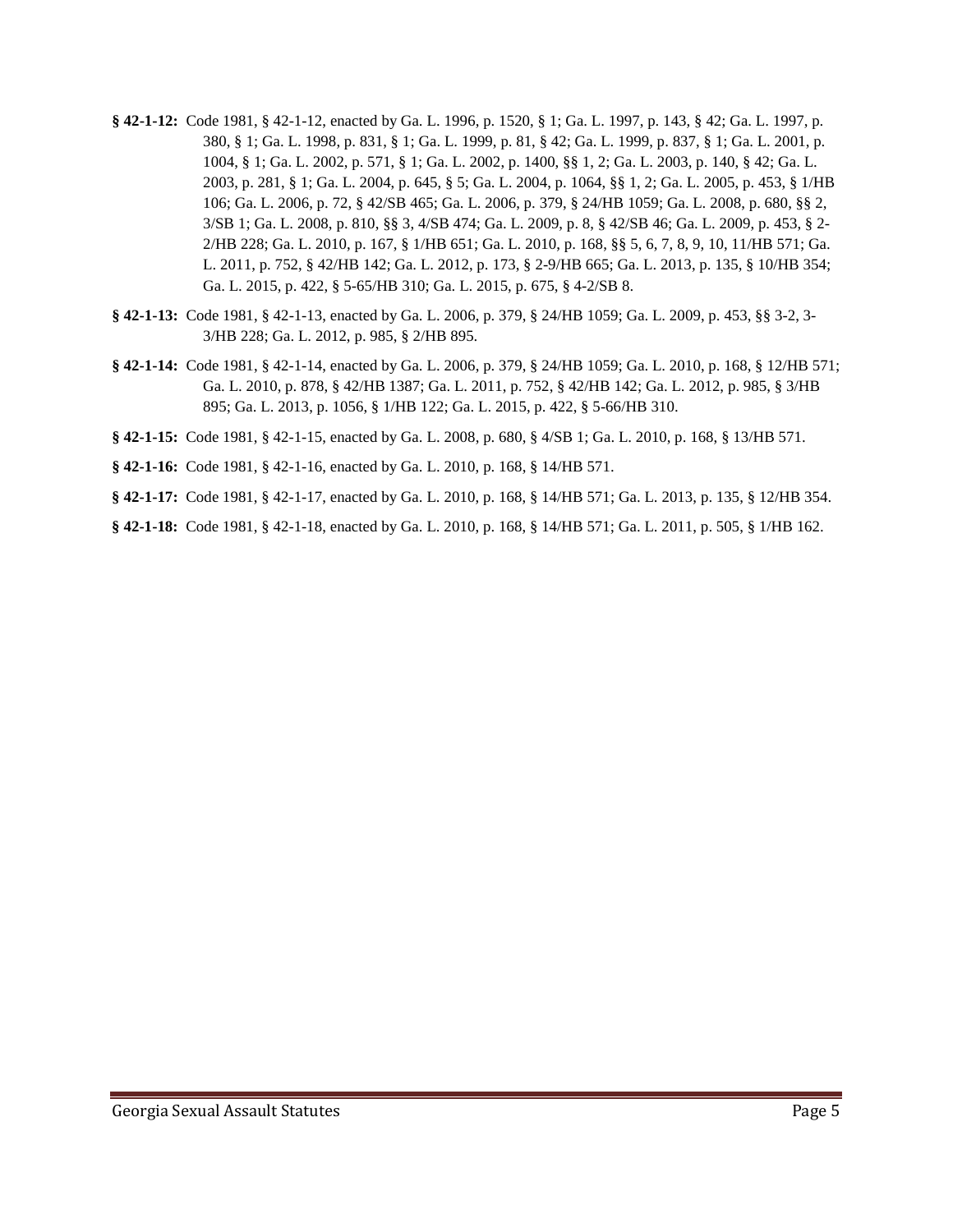**§ 42-1-12:** Code 1981, § 42-1-12, enacted by Ga. L. 1996, p. 1520, § 1; Ga. L. 1997, p. 143, § 42; Ga. L. 1997, p. 380, § 1; Ga. L. 1998, p. 831, § 1; Ga. L. 1999, p. 81, § 42; Ga. L. 1999, p. 837, § 1; Ga. L. 2001, p. 1004, § 1; Ga. L. 2002, p. 571, § 1; Ga. L. 2002, p. 1400, §§ 1, 2; Ga. L. 2003, p. 140, § 42; Ga. L. 2003, p. 281, § 1; Ga. L. 2004, p. 645, § 5; Ga. L. 2004, p. 1064, §§ 1, 2; Ga. L. 2005, p. 453, § 1/HB 106; Ga. L. 2006, p. 72, § 42/SB 465; Ga. L. 2006, p. 379, § 24/HB 1059; Ga. L. 2008, p. 680, §§ 2, 3/SB 1; Ga. L. 2008, p. 810, §§ 3, 4/SB 474; Ga. L. 2009, p. 8, § 42/SB 46; Ga. L. 2009, p. 453, § 2-2/HB 228; Ga. L. 2010, p. 167, § 1/HB 651; Ga. L. 2010, p. 168, §§ 5, 6, 7, 8, 9, 10, 11/HB 571; Ga. L. 2011, p. 752, § 42/HB 142; Ga. L. 2012, p. 173, § 2-9/HB 665; Ga. L. 2013, p. 135, § 10/HB 354; Ga. L. 2015, p. 422, § 5-65/HB 310; Ga. L. 2015, p. 675, § 4-2/SB 8.

**§ 42-1-13:** Code 1981, § 42-1-13, enacted by Ga. L. 2006, p. 379, § 24/HB 1059; Ga. L. 2009, p. 453, §§ 3-2, 3-3/HB 228; Ga. L. 2012, p. 985, § 2/HB 895.

**§ 42-1-14:** Code 1981, § 42-1-14, enacted by Ga. L. 2006, p. 379, § 24/HB 1059; Ga. L. 2010, p. 168, § 12/HB 571; Ga. L. 2010, p. 878, § 42/HB 1387; Ga. L. 2011, p. 752, § 42/HB 142; Ga. L. 2012, p. 985, § 3/HB 895; Ga. L. 2013, p. 1056, § 1/HB 122; Ga. L. 2015, p. 422, § 5-66/HB 310.

**§ 42-1-15:** Code 1981, § 42-1-15, enacted by Ga. L. 2008, p. 680, § 4/SB 1; Ga. L. 2010, p. 168, § 13/HB 571.

**§ 42-1-16:** Code 1981, § 42-1-16, enacted by Ga. L. 2010, p. 168, § 14/HB 571.

**§ 42-1-17:** Code 1981, § 42-1-17, enacted by Ga. L. 2010, p. 168, § 14/HB 571; Ga. L. 2013, p. 135, § 12/HB 354.

**§ 42-1-18:** Code 1981, § 42-1-18, enacted by Ga. L. 2010, p. 168, § 14/HB 571; Ga. L. 2011, p. 505, § 1/HB 162.